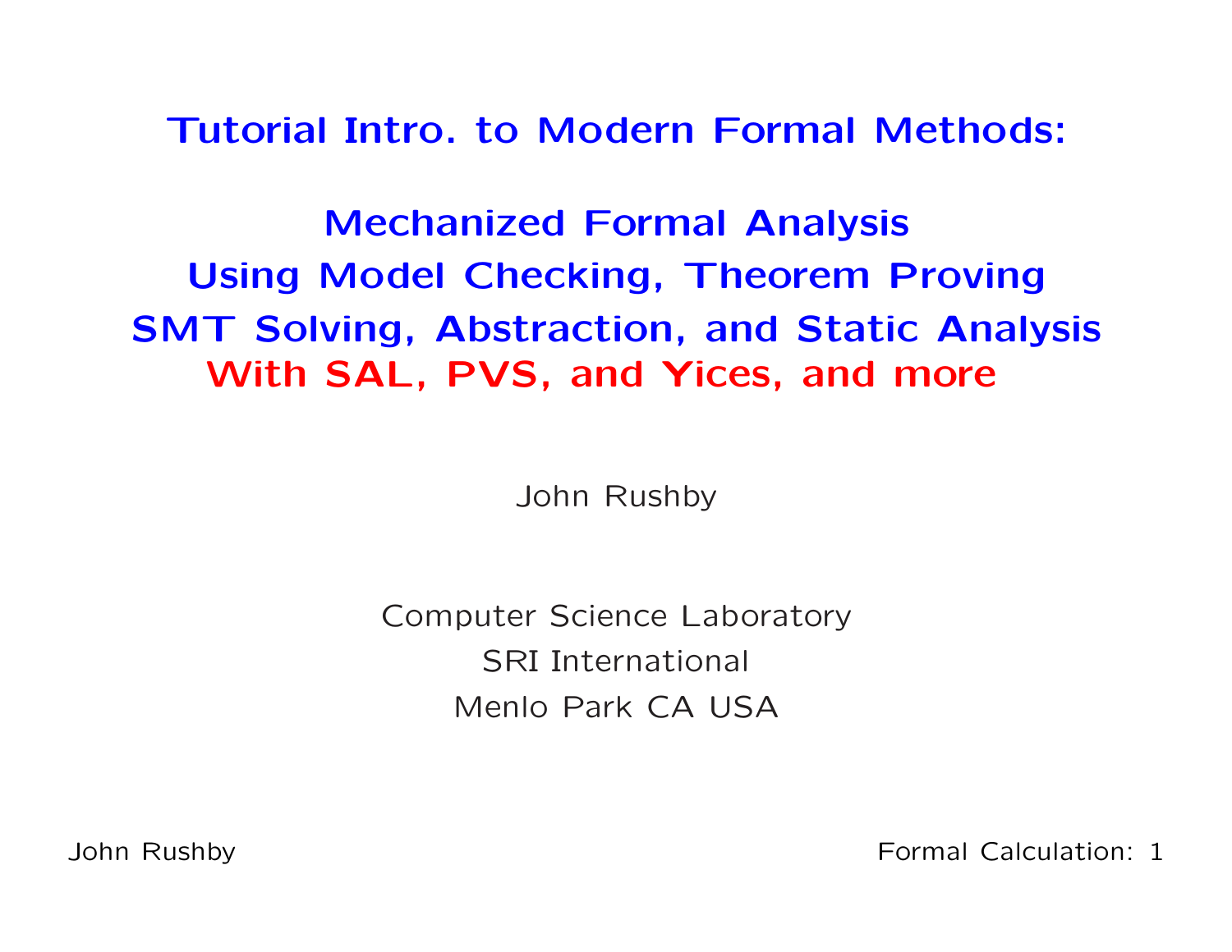# Tutorial Intro. to Modern Formal Methods:

## Mechanized Formal Analysis Using Model Checking, Theorem Proving SMT Solving, Abstraction, and Static Analysis With SAL, PVS, and Yices, and more

John Rushby

Computer Science Laboratory
SRI International
Menlo Park CA USA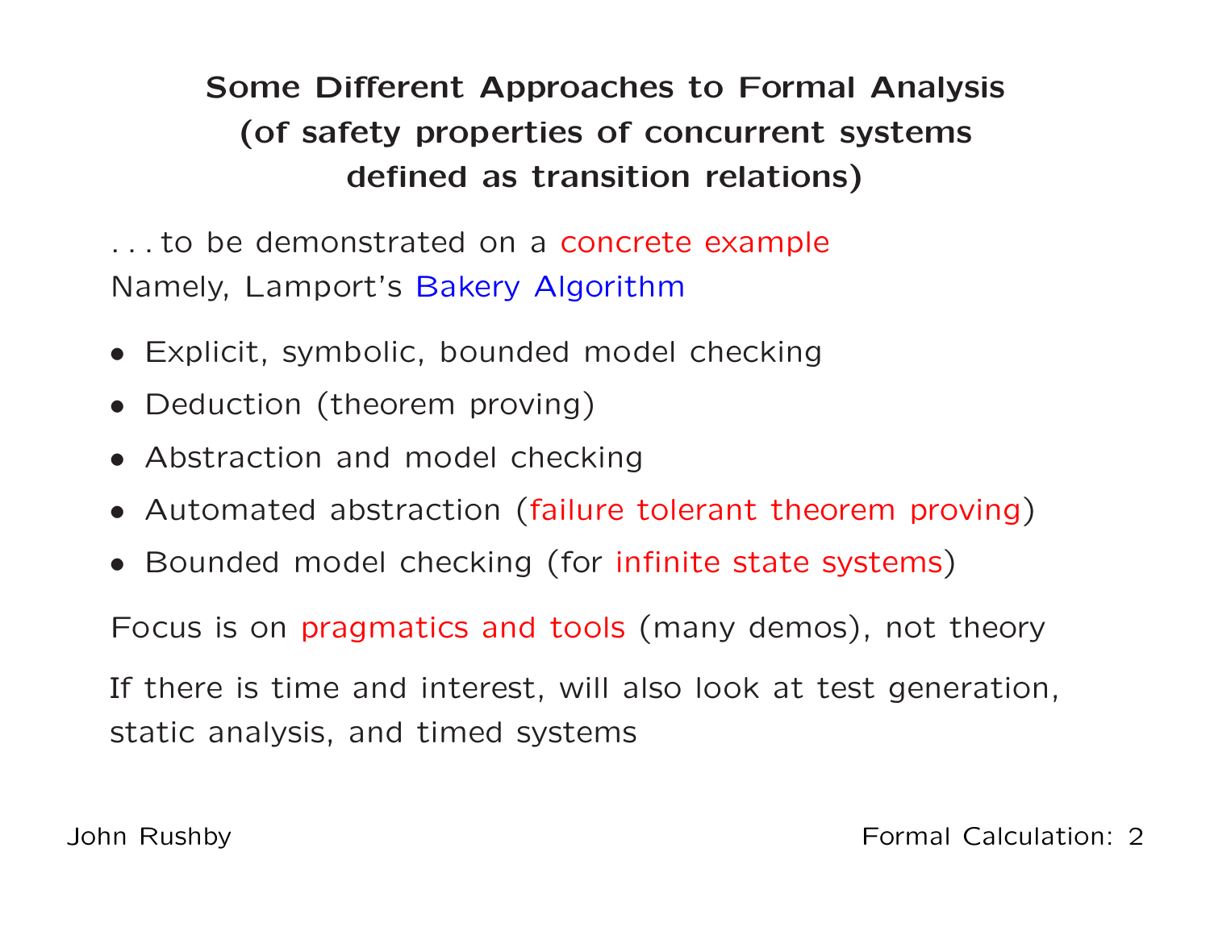## Some Different Approaches to Formal Analysis (of safety properties of concurrent systems defined as transition relations)

. . . to be demonstrated on a concrete example
Namely, Lamport's Bakery Algorithm

- Explicit, symbolic, bounded model checking
- Deduction (theorem proving)
- Abstraction and model checking
- Automated abstraction (failure tolerant theorem proving)
- Bounded model checking (for infinite state systems)

Focus is on pragmatics and tools (many demos), not theory

If there is time and interest, will also look at test generation, static analysis, and timed systems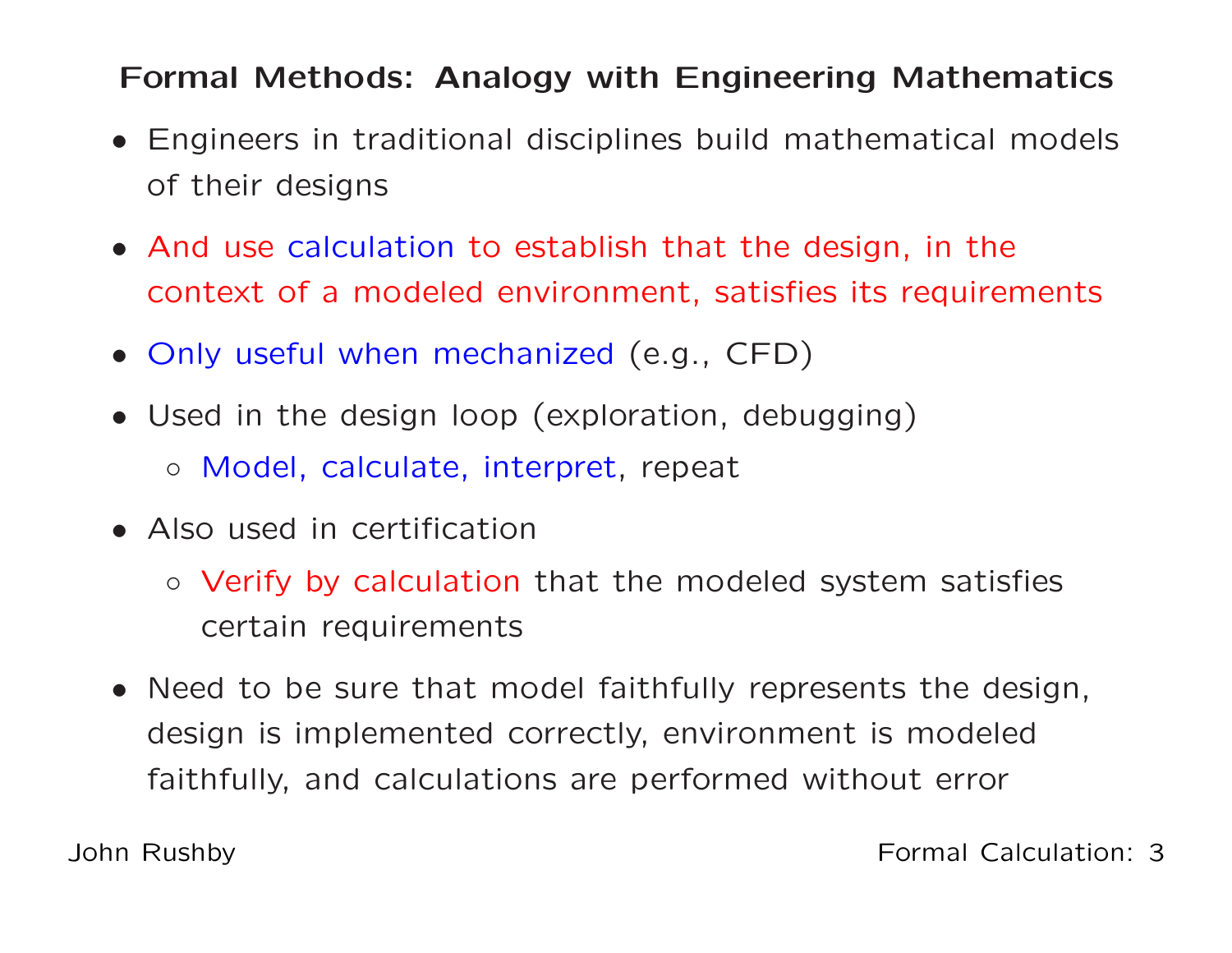## Formal Methods: Analogy with Engineering Mathematics

- Engineers in traditional disciplines build mathematical models of their designs
- And use calculation to establish that the design, in the context of a modeled environment, satisfies its requirements
- Only useful when mechanized (e.g., CFD)
- Used in the design loop (exploration, debugging)
  - Model, calculate, interpret, repeat
- Also used in certification
  - Verify by calculation that the modeled system satisfies certain requirements
- Need to be sure that model faithfully represents the design, design is implemented correctly, environment is modeled faithfully, and calculations are performed without error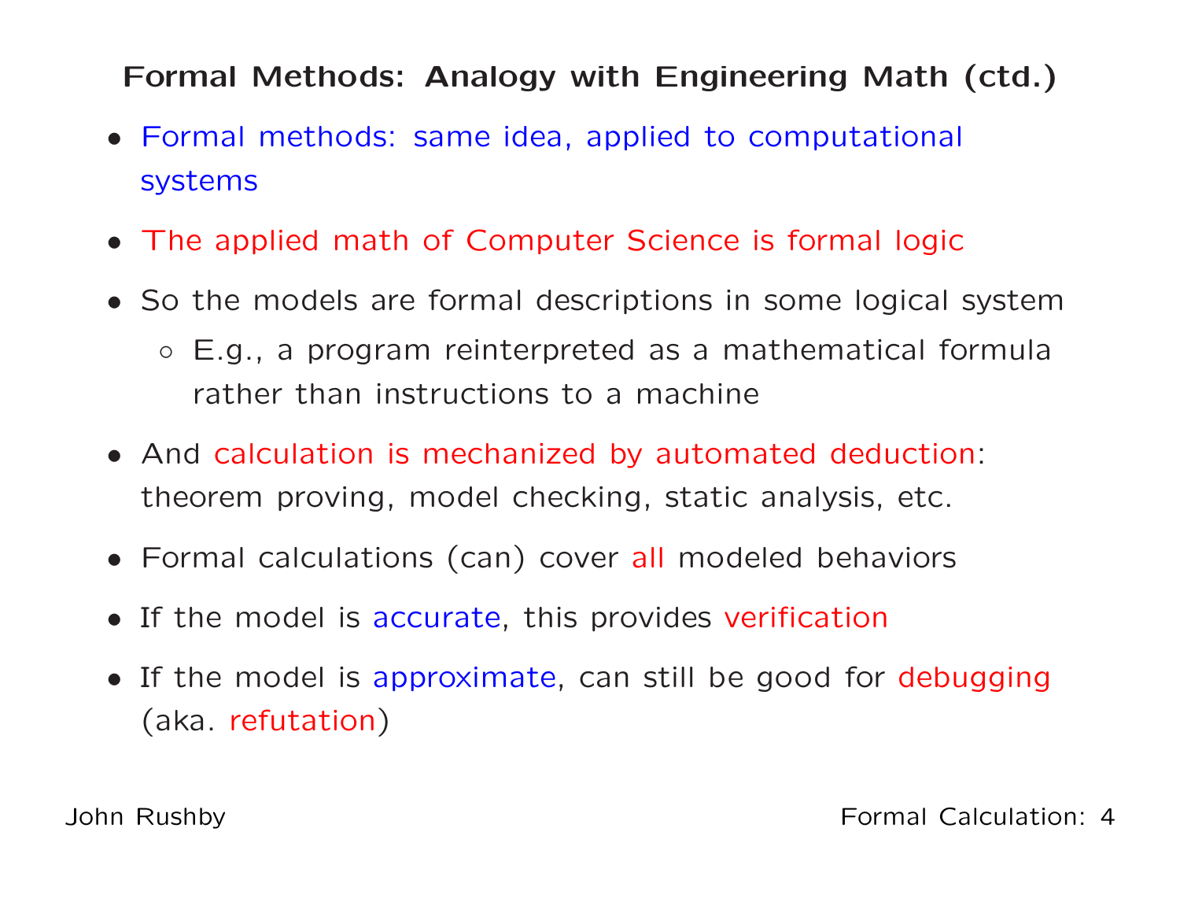## Formal Methods: Analogy with Engineering Math (ctd.)

- Formal methods: same idea, applied to computational systems
- The applied math of Computer Science is formal logic
- So the models are formal descriptions in some logical system
  - E.g., a program reinterpreted as a mathematical formula rather than instructions to a machine
- And calculation is mechanized by automated deduction: theorem proving, model checking, static analysis, etc.
- Formal calculations (can) cover all modeled behaviors
- If the model is accurate, this provides verification
- If the model is approximate, can still be good for debugging (aka. refutation)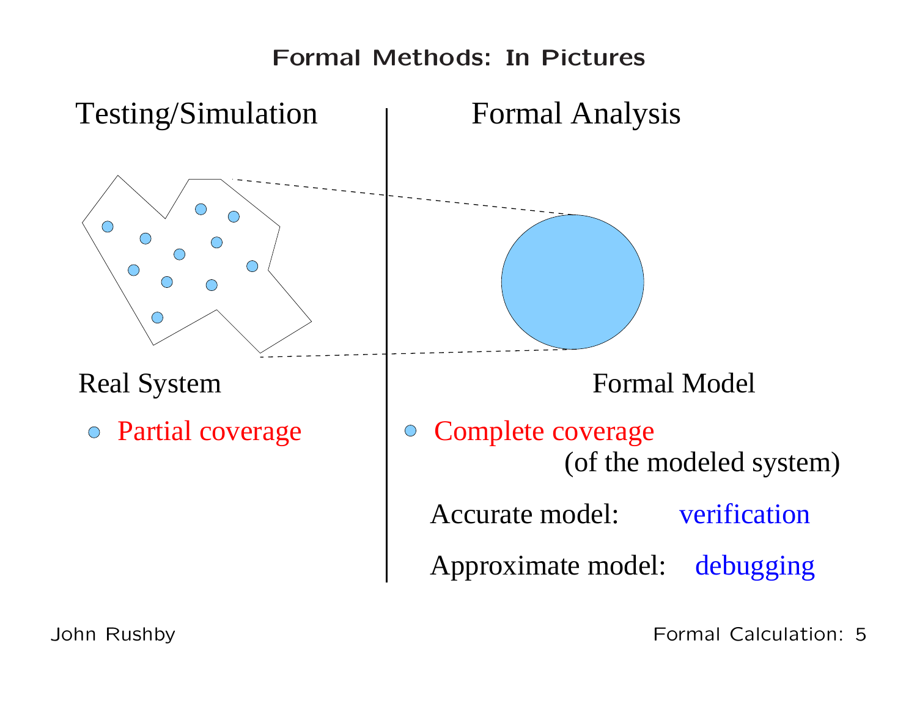# Formal Methods: In Pictures

| Testing/Simulation | Formal Analysis |
|---|---|
| Real System | Formal Model |
| • Partial coverage | • Complete coverage (of the modeled system) |

Accurate model: verification

Approximate model: debugging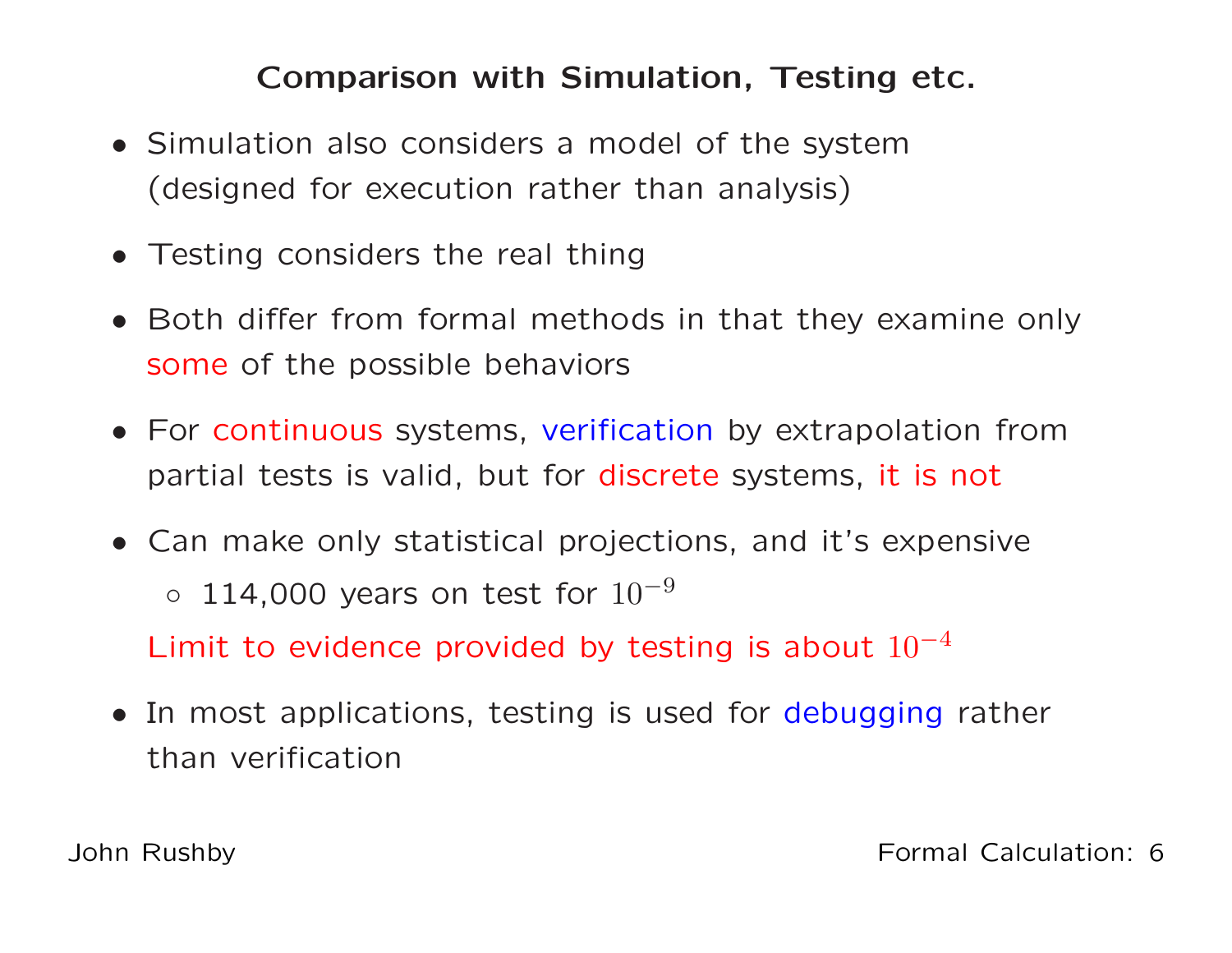## Comparison with Simulation, Testing etc.

- Simulation also considers a model of the system (designed for execution rather than analysis)
- Testing considers the real thing
- Both differ from formal methods in that they examine only some of the possible behaviors
- For continuous systems, verification by extrapolation from partial tests is valid, but for discrete systems, it is not
- Can make only statistical projections, and it's expensive
  - 114,000 years on test for $10^{-9}$

  Limit to evidence provided by testing is about $10^{-4}$
- In most applications, testing is used for debugging rather than verification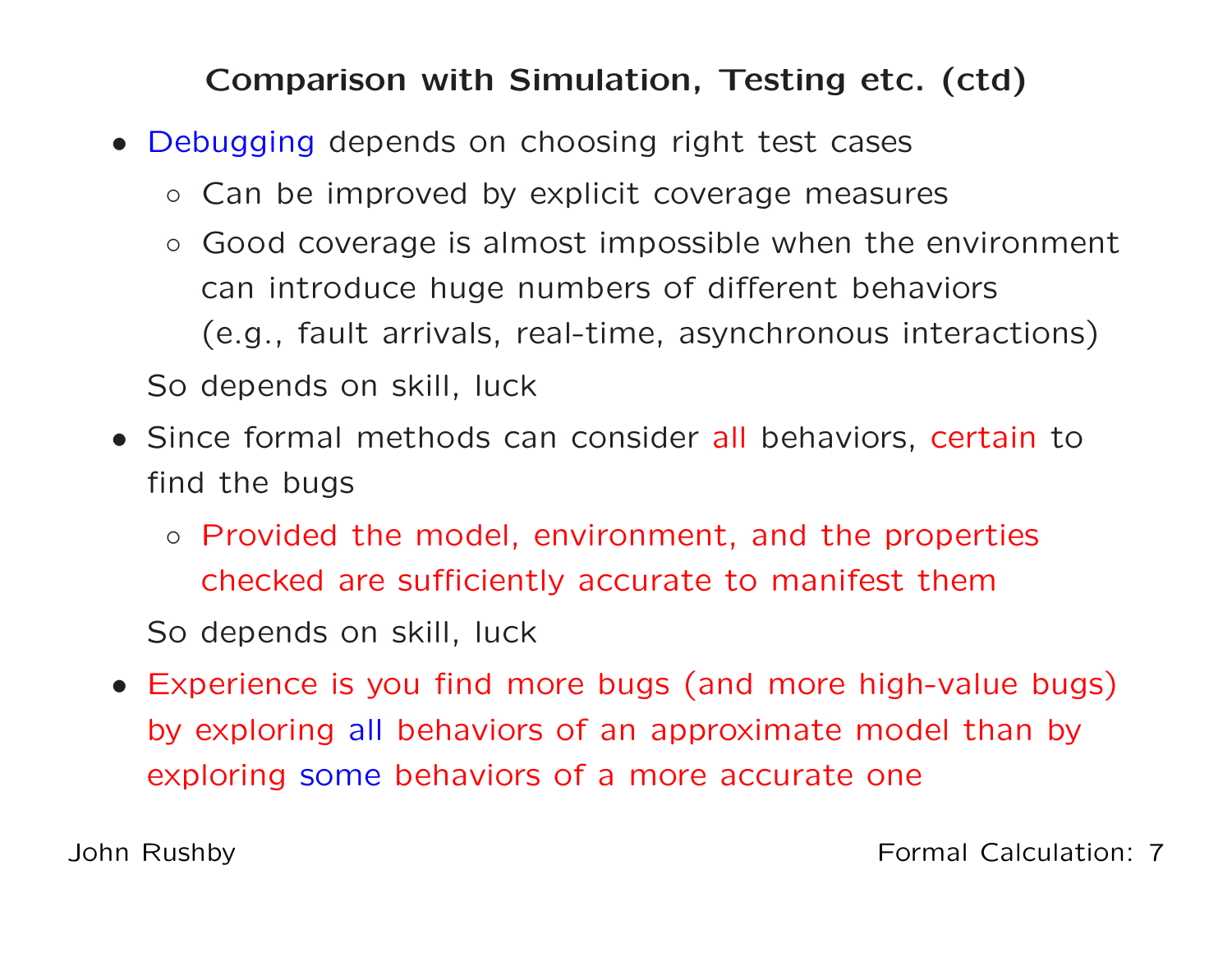## Comparison with Simulation, Testing etc. (ctd)

- Debugging depends on choosing right test cases
  - Can be improved by explicit coverage measures
  - Good coverage is almost impossible when the environment can introduce huge numbers of different behaviors (e.g., fault arrivals, real-time, asynchronous interactions)

  So depends on skill, luck
- Since formal methods can consider all behaviors, certain to find the bugs
  - Provided the model, environment, and the properties checked are sufficiently accurate to manifest them

  So depends on skill, luck
- Experience is you find more bugs (and more high-value bugs) by exploring all behaviors of an approximate model than by exploring some behaviors of a more accurate one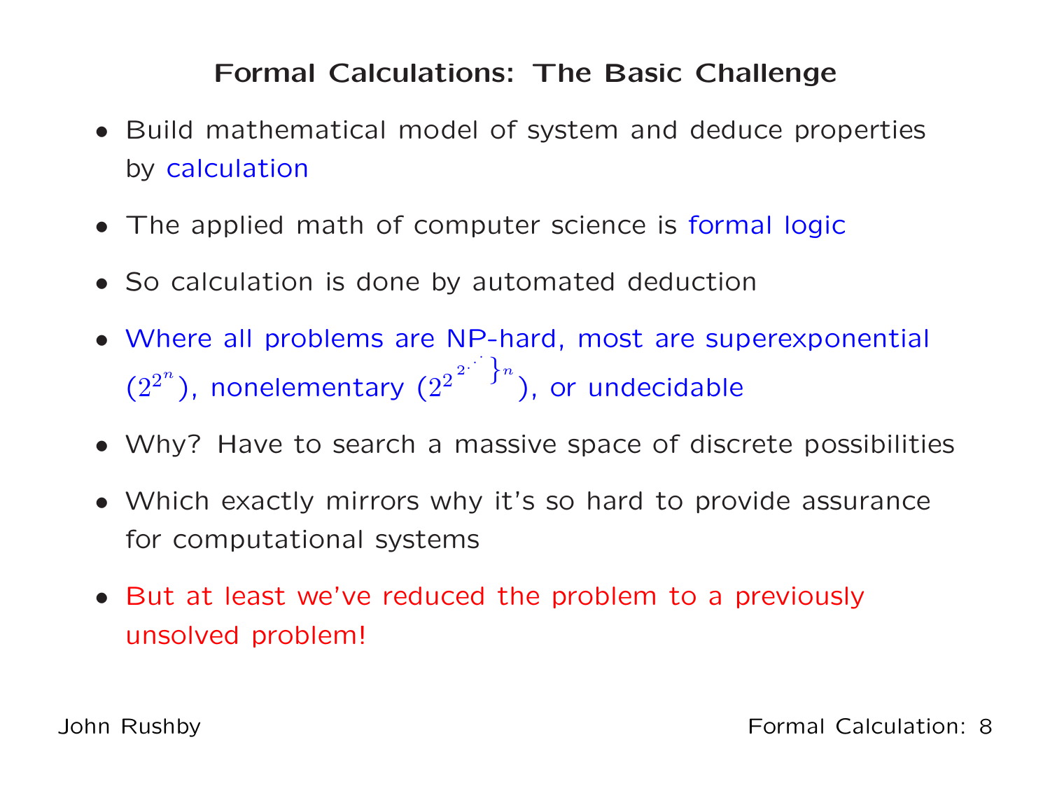# Formal Calculations: The Basic Challenge

- Build mathematical model of system and deduce properties by calculation
- The applied math of computer science is formal logic
- So calculation is done by automated deduction
- Where all problems are NP-hard, most are superexponential ($2^{2^n}$), nonelementary ($2^{2^{2^{\cdot^{\cdot^{\cdot}}}}}\}^n$), or undecidable
- Why? Have to search a massive space of discrete possibilities
- Which exactly mirrors why it's so hard to provide assurance for computational systems
- But at least we've reduced the problem to a previously unsolved problem!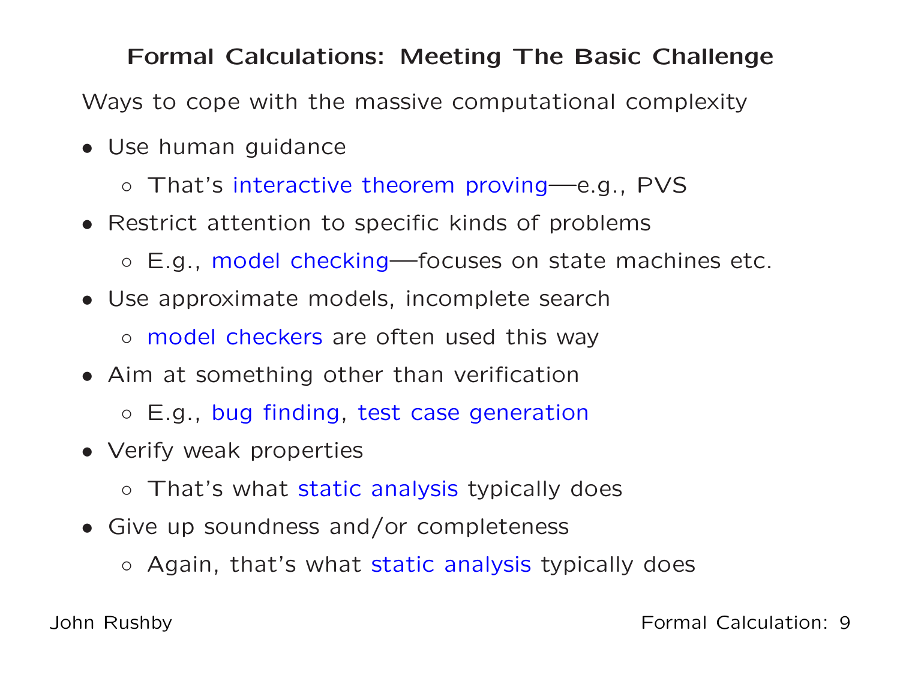# Formal Calculations: Meeting The Basic Challenge

Ways to cope with the massive computational complexity

- Use human guidance
  - That's interactive theorem proving—e.g., PVS
- Restrict attention to specific kinds of problems
  - E.g., model checking—focuses on state machines etc.
- Use approximate models, incomplete search
  - model checkers are often used this way
- Aim at something other than verification
  - E.g., bug finding, test case generation
- Verify weak properties
  - That's what static analysis typically does
- Give up soundness and/or completeness
  - Again, that's what static analysis typically does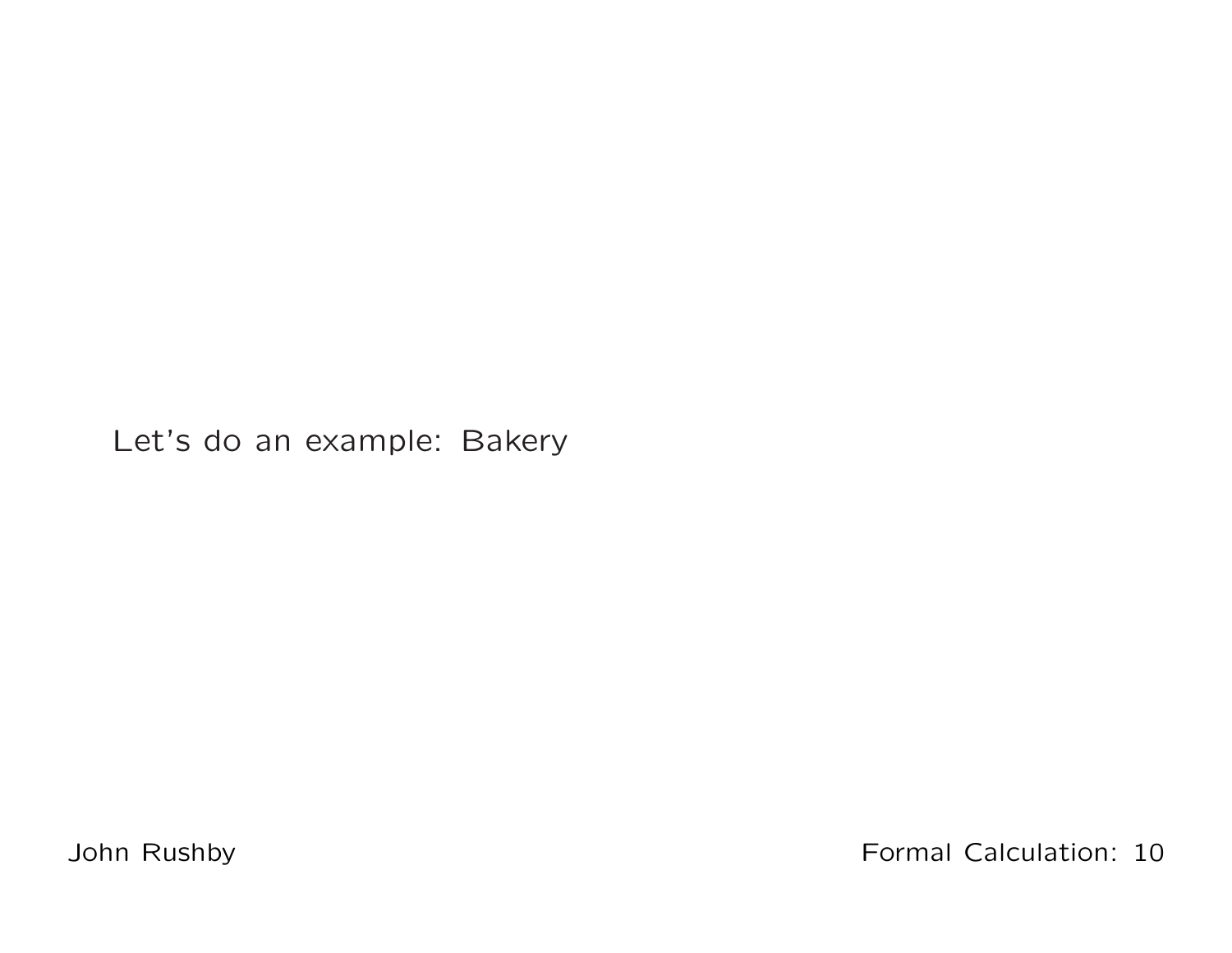Let's do an example: Bakery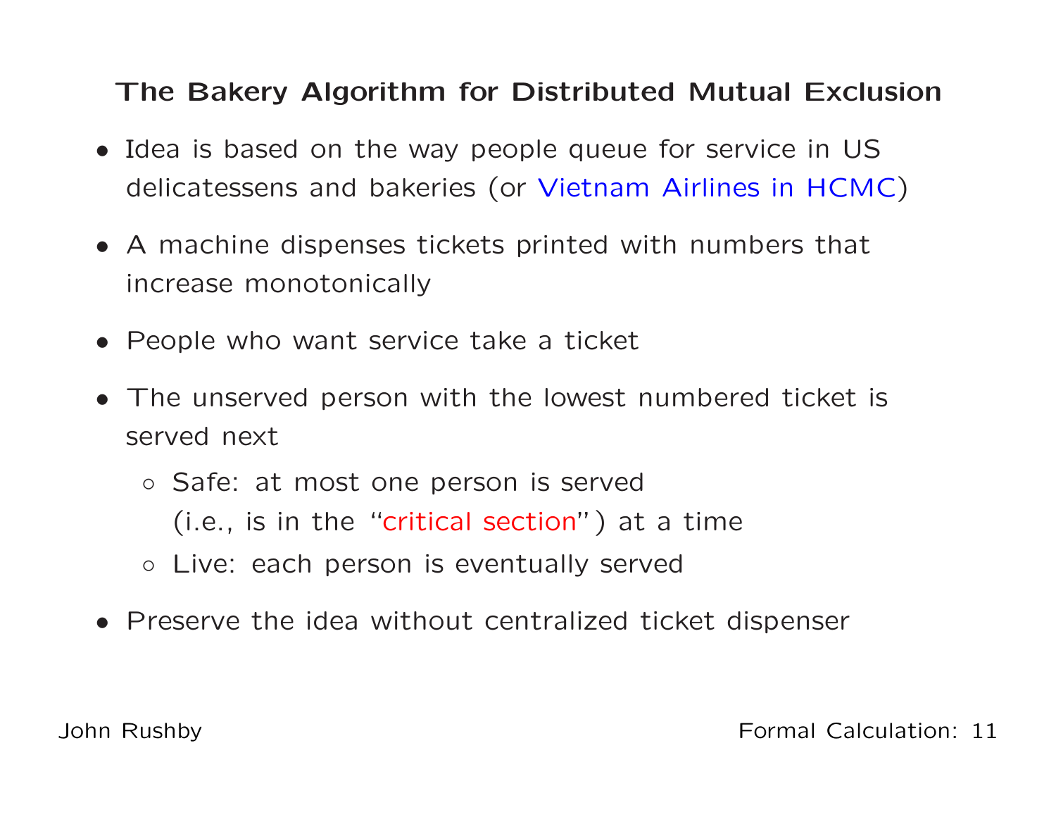## The Bakery Algorithm for Distributed Mutual Exclusion

- Idea is based on the way people queue for service in US delicatessens and bakeries (or Vietnam Airlines in HCMC)
- A machine dispenses tickets printed with numbers that increase monotonically
- People who want service take a ticket
- The unserved person with the lowest numbered ticket is served next
  - Safe: at most one person is served (i.e., is in the "critical section") at a time
  - Live: each person is eventually served
- Preserve the idea without centralized ticket dispenser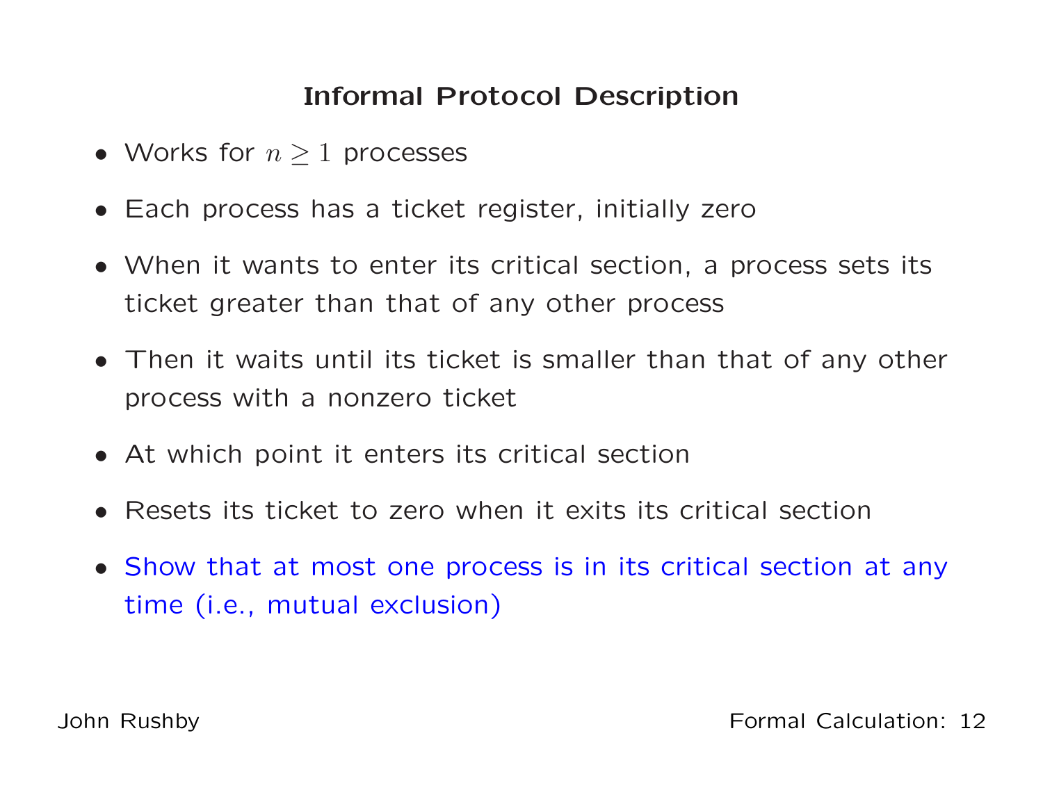## Informal Protocol Description

- Works for $n \geq 1$ processes
- Each process has a ticket register, initially zero
- When it wants to enter its critical section, a process sets its ticket greater than that of any other process
- Then it waits until its ticket is smaller than that of any other process with a nonzero ticket
- At which point it enters its critical section
- Resets its ticket to zero when it exits its critical section
- Show that at most one process is in its critical section at any time (i.e., mutual exclusion)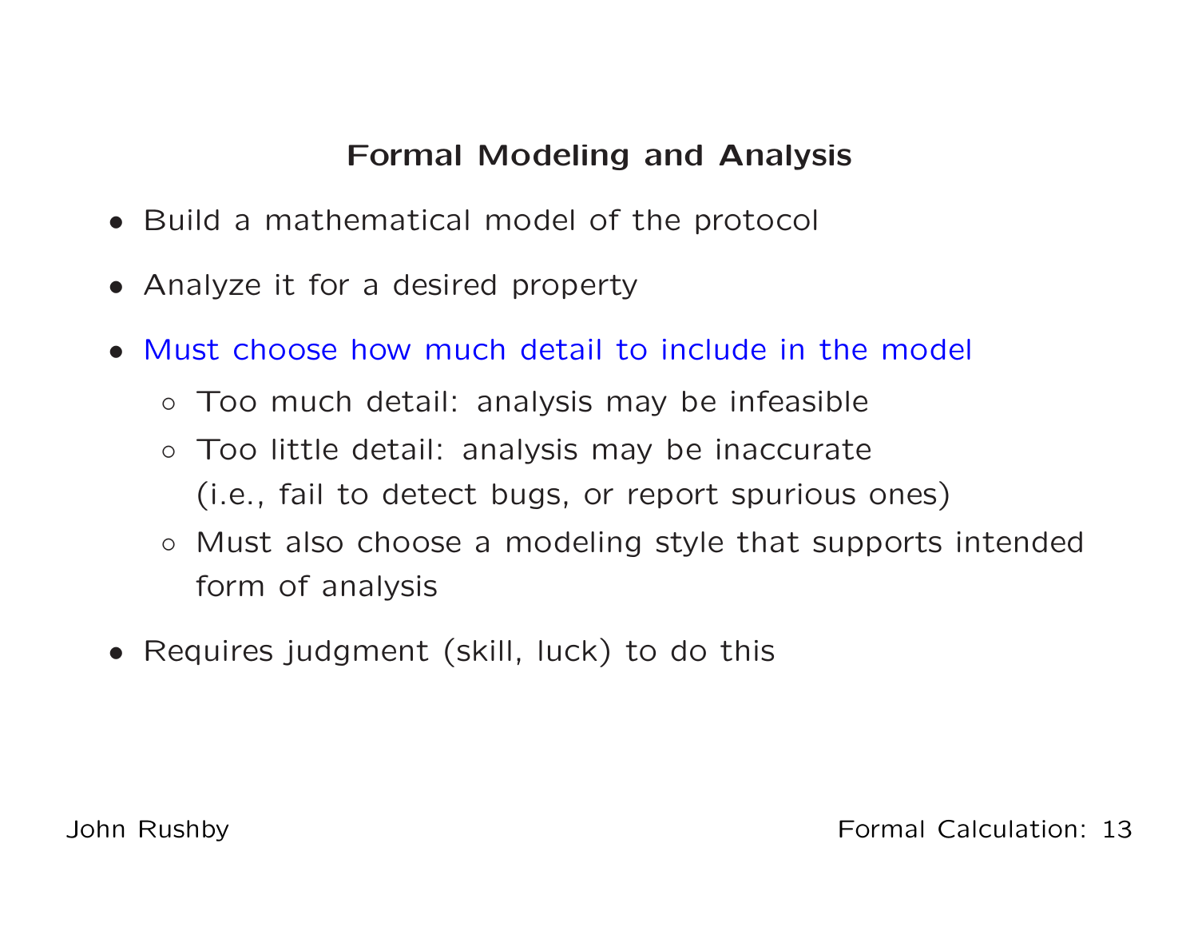## Formal Modeling and Analysis

- Build a mathematical model of the protocol
- Analyze it for a desired property
- Must choose how much detail to include in the model
  - Too much detail: analysis may be infeasible
  - Too little detail: analysis may be inaccurate (i.e., fail to detect bugs, or report spurious ones)
  - Must also choose a modeling style that supports intended form of analysis
- Requires judgment (skill, luck) to do this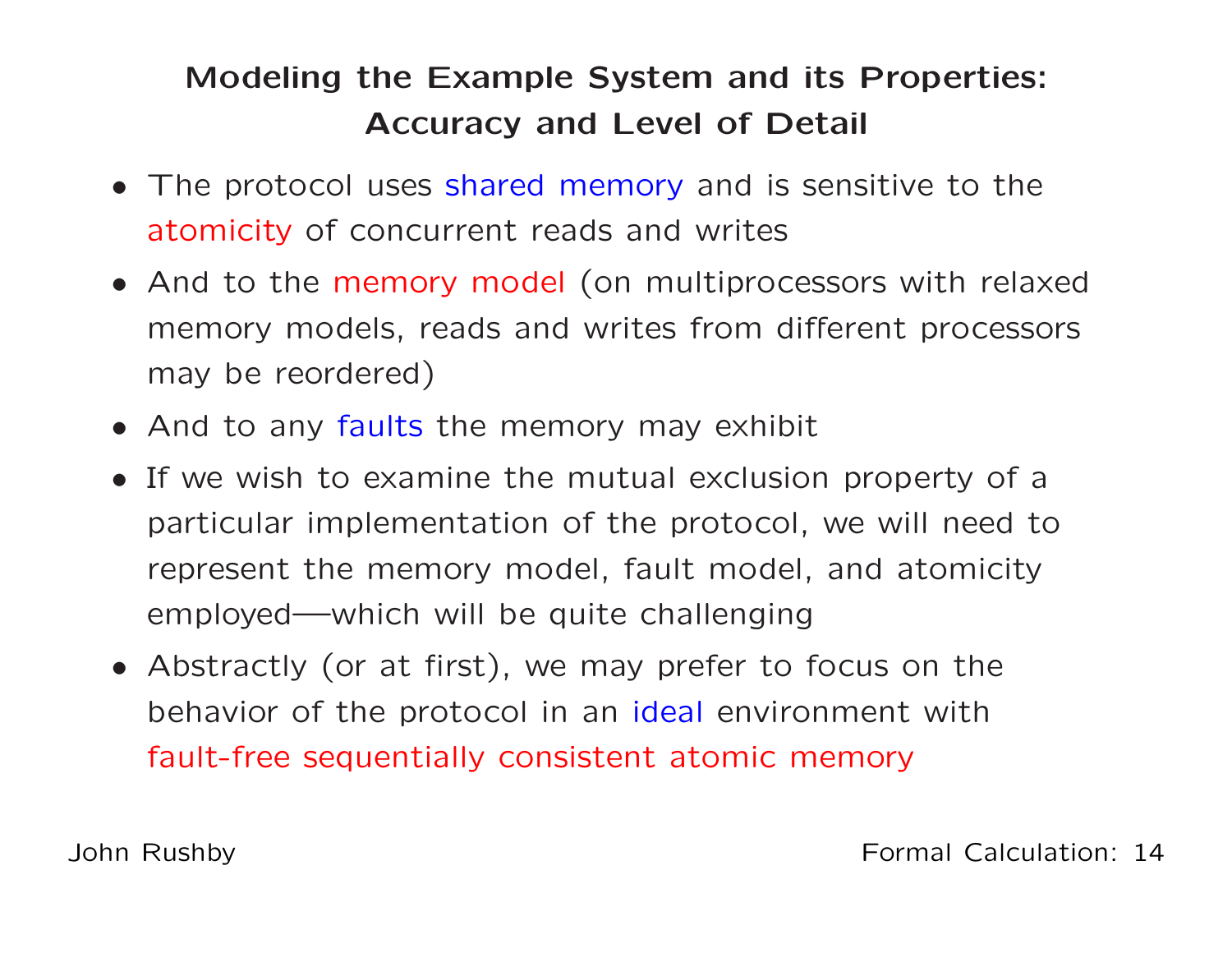## Modeling the Example System and its Properties: Accuracy and Level of Detail

- The protocol uses shared memory and is sensitive to the atomicity of concurrent reads and writes
- And to the memory model (on multiprocessors with relaxed memory models, reads and writes from different processors may be reordered)
- And to any faults the memory may exhibit
- If we wish to examine the mutual exclusion property of a particular implementation of the protocol, we will need to represent the memory model, fault model, and atomicity employed—which will be quite challenging
- Abstractly (or at first), we may prefer to focus on the behavior of the protocol in an ideal environment with fault-free sequentially consistent atomic memory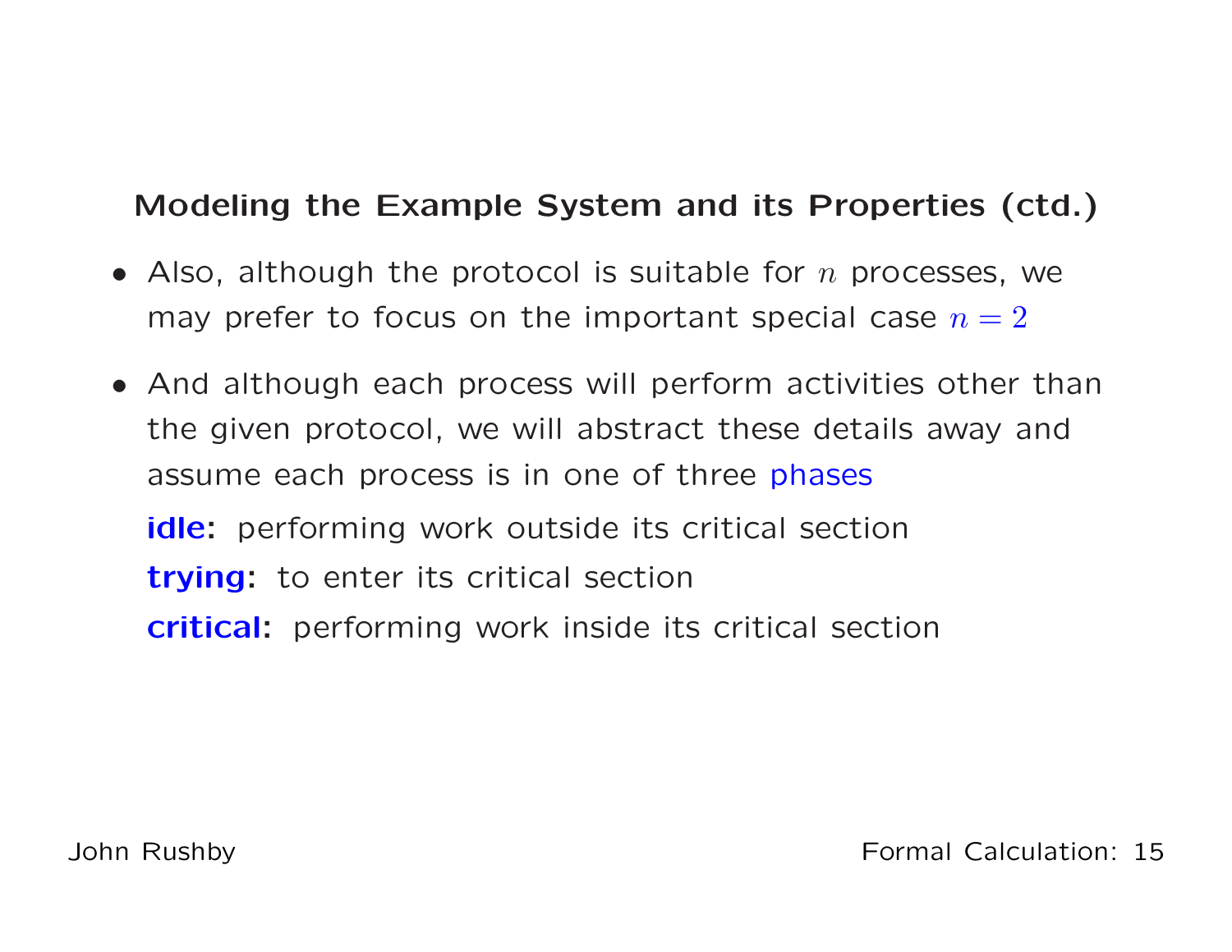## Modeling the Example System and its Properties (ctd.)

- Also, although the protocol is suitable for $n$ processes, we may prefer to focus on the important special case $n = 2$
- And although each process will perform activities other than the given protocol, we will abstract these details away and assume each process is in one of three phases

  **idle:** performing work outside its critical section

  **trying:** to enter its critical section

  **critical:** performing work inside its critical section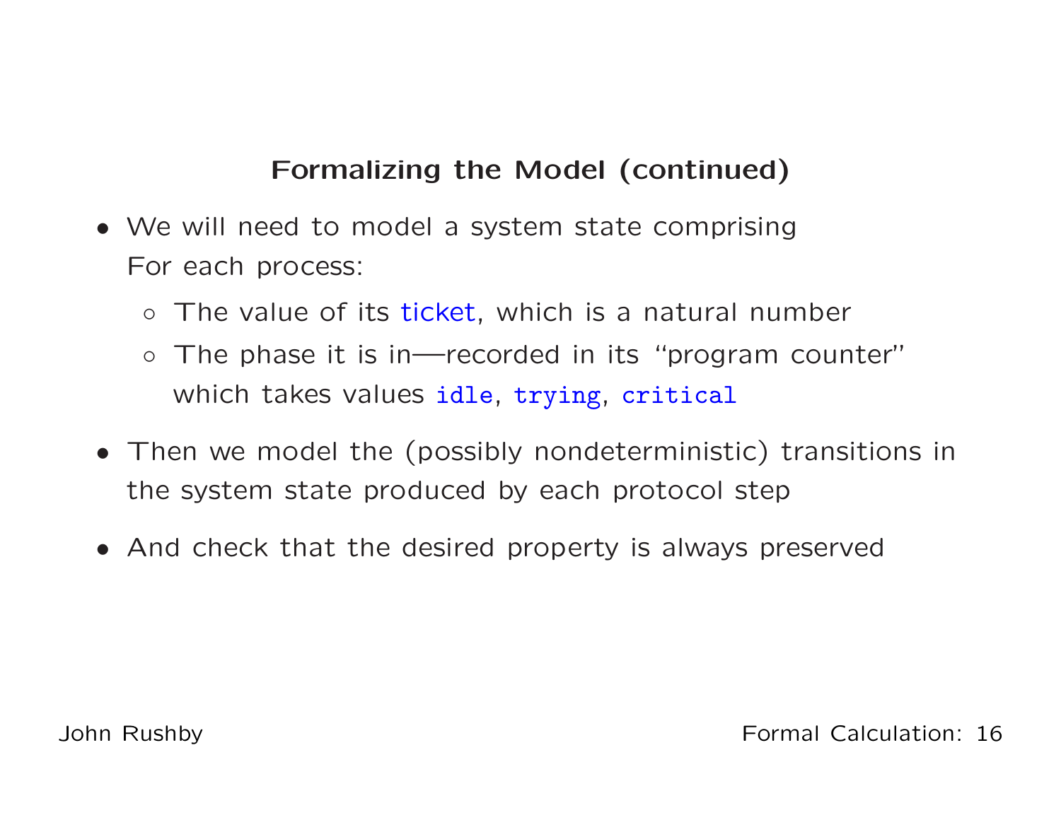## Formalizing the Model (continued)

- We will need to model a system state comprising
  For each process:
  - The value of its `ticket`, which is a natural number
  - The phase it is in—recorded in its "program counter" which takes values `idle`, `trying`, `critical`
- Then we model the (possibly nondeterministic) transitions in the system state produced by each protocol step
- And check that the desired property is always preserved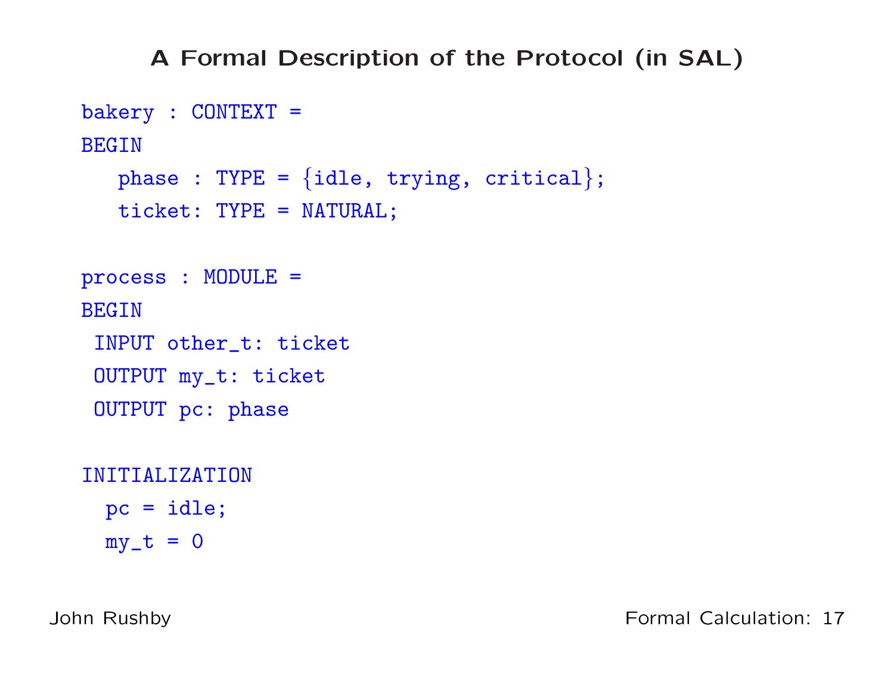# A Formal Description of the Protocol (in SAL)

```
bakery : CONTEXT =
BEGIN
   phase : TYPE = {idle, trying, critical};
   ticket: TYPE = NATURAL;

process : MODULE =
BEGIN
 INPUT other_t: ticket
 OUTPUT my_t: ticket
 OUTPUT pc: phase

INITIALIZATION
  pc = idle;
  my_t = 0
```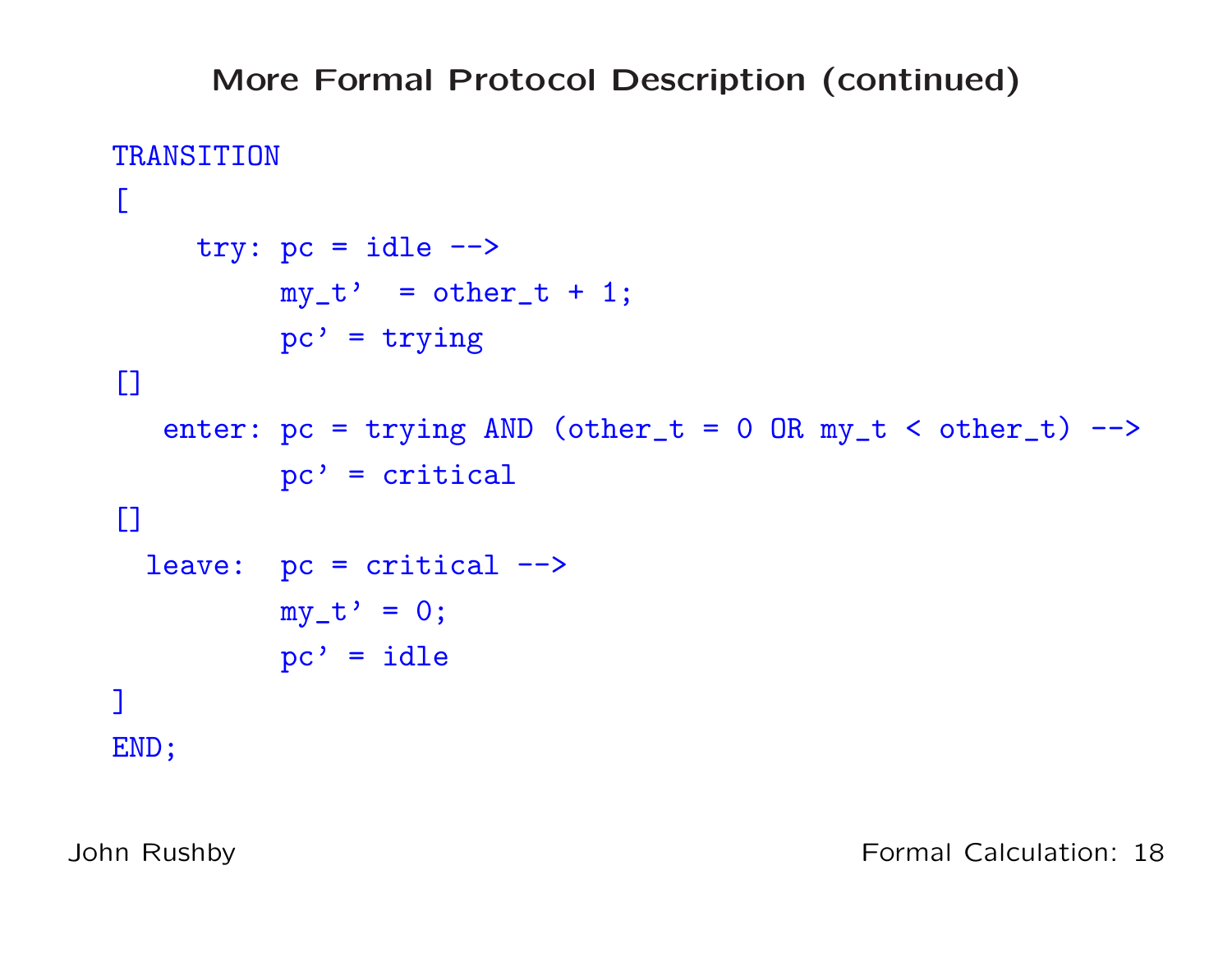## More Formal Protocol Description (continued)

```
TRANSITION
[
     try: pc = idle -->
          my_t'  = other_t + 1;
          pc' = trying
[]
   enter: pc = trying AND (other_t = 0 OR my_t < other_t) -->
          pc' = critical
[]
  leave:  pc = critical -->
          my_t' = 0;
          pc' = idle
]
END;
```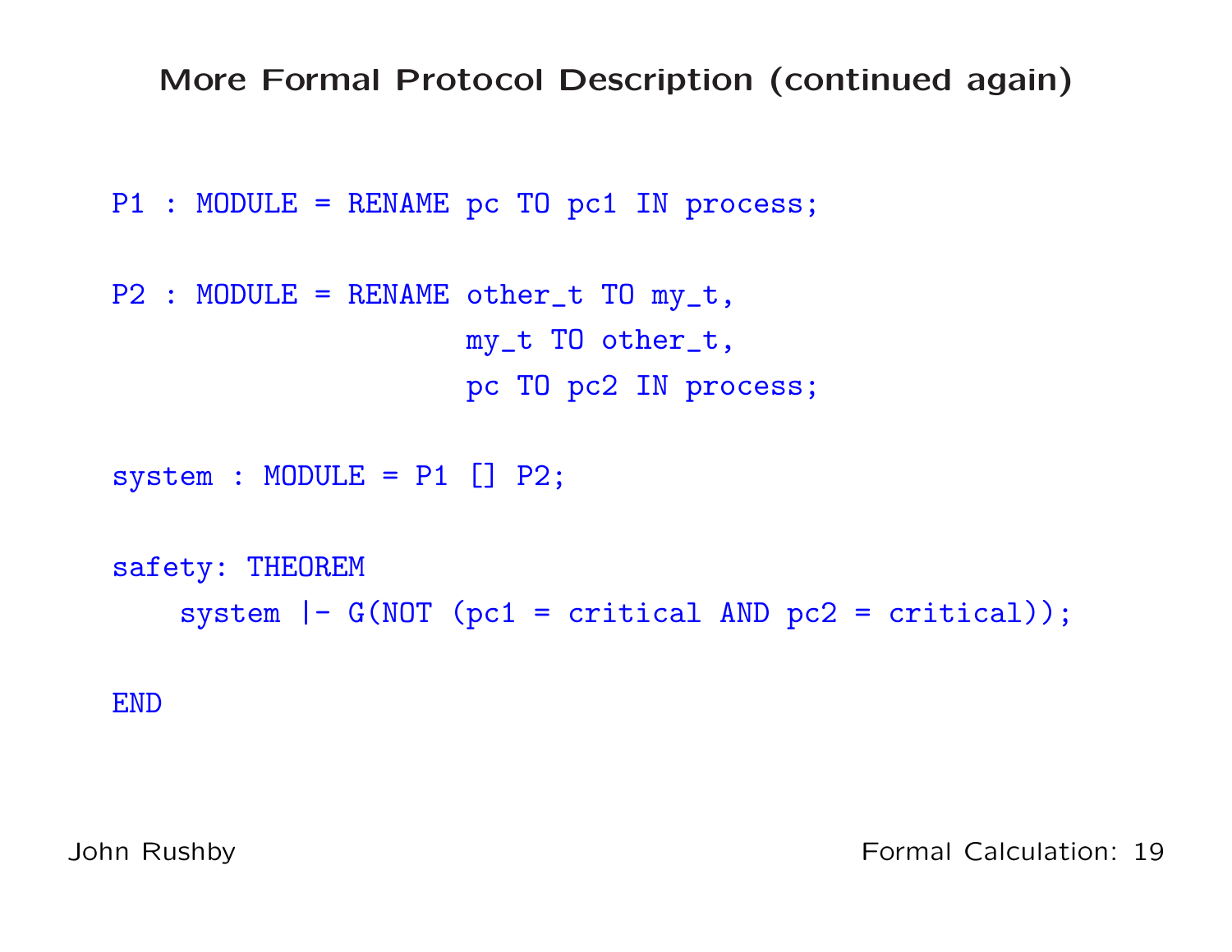## More Formal Protocol Description (continued again)

```
P1 : MODULE = RENAME pc TO pc1 IN process;

P2 : MODULE = RENAME other_t TO my_t,
                     my_t TO other_t,
                     pc TO pc2 IN process;

system : MODULE = P1 [] P2;

safety: THEOREM
    system |- G(NOT (pc1 = critical AND pc2 = critical));

END
```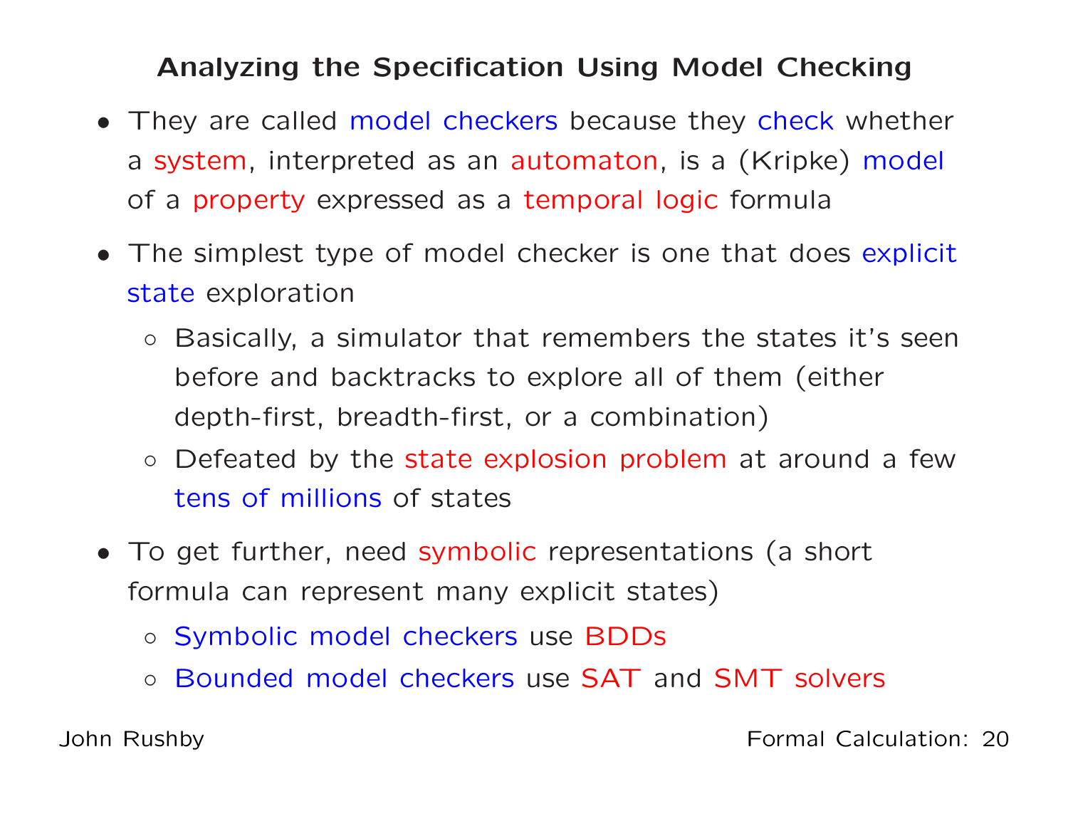## Analyzing the Specification Using Model Checking

- They are called model checkers because they check whether a system, interpreted as an automaton, is a (Kripke) model of a property expressed as a temporal logic formula
- The simplest type of model checker is one that does explicit state exploration
  - Basically, a simulator that remembers the states it's seen before and backtracks to explore all of them (either depth-first, breadth-first, or a combination)
  - Defeated by the state explosion problem at around a few tens of millions of states
- To get further, need symbolic representations (a short formula can represent many explicit states)
  - Symbolic model checkers use BDDs
  - Bounded model checkers use SAT and SMT solvers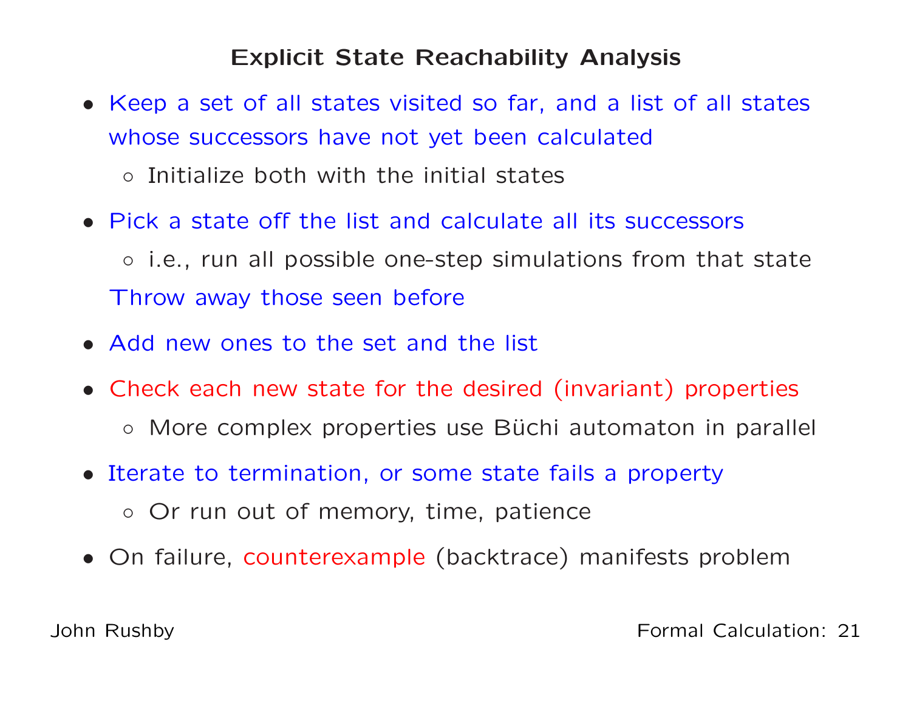# Explicit State Reachability Analysis

- Keep a set of all states visited so far, and a list of all states whose successors have not yet been calculated
  - Initialize both with the initial states
- Pick a state off the list and calculate all its successors
  - i.e., run all possible one-step simulations from that state

  Throw away those seen before
- Add new ones to the set and the list
- Check each new state for the desired (invariant) properties
  - More complex properties use Büchi automaton in parallel
- Iterate to termination, or some state fails a property
  - Or run out of memory, time, patience
- On failure, counterexample (backtrace) manifests problem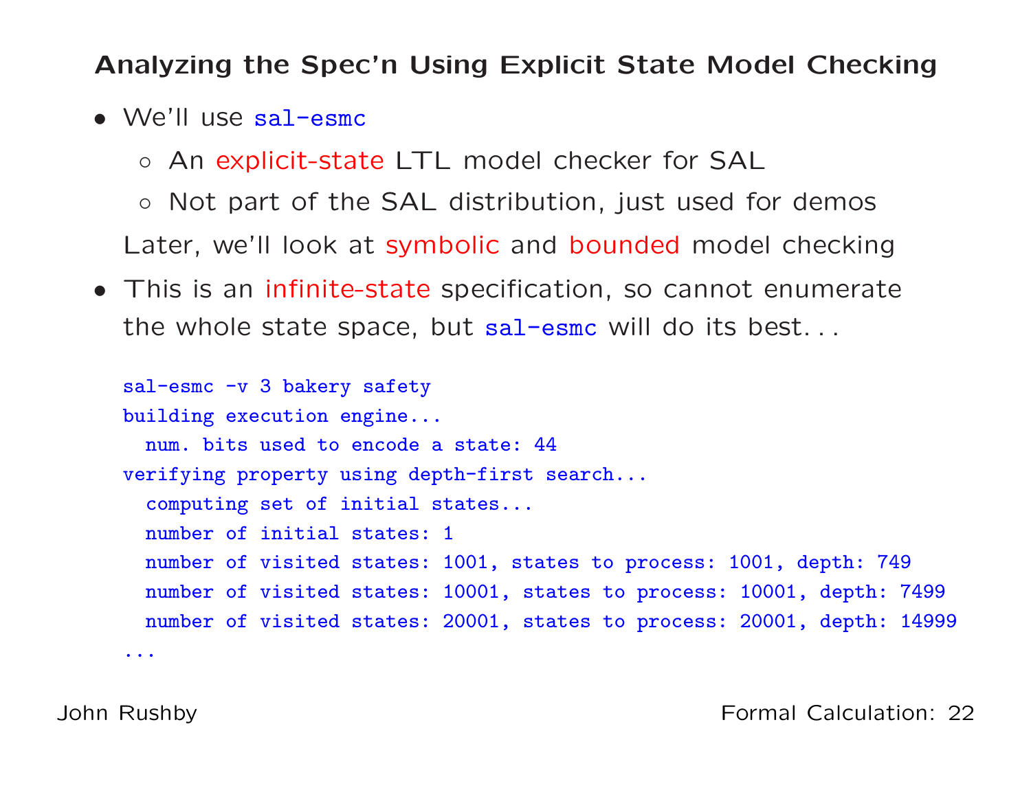## Analyzing the Spec'n Using Explicit State Model Checking

- We'll use `sal-esmc`
  - An explicit-state LTL model checker for SAL
  - Not part of the SAL distribution, just used for demos

  Later, we'll look at symbolic and bounded model checking
- This is an infinite-state specification, so cannot enumerate the whole state space, but `sal-esmc` will do its best...

```
sal-esmc -v 3 bakery safety
building execution engine...
  num. bits used to encode a state: 44
verifying property using depth-first search...
  computing set of initial states...
  number of initial states: 1
  number of visited states: 1001, states to process: 1001, depth: 749
  number of visited states: 10001, states to process: 10001, depth: 7499
  number of visited states: 20001, states to process: 20001, depth: 14999
...
```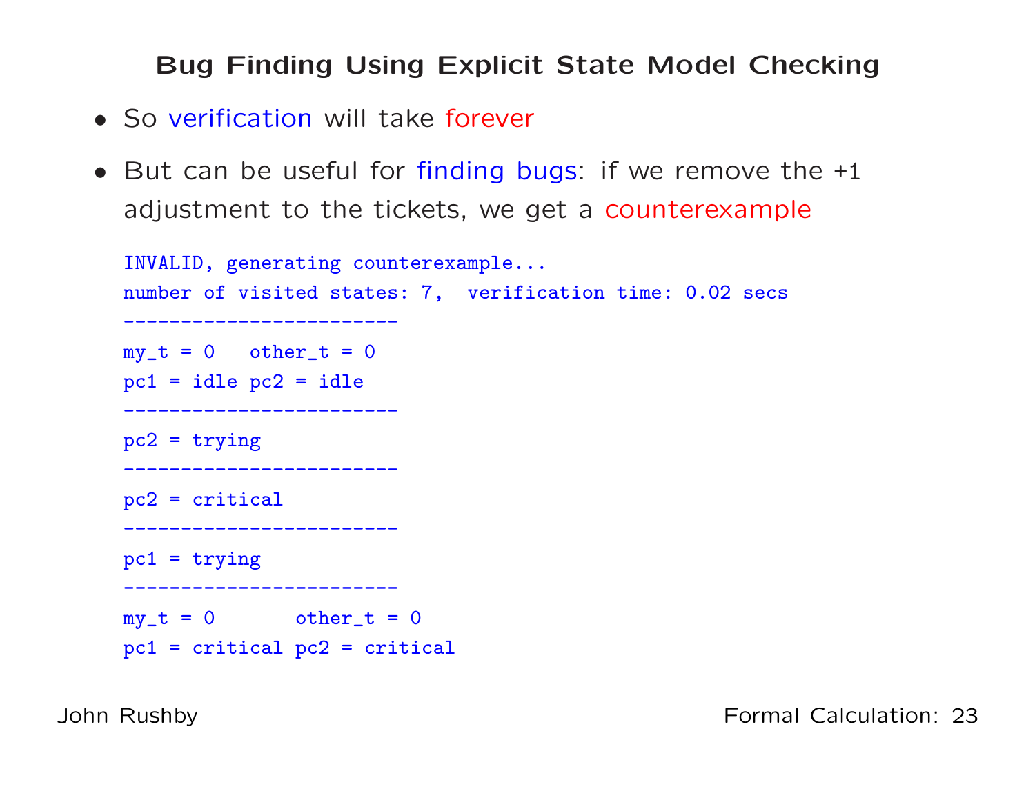## Bug Finding Using Explicit State Model Checking

- So verification will take forever
- But can be useful for finding bugs: if we remove the +1 adjustment to the tickets, we get a counterexample

```
INVALID, generating counterexample...
number of visited states: 7,  verification time: 0.02 secs
------------------------
my_t = 0   other_t = 0
pc1 = idle pc2 = idle
------------------------
pc2 = trying
------------------------
pc2 = critical
------------------------
pc1 = trying
------------------------
my_t = 0       other_t = 0
pc1 = critical pc2 = critical
```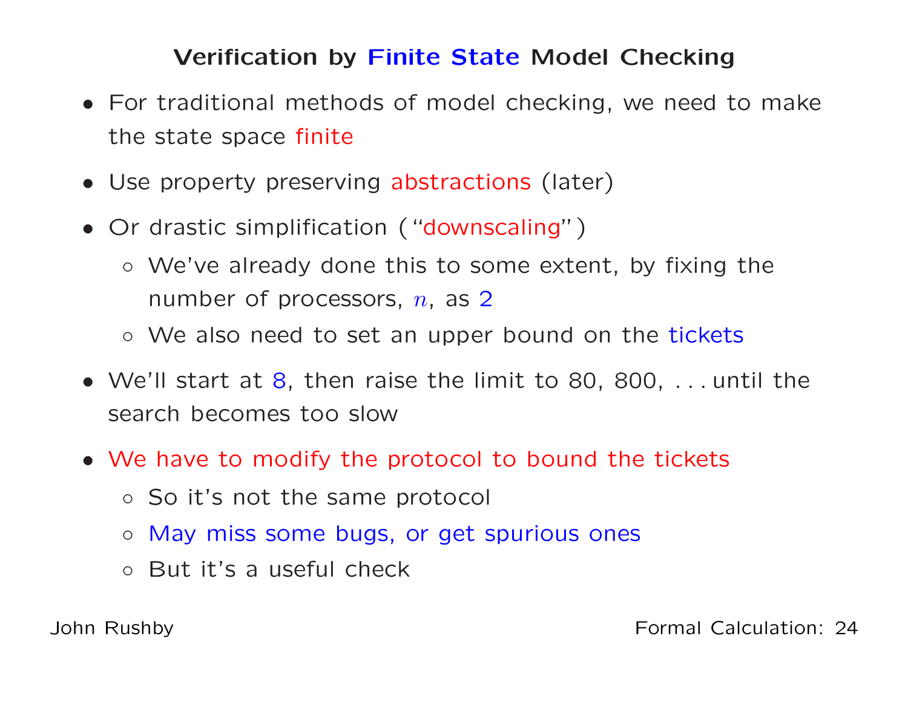# Verification by Finite State Model Checking

- For traditional methods of model checking, we need to make the state space finite
- Use property preserving abstractions (later)
- Or drastic simplification ("downscaling")
  - We've already done this to some extent, by fixing the number of processors, $n$, as 2
  - We also need to set an upper bound on the tickets
- We'll start at 8, then raise the limit to 80, 800, . . . until the search becomes too slow
- We have to modify the protocol to bound the tickets
  - So it's not the same protocol
  - May miss some bugs, or get spurious ones
  - But it's a useful check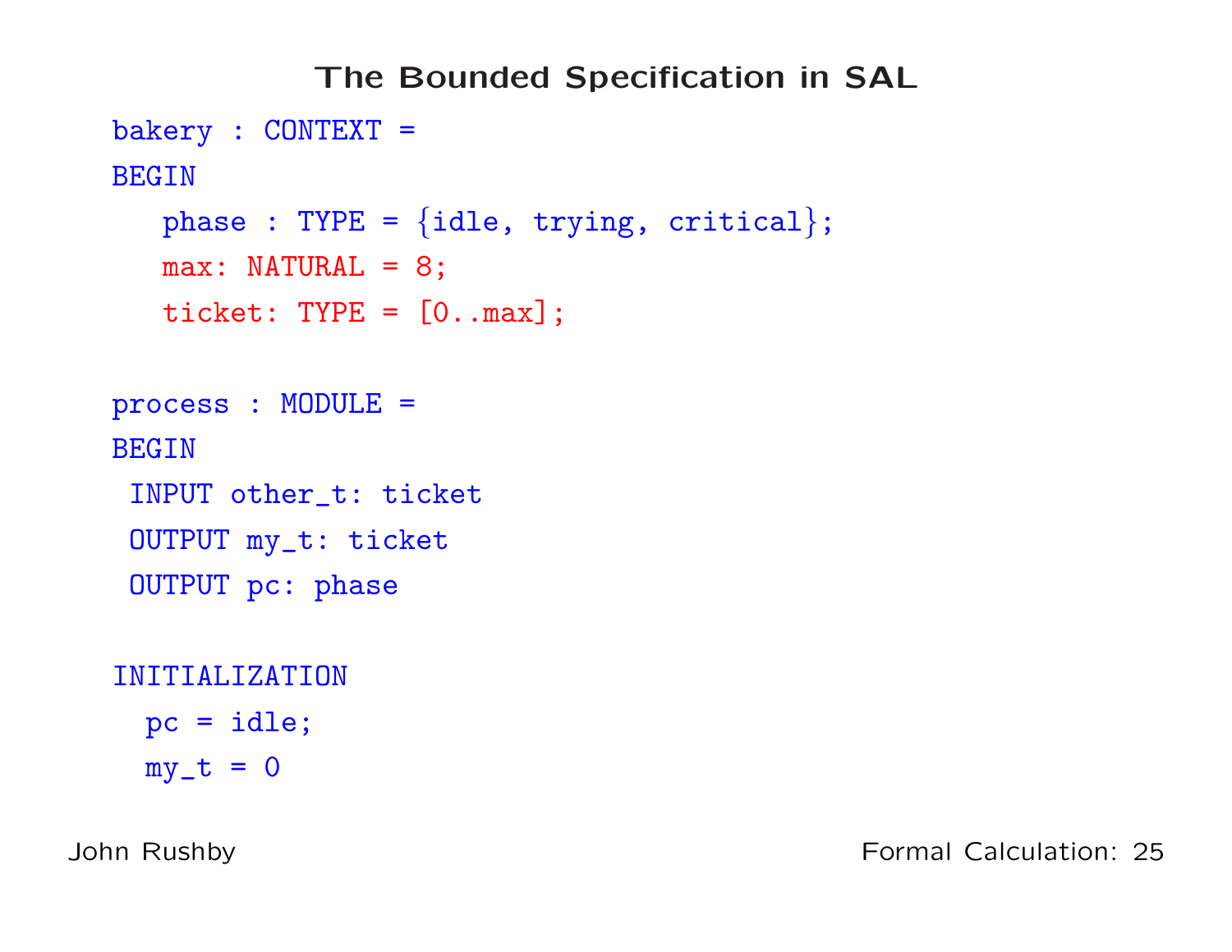# The Bounded Specification in SAL

```
bakery : CONTEXT =
BEGIN
   phase : TYPE = {idle, trying, critical};
   max: NATURAL = 8;
   ticket: TYPE = [0..max];

process : MODULE =
BEGIN
 INPUT other_t: ticket
 OUTPUT my_t: ticket
 OUTPUT pc: phase

INITIALIZATION
  pc = idle;
  my_t = 0
```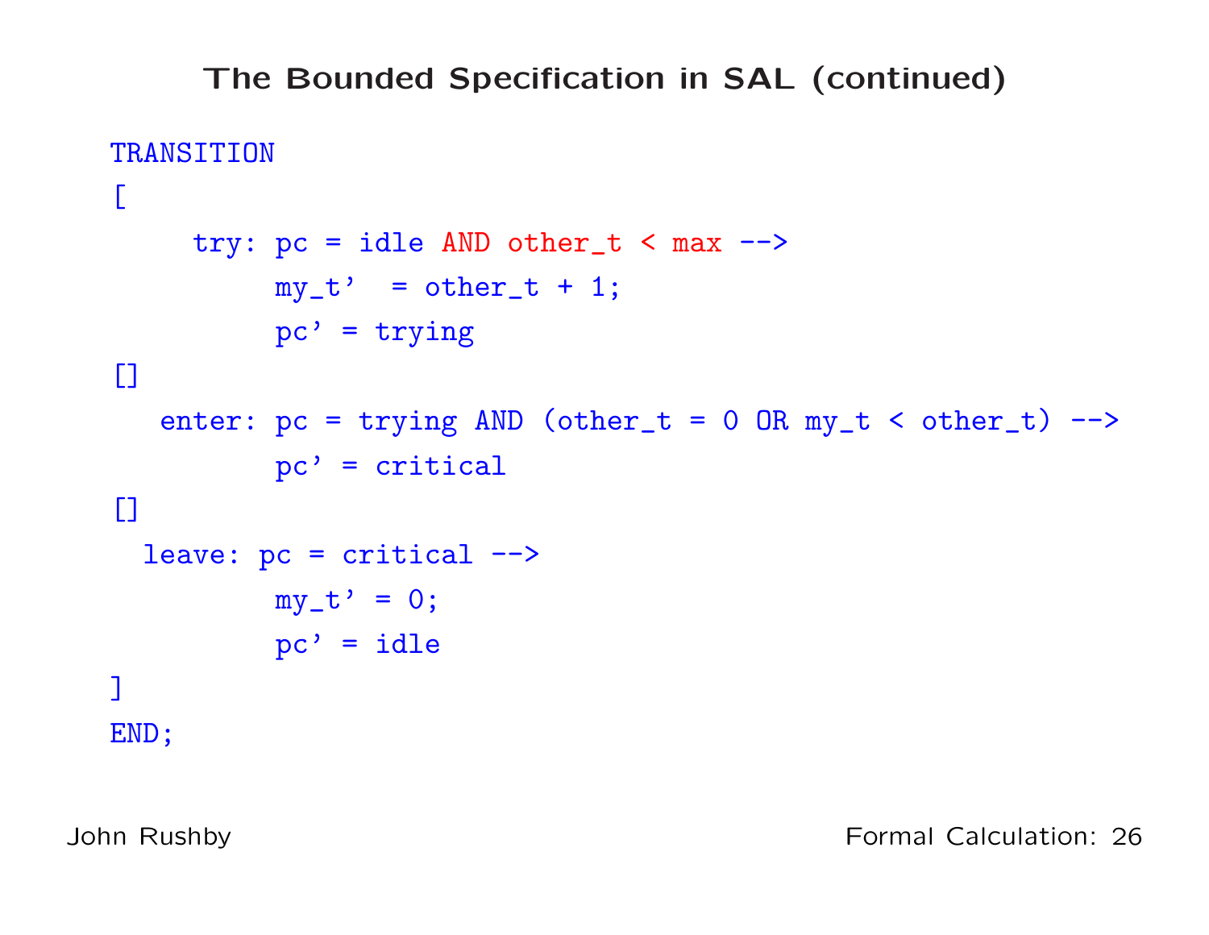## The Bounded Specification in SAL (continued)

```
TRANSITION
[
     try: pc = idle AND other_t < max -->
          my_t'  = other_t + 1;
          pc' = trying
[]
   enter: pc = trying AND (other_t = 0 OR my_t < other_t) -->
          pc' = critical
[]
  leave: pc = critical -->
          my_t' = 0;
          pc' = idle
]
END;
```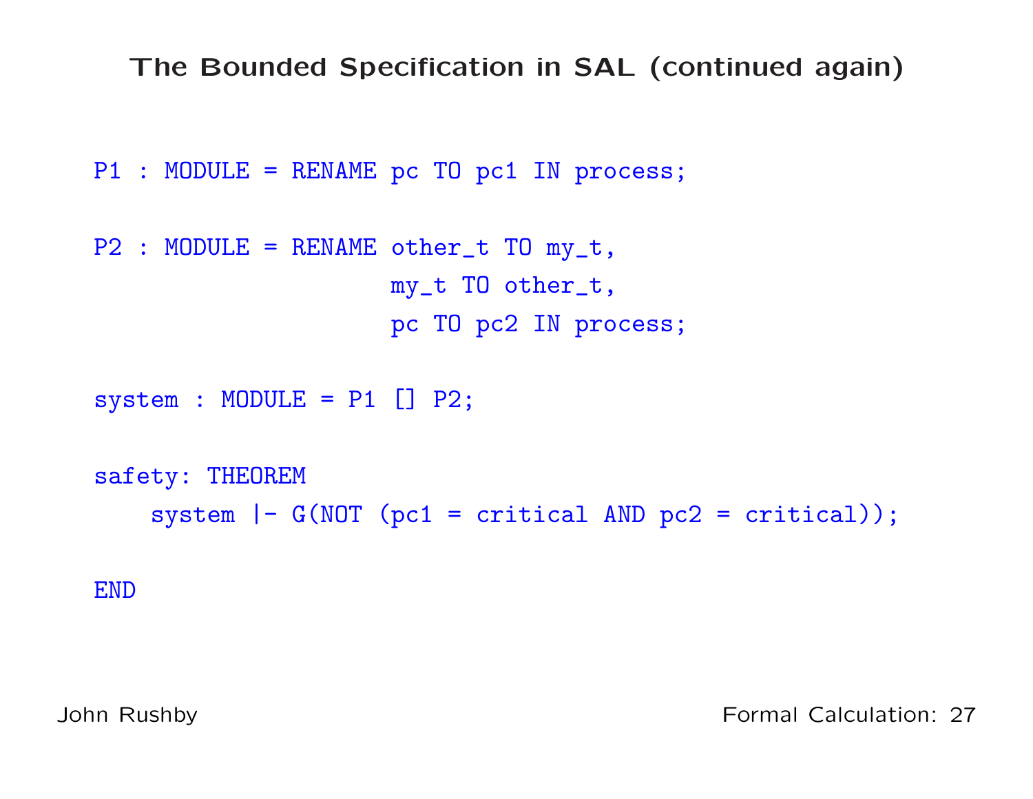## The Bounded Specification in SAL (continued again)

```
P1 : MODULE = RENAME pc TO pc1 IN process;

P2 : MODULE = RENAME other_t TO my_t,
                     my_t TO other_t,
                     pc TO pc2 IN process;

system : MODULE = P1 [] P2;

safety: THEOREM
    system |- G(NOT (pc1 = critical AND pc2 = critical));

END
```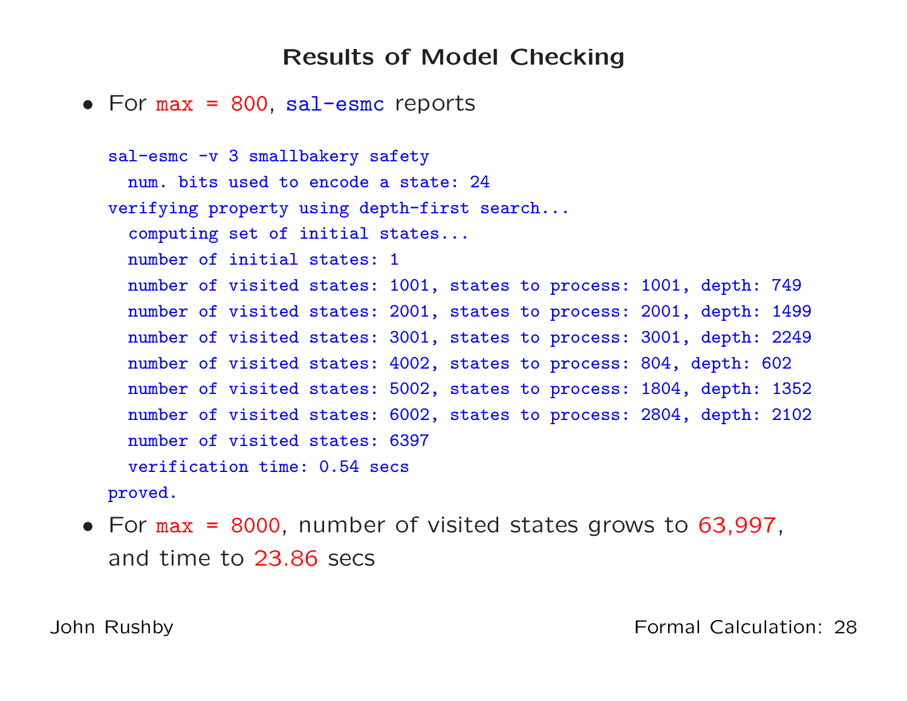# Results of Model Checking

- For `max = 800`, `sal-esmc` reports

```
sal-esmc -v 3 smallbakery safety
  num. bits used to encode a state: 24
verifying property using depth-first search...
  computing set of initial states...
  number of initial states: 1
  number of visited states: 1001, states to process: 1001, depth: 749
  number of visited states: 2001, states to process: 2001, depth: 1499
  number of visited states: 3001, states to process: 3001, depth: 2249
  number of visited states: 4002, states to process: 804, depth: 602
  number of visited states: 5002, states to process: 1804, depth: 1352
  number of visited states: 6002, states to process: 2804, depth: 2102
  number of visited states: 6397
  verification time: 0.54 secs
proved.
```

- For `max = 8000`, number of visited states grows to 63,997, and time to 23.86 secs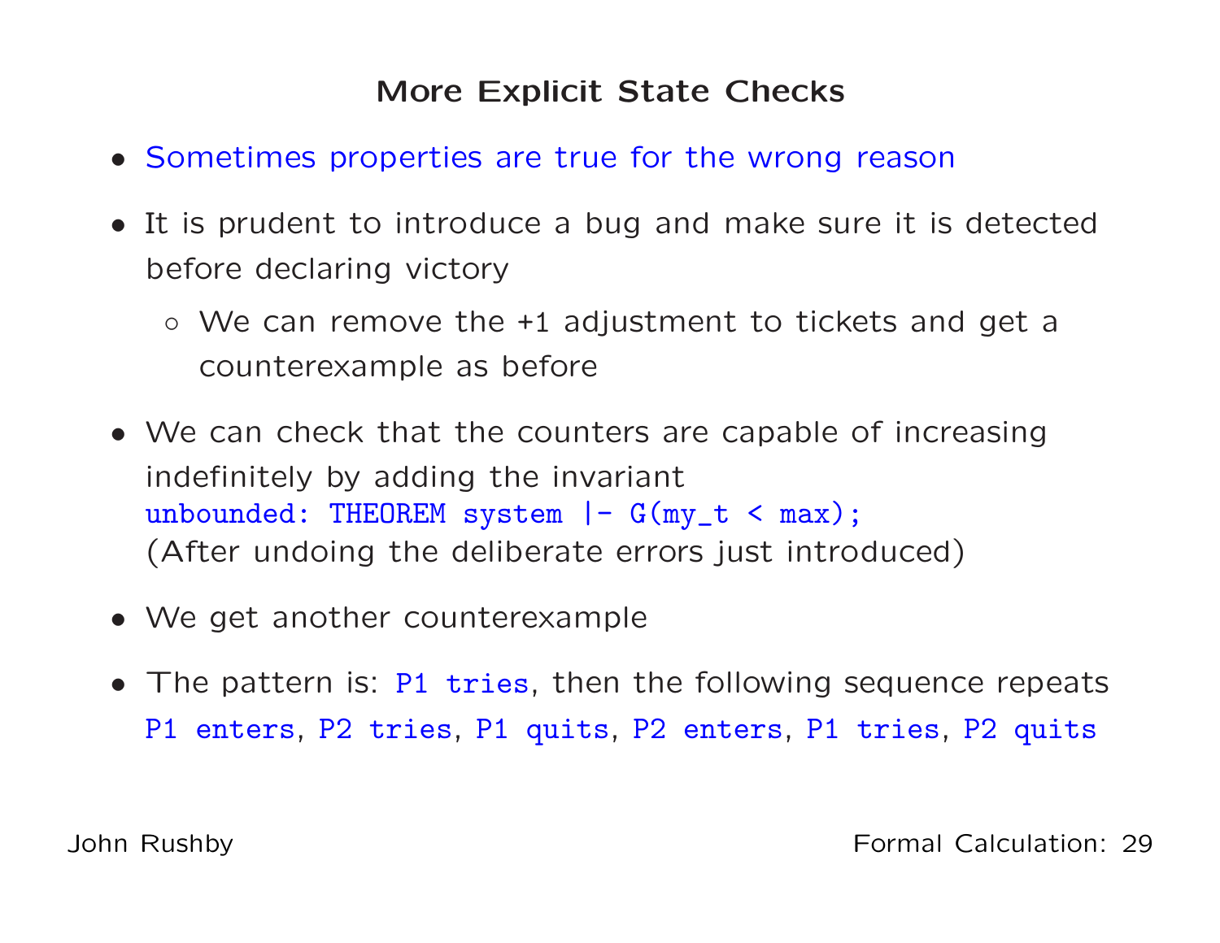# More Explicit State Checks

- Sometimes properties are true for the wrong reason
- It is prudent to introduce a bug and make sure it is detected before declaring victory
  - We can remove the +1 adjustment to tickets and get a counterexample as before
- We can check that the counters are capable of increasing indefinitely by adding the invariant
  `unbounded: THEOREM system |- G(my_t < max);`
  (After undoing the deliberate errors just introduced)
- We get another counterexample
- The pattern is: `P1 tries`, then the following sequence repeats
  `P1 enters`, `P2 tries`, `P1 quits`, `P2 enters`, `P1 tries`, `P2 quits`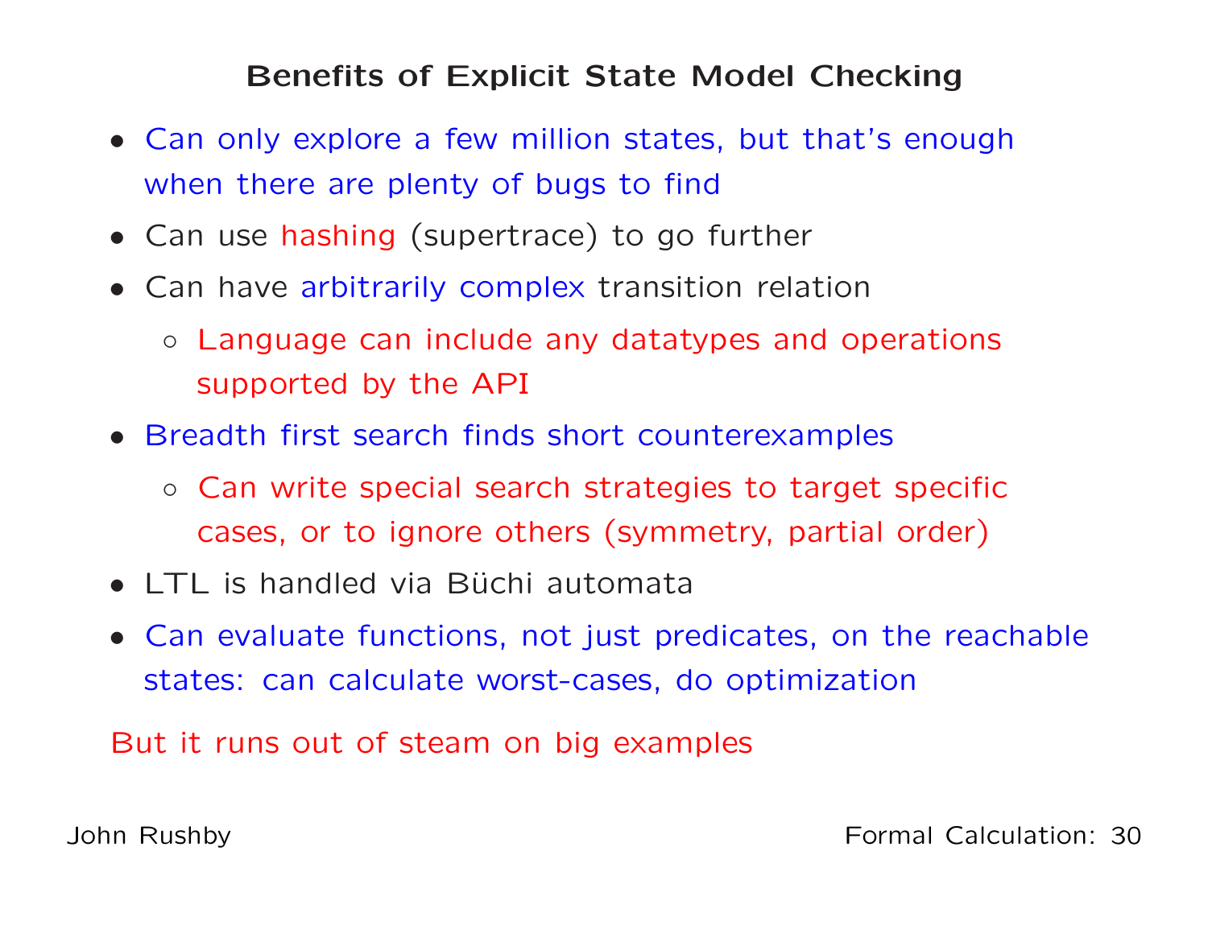## Benefits of Explicit State Model Checking

- Can only explore a few million states, but that's enough when there are plenty of bugs to find
- Can use hashing (supertrace) to go further
- Can have arbitrarily complex transition relation
  - Language can include any datatypes and operations supported by the API
- Breadth first search finds short counterexamples
  - Can write special search strategies to target specific cases, or to ignore others (symmetry, partial order)
- LTL is handled via Büchi automata
- Can evaluate functions, not just predicates, on the reachable states: can calculate worst-cases, do optimization

But it runs out of steam on big examples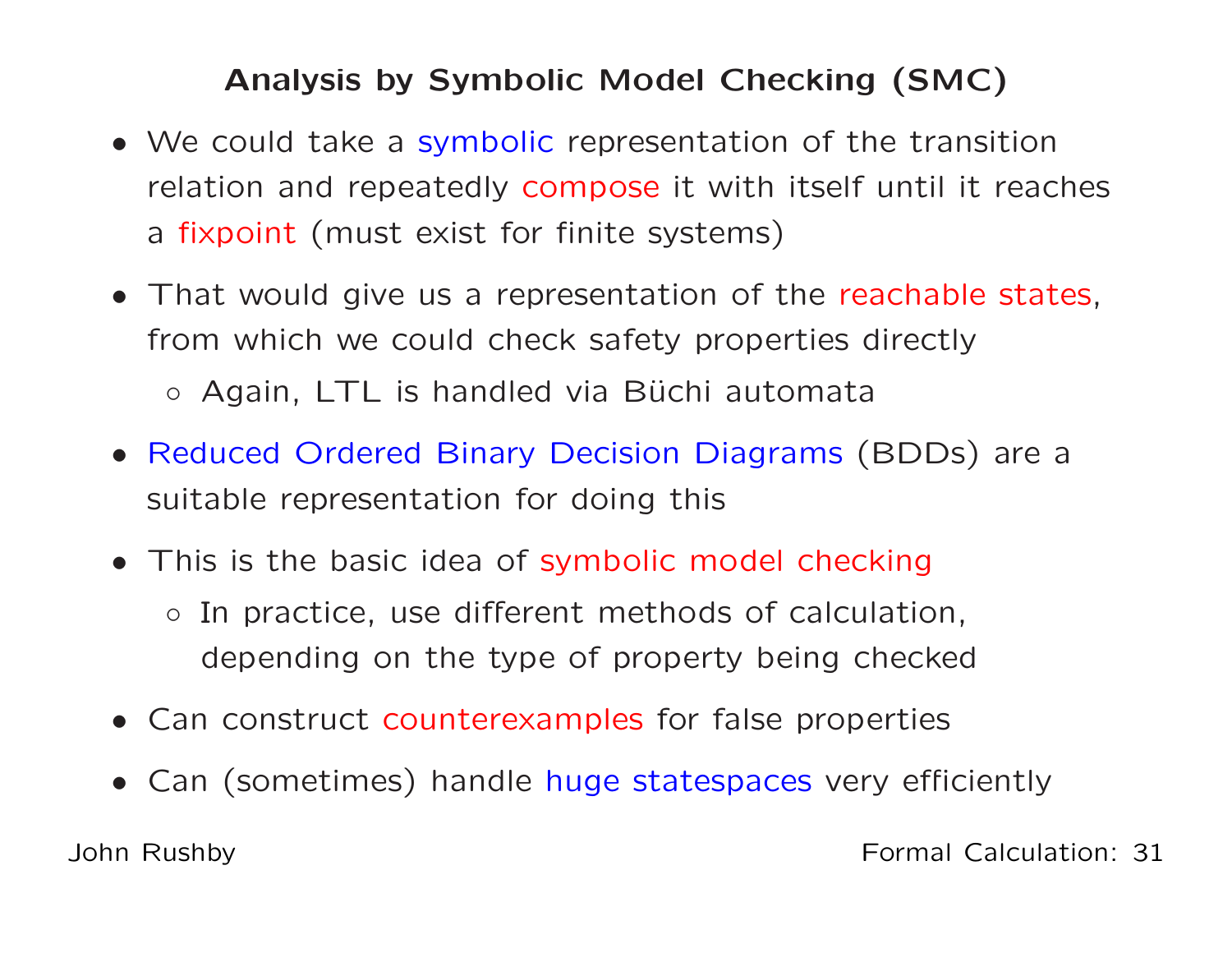# Analysis by Symbolic Model Checking (SMC)

- We could take a symbolic representation of the transition relation and repeatedly compose it with itself until it reaches a fixpoint (must exist for finite systems)
- That would give us a representation of the reachable states, from which we could check safety properties directly
  - Again, LTL is handled via Büchi automata
- Reduced Ordered Binary Decision Diagrams (BDDs) are a suitable representation for doing this
- This is the basic idea of symbolic model checking
  - In practice, use different methods of calculation, depending on the type of property being checked
- Can construct counterexamples for false properties
- Can (sometimes) handle huge statespaces very efficiently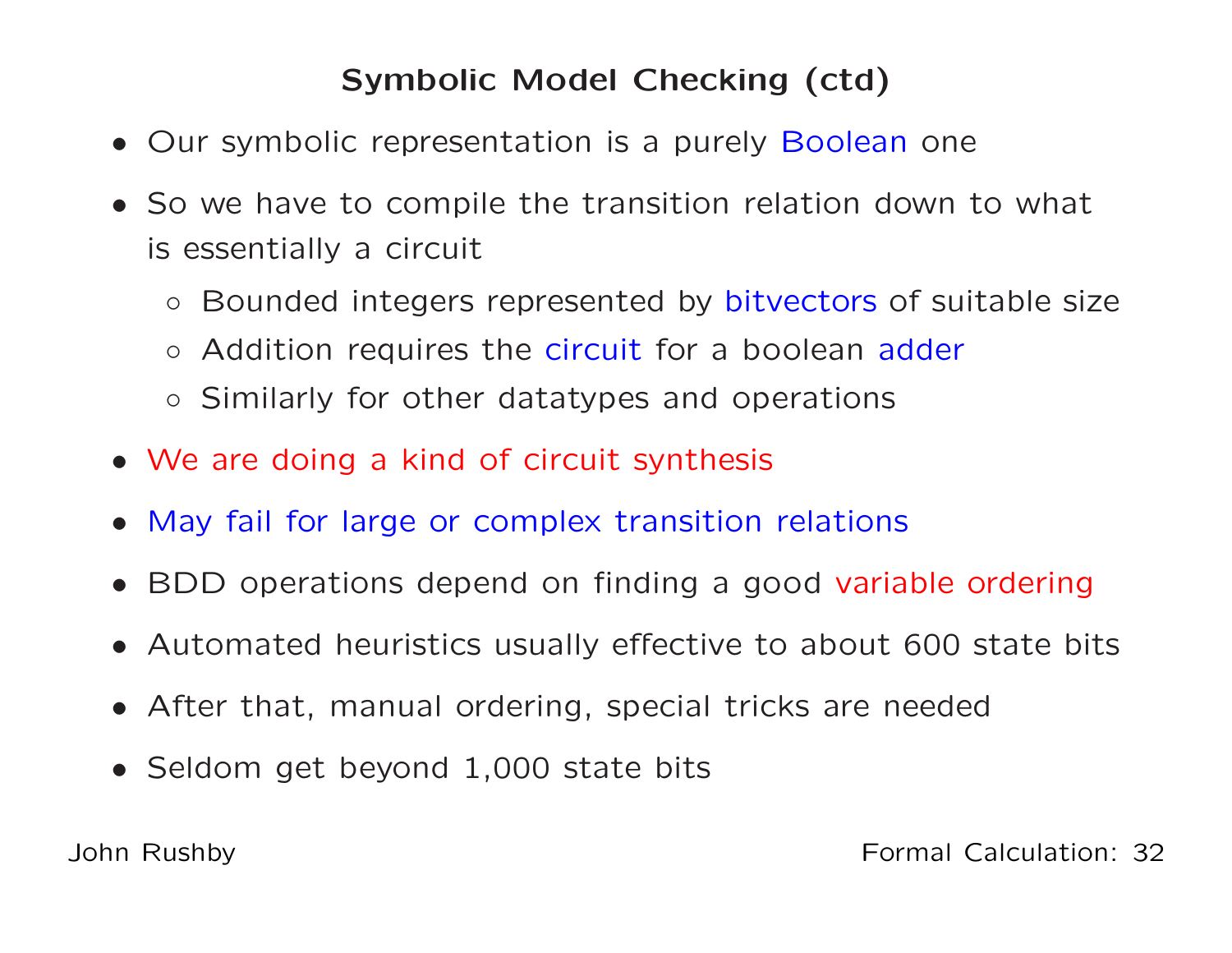## Symbolic Model Checking (ctd)

- Our symbolic representation is a purely Boolean one
- So we have to compile the transition relation down to what is essentially a circuit
  - Bounded integers represented by bitvectors of suitable size
  - Addition requires the circuit for a boolean adder
  - Similarly for other datatypes and operations
- We are doing a kind of circuit synthesis
- May fail for large or complex transition relations
- BDD operations depend on finding a good variable ordering
- Automated heuristics usually effective to about 600 state bits
- After that, manual ordering, special tricks are needed
- Seldom get beyond 1,000 state bits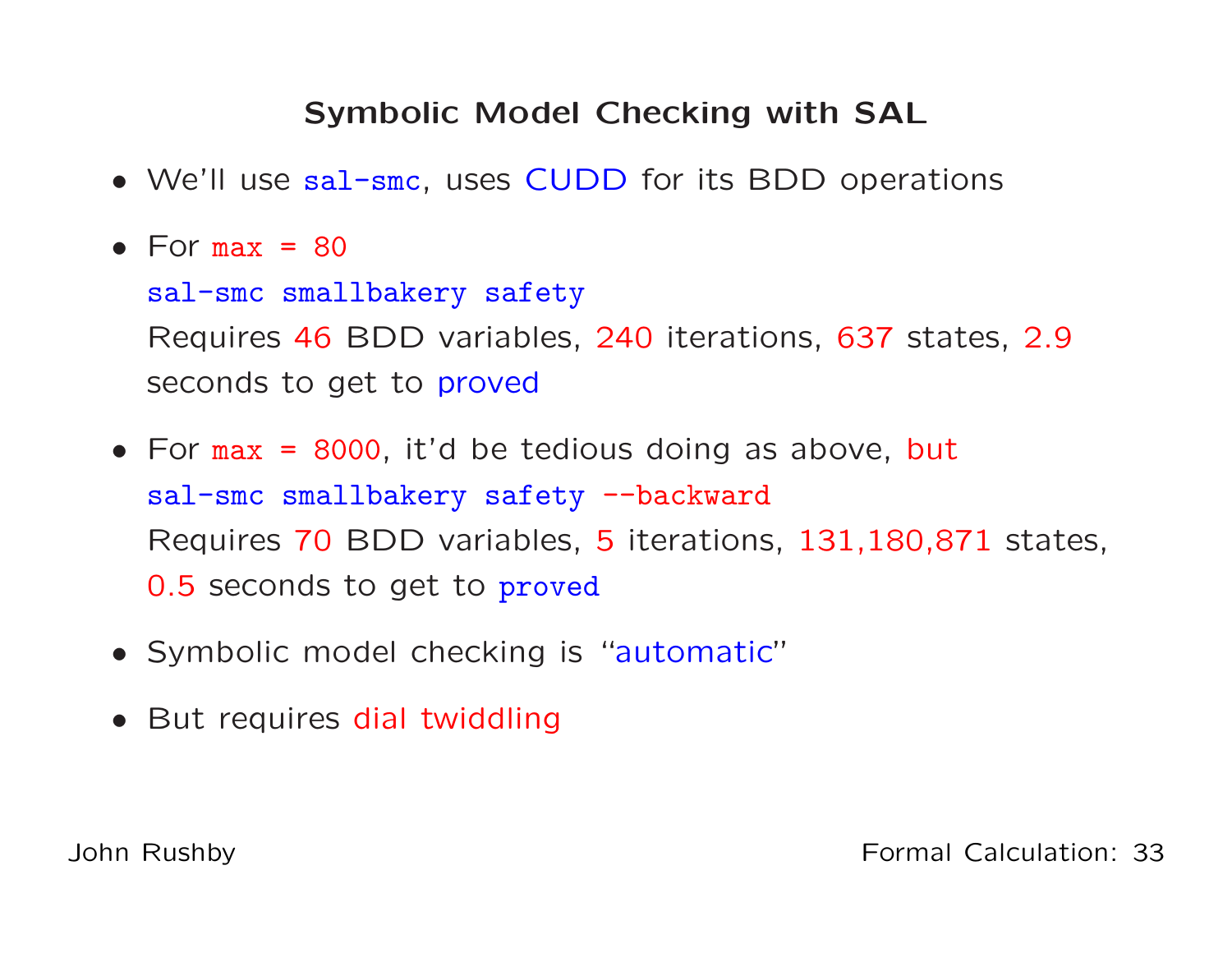## Symbolic Model Checking with SAL

- We'll use `sal-smc`, uses CUDD for its BDD operations
- For `max = 80`
  `sal-smc smallbakery safety`
  Requires 46 BDD variables, 240 iterations, 637 states, 2.9 seconds to get to proved
- For `max = 8000`, it'd be tedious doing as above, but
  `sal-smc smallbakery safety --backward`
  Requires 70 BDD variables, 5 iterations, 131,180,871 states, 0.5 seconds to get to `proved`
- Symbolic model checking is "automatic"
- But requires dial twiddling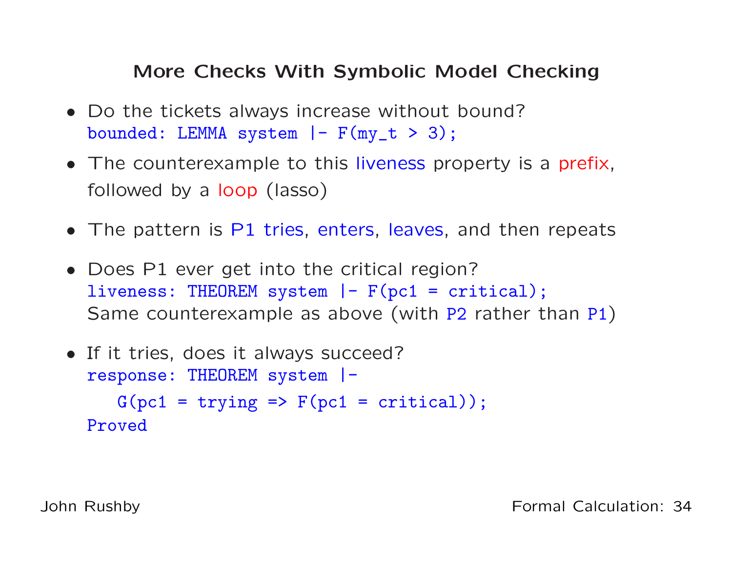## More Checks With Symbolic Model Checking

- Do the tickets always increase without bound?
  `bounded: LEMMA system |- F(my_t > 3);`
- The counterexample to this liveness property is a prefix, followed by a loop (lasso)
- The pattern is P1 tries, enters, leaves, and then repeats
- Does P1 ever get into the critical region?
  `liveness: THEOREM system |- F(pc1 = critical);`
  Same counterexample as above (with `P2` rather than `P1`)
- If it tries, does it always succeed?

```
response: THEOREM system |-
    G(pc1 = trying => F(pc1 = critical));
Proved
```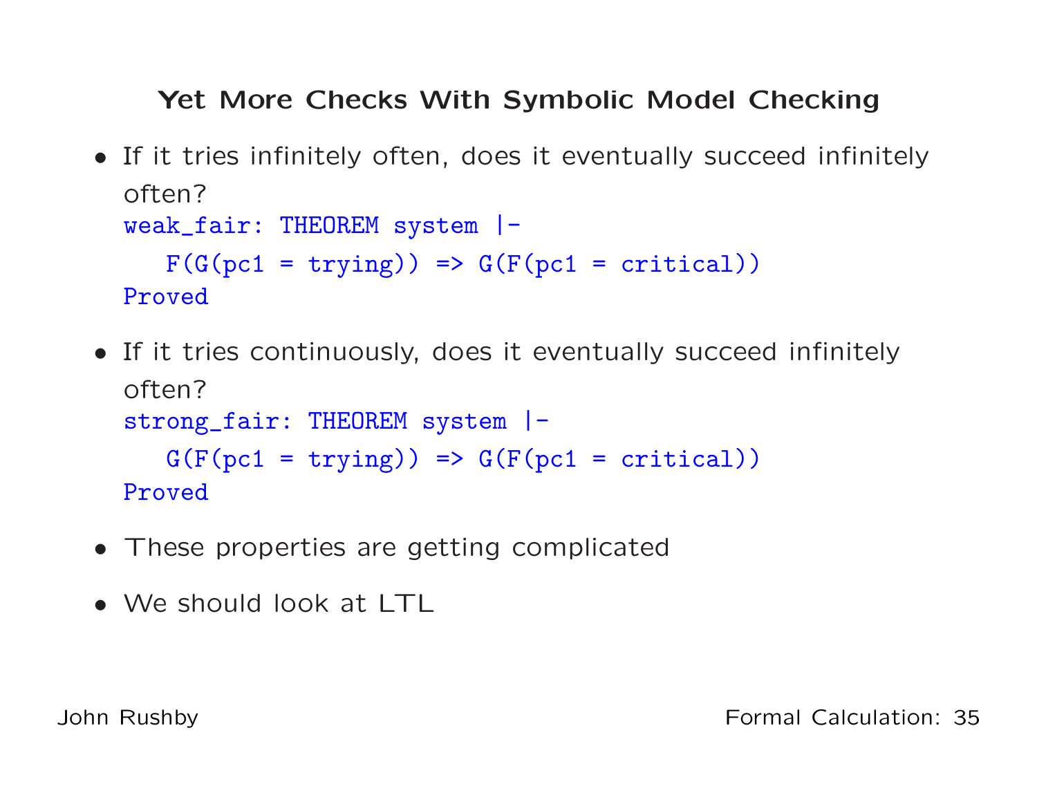## Yet More Checks With Symbolic Model Checking

- If it tries infinitely often, does it eventually succeed infinitely often?

```
weak_fair: THEOREM system |-
   F(G(pc1 = trying)) => G(F(pc1 = critical))
Proved
```

- If it tries continuously, does it eventually succeed infinitely often?

```
strong_fair: THEOREM system |-
   G(F(pc1 = trying)) => G(F(pc1 = critical))
Proved
```

- These properties are getting complicated
- We should look at LTL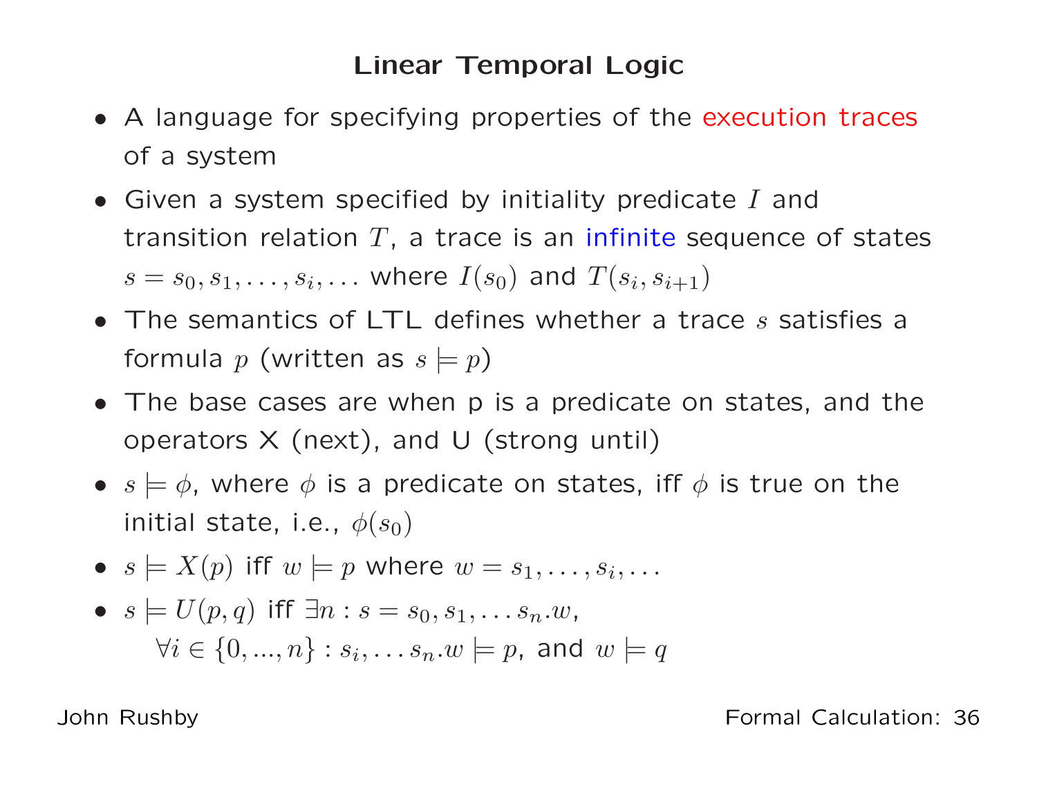# Linear Temporal Logic

- A language for specifying properties of the execution traces of a system
- Given a system specified by initiality predicate $I$ and transition relation $T$, a trace is an infinite sequence of states $s = s_0, s_1, \ldots, s_i, \ldots$ where $I(s_0)$ and $T(s_i, s_{i+1})$
- The semantics of LTL defines whether a trace $s$ satisfies a formula $p$ (written as $s \models p$)
- The base cases are when p is a predicate on states, and the operators X (next), and U (strong until)
- $s \models \phi$, where $\phi$ is a predicate on states, iff $\phi$ is true on the initial state, i.e., $\phi(s_0)$
- $s \models X(p)$ iff $w \models p$ where $w = s_1, \ldots, s_i, \ldots$
- $s \models U(p, q)$ iff $\exists n : s = s_0, s_1, \ldots s_n.w$,
  $\forall i \in \{0, ..., n\} : s_i, \ldots s_n.w \models p$, and $w \models q$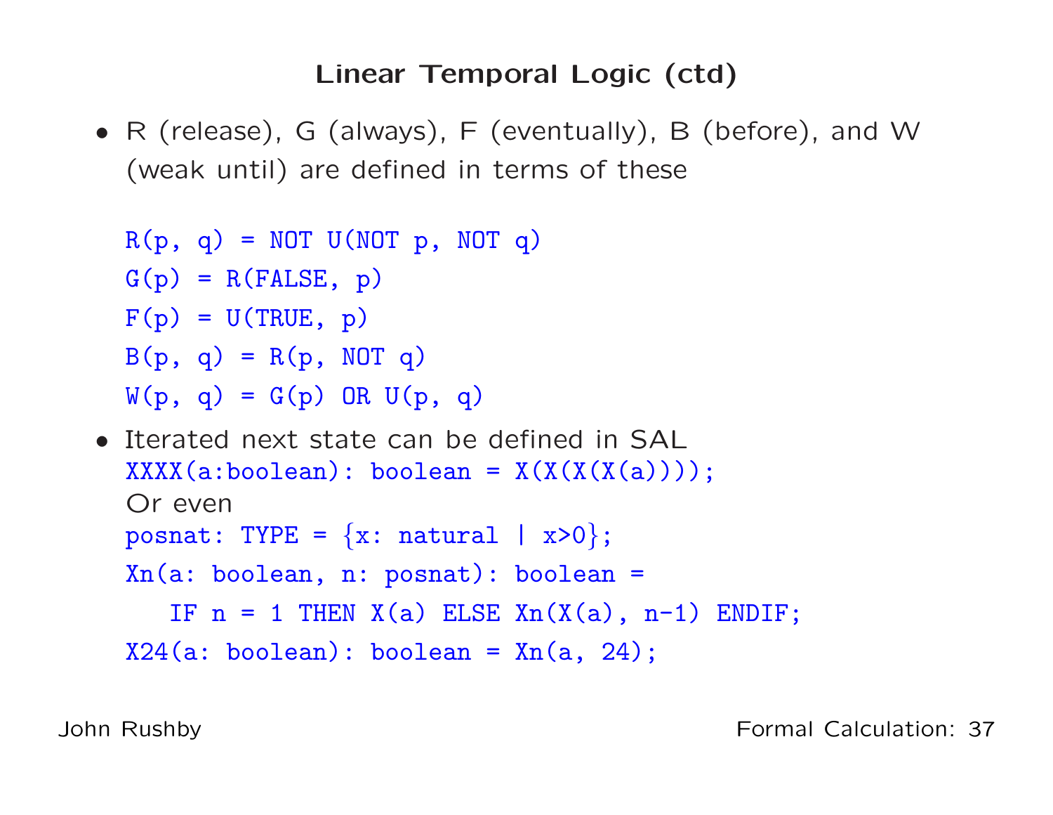# Linear Temporal Logic (ctd)

- R (release), G (always), F (eventually), B (before), and W (weak until) are defined in terms of these

```
R(p, q) = NOT U(NOT p, NOT q)
G(p) = R(FALSE, p)
F(p) = U(TRUE, p)
B(p, q) = R(p, NOT q)
W(p, q) = G(p) OR U(p, q)
```

- Iterated next state can be defined in SAL

```
XXXX(a:boolean): boolean = X(X(X(X(a))));
```

  Or even

```
posnat: TYPE = {x: natural | x>0};
Xn(a: boolean, n: posnat): boolean =
   IF n = 1 THEN X(a) ELSE Xn(X(a), n-1) ENDIF;
X24(a: boolean): boolean = Xn(a, 24);
```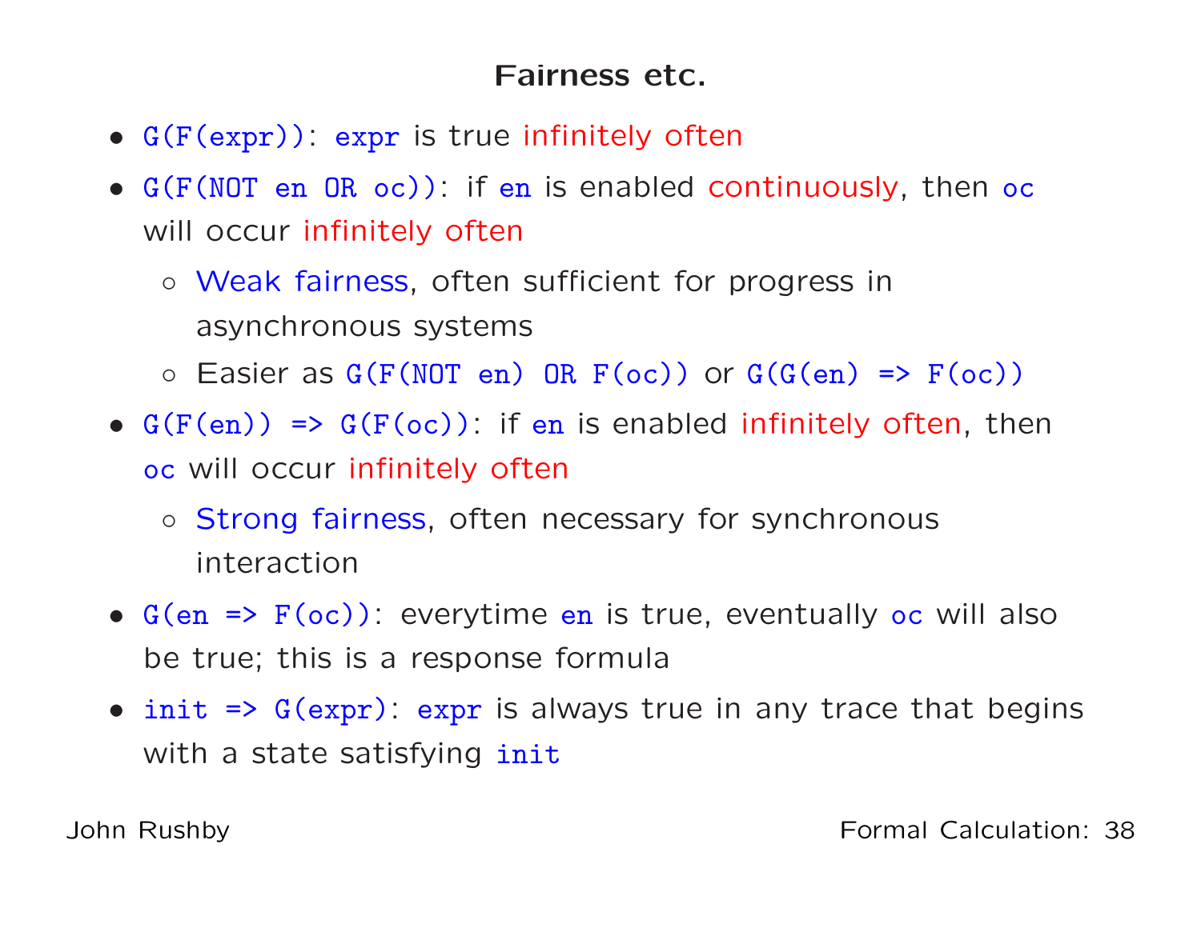## Fairness etc.

- `G(F(expr))`: `expr` is true infinitely often
- `G(F(NOT en OR oc))`: if `en` is enabled continuously, then `oc` will occur infinitely often
  - Weak fairness, often sufficient for progress in asynchronous systems
  - Easier as `G(F(NOT en) OR F(oc))` or `G(G(en) => F(oc))`
- `G(F(en)) => G(F(oc))`: if `en` is enabled infinitely often, then `oc` will occur infinitely often
  - Strong fairness, often necessary for synchronous interaction
- `G(en => F(oc))`: everytime `en` is true, eventually `oc` will also be true; this is a response formula
- `init => G(expr)`: `expr` is always true in any trace that begins with a state satisfying `init`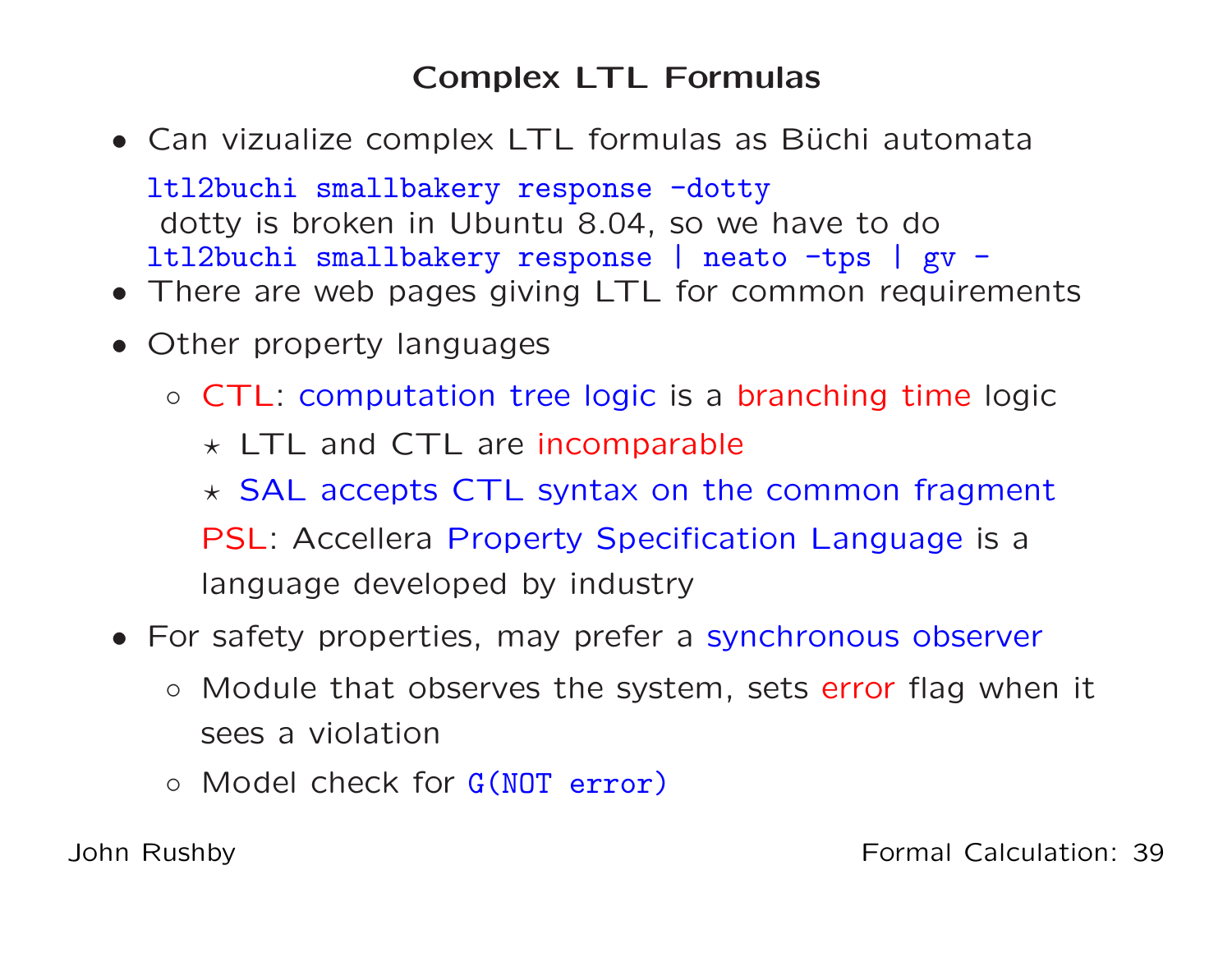# Complex LTL Formulas

- Can vizualize complex LTL formulas as Büchi automata

  `ltl2buchi smallbakery response -dotty`
  dotty is broken in Ubuntu 8.04, so we have to do
  `ltl2buchi smallbakery response | neato -tps | gv -`
- There are web pages giving LTL for common requirements
- Other property languages
  - CTL: computation tree logic is a branching time logic
    - ⋆ LTL and CTL are incomparable
    - ⋆ SAL accepts CTL syntax on the common fragment

    PSL: Accellera Property Specification Language is a language developed by industry
- For safety properties, may prefer a synchronous observer
  - Module that observes the system, sets error flag when it sees a violation
  - Model check for `G(NOT error)`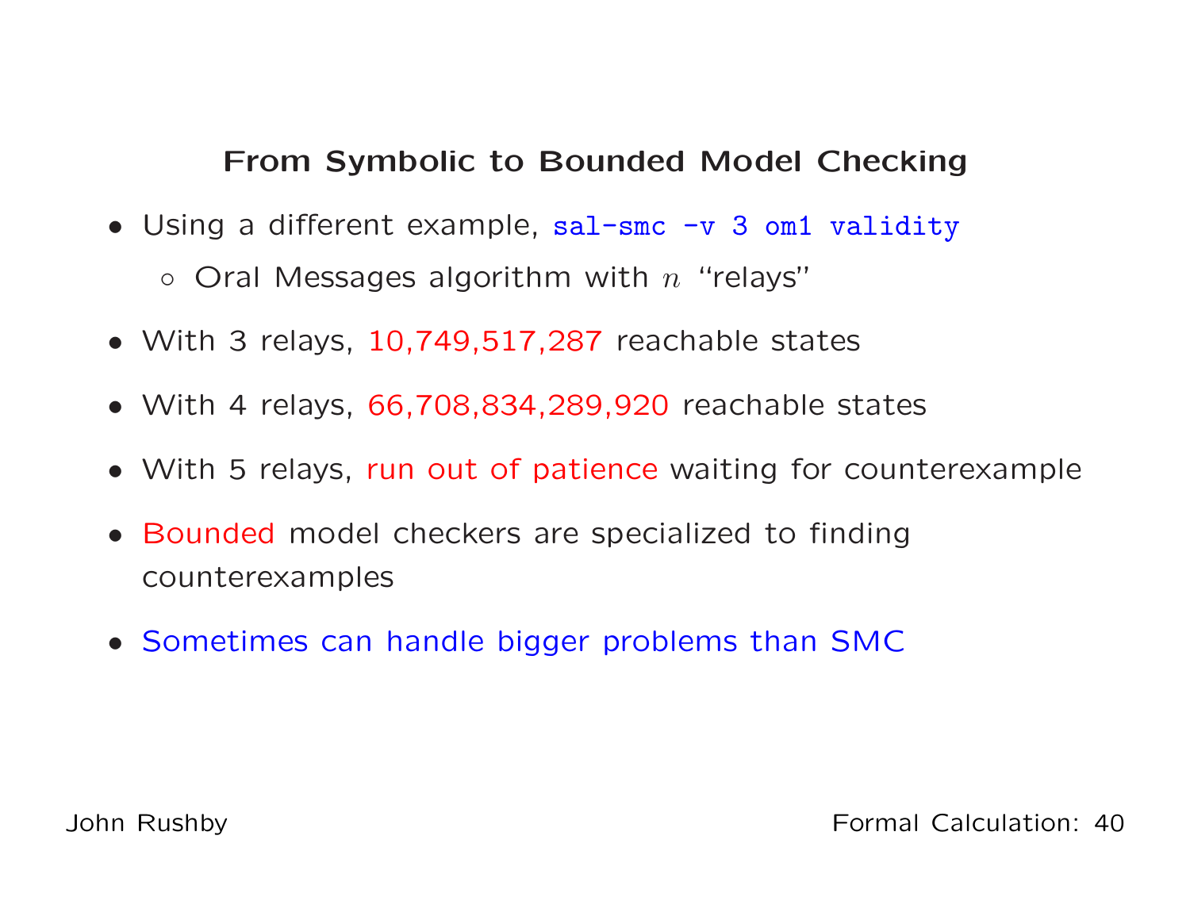## From Symbolic to Bounded Model Checking

- Using a different example, `sal-smc -v 3 om1 validity`
  - Oral Messages algorithm with $n$ "relays"
- With 3 relays, 10,749,517,287 reachable states
- With 4 relays, 66,708,834,289,920 reachable states
- With 5 relays, run out of patience waiting for counterexample
- Bounded model checkers are specialized to finding counterexamples
- Sometimes can handle bigger problems than SMC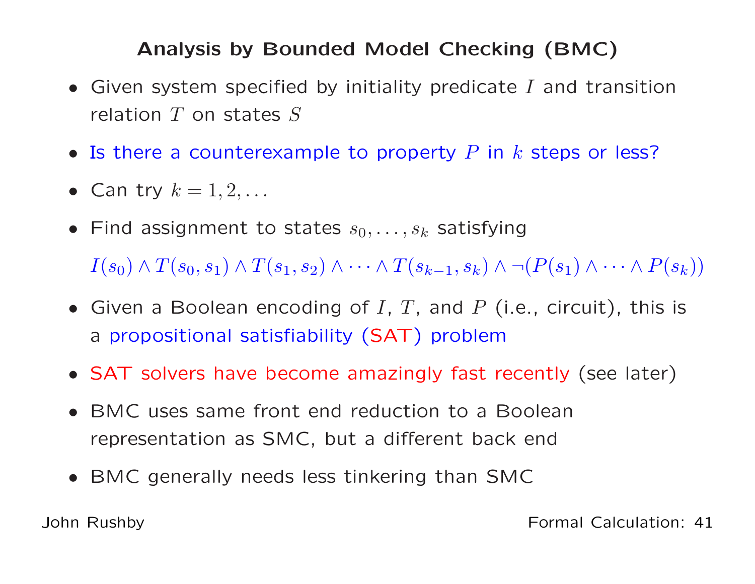## Analysis by Bounded Model Checking (BMC)

- Given system specified by initiality predicate $I$ and transition relation $T$ on states $S$
- Is there a counterexample to property $P$ in $k$ steps or less?
- Can try $k = 1, 2, \ldots$
- Find assignment to states $s_0, \ldots, s_k$ satisfying

  $$I(s_0) \wedge T(s_0, s_1) \wedge T(s_1, s_2) \wedge \cdots \wedge T(s_{k-1}, s_k) \wedge \neg(P(s_1) \wedge \cdots \wedge P(s_k))$$

- Given a Boolean encoding of $I$, $T$, and $P$ (i.e., circuit), this is a propositional satisfiability (SAT) problem
- SAT solvers have become amazingly fast recently (see later)
- BMC uses same front end reduction to a Boolean representation as SMC, but a different back end
- BMC generally needs less tinkering than SMC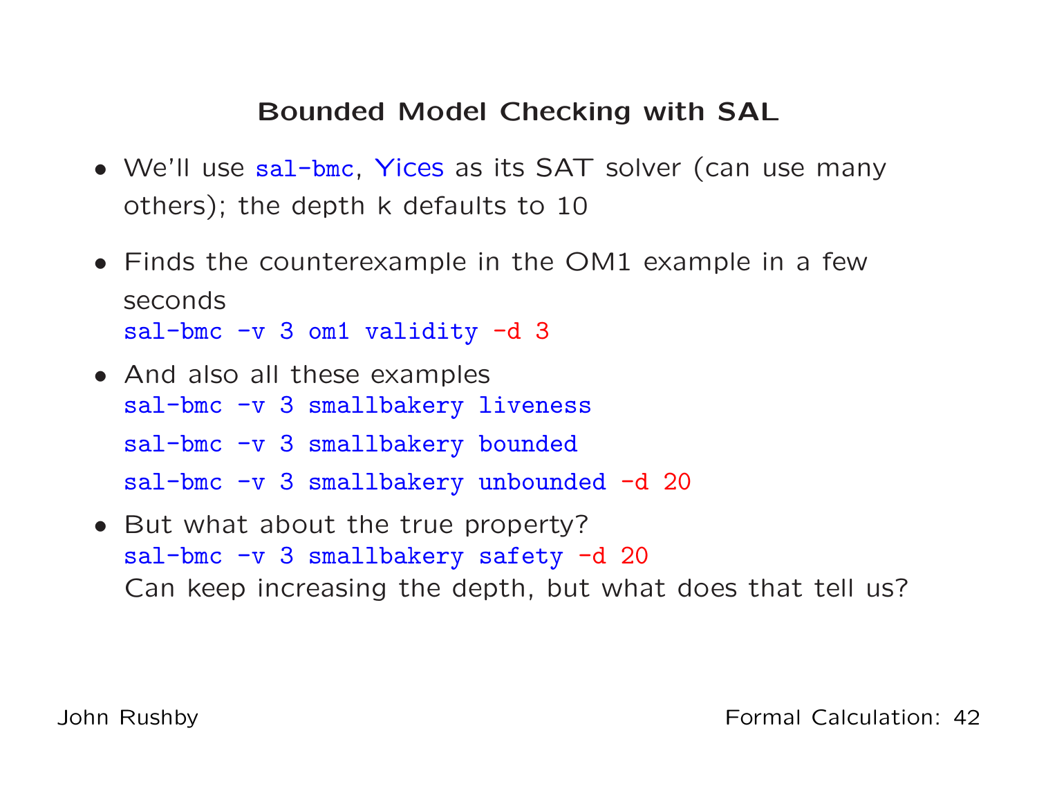# Bounded Model Checking with SAL

- We'll use `sal-bmc`, Yices as its SAT solver (can use many others); the depth k defaults to 10
- Finds the counterexample in the OM1 example in a few seconds
  `sal-bmc -v 3 om1 validity -d 3`
- And also all these examples
  `sal-bmc -v 3 smallbakery liveness`
  `sal-bmc -v 3 smallbakery bounded`
  `sal-bmc -v 3 smallbakery unbounded -d 20`
- But what about the true property?
  `sal-bmc -v 3 smallbakery safety -d 20`
  Can keep increasing the depth, but what does that tell us?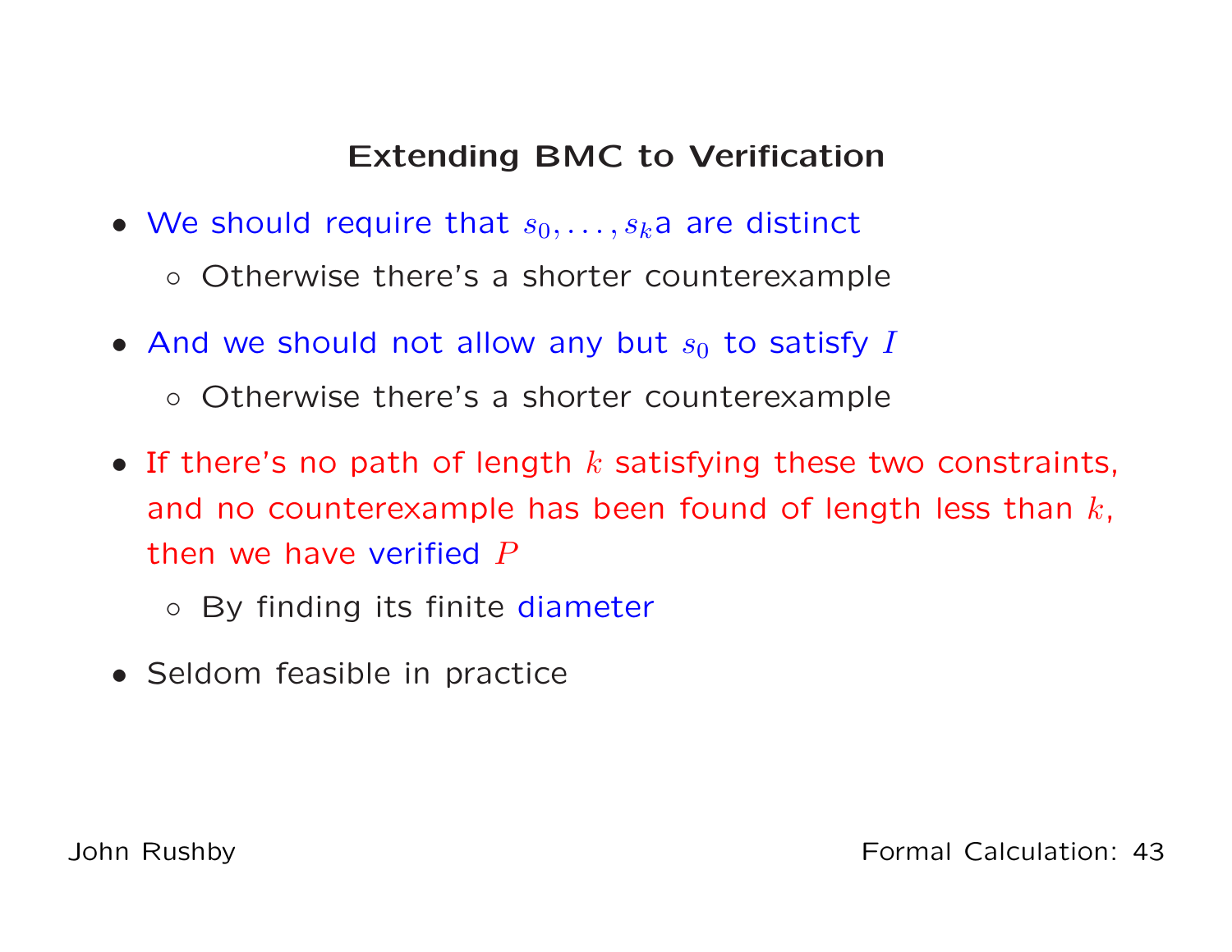## Extending BMC to Verification

- We should require that $s_0, \ldots, s_k$a are distinct
  - Otherwise there's a shorter counterexample
- And we should not allow any but $s_0$ to satisfy $I$
  - Otherwise there's a shorter counterexample
- If there's no path of length $k$ satisfying these two constraints, and no counterexample has been found of length less than $k$, then we have verified $P$
  - By finding its finite diameter
- Seldom feasible in practice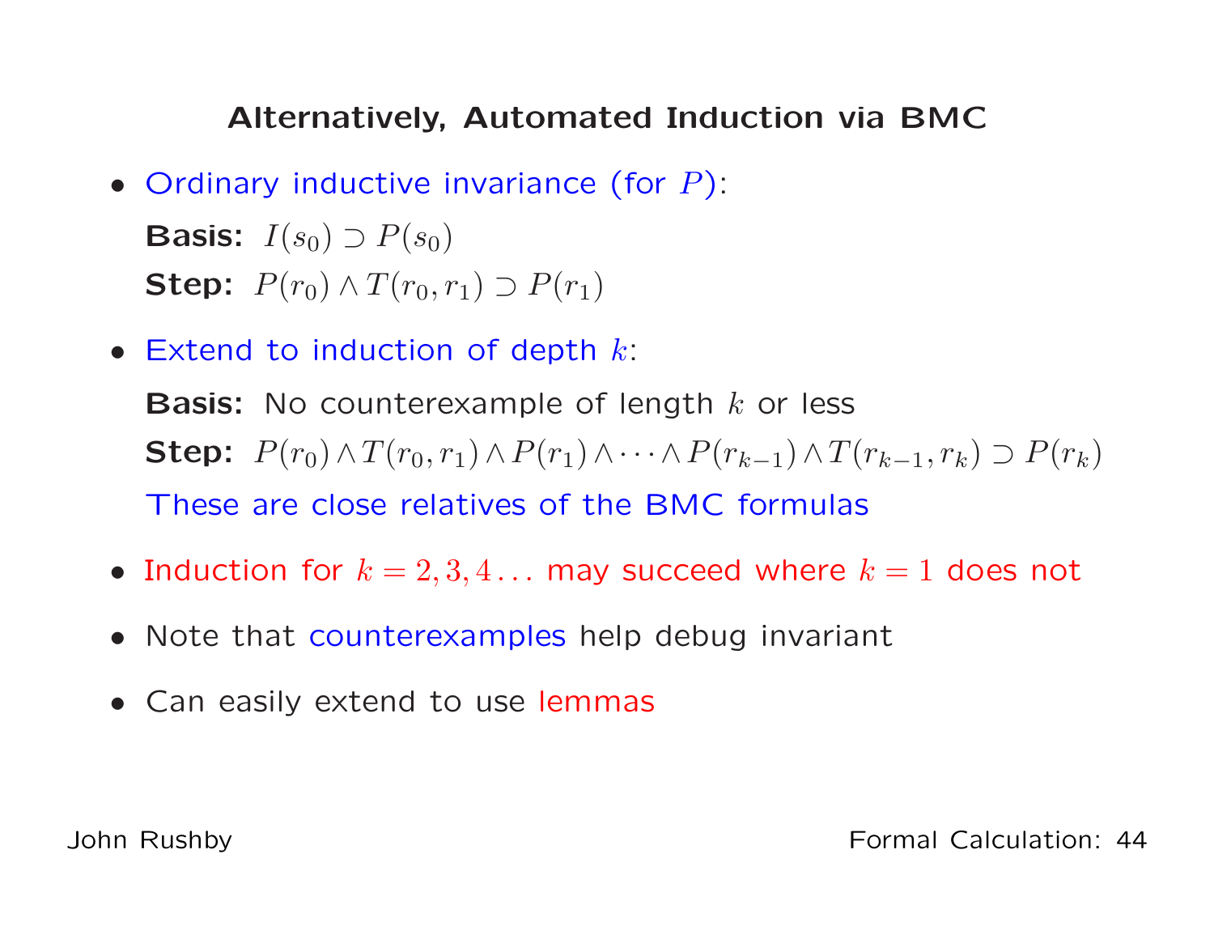## Alternatively, Automated Induction via BMC

- Ordinary inductive invariance (for $P$):

  **Basis:** $I(s_0) \supset P(s_0)$

  **Step:** $P(r_0) \wedge T(r_0, r_1) \supset P(r_1)$

- Extend to induction of depth $k$:

  **Basis:** No counterexample of length $k$ or less

  **Step:** $P(r_0) \wedge T(r_0, r_1) \wedge P(r_1) \wedge \cdots \wedge P(r_{k-1}) \wedge T(r_{k-1}, r_k) \supset P(r_k)$

  These are close relatives of the BMC formulas

- Induction for $k = 2, 3, 4 \ldots$ may succeed where $k = 1$ does not
- Note that counterexamples help debug invariant
- Can easily extend to use lemmas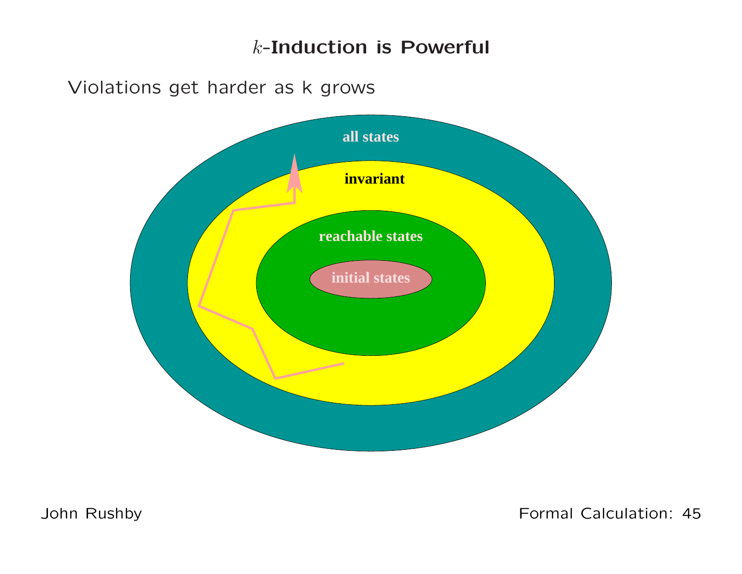# $k$-Induction is Powerful

Violations get harder as k grows

all states

invariant

reachable states

initial states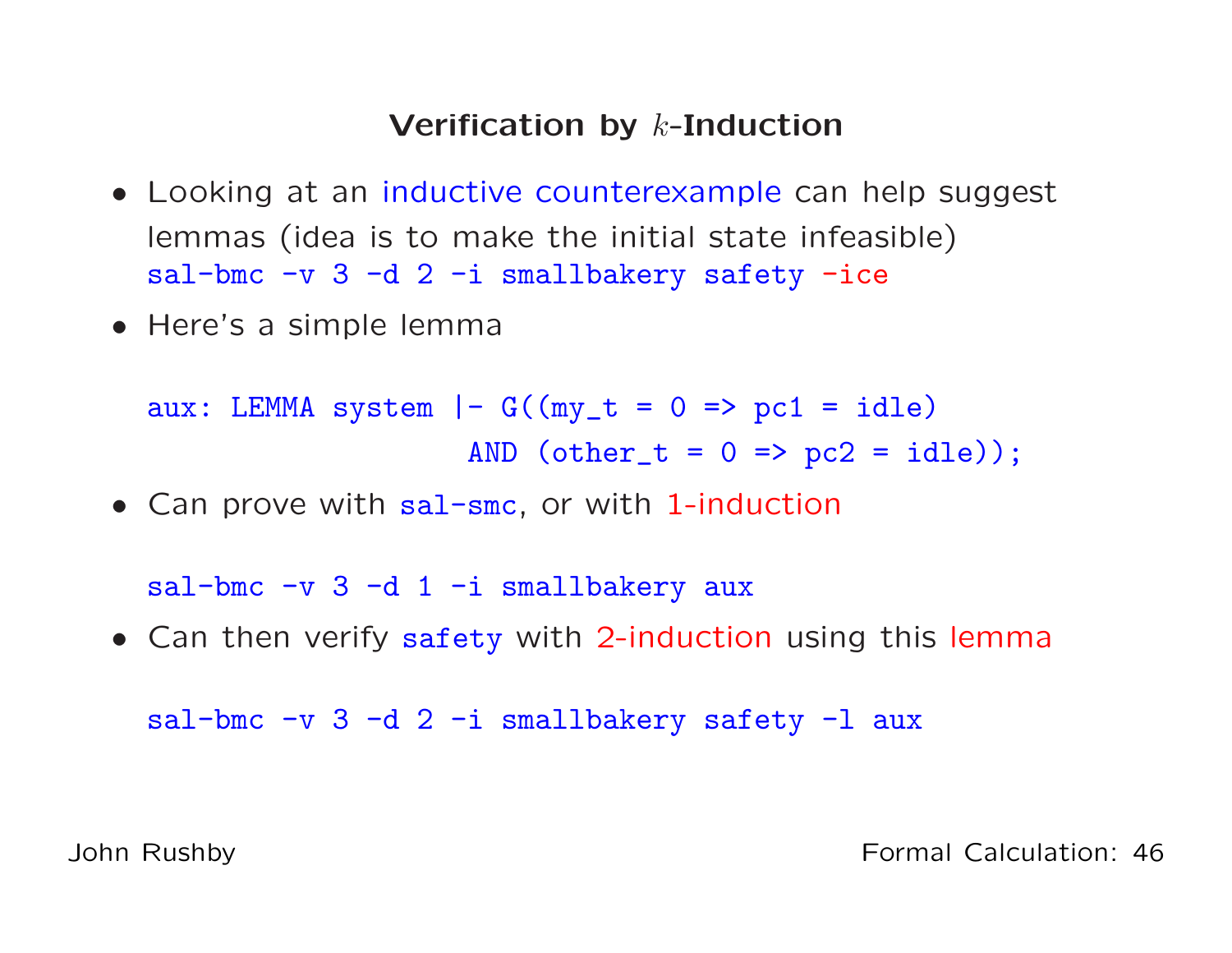## Verification by $k$-Induction

- Looking at an inductive counterexample can help suggest lemmas (idea is to make the initial state infeasible)
  `sal-bmc -v 3 -d 2 -i smallbakery safety -ice`
- Here's a simple lemma

```
aux: LEMMA system |- G((my_t = 0 => pc1 = idle)
                   AND (other_t = 0 => pc2 = idle));
```

- Can prove with `sal-smc`, or with 1-induction

```
sal-bmc -v 3 -d 1 -i smallbakery aux
```

- Can then verify `safety` with 2-induction using this lemma

```
sal-bmc -v 3 -d 2 -i smallbakery safety -l aux
```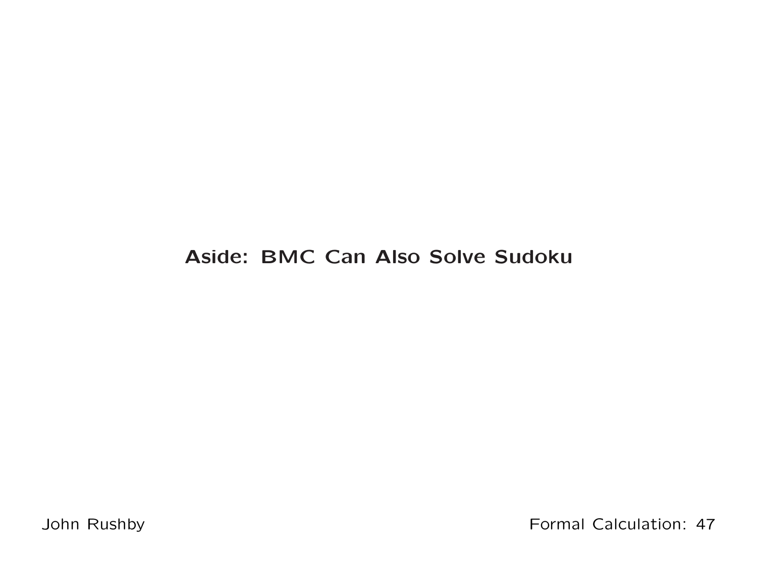# Aside: BMC Can Also Solve Sudoku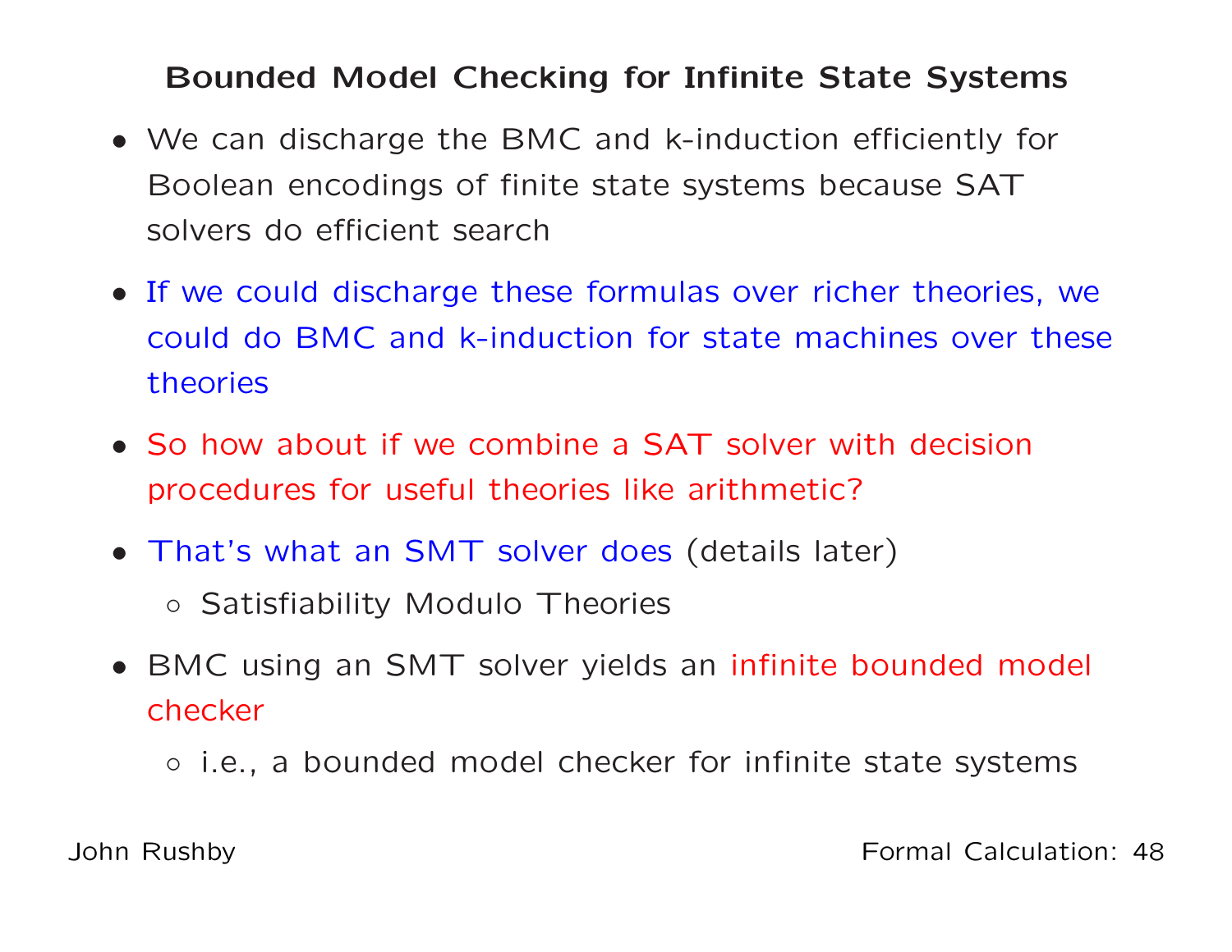# Bounded Model Checking for Infinite State Systems

- We can discharge the BMC and k-induction efficiently for Boolean encodings of finite state systems because SAT solvers do efficient search
- If we could discharge these formulas over richer theories, we could do BMC and k-induction for state machines over these theories
- So how about if we combine a SAT solver with decision procedures for useful theories like arithmetic?
- That's what an SMT solver does (details later)
  - Satisfiability Modulo Theories
- BMC using an SMT solver yields an infinite bounded model checker
  - i.e., a bounded model checker for infinite state systems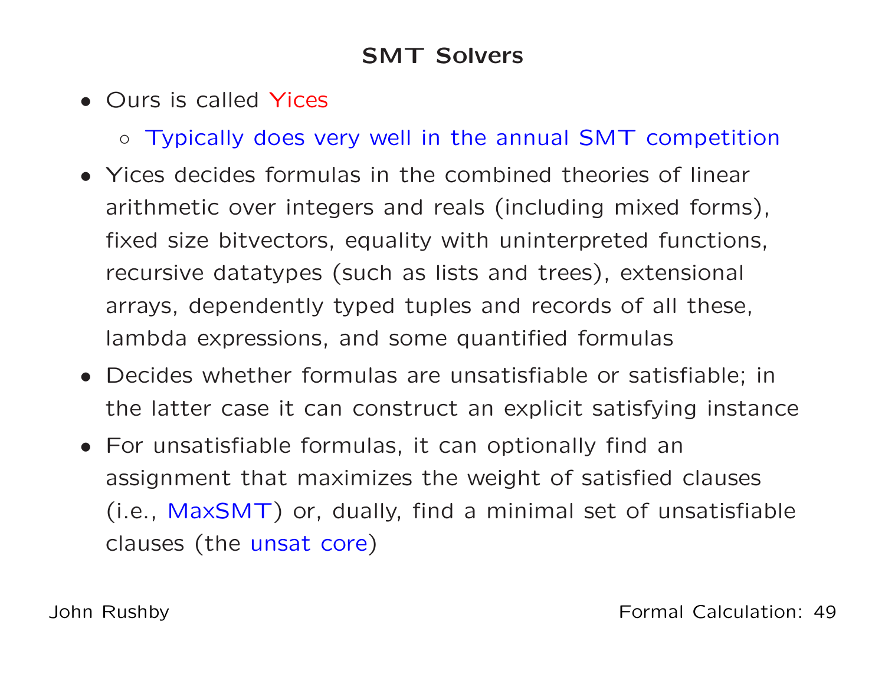## SMT Solvers

- Ours is called Yices
  - Typically does very well in the annual SMT competition
- Yices decides formulas in the combined theories of linear arithmetic over integers and reals (including mixed forms), fixed size bitvectors, equality with uninterpreted functions, recursive datatypes (such as lists and trees), extensional arrays, dependently typed tuples and records of all these, lambda expressions, and some quantified formulas
- Decides whether formulas are unsatisfiable or satisfiable; in the latter case it can construct an explicit satisfying instance
- For unsatisfiable formulas, it can optionally find an assignment that maximizes the weight of satisfied clauses (i.e., MaxSMT) or, dually, find a minimal set of unsatisfiable clauses (the unsat core)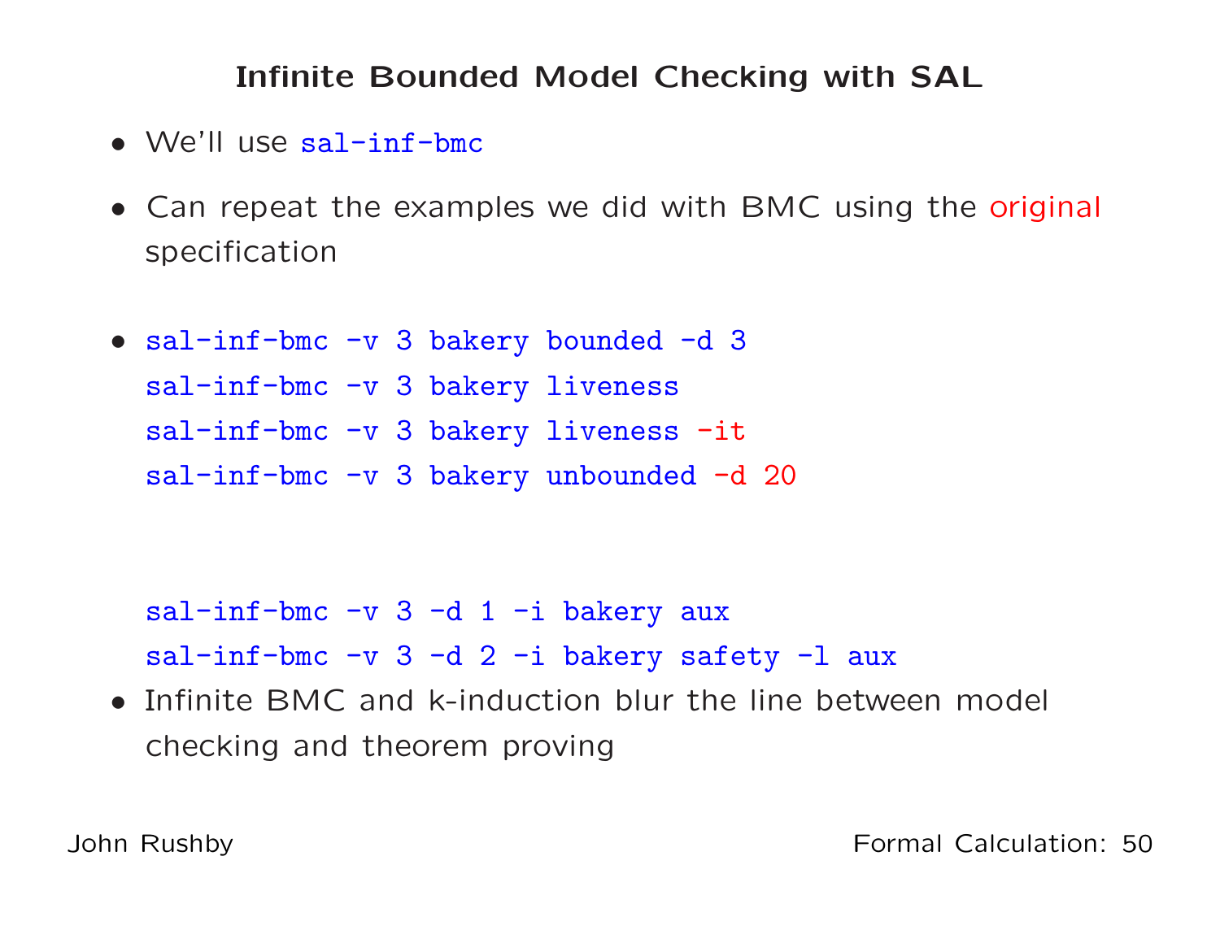# Infinite Bounded Model Checking with SAL

- We'll use `sal-inf-bmc`
- Can repeat the examples we did with BMC using the original specification
- ```
  sal-inf-bmc -v 3 bakery bounded -d 3
  sal-inf-bmc -v 3 bakery liveness
  sal-inf-bmc -v 3 bakery liveness -it
  sal-inf-bmc -v 3 bakery unbounded -d 20


  sal-inf-bmc -v 3 -d 1 -i bakery aux
  sal-inf-bmc -v 3 -d 2 -i bakery safety -l aux
  ```
- Infinite BMC and k-induction blur the line between model checking and theorem proving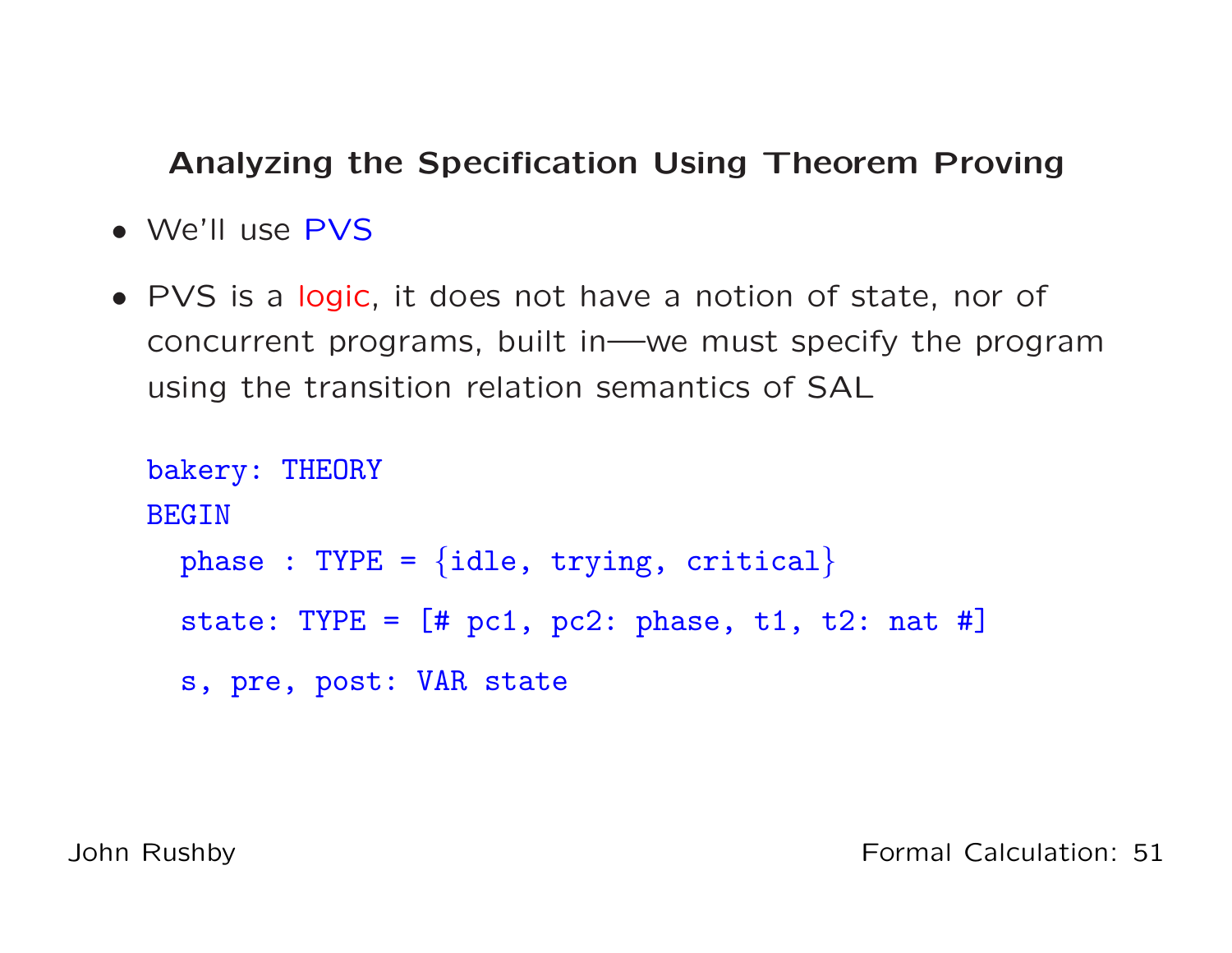## Analyzing the Specification Using Theorem Proving

- We'll use PVS
- PVS is a logic, it does not have a notion of state, nor of concurrent programs, built in—we must specify the program using the transition relation semantics of SAL

```
bakery: THEORY
BEGIN
  phase : TYPE = {idle, trying, critical}

  state: TYPE = [# pc1, pc2: phase, t1, t2: nat #]

  s, pre, post: VAR state
```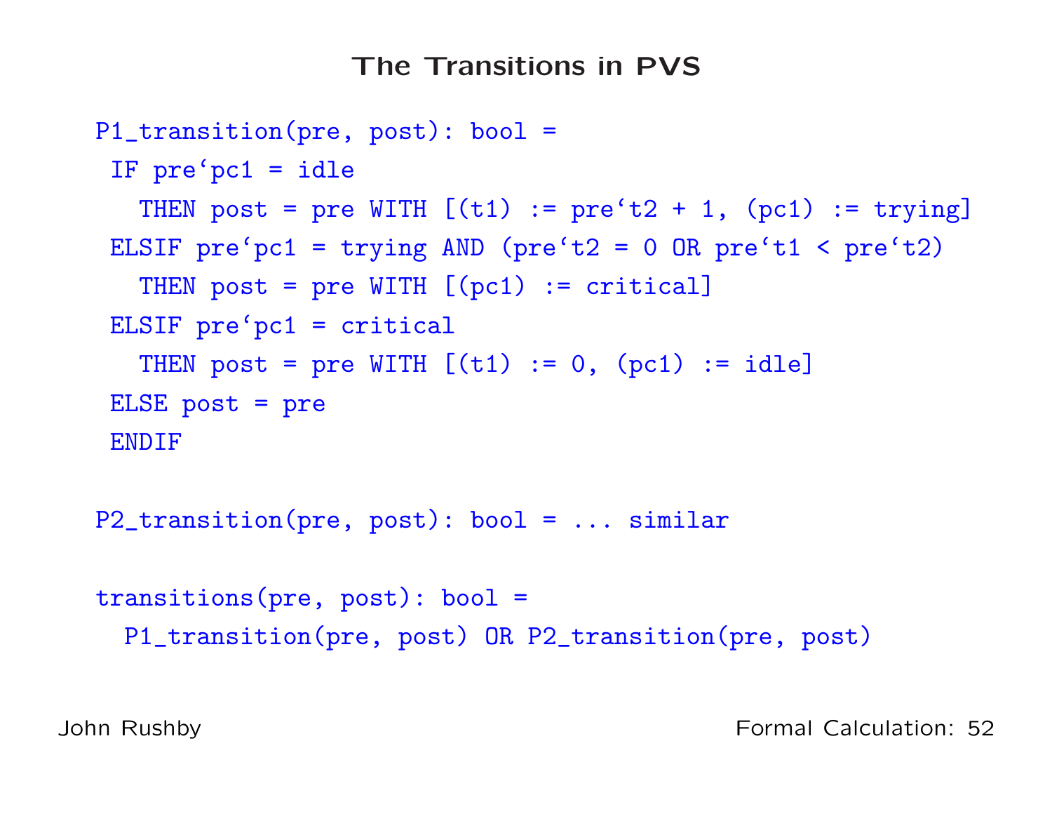# The Transitions in PVS

```
P1_transition(pre, post): bool =
 IF pre‘pc1 = idle
   THEN post = pre WITH [(t1) := pre‘t2 + 1, (pc1) := trying]
 ELSIF pre‘pc1 = trying AND (pre‘t2 = 0 OR pre‘t1 < pre‘t2)
   THEN post = pre WITH [(pc1) := critical]
 ELSIF pre‘pc1 = critical
   THEN post = pre WITH [(t1) := 0, (pc1) := idle]
 ELSE post = pre
 ENDIF

P2_transition(pre, post): bool = ... similar

transitions(pre, post): bool =
  P1_transition(pre, post) OR P2_transition(pre, post)
```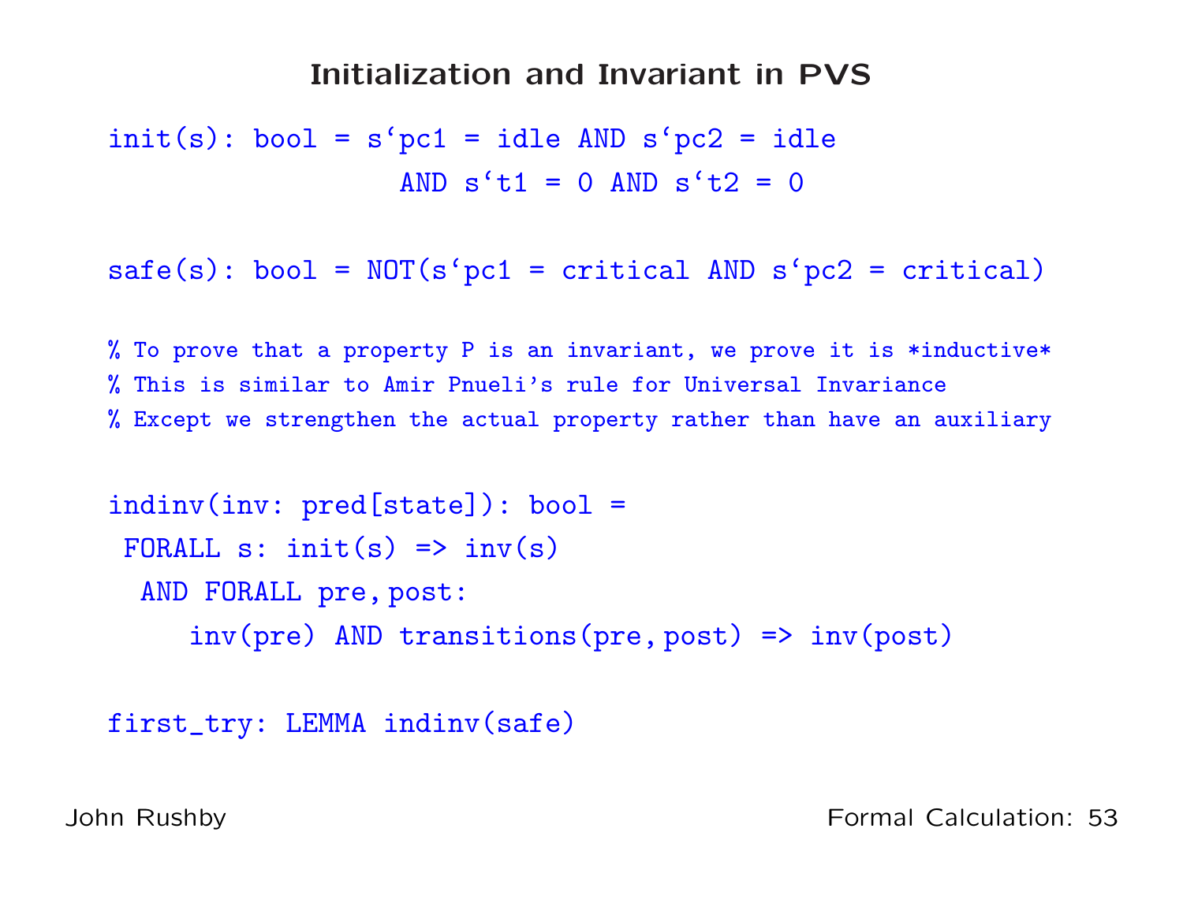# Initialization and Invariant in PVS

```
init(s): bool = s`pc1 = idle AND s`pc2 = idle
                AND s`t1 = 0 AND s`t2 = 0

safe(s): bool = NOT(s`pc1 = critical AND s`pc2 = critical)

% To prove that a property P is an invariant, we prove it is *inductive*
% This is similar to Amir Pnueli's rule for Universal Invariance
% Except we strengthen the actual property rather than have an auxiliary

indinv(inv: pred[state]): bool =
 FORALL s: init(s) => inv(s)
  AND FORALL pre,post:
     inv(pre) AND transitions(pre,post) => inv(post)

first_try: LEMMA indinv(safe)
```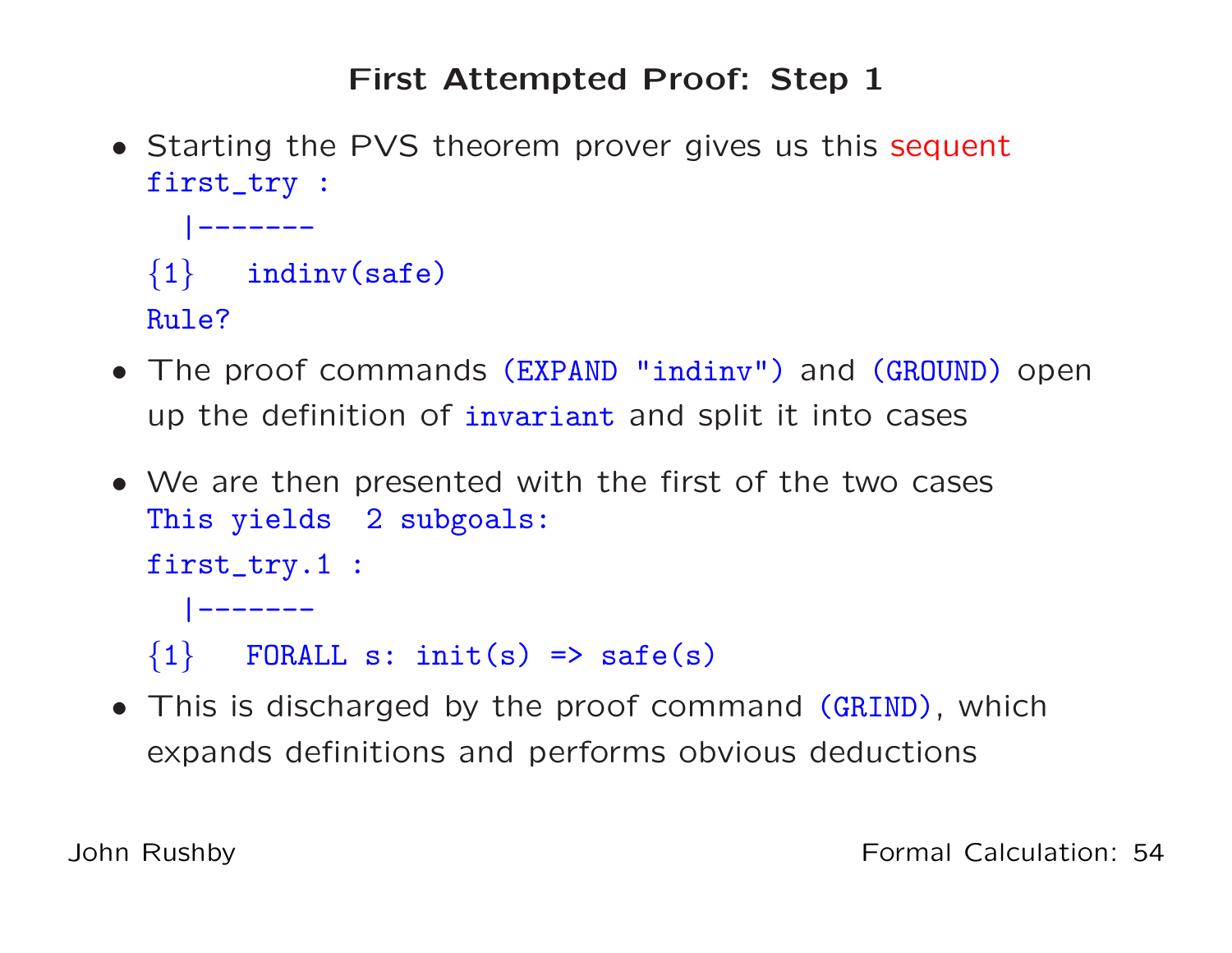# First Attempted Proof: Step 1

- Starting the PVS theorem prover gives us this sequent

```
first_try :
  |-------
{1}   indinv(safe)
Rule?
```

- The proof commands `(EXPAND "indinv")` and `(GROUND)` open up the definition of `invariant` and split it into cases

- We are then presented with the first of the two cases

```
This yields  2 subgoals:
first_try.1 :
  |-------
{1}   FORALL s: init(s) => safe(s)
```

- This is discharged by the proof command `(GRIND)`, which expands definitions and performs obvious deductions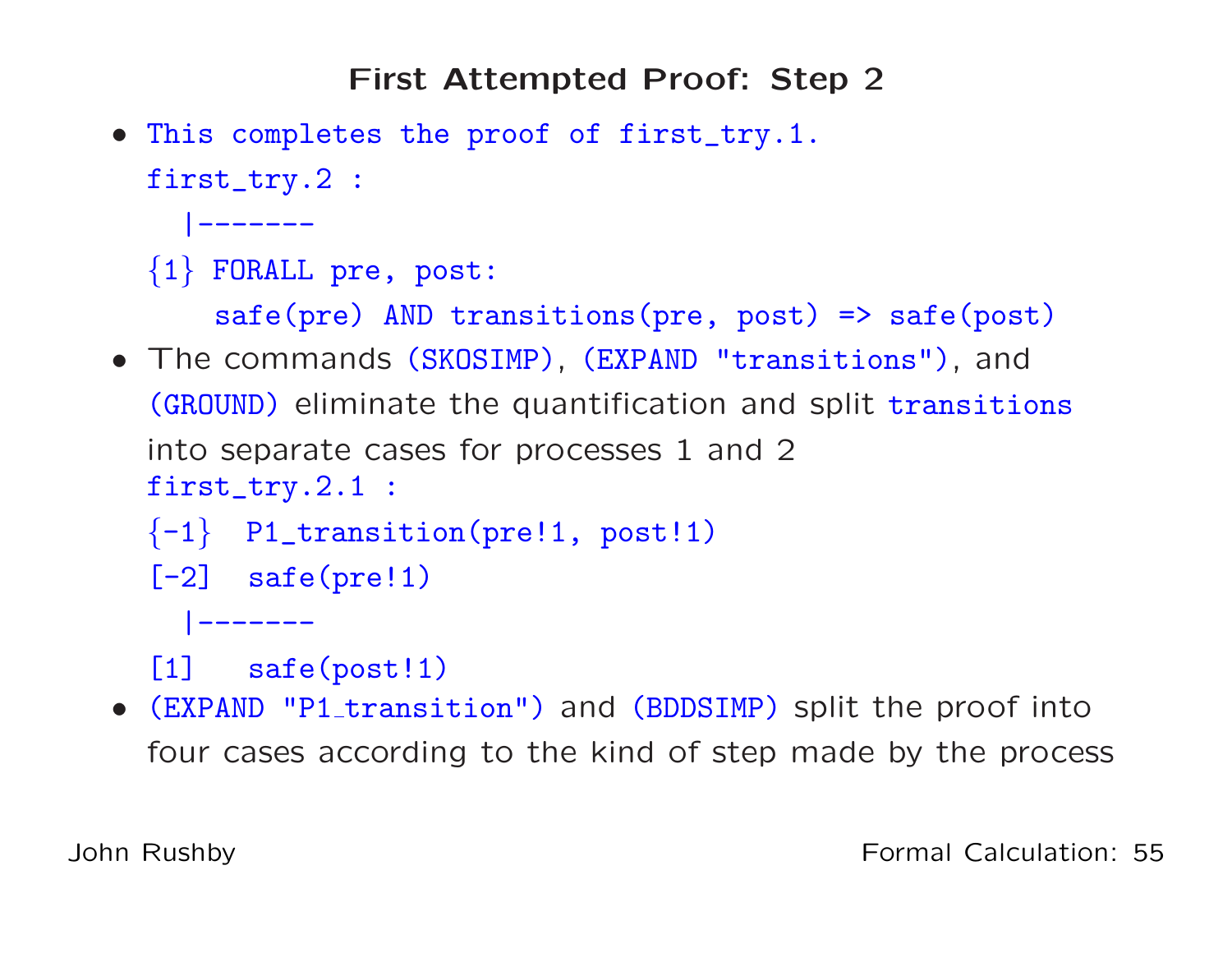## First Attempted Proof: Step 2

- This completes the proof of first_try.1.

  ```
  first_try.2 :
    |-------
  {1} FORALL pre, post:
      safe(pre) AND transitions(pre, post) => safe(post)
  ```

- The commands `(SKOSIMP)`, `(EXPAND "transitions")`, and `(GROUND)` eliminate the quantification and split `transitions` into separate cases for processes 1 and 2

  ```
  first_try.2.1 :
  {-1}  P1_transition(pre!1, post!1)
  [-2]  safe(pre!1)
    |-------
  [1]   safe(post!1)
  ```

- `(EXPAND "P1_transition")` and `(BDDSIMP)` split the proof into four cases according to the kind of step made by the process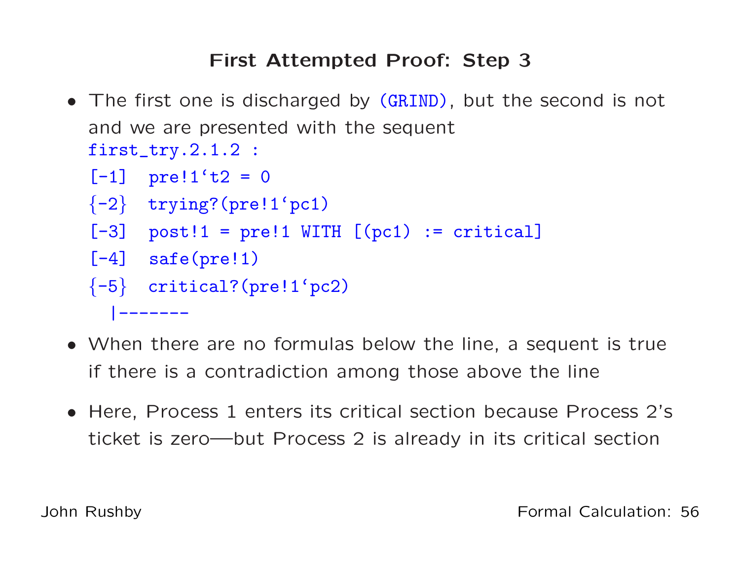## First Attempted Proof: Step 3

- The first one is discharged by (GRIND), but the second is not and we are presented with the sequent

```
first_try.2.1.2 :
[-1]  pre!1`t2 = 0
{-2}  trying?(pre!1`pc1)
[-3]  post!1 = pre!1 WITH [(pc1) := critical]
[-4]  safe(pre!1)
{-5}  critical?(pre!1`pc2)
  |-------
```

- When there are no formulas below the line, a sequent is true if there is a contradiction among those above the line
- Here, Process 1 enters its critical section because Process 2's ticket is zero—but Process 2 is already in its critical section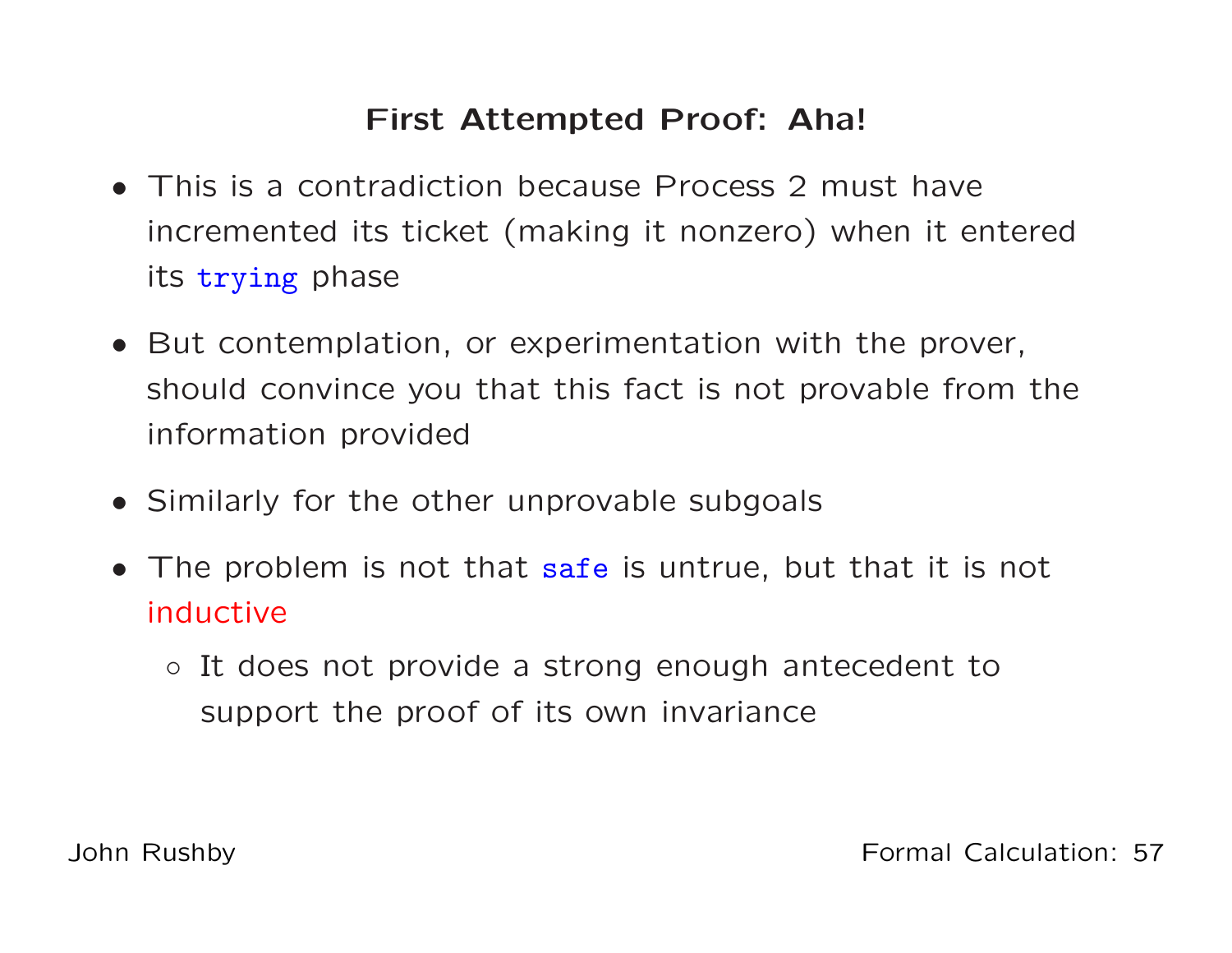## First Attempted Proof: Aha!

- This is a contradiction because Process 2 must have incremented its ticket (making it nonzero) when it entered its `trying` phase
- But contemplation, or experimentation with the prover, should convince you that this fact is not provable from the information provided
- Similarly for the other unprovable subgoals
- The problem is not that `safe` is untrue, but that it is not inductive
  - It does not provide a strong enough antecedent to support the proof of its own invariance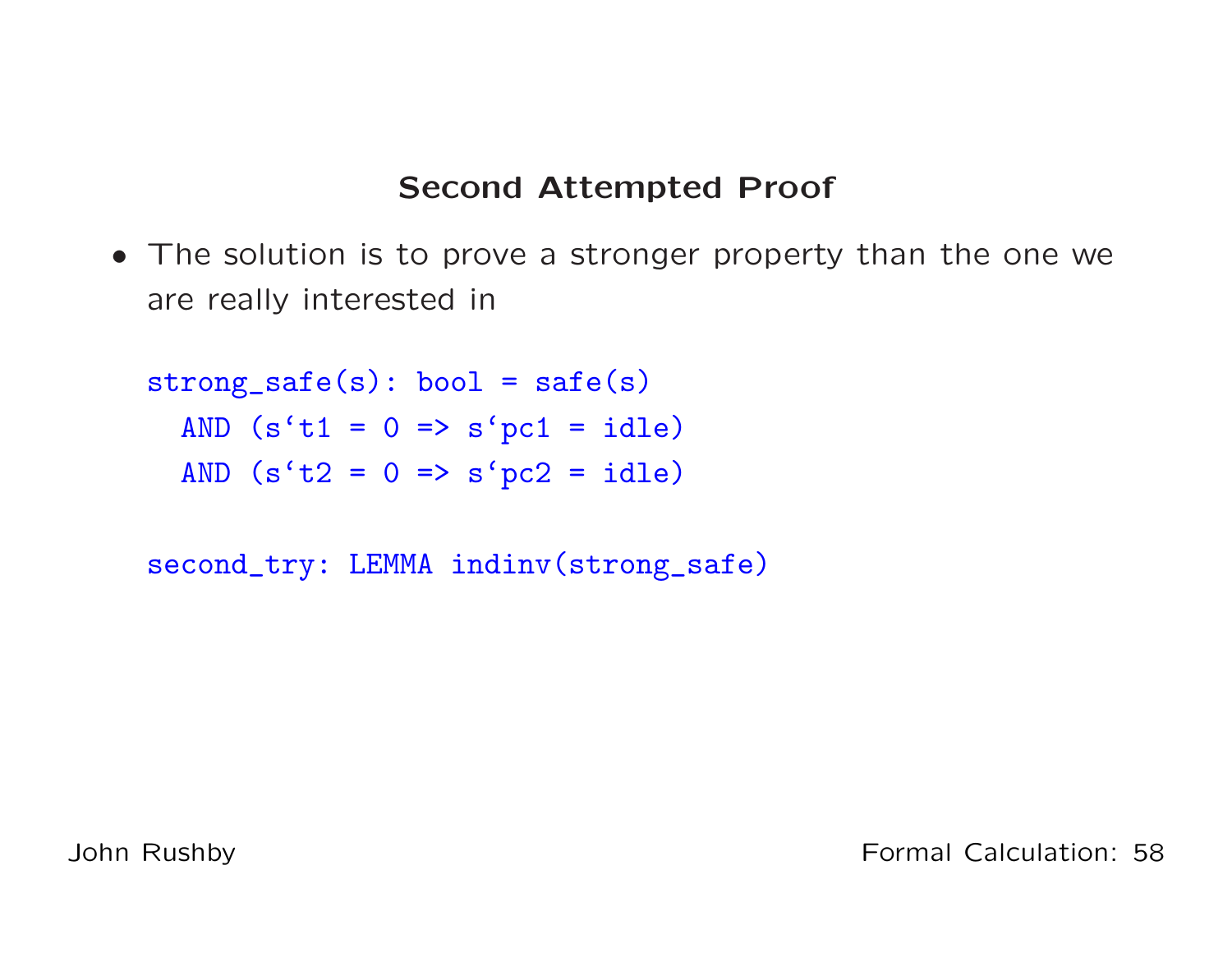## Second Attempted Proof

- The solution is to prove a stronger property than the one we are really interested in

```
strong_safe(s): bool = safe(s)
  AND (s`t1 = 0 => s`pc1 = idle)
  AND (s`t2 = 0 => s`pc2 = idle)

second_try: LEMMA indinv(strong_safe)
```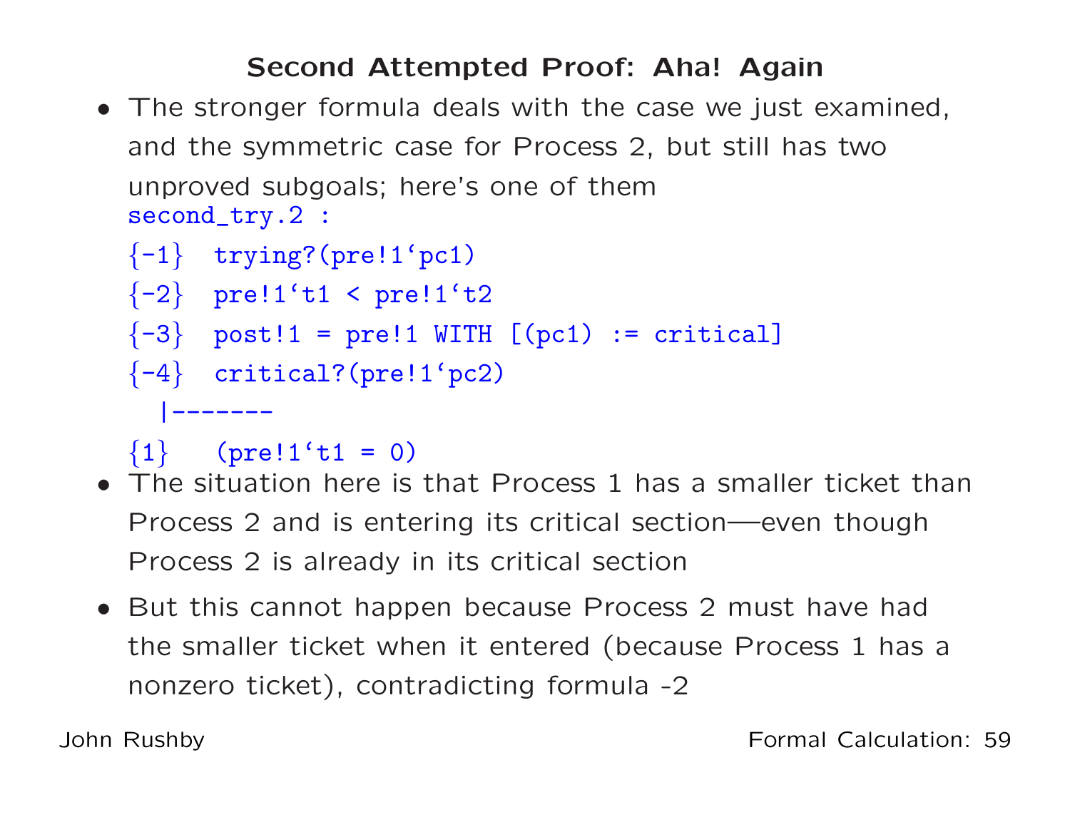## Second Attempted Proof: Aha! Again

- The stronger formula deals with the case we just examined, and the symmetric case for Process 2, but still has two unproved subgoals; here's one of them

```
second_try.2 :

{-1}  trying?(pre!1`pc1)
{-2}  pre!1`t1 < pre!1`t2
{-3}  post!1 = pre!1 WITH [(pc1) := critical]
{-4}  critical?(pre!1`pc2)
  |-------
{1}   (pre!1`t1 = 0)
```

- The situation here is that Process 1 has a smaller ticket than Process 2 and is entering its critical section—even though Process 2 is already in its critical section
- But this cannot happen because Process 2 must have had the smaller ticket when it entered (because Process 1 has a nonzero ticket), contradicting formula -2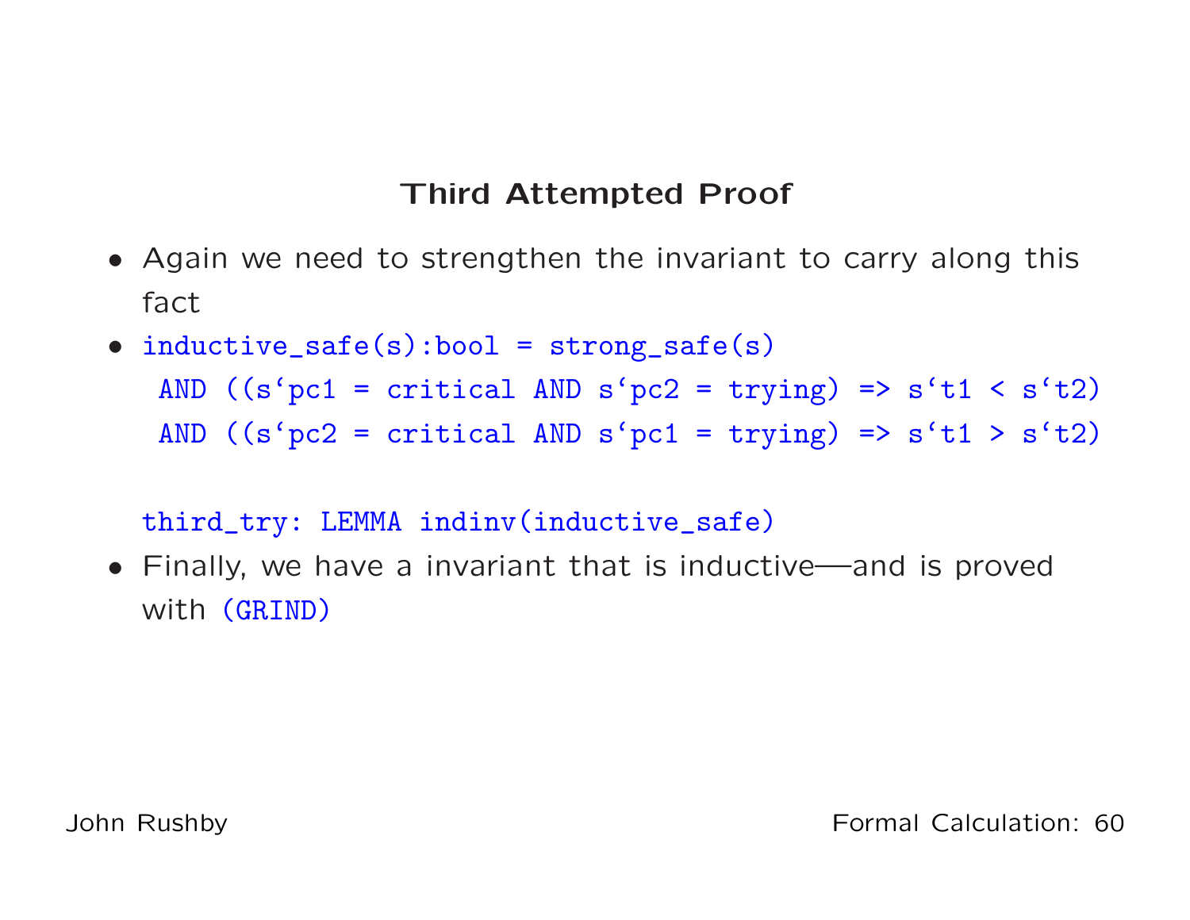## Third Attempted Proof

- Again we need to strengthen the invariant to carry along this fact
- ```
  inductive_safe(s):bool = strong_safe(s)
   AND ((s`pc1 = critical AND s`pc2 = trying) => s`t1 < s`t2)
   AND ((s`pc2 = critical AND s`pc1 = trying) => s`t1 > s`t2)

  third_try: LEMMA indinv(inductive_safe)
  ```
- Finally, we have a invariant that is inductive—and is proved with `(GRIND)`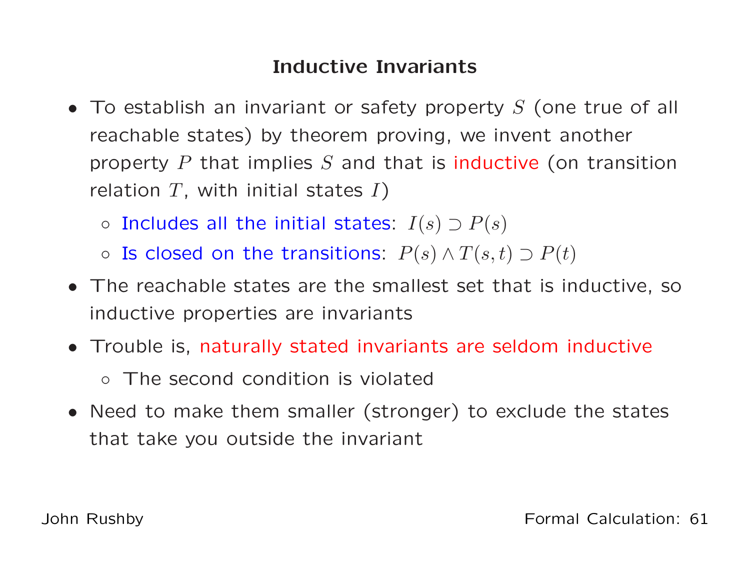## Inductive Invariants

- To establish an invariant or safety property $S$ (one true of all reachable states) by theorem proving, we invent another property $P$ that implies $S$ and that is inductive (on transition relation $T$, with initial states $I$)
  - Includes all the initial states: $I(s) \supset P(s)$
  - Is closed on the transitions: $P(s) \wedge T(s,t) \supset P(t)$
- The reachable states are the smallest set that is inductive, so inductive properties are invariants
- Trouble is, naturally stated invariants are seldom inductive
  - The second condition is violated
- Need to make them smaller (stronger) to exclude the states that take you outside the invariant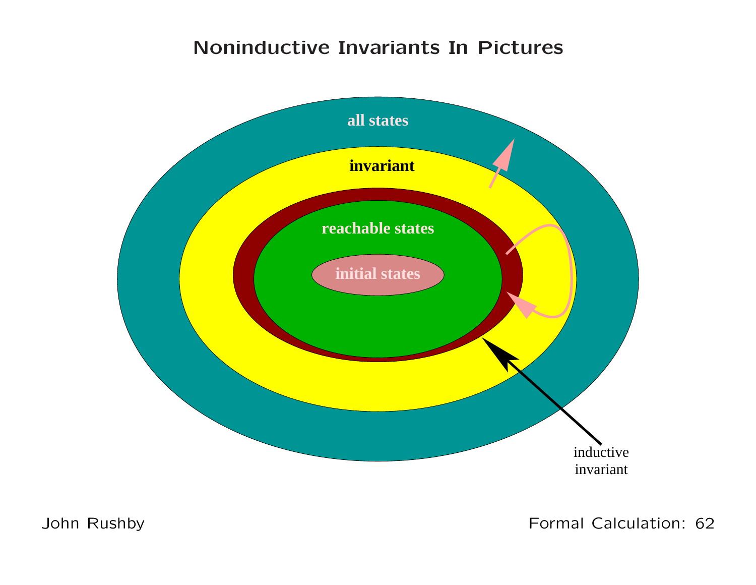# Noninductive Invariants In Pictures

all states

invariant

reachable states

initial states

inductive invariant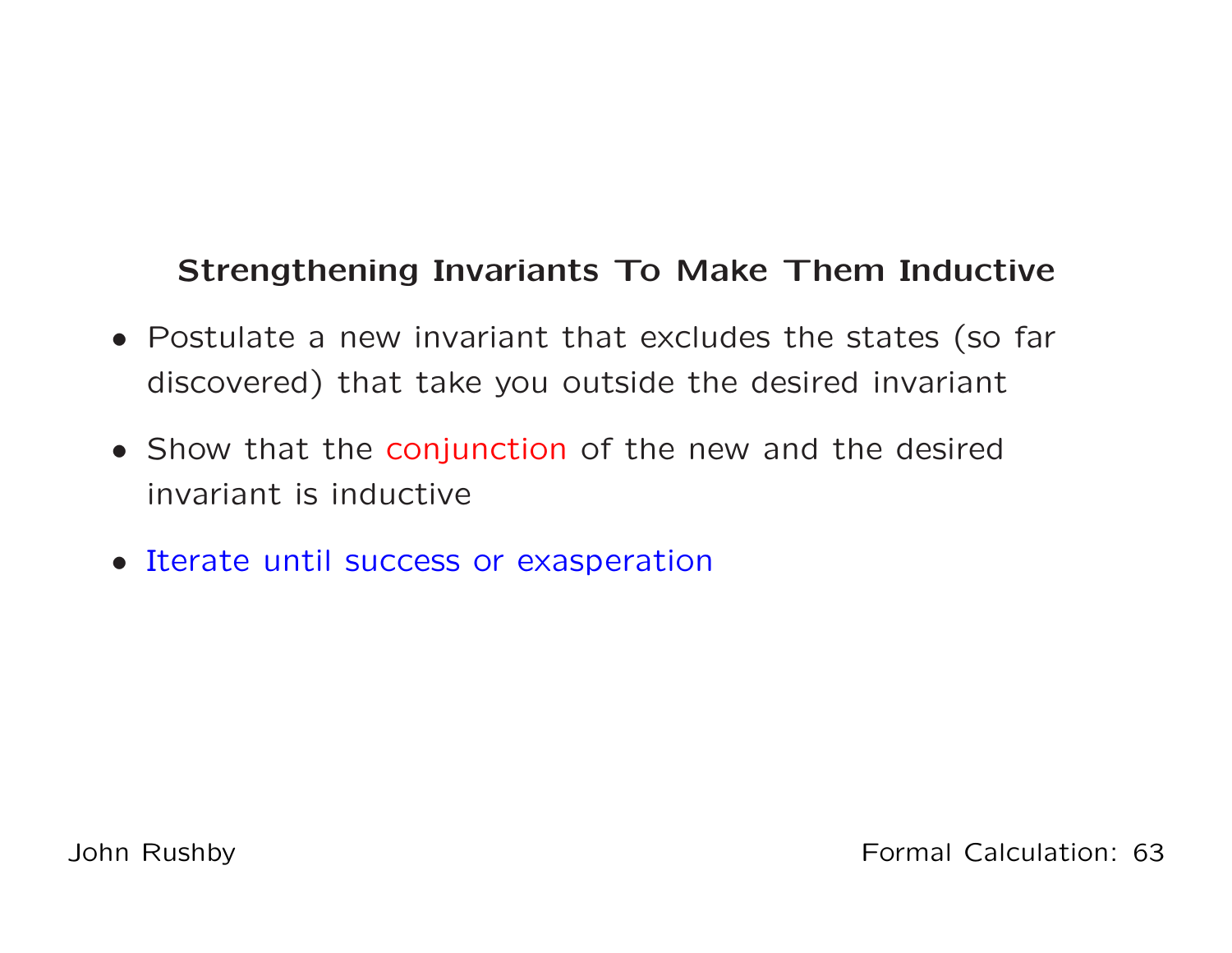## Strengthening Invariants To Make Them Inductive

- Postulate a new invariant that excludes the states (so far discovered) that take you outside the desired invariant
- Show that the conjunction of the new and the desired invariant is inductive
- Iterate until success or exasperation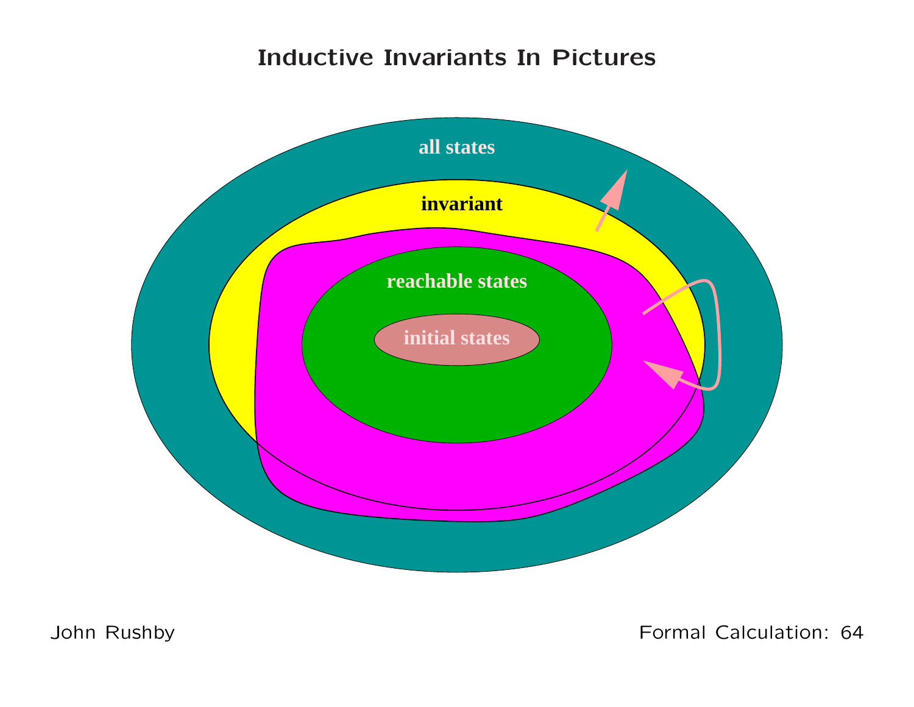# Inductive Invariants In Pictures

all states

invariant

reachable states

initial states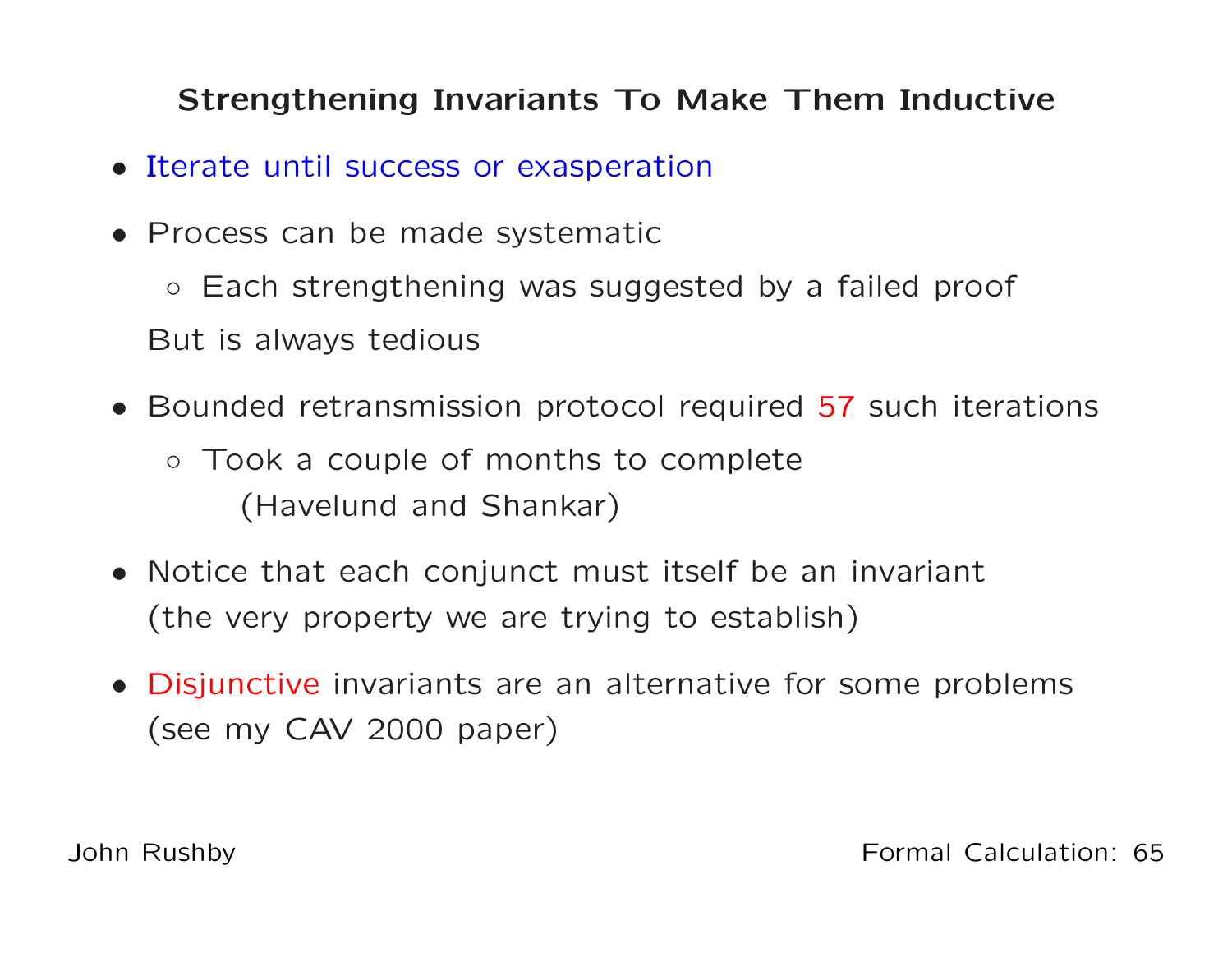## Strengthening Invariants To Make Them Inductive

- Iterate until success or exasperation
- Process can be made systematic
  - Each strengthening was suggested by a failed proof

  But is always tedious
- Bounded retransmission protocol required 57 such iterations
  - Took a couple of months to complete
    (Havelund and Shankar)
- Notice that each conjunct must itself be an invariant
  (the very property we are trying to establish)
- Disjunctive invariants are an alternative for some problems
  (see my CAV 2000 paper)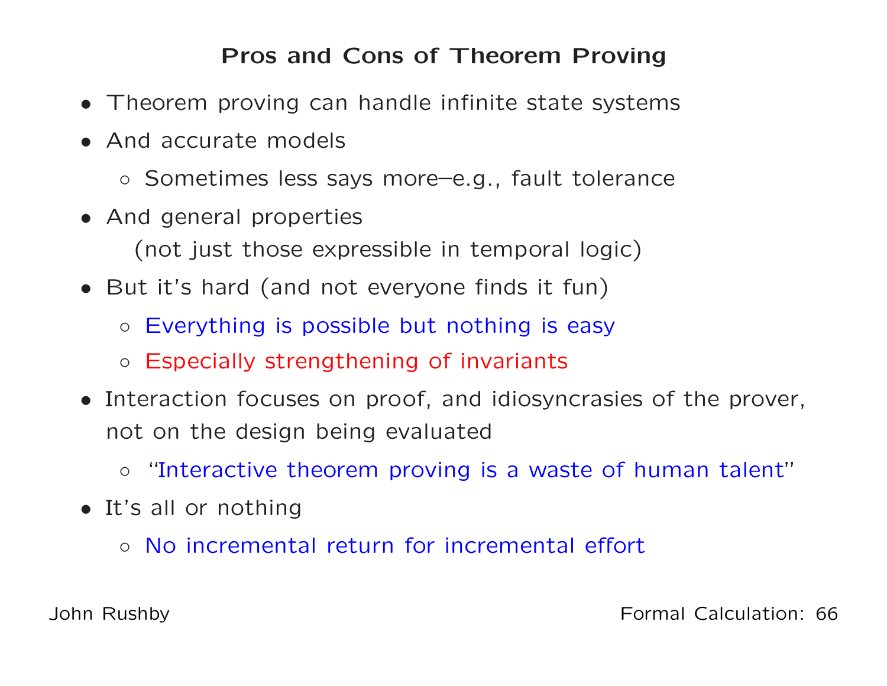# Pros and Cons of Theorem Proving

- Theorem proving can handle infinite state systems
- And accurate models
  - Sometimes less says more–e.g., fault tolerance
- And general properties
  (not just those expressible in temporal logic)
- But it's hard (and not everyone finds it fun)
  - Everything is possible but nothing is easy
  - Especially strengthening of invariants
- Interaction focuses on proof, and idiosyncrasies of the prover, not on the design being evaluated
  - "Interactive theorem proving is a waste of human talent"
- It's all or nothing
  - No incremental return for incremental effort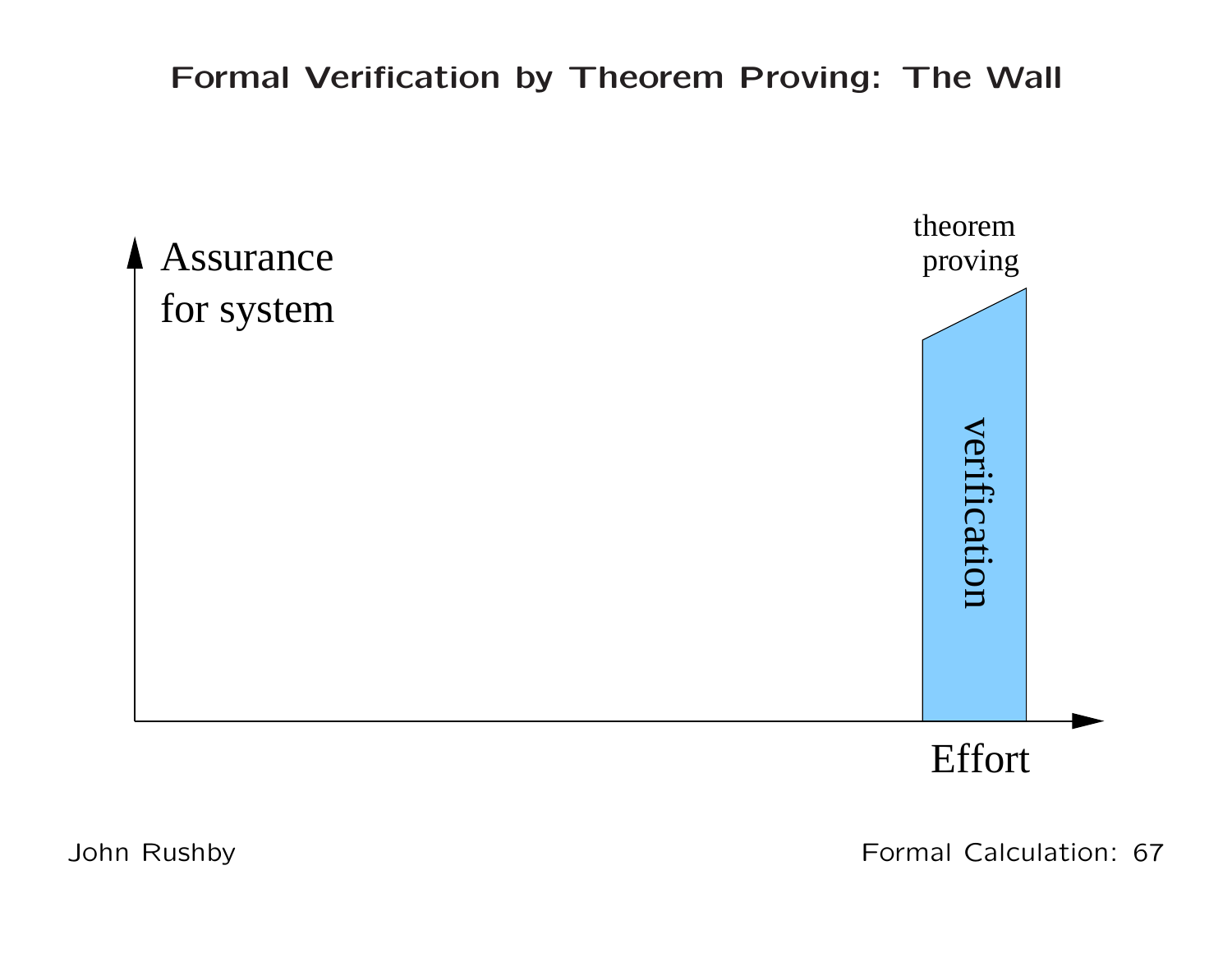# Formal Verification by Theorem Proving: The Wall

Assurance for system

theorem proving

verification

Effort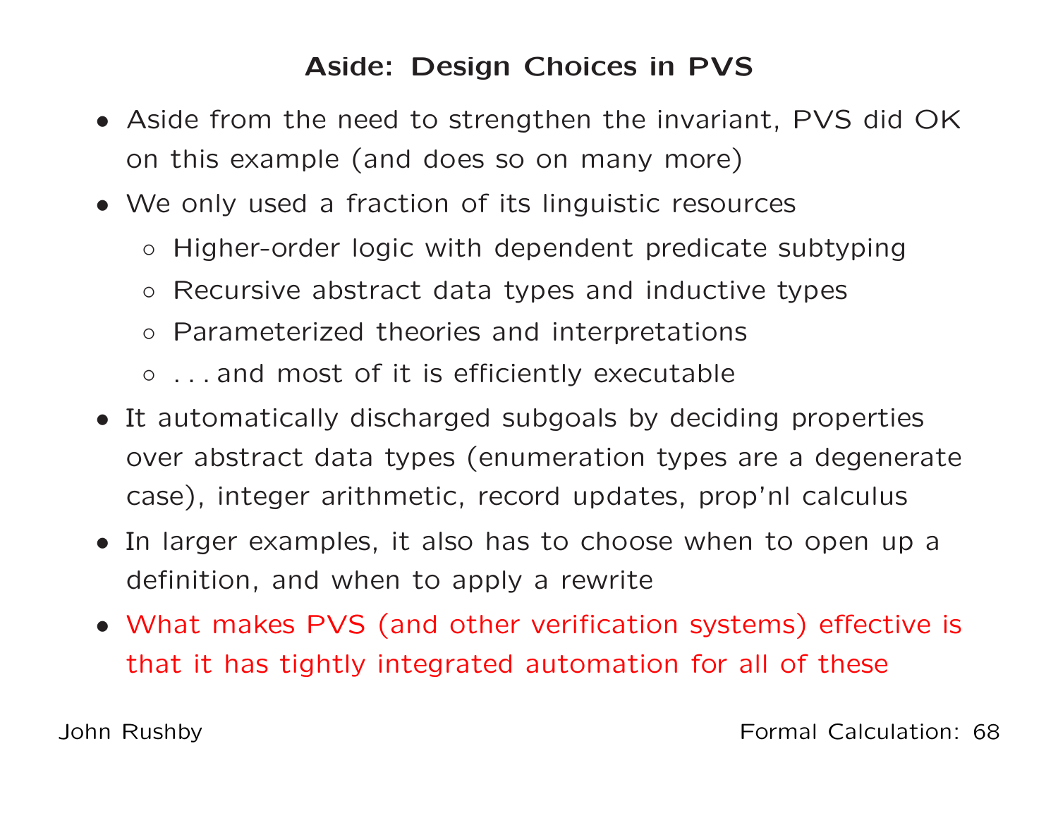## Aside: Design Choices in PVS

- Aside from the need to strengthen the invariant, PVS did OK on this example (and does so on many more)
- We only used a fraction of its linguistic resources
  - Higher-order logic with dependent predicate subtyping
  - Recursive abstract data types and inductive types
  - Parameterized theories and interpretations
  - . . . and most of it is efficiently executable
- It automatically discharged subgoals by deciding properties over abstract data types (enumeration types are a degenerate case), integer arithmetic, record updates, prop'nl calculus
- In larger examples, it also has to choose when to open up a definition, and when to apply a rewrite
- What makes PVS (and other verification systems) effective is that it has tightly integrated automation for all of these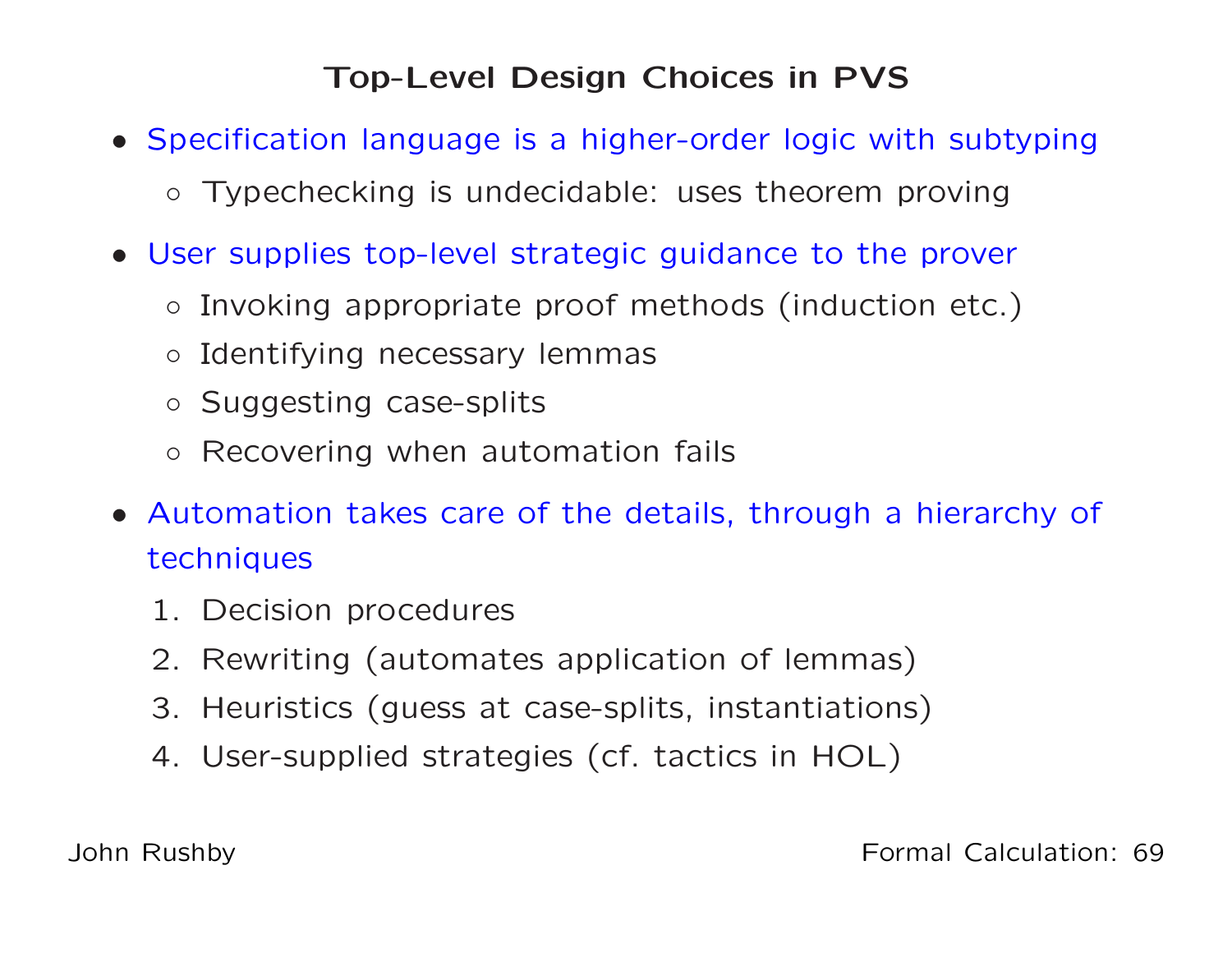## Top-Level Design Choices in PVS

- Specification language is a higher-order logic with subtyping
  - Typechecking is undecidable: uses theorem proving
- User supplies top-level strategic guidance to the prover
  - Invoking appropriate proof methods (induction etc.)
  - Identifying necessary lemmas
  - Suggesting case-splits
  - Recovering when automation fails
- Automation takes care of the details, through a hierarchy of techniques
  1. Decision procedures
  2. Rewriting (automates application of lemmas)
  3. Heuristics (guess at case-splits, instantiations)
  4. User-supplied strategies (cf. tactics in HOL)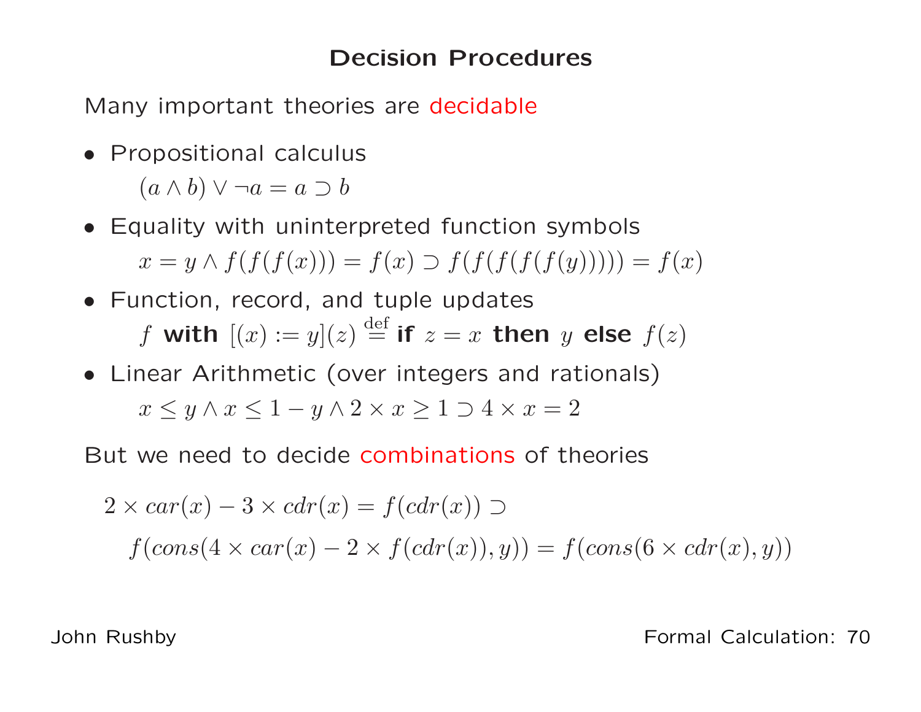# Decision Procedures

Many important theories are decidable

- Propositional calculus

  $(a \wedge b) \vee \neg a = a \supset b$

- Equality with uninterpreted function symbols

  $x = y \wedge f(f(f(x))) = f(x) \supset f(f(f(f(f(y))))) = f(x)$

- Function, record, and tuple updates

  $f$ **with** $[(x) := y](z) \stackrel{\text{def}}{=}$ **if** $z = x$ **then** $y$ **else** $f(z)$

- Linear Arithmetic (over integers and rationals)

  $x \leq y \wedge x \leq 1 - y \wedge 2 \times x \geq 1 \supset 4 \times x = 2$

But we need to decide combinations of theories

$$2 \times car(x) - 3 \times cdr(x) = f(cdr(x)) \supset$$

$$f(cons(4 \times car(x) - 2 \times f(cdr(x)), y)) = f(cons(6 \times cdr(x), y))$$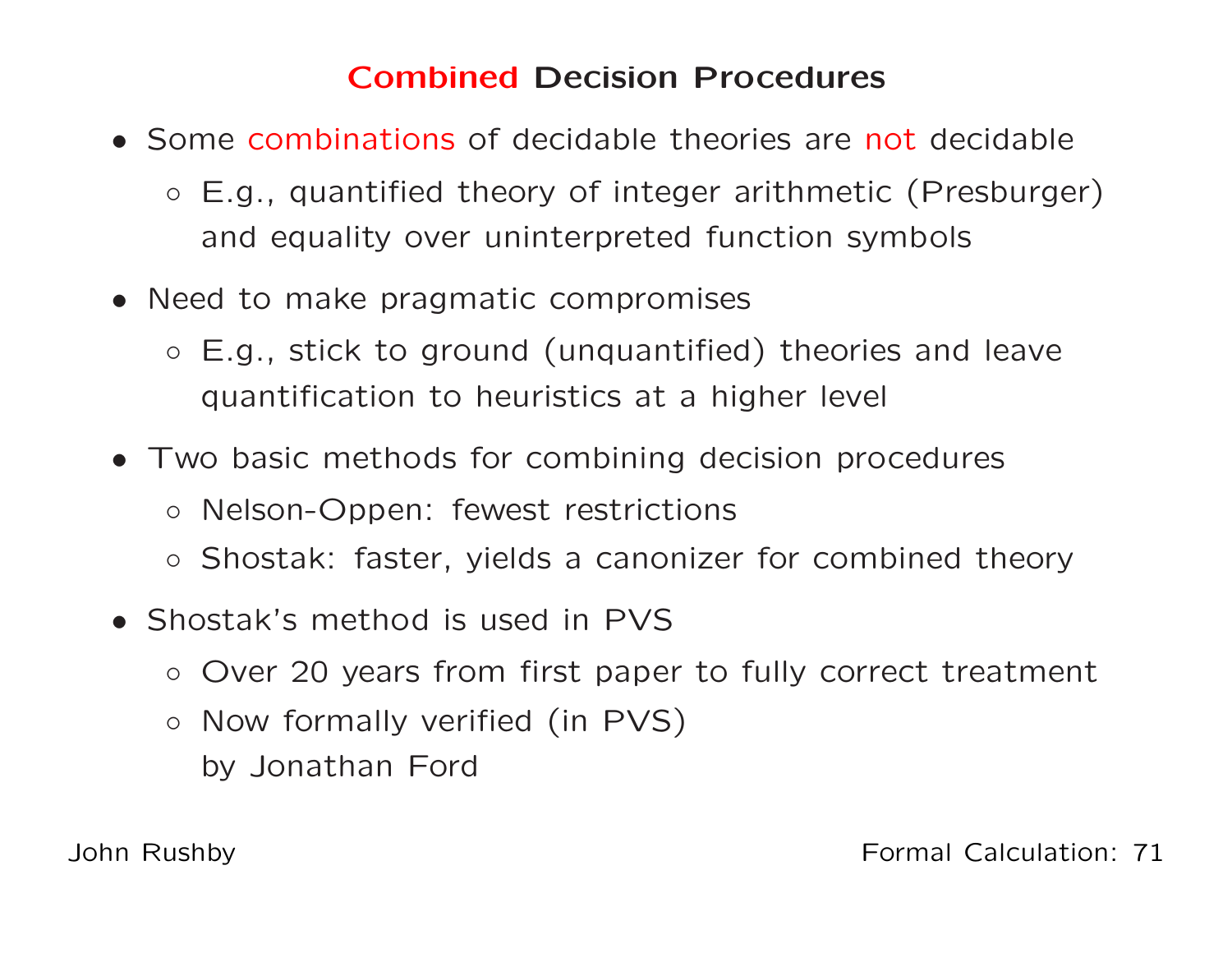# Combined Decision Procedures

- Some combinations of decidable theories are not decidable
  - E.g., quantified theory of integer arithmetic (Presburger) and equality over uninterpreted function symbols
- Need to make pragmatic compromises
  - E.g., stick to ground (unquantified) theories and leave quantification to heuristics at a higher level
- Two basic methods for combining decision procedures
  - Nelson-Oppen: fewest restrictions
  - Shostak: faster, yields a canonizer for combined theory
- Shostak's method is used in PVS
  - Over 20 years from first paper to fully correct treatment
  - Now formally verified (in PVS) by Jonathan Ford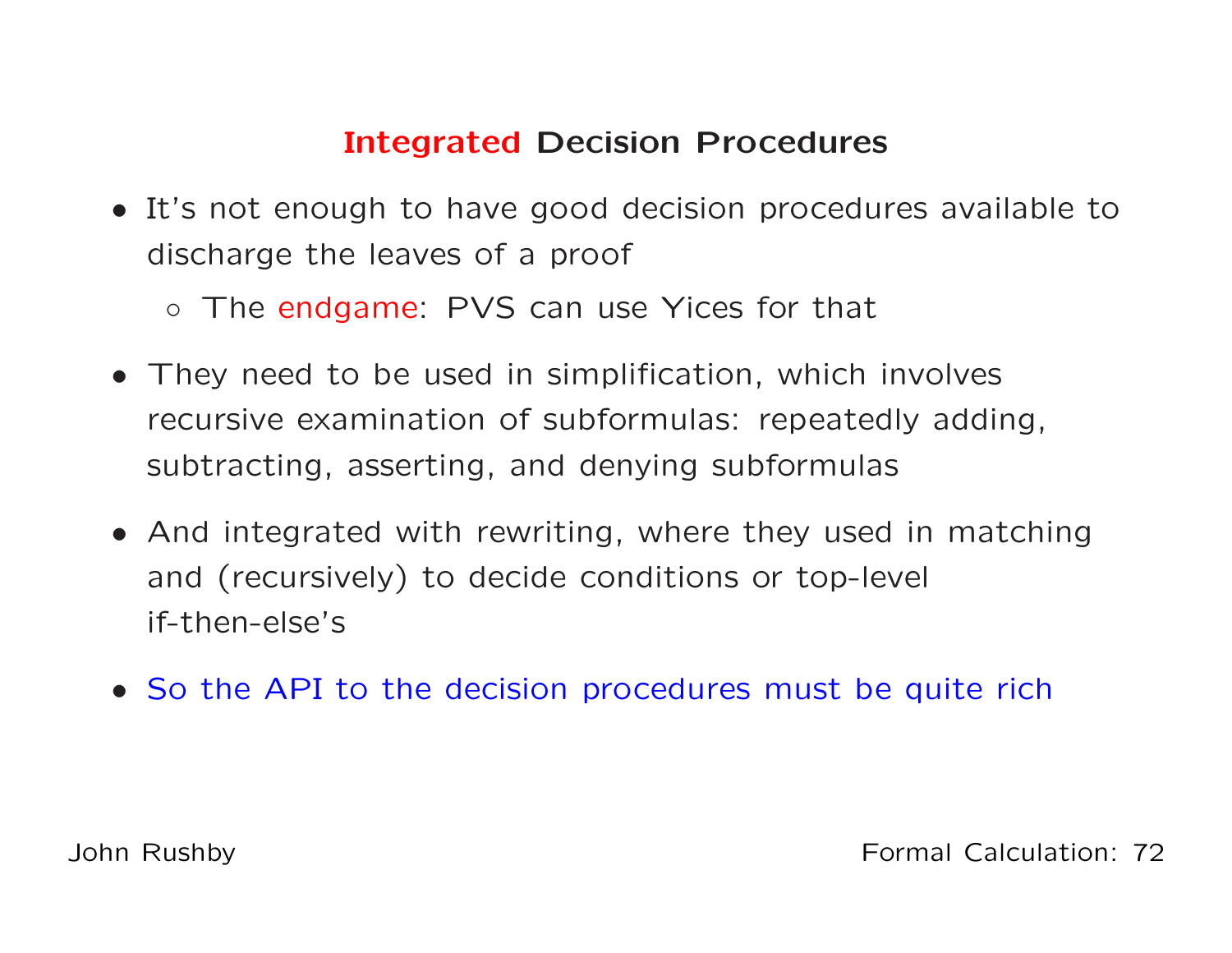## Integrated Decision Procedures

- It's not enough to have good decision procedures available to discharge the leaves of a proof
  - The endgame: PVS can use Yices for that
- They need to be used in simplification, which involves recursive examination of subformulas: repeatedly adding, subtracting, asserting, and denying subformulas
- And integrated with rewriting, where they used in matching and (recursively) to decide conditions or top-level if-then-else's
- So the API to the decision procedures must be quite rich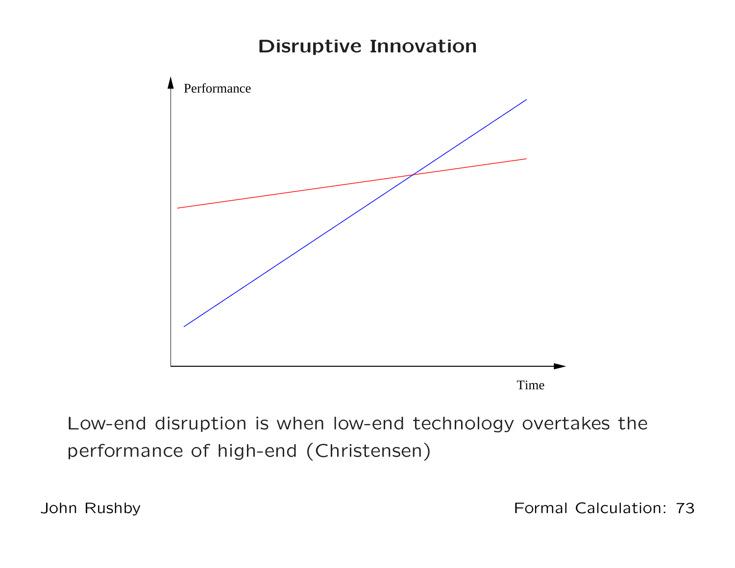# Disruptive Innovation

Performance

Time

Low-end disruption is when low-end technology overtakes the performance of high-end (Christensen)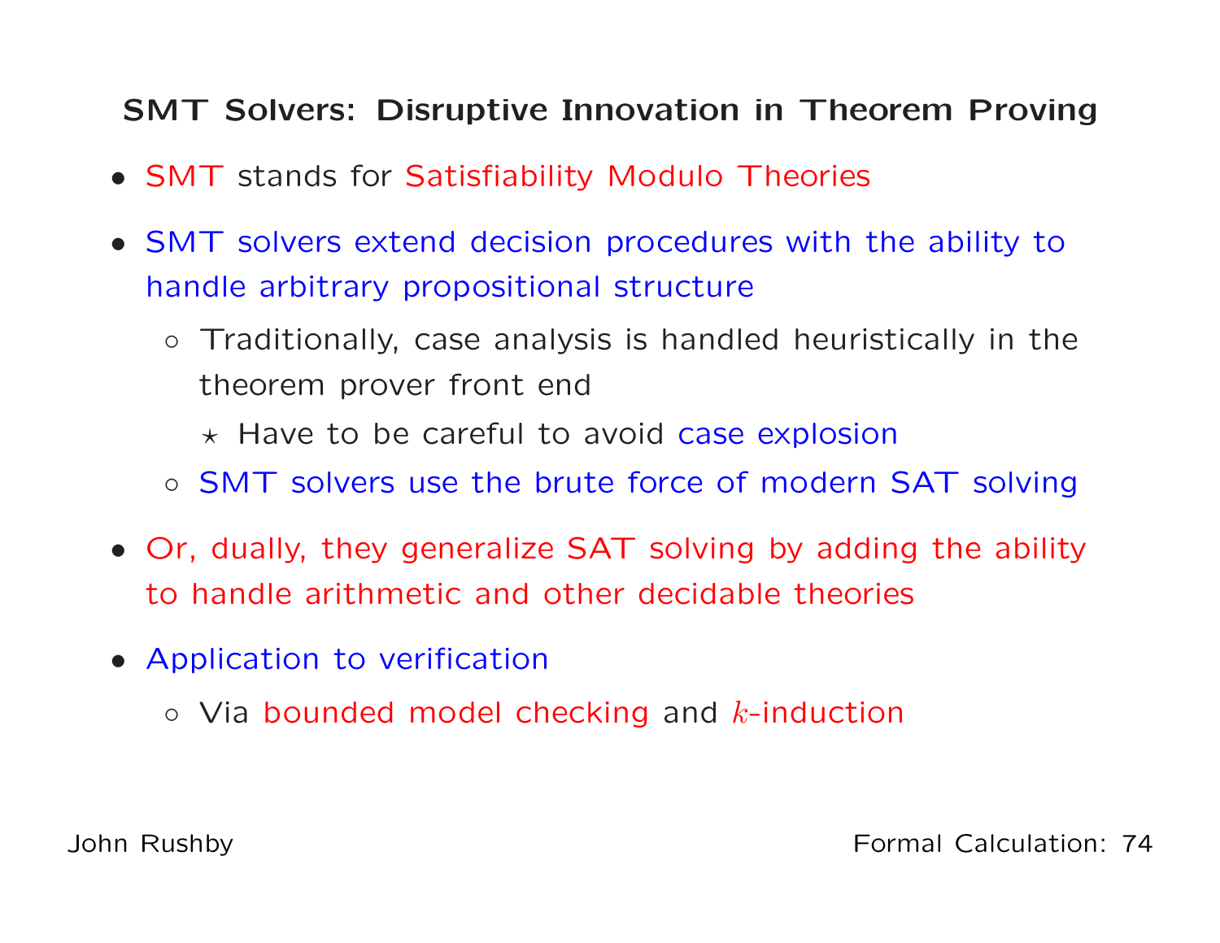## SMT Solvers: Disruptive Innovation in Theorem Proving

- SMT stands for Satisfiability Modulo Theories
- SMT solvers extend decision procedures with the ability to handle arbitrary propositional structure
  - Traditionally, case analysis is handled heuristically in the theorem prover front end
    - Have to be careful to avoid case explosion
  - SMT solvers use the brute force of modern SAT solving
- Or, dually, they generalize SAT solving by adding the ability to handle arithmetic and other decidable theories
- Application to verification
  - Via bounded model checking and $k$-induction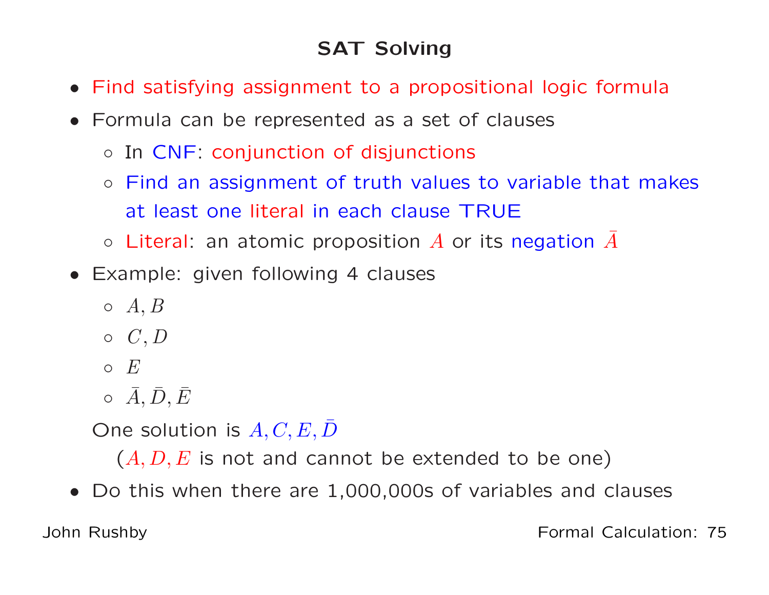# SAT Solving

- Find satisfying assignment to a propositional logic formula
- Formula can be represented as a set of clauses
  - In CNF: conjunction of disjunctions
  - Find an assignment of truth values to variable that makes at least one literal in each clause TRUE
  - Literal: an atomic proposition $A$ or its negation $\bar{A}$
- Example: given following 4 clauses
  - $A, B$
  - $C, D$
  - $E$
  - $\bar{A}, \bar{D}, \bar{E}$

  One solution is $A, C, E, \bar{D}$

  ($A, D, E$ is not and cannot be extended to be one)
- Do this when there are 1,000,000s of variables and clauses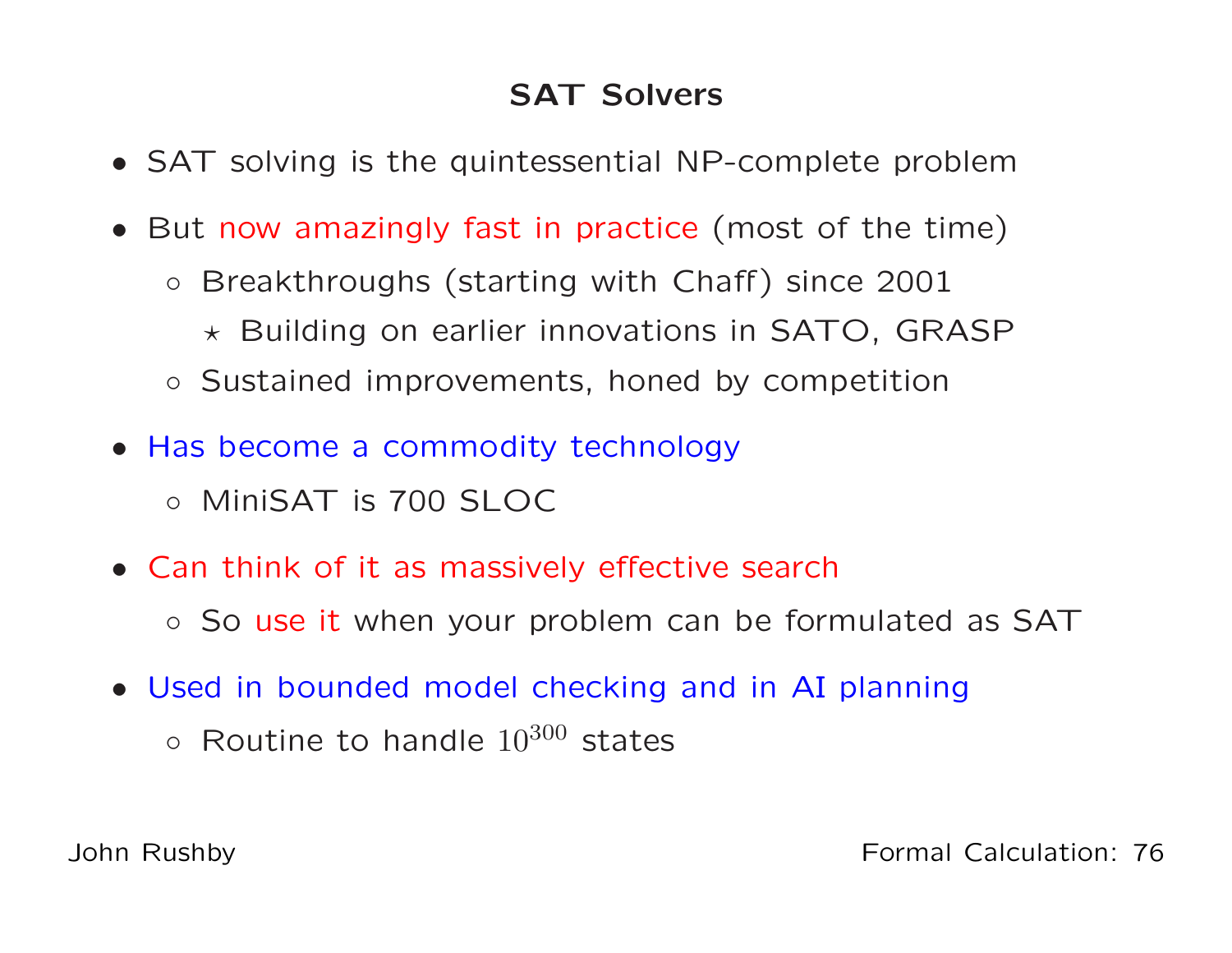# SAT Solvers

- SAT solving is the quintessential NP-complete problem
- But now amazingly fast in practice (most of the time)
  - Breakthroughs (starting with Chaff) since 2001
    - Building on earlier innovations in SATO, GRASP
  - Sustained improvements, honed by competition
- Has become a commodity technology
  - MiniSAT is 700 SLOC
- Can think of it as massively effective search
  - So use it when your problem can be formulated as SAT
- Used in bounded model checking and in AI planning
  - Routine to handle $10^{300}$ states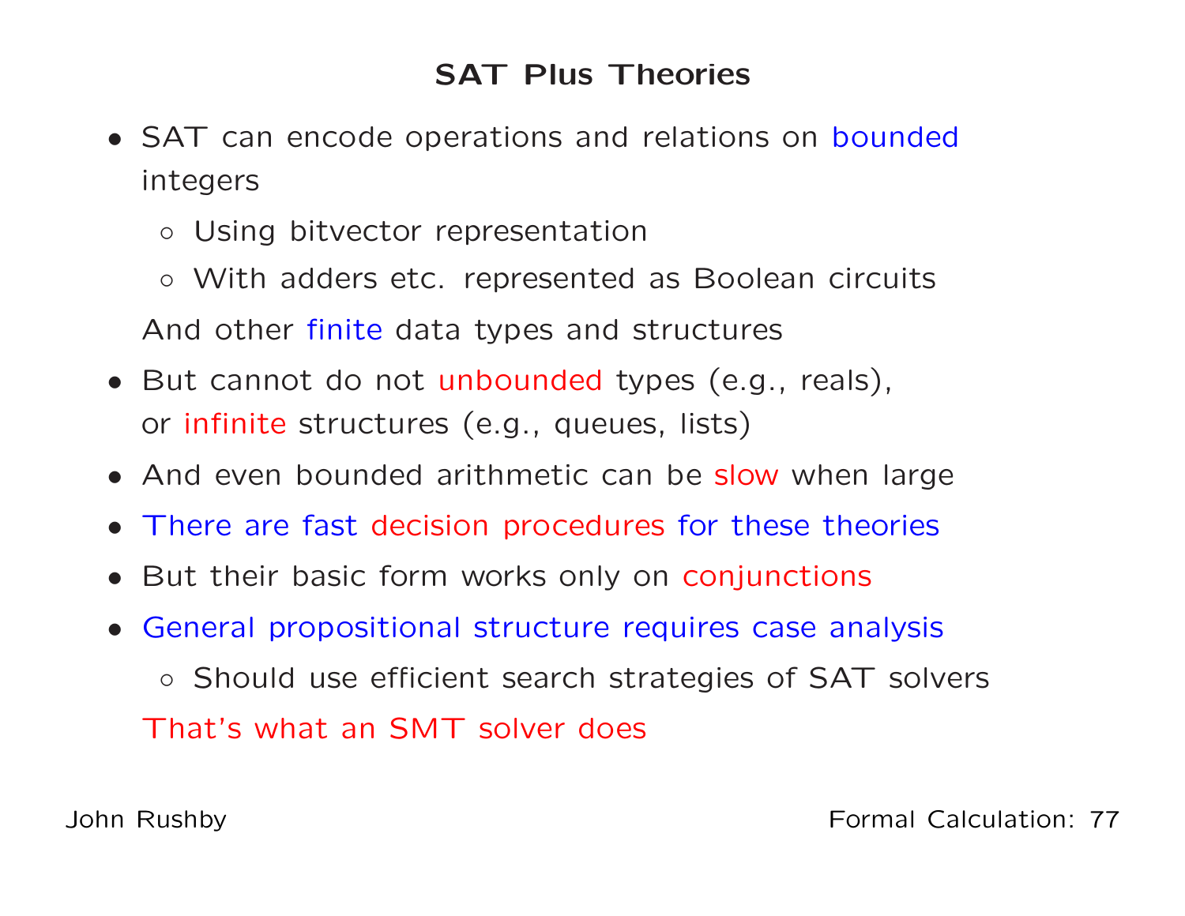# SAT Plus Theories

- SAT can encode operations and relations on bounded integers
  - Using bitvector representation
  - With adders etc. represented as Boolean circuits

  And other finite data types and structures
- But cannot do not unbounded types (e.g., reals), or infinite structures (e.g., queues, lists)
- And even bounded arithmetic can be slow when large
- There are fast decision procedures for these theories
- But their basic form works only on conjunctions
- General propositional structure requires case analysis
  - Should use efficient search strategies of SAT solvers

  That's what an SMT solver does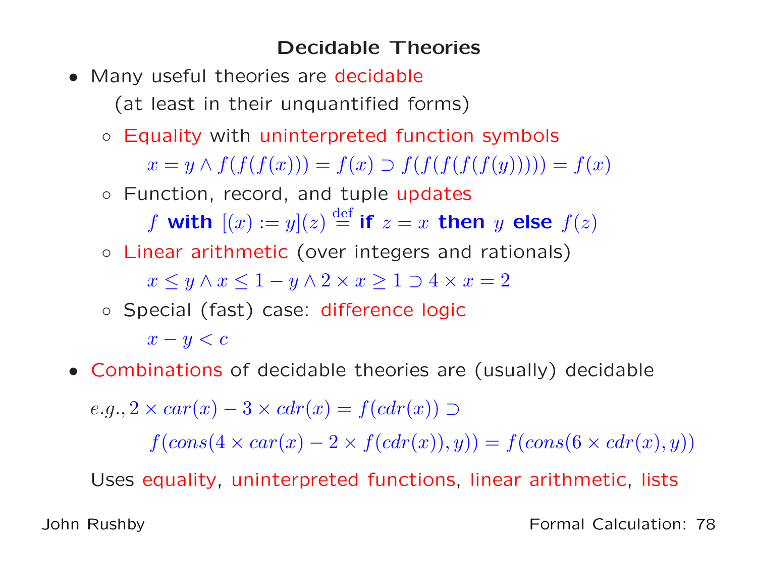# Decidable Theories

- Many useful theories are decidable
  (at least in their unquantified forms)
  - Equality with uninterpreted function symbols
    $x = y \wedge f(f(f(x))) = f(x) \supset f(f(f(f(f(y))))) = f(x)$
  - Function, record, and tuple updates
    $f \textbf{ with } [(x) := y](z) \stackrel{\text{def}}{=} \textbf{if } z = x \textbf{ then } y \textbf{ else } f(z)$
  - Linear arithmetic (over integers and rationals)
    $x \leq y \wedge x \leq 1 - y \wedge 2 \times x \geq 1 \supset 4 \times x = 2$
  - Special (fast) case: difference logic
    $x - y < c$
- Combinations of decidable theories are (usually) decidable

  $e.g., 2 \times car(x) - 3 \times cdr(x) = f(cdr(x)) \supset$

  $f(cons(4 \times car(x) - 2 \times f(cdr(x)), y)) = f(cons(6 \times cdr(x), y))$

  Uses equality, uninterpreted functions, linear arithmetic, lists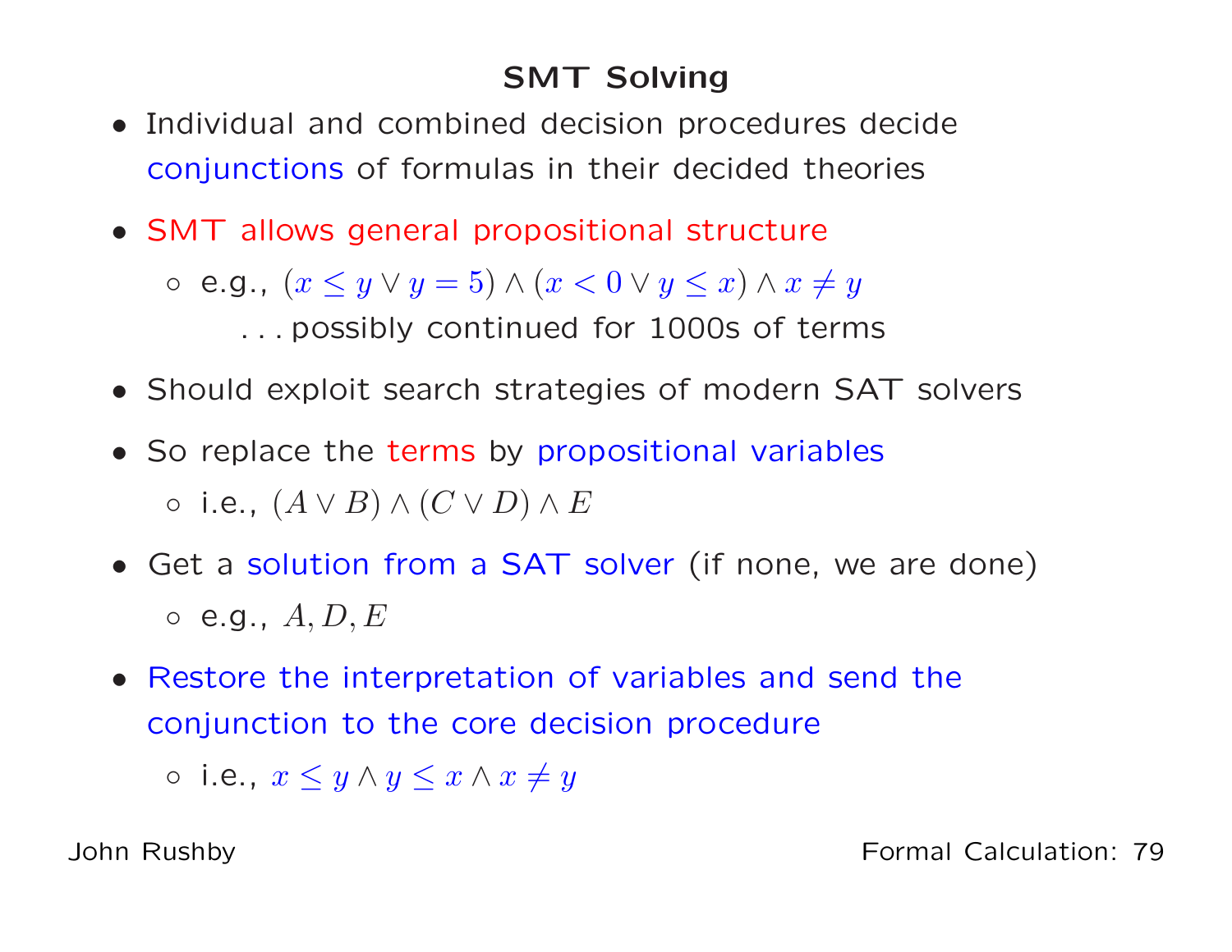## SMT Solving

- Individual and combined decision procedures decide conjunctions of formulas in their decided theories
- SMT allows general propositional structure
  - e.g., $(x \leq y \vee y = 5) \wedge (x < 0 \vee y \leq x) \wedge x \neq y$

    ... possibly continued for 1000s of terms
- Should exploit search strategies of modern SAT solvers
- So replace the terms by propositional variables
  - i.e., $(A \vee B) \wedge (C \vee D) \wedge E$
- Get a solution from a SAT solver (if none, we are done)
  - e.g., $A, D, E$
- Restore the interpretation of variables and send the conjunction to the core decision procedure
  - i.e., $x \leq y \wedge y \leq x \wedge x \neq y$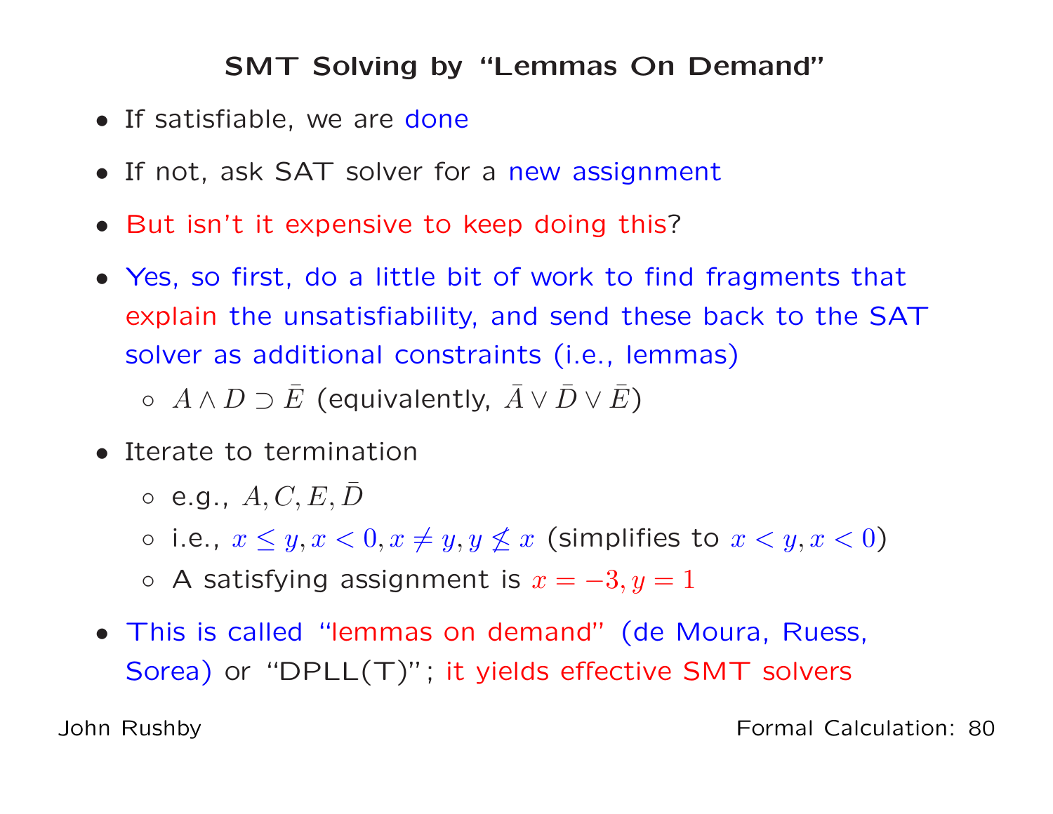## SMT Solving by "Lemmas On Demand"

- If satisfiable, we are done
- If not, ask SAT solver for a new assignment
- But isn't it expensive to keep doing this?
- Yes, so first, do a little bit of work to find fragments that explain the unsatisfiability, and send these back to the SAT solver as additional constraints (i.e., lemmas)
  - $A \wedge D \supset \bar{E}$ (equivalently, $\bar{A} \vee \bar{D} \vee \bar{E}$)
- Iterate to termination
  - e.g., $A, C, E, \bar{D}$
  - i.e., $x \leq y, x < 0, x \neq y, y \not\leq x$ (simplifies to $x < y, x < 0$)
  - A satisfying assignment is $x = -3, y = 1$
- This is called "lemmas on demand" (de Moura, Ruess, Sorea) or "DPLL(T)"; it yields effective SMT solvers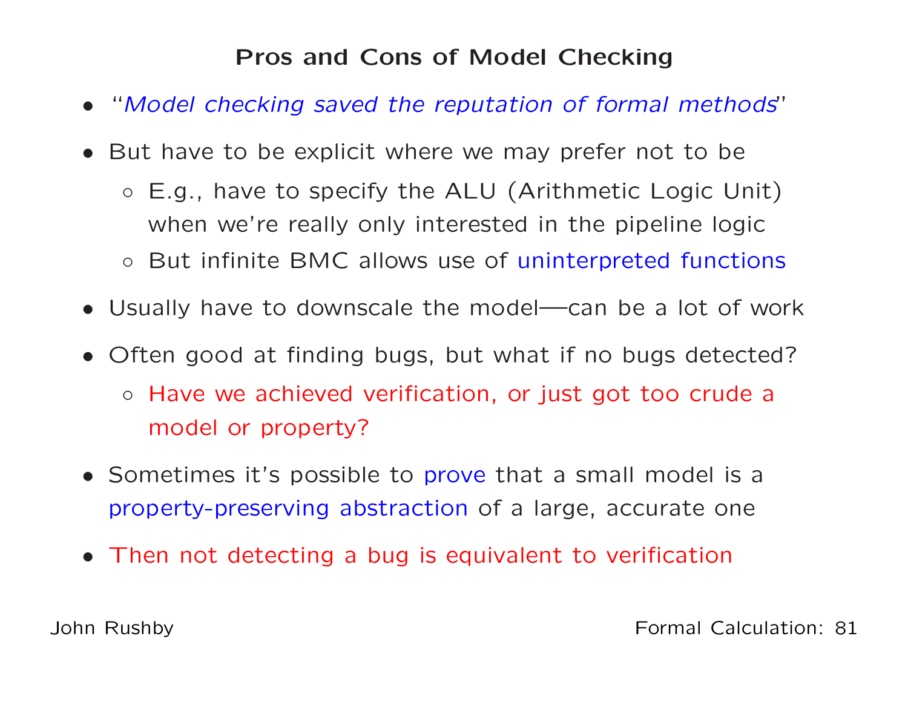## Pros and Cons of Model Checking

- "*Model checking saved the reputation of formal methods*"
- But have to be explicit where we may prefer not to be
  - E.g., have to specify the ALU (Arithmetic Logic Unit) when we're really only interested in the pipeline logic
  - But infinite BMC allows use of uninterpreted functions
- Usually have to downscale the model—can be a lot of work
- Often good at finding bugs, but what if no bugs detected?
  - Have we achieved verification, or just got too crude a model or property?
- Sometimes it's possible to prove that a small model is a property-preserving abstraction of a large, accurate one
- Then not detecting a bug is equivalent to verification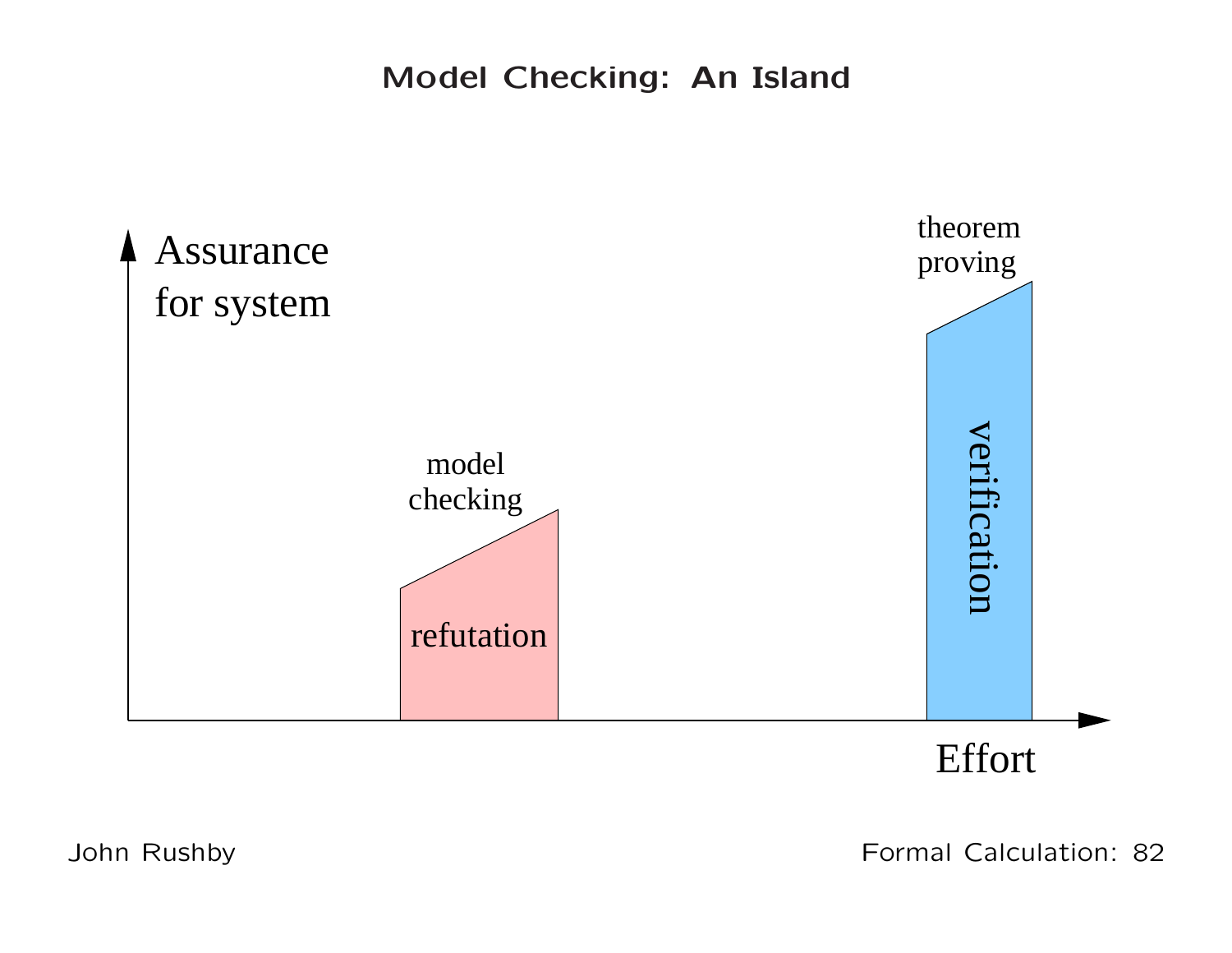# Model Checking: An Island

Assurance for system

theorem proving

verification

model checking

refutation

Effort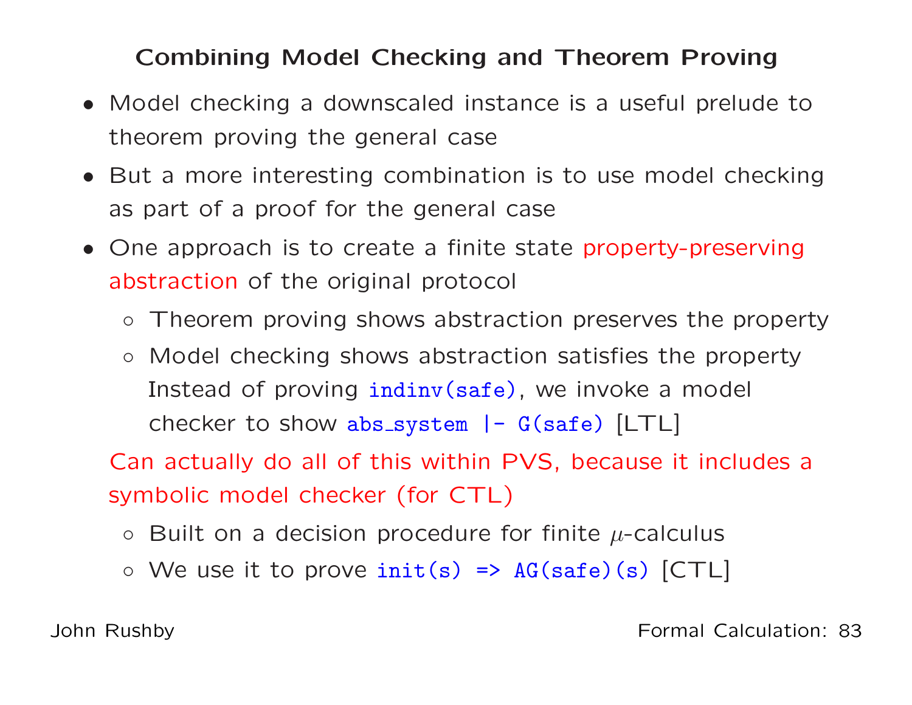## Combining Model Checking and Theorem Proving

- Model checking a downscaled instance is a useful prelude to theorem proving the general case
- But a more interesting combination is to use model checking as part of a proof for the general case
- One approach is to create a finite state property-preserving abstraction of the original protocol
    - Theorem proving shows abstraction preserves the property
    - Model checking shows abstraction satisfies the property
      Instead of proving `indinv(safe)`, we invoke a model checker to show `abs_system |- G(safe)` [LTL]

  Can actually do all of this within PVS, because it includes a symbolic model checker (for CTL)

    - Built on a decision procedure for finite $\mu$-calculus
    - We use it to prove `init(s) => AG(safe)(s)` [CTL]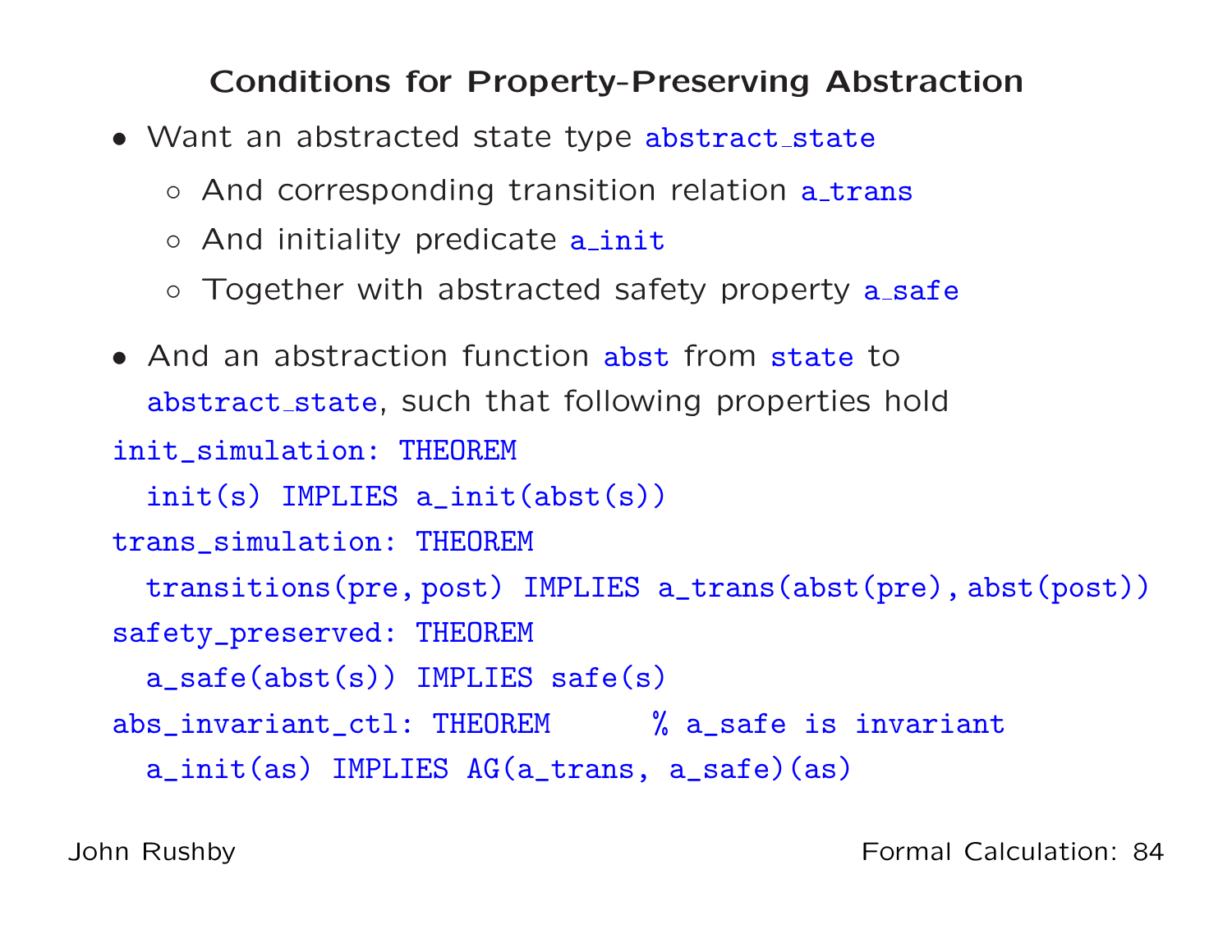## Conditions for Property-Preserving Abstraction

- Want an abstracted state type abstract_state
  - And corresponding transition relation a_trans
  - And initiality predicate a_init
  - Together with abstracted safety property a_safe
- And an abstraction function abst from state to abstract_state, such that following properties hold

```
init_simulation: THEOREM
  init(s) IMPLIES a_init(abst(s))
trans_simulation: THEOREM
  transitions(pre,post) IMPLIES a_trans(abst(pre),abst(post))
safety_preserved: THEOREM
  a_safe(abst(s)) IMPLIES safe(s)
abs_invariant_ctl: THEOREM      % a_safe is invariant
  a_init(as) IMPLIES AG(a_trans, a_safe)(as)
```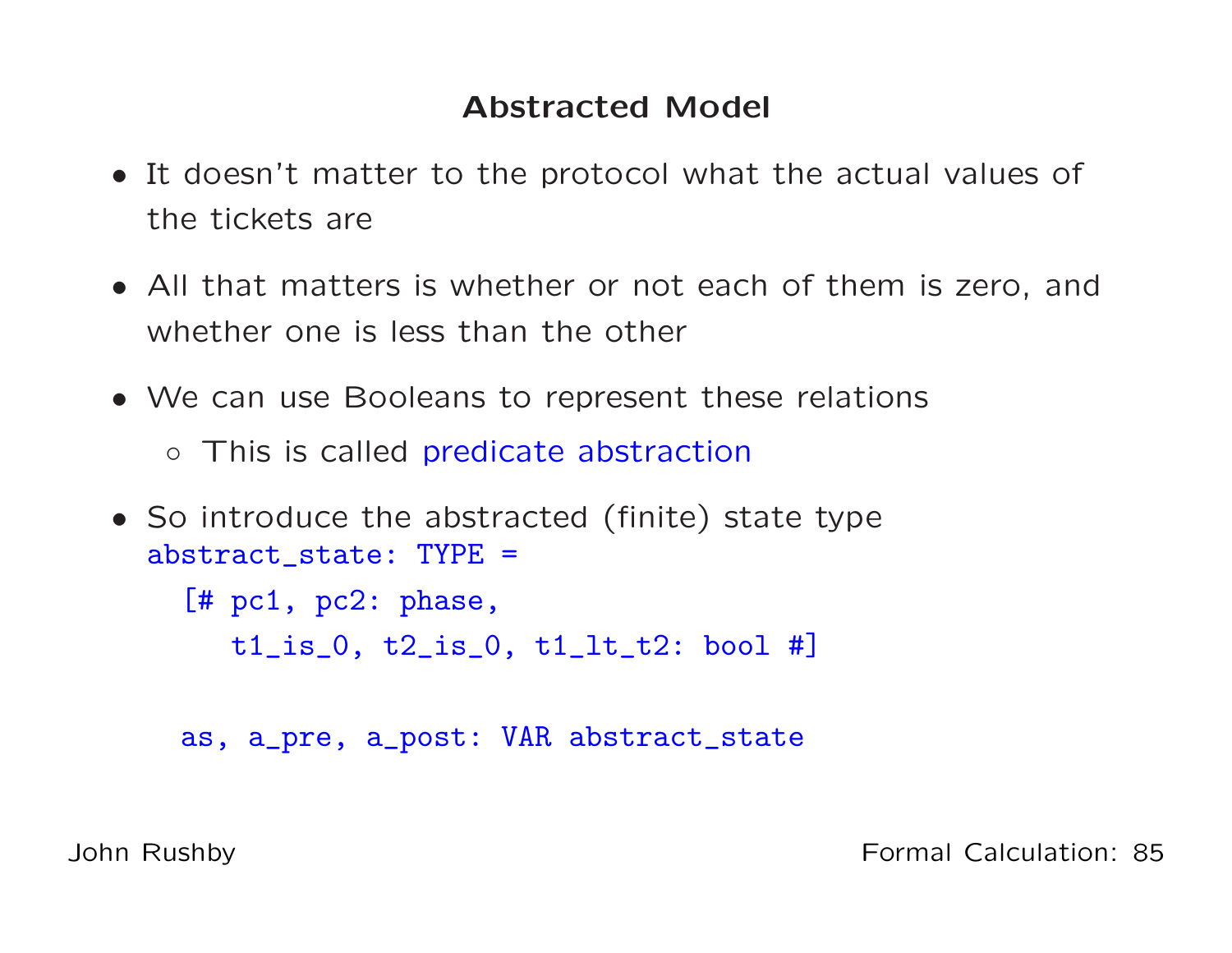## Abstracted Model

- It doesn't matter to the protocol what the actual values of the tickets are
- All that matters is whether or not each of them is zero, and whether one is less than the other
- We can use Booleans to represent these relations
  - This is called predicate abstraction
- So introduce the abstracted (finite) state type

```
abstract_state: TYPE =
  [# pc1, pc2: phase,
     t1_is_0, t2_is_0, t1_lt_t2: bool #]

  as, a_pre, a_post: VAR abstract_state
```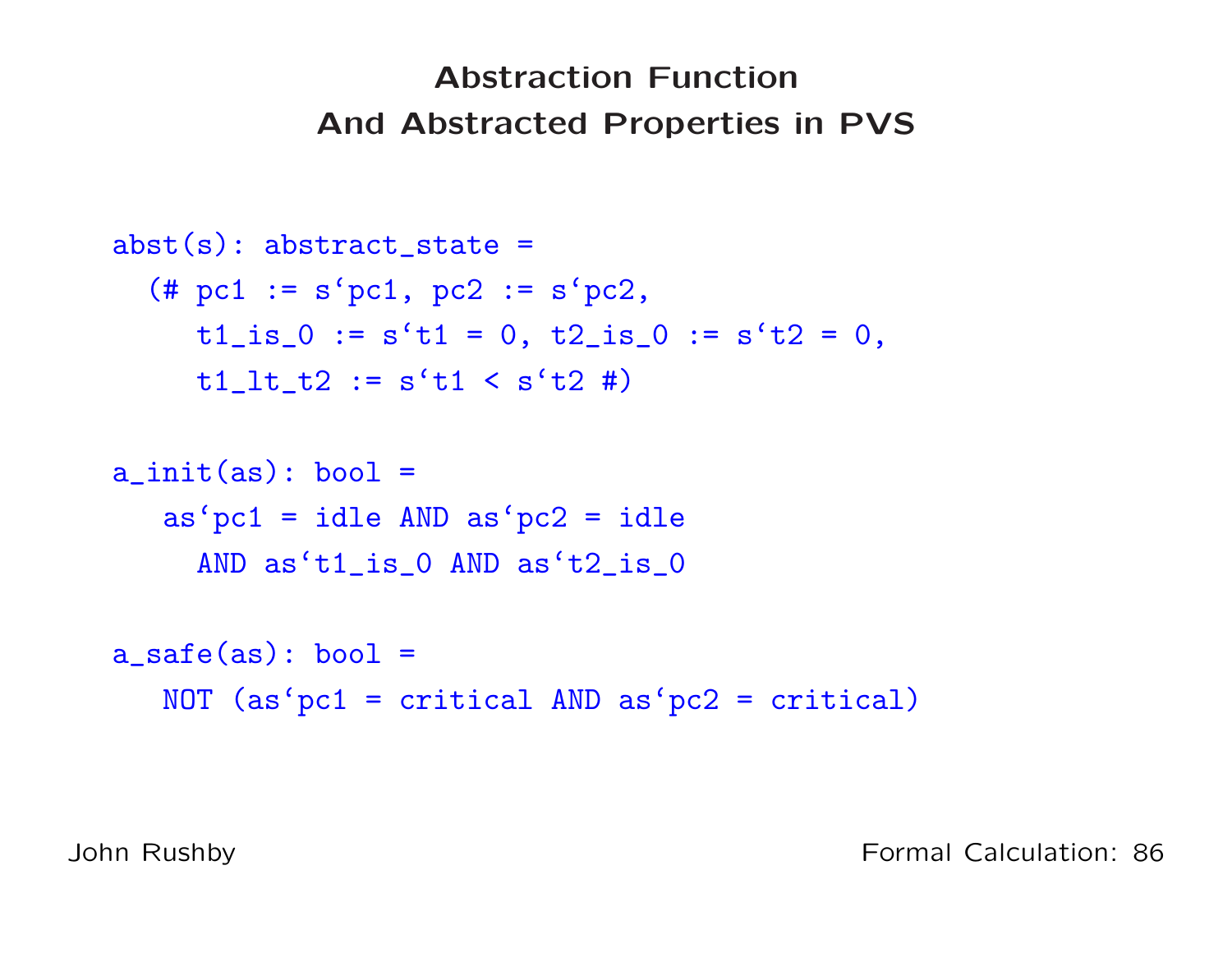# Abstraction Function And Abstracted Properties in PVS

```
abst(s): abstract_state =
  (# pc1 := s`pc1, pc2 := s`pc2,
     t1_is_0 := s`t1 = 0, t2_is_0 := s`t2 = 0,
     t1_lt_t2 := s`t1 < s`t2 #)

a_init(as): bool =
   as`pc1 = idle AND as`pc2 = idle
     AND as`t1_is_0 AND as`t2_is_0

a_safe(as): bool =
   NOT (as`pc1 = critical AND as`pc2 = critical)
```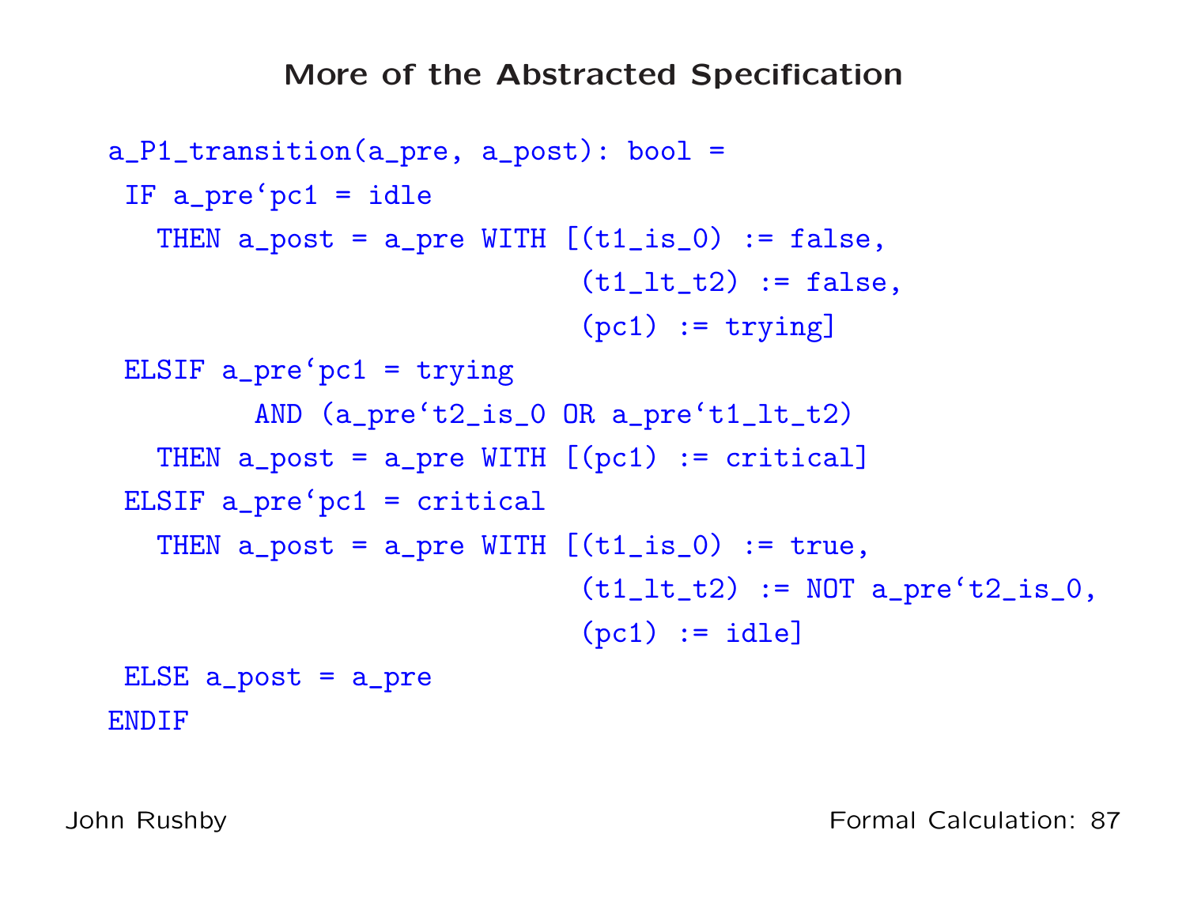# More of the Abstracted Specification

```
a_P1_transition(a_pre, a_post): bool =
 IF a_pre`pc1 = idle
   THEN a_post = a_pre WITH [(t1_is_0) := false,
                              (t1_lt_t2) := false,
                              (pc1) := trying]
 ELSIF a_pre`pc1 = trying
         AND (a_pre`t2_is_0 OR a_pre`t1_lt_t2)
   THEN a_post = a_pre WITH [(pc1) := critical]
 ELSIF a_pre`pc1 = critical
   THEN a_post = a_pre WITH [(t1_is_0) := true,
                              (t1_lt_t2) := NOT a_pre`t2_is_0,
                              (pc1) := idle]
 ELSE a_post = a_pre
ENDIF
```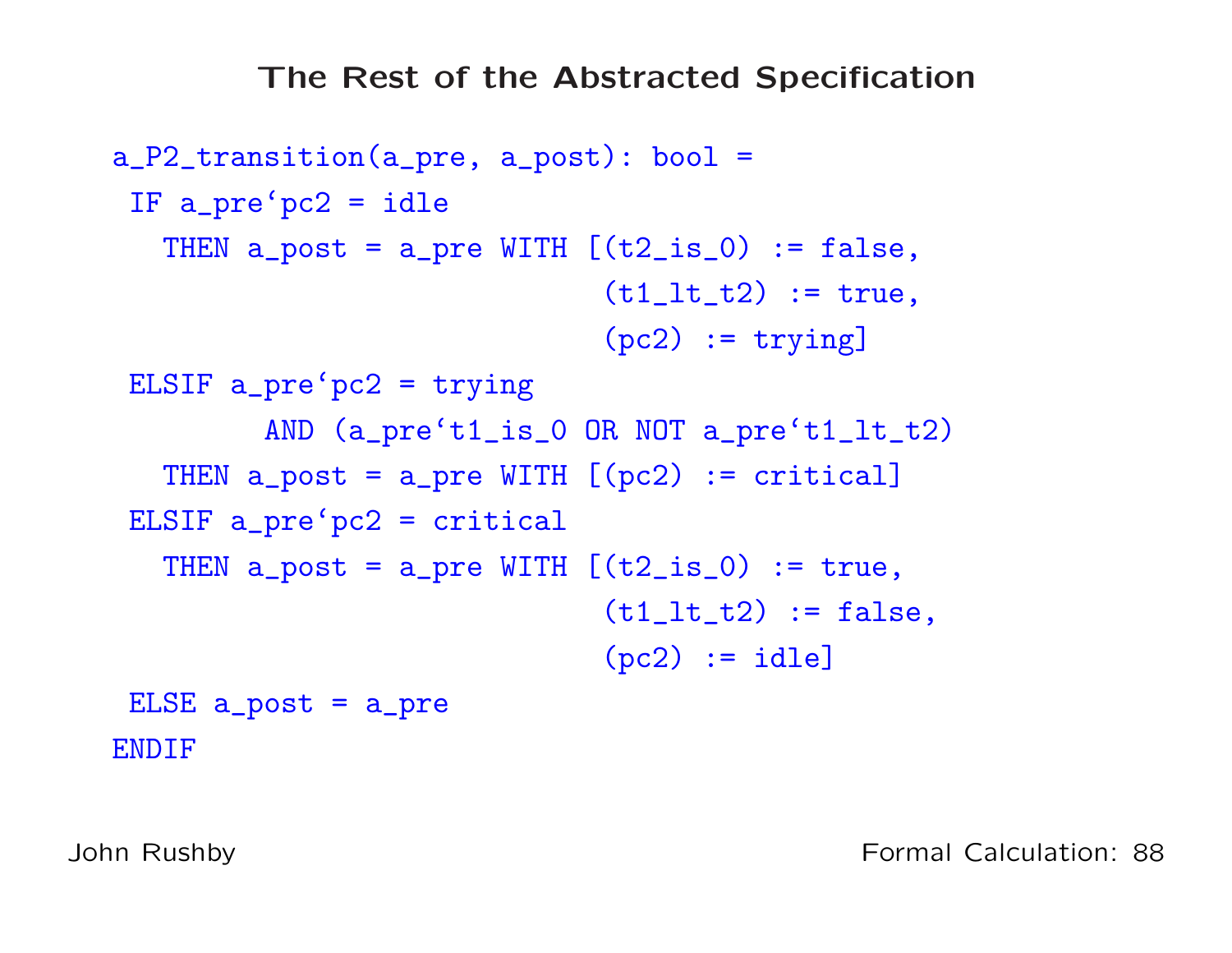# The Rest of the Abstracted Specification

```
a_P2_transition(a_pre, a_post): bool =
 IF a_pre`pc2 = idle
   THEN a_post = a_pre WITH [(t2_is_0) := false,
                             (t1_lt_t2) := true,
                             (pc2) := trying]
 ELSIF a_pre`pc2 = trying
         AND (a_pre`t1_is_0 OR NOT a_pre`t1_lt_t2)
   THEN a_post = a_pre WITH [(pc2) := critical]
 ELSIF a_pre`pc2 = critical
   THEN a_post = a_pre WITH [(t2_is_0) := true,
                             (t1_lt_t2) := false,
                             (pc2) := idle]
 ELSE a_post = a_pre
ENDIF
```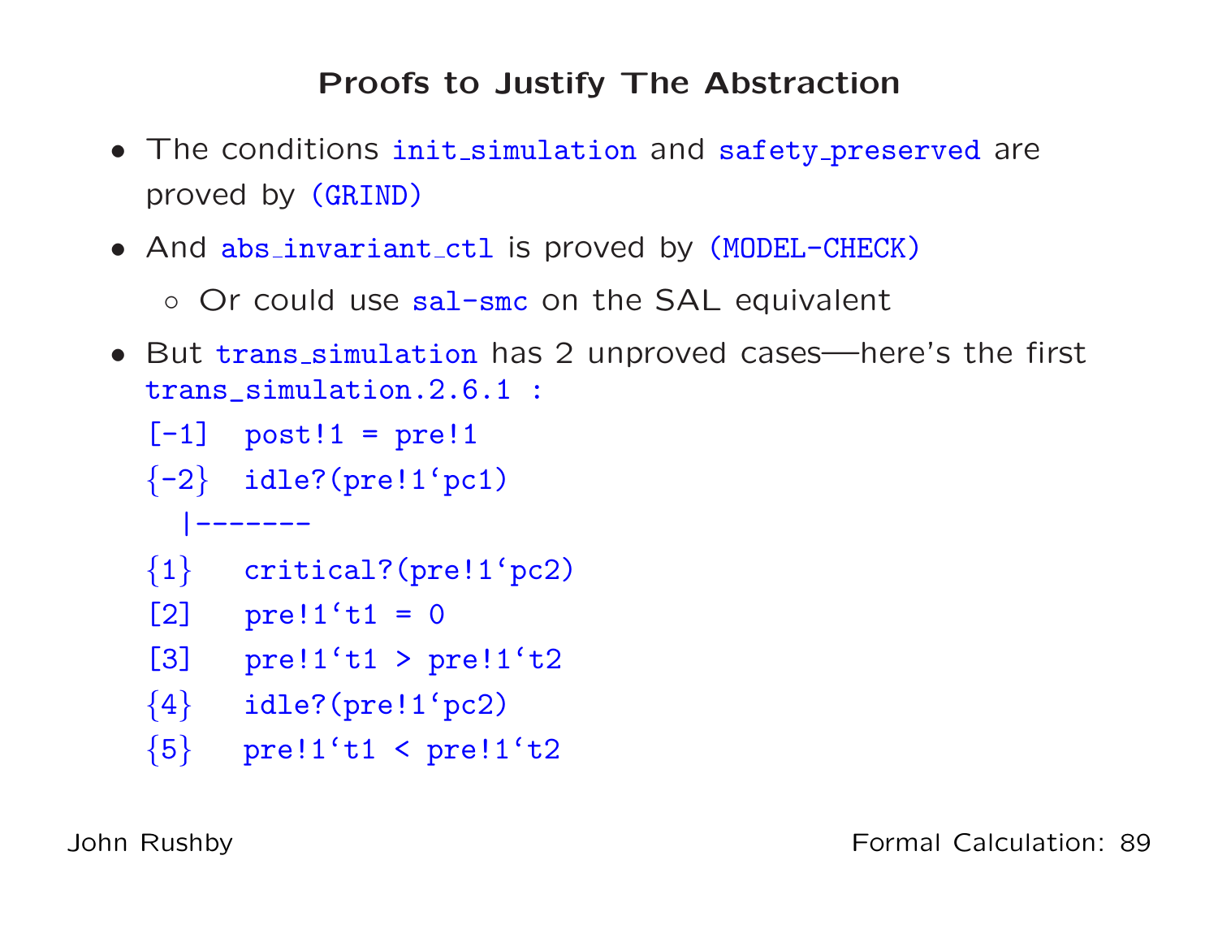## Proofs to Justify The Abstraction

- The conditions `init_simulation` and `safety_preserved` are proved by `(GRIND)`
- And `abs_invariant_ctl` is proved by `(MODEL-CHECK)`
    - Or could use `sal-smc` on the SAL equivalent
- But `trans_simulation` has 2 unproved cases—here's the first

```
trans_simulation.2.6.1 :
[-1]  post!1 = pre!1
{-2}  idle?(pre!1`pc1)
  |-------
{1}   critical?(pre!1`pc2)
[2]   pre!1`t1 = 0
[3]   pre!1`t1 > pre!1`t2
{4}   idle?(pre!1`pc2)
{5}   pre!1`t1 < pre!1`t2
```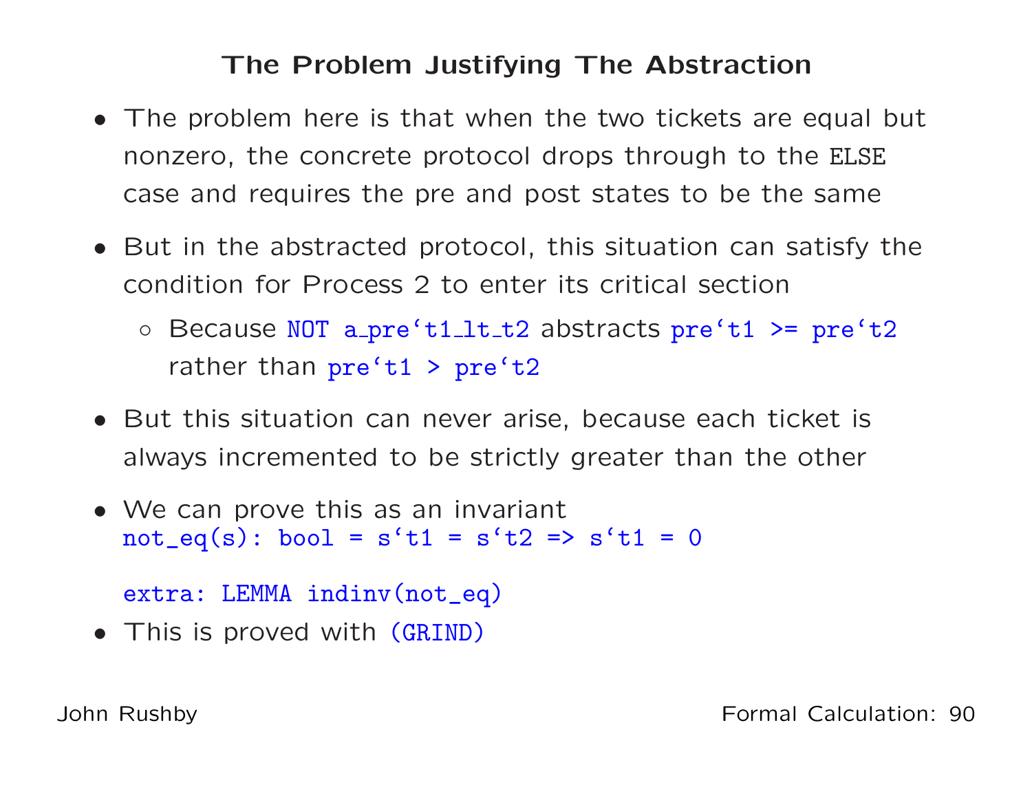## The Problem Justifying The Abstraction

- The problem here is that when the two tickets are equal but nonzero, the concrete protocol drops through to the `ELSE` case and requires the pre and post states to be the same
- But in the abstracted protocol, this situation can satisfy the condition for Process 2 to enter its critical section
  - Because `NOT a_pre`t1_lt_t2` abstracts `pre`t1 >= pre`t2` rather than `pre`t1 > pre`t2`
- But this situation can never arise, because each ticket is always incremented to be strictly greater than the other
- We can prove this as an invariant

```
not_eq(s): bool = s`t1 = s`t2 => s`t1 = 0

extra: LEMMA indinv(not_eq)
```

- This is proved with `(GRIND)`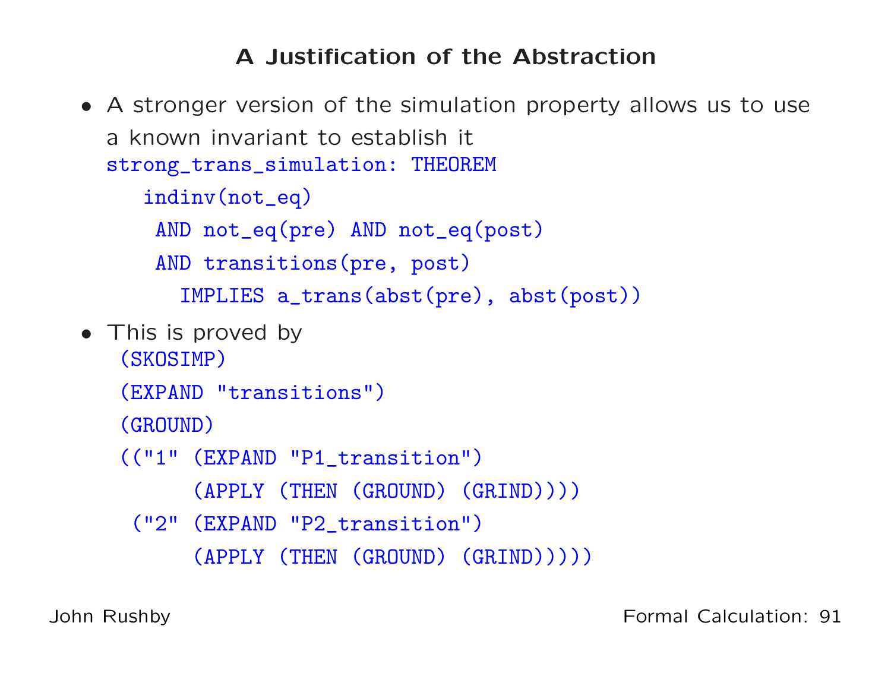# A Justification of the Abstraction

- A stronger version of the simulation property allows us to use a known invariant to establish it

```
strong_trans_simulation: THEOREM
   indinv(not_eq)
    AND not_eq(pre) AND not_eq(post)
    AND transitions(pre, post)
      IMPLIES a_trans(abst(pre), abst(post))
```

- This is proved by

```
(SKOSIMP)
(EXPAND "transitions")
(GROUND)
(("1" (EXPAND "P1_transition")
      (APPLY (THEN (GROUND) (GRIND))))
 ("2" (EXPAND "P2_transition")
      (APPLY (THEN (GROUND) (GRIND)))))
```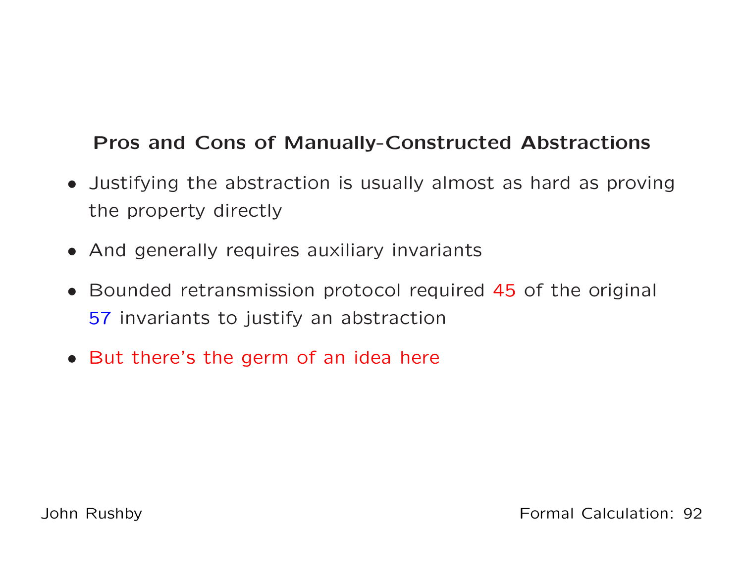## Pros and Cons of Manually-Constructed Abstractions

- Justifying the abstraction is usually almost as hard as proving the property directly
- And generally requires auxiliary invariants
- Bounded retransmission protocol required 45 of the original 57 invariants to justify an abstraction
- But there's the germ of an idea here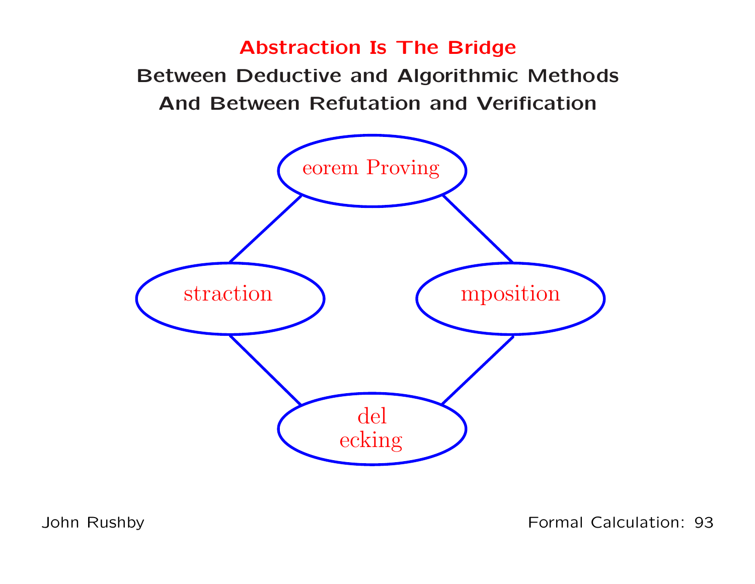# Abstraction Is The Bridge

## Between Deductive and Algorithmic Methods
## And Between Refutation and Verification

eorem Proving

straction

mposition

del
ecking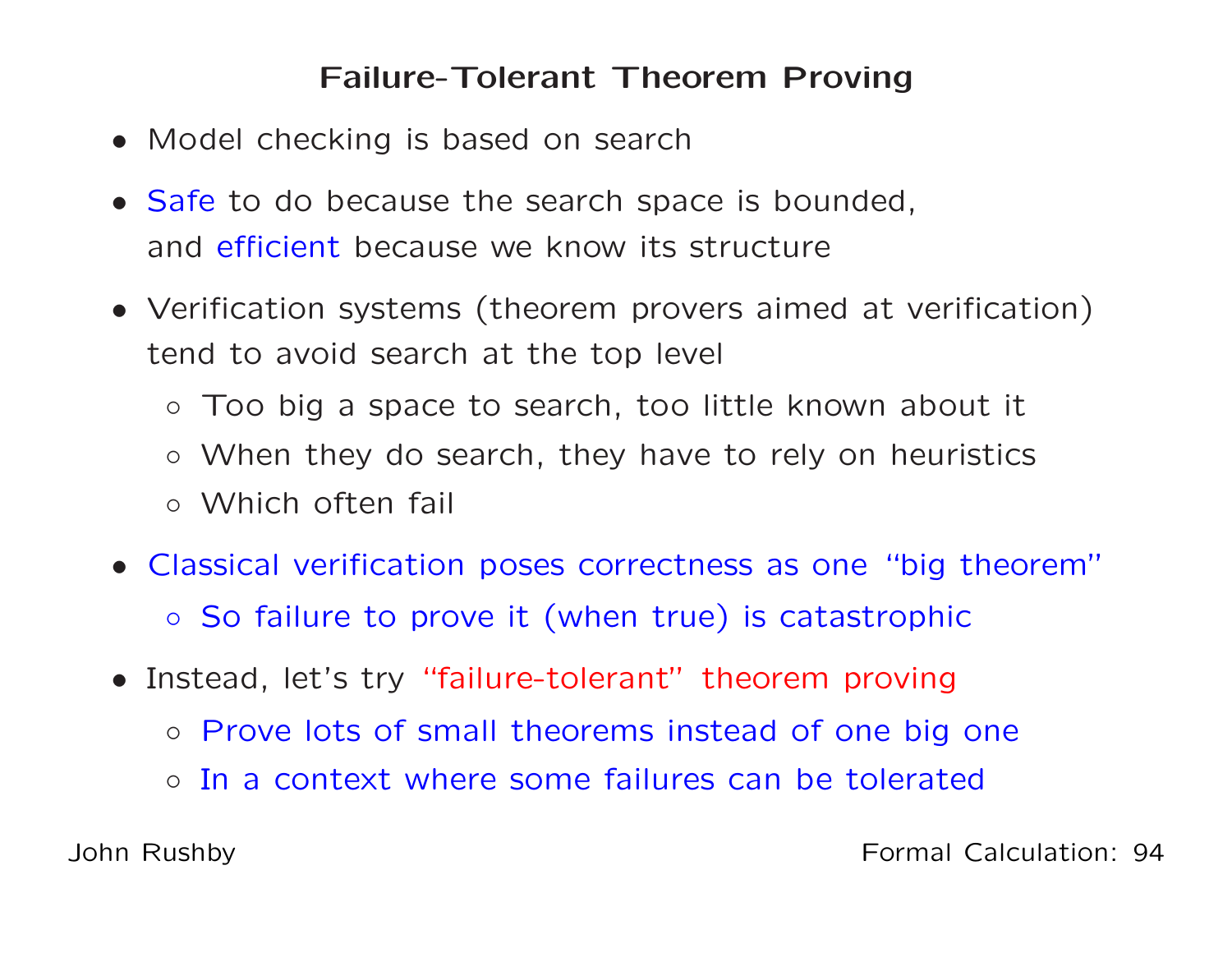# Failure-Tolerant Theorem Proving

- Model checking is based on search
- Safe to do because the search space is bounded, and efficient because we know its structure
- Verification systems (theorem provers aimed at verification) tend to avoid search at the top level
  - Too big a space to search, too little known about it
  - When they do search, they have to rely on heuristics
  - Which often fail
- Classical verification poses correctness as one "big theorem"
  - So failure to prove it (when true) is catastrophic
- Instead, let's try "failure-tolerant" theorem proving
  - Prove lots of small theorems instead of one big one
  - In a context where some failures can be tolerated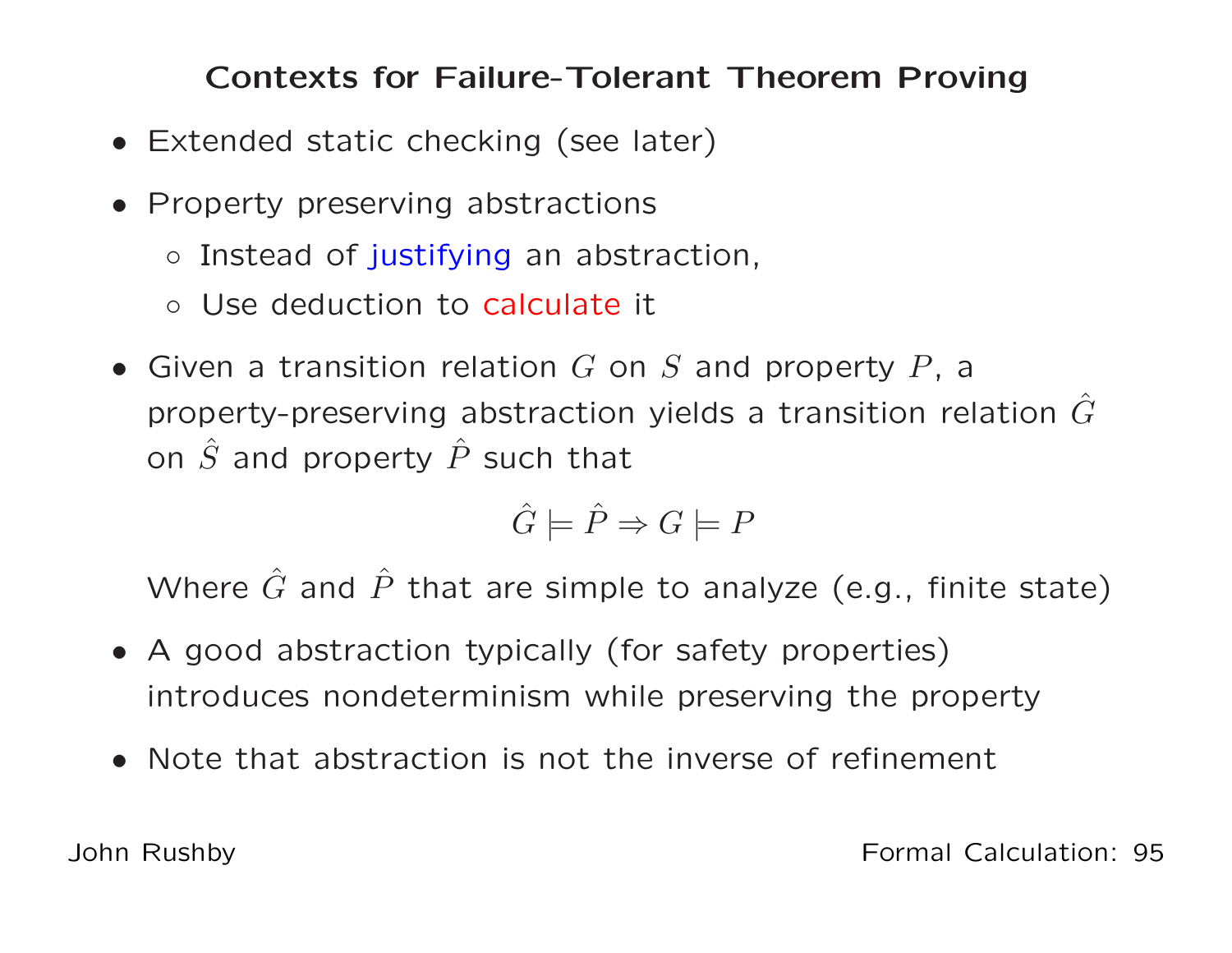# Contexts for Failure-Tolerant Theorem Proving

- Extended static checking (see later)
- Property preserving abstractions
  - Instead of justifying an abstraction,
  - Use deduction to calculate it
- Given a transition relation $G$ on $S$ and property $P$, a property-preserving abstraction yields a transition relation $\hat{G}$ on $\hat{S}$ and property $\hat{P}$ such that

  $$\hat{G} \models \hat{P} \Rightarrow G \models P$$

  Where $\hat{G}$ and $\hat{P}$ that are simple to analyze (e.g., finite state)
- A good abstraction typically (for safety properties) introduces nondeterminism while preserving the property
- Note that abstraction is not the inverse of refinement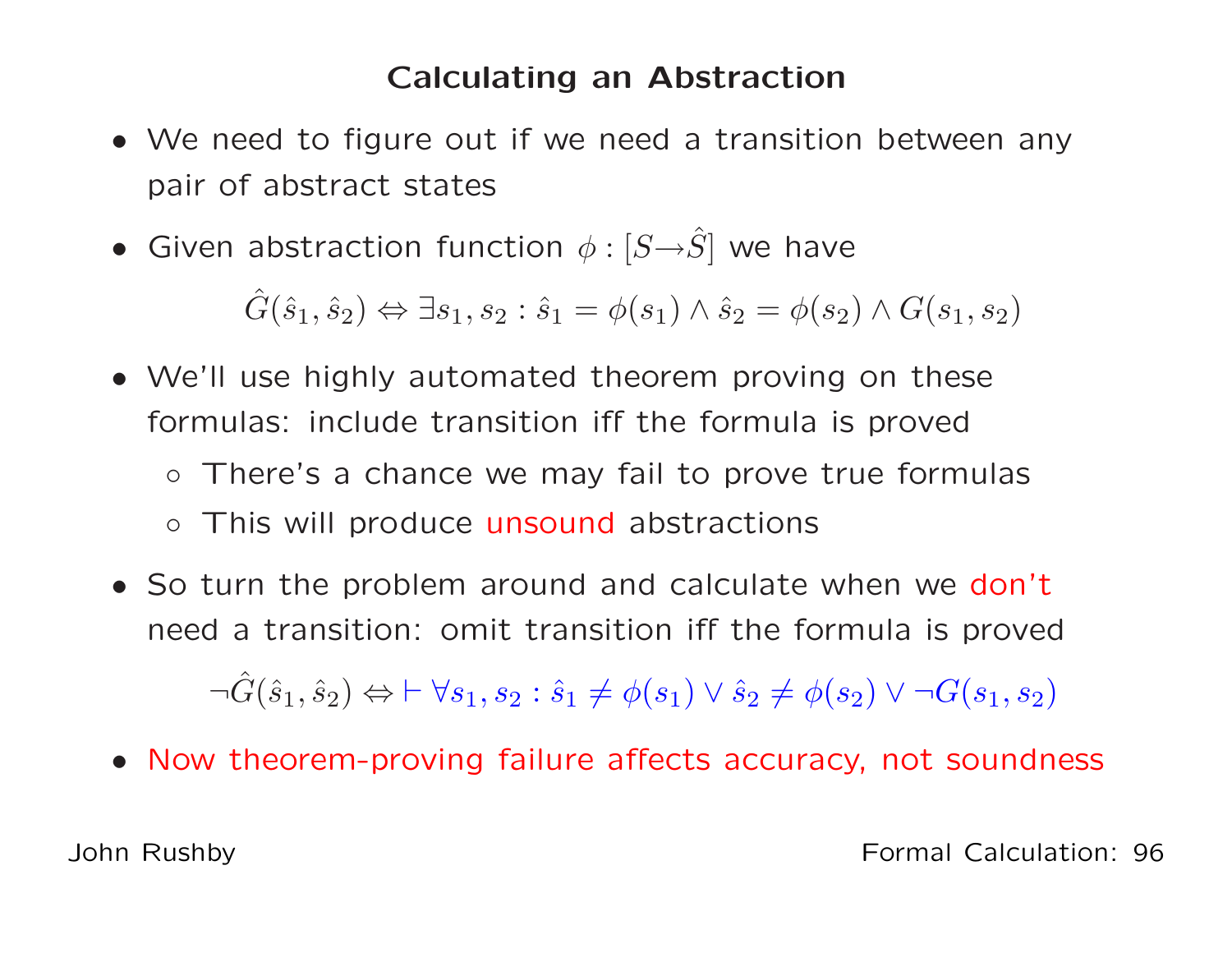# Calculating an Abstraction

- We need to figure out if we need a transition between any pair of abstract states
- Given abstraction function $\phi : [S \rightarrow \hat{S}]$ we have

$$\hat{G}(\hat{s}_1, \hat{s}_2) \Leftrightarrow \exists s_1, s_2 : \hat{s}_1 = \phi(s_1) \wedge \hat{s}_2 = \phi(s_2) \wedge G(s_1, s_2)$$

- We'll use highly automated theorem proving on these formulas: include transition iff the formula is proved
  - There's a chance we may fail to prove true formulas
  - This will produce unsound abstractions
- So turn the problem around and calculate when we don't need a transition: omit transition iff the formula is proved

$$\neg \hat{G}(\hat{s}_1, \hat{s}_2) \Leftrightarrow \vdash \forall s_1, s_2 : \hat{s}_1 \neq \phi(s_1) \vee \hat{s}_2 \neq \phi(s_2) \vee \neg G(s_1, s_2)$$

- Now theorem-proving failure affects accuracy, not soundness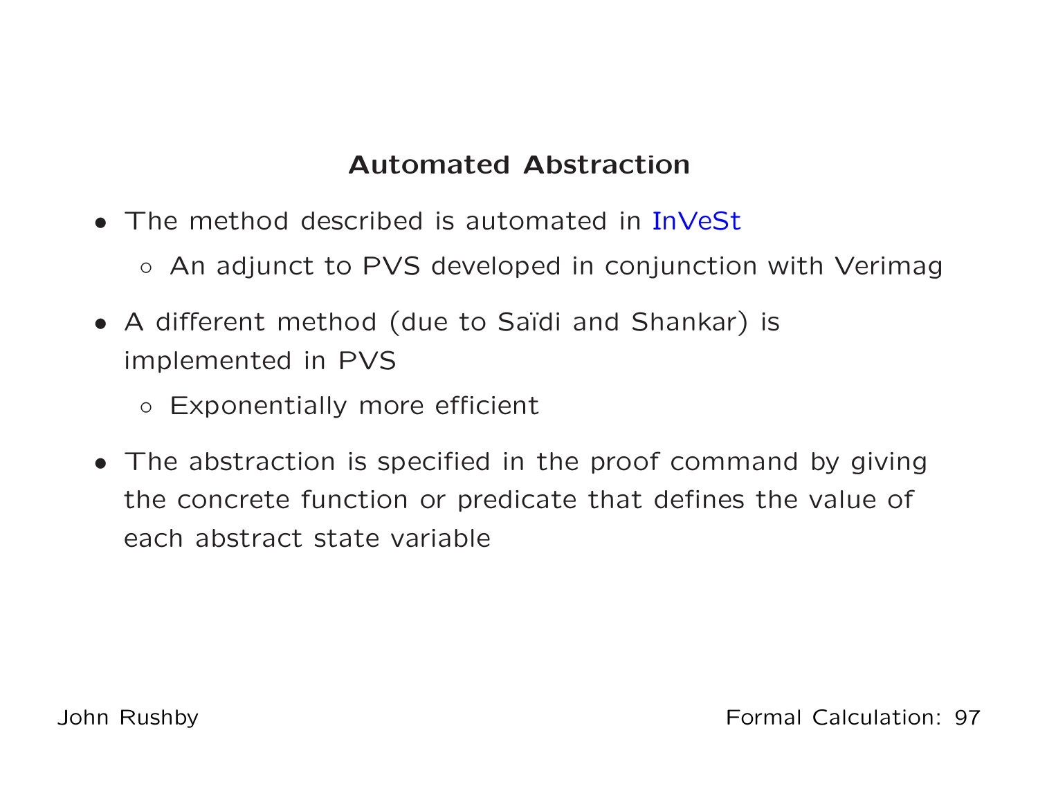## Automated Abstraction

- The method described is automated in InVeSt
  - An adjunct to PVS developed in conjunction with Verimag
- A different method (due to Saïdi and Shankar) is implemented in PVS
  - Exponentially more efficient
- The abstraction is specified in the proof command by giving the concrete function or predicate that defines the value of each abstract state variable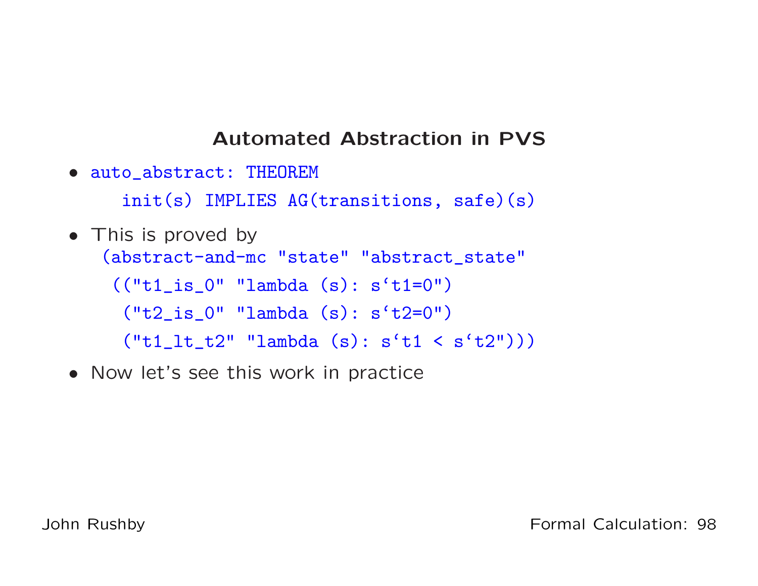## Automated Abstraction in PVS

- ```
  auto_abstract: THEOREM
     init(s) IMPLIES AG(transitions, safe)(s)
  ```
- This is proved by
  ```
  (abstract-and-mc "state" "abstract_state"
    (("t1_is_0" "lambda (s): s`t1=0")
     ("t2_is_0" "lambda (s): s`t2=0")
     ("t1_lt_t2" "lambda (s): s`t1 < s`t2")))
  ```
- Now let's see this work in practice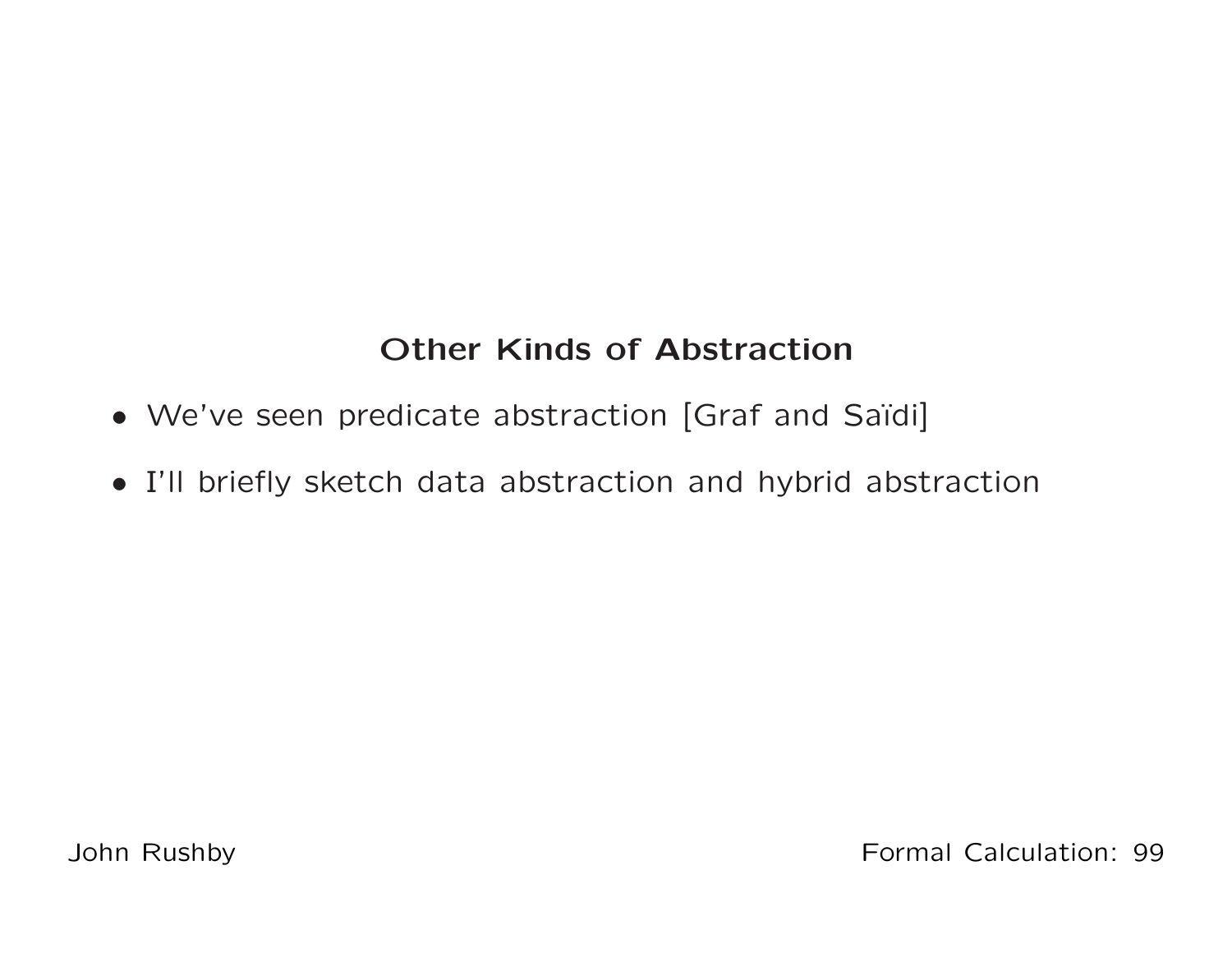## Other Kinds of Abstraction

- We've seen predicate abstraction [Graf and Saïdi]
- I'll briefly sketch data abstraction and hybrid abstraction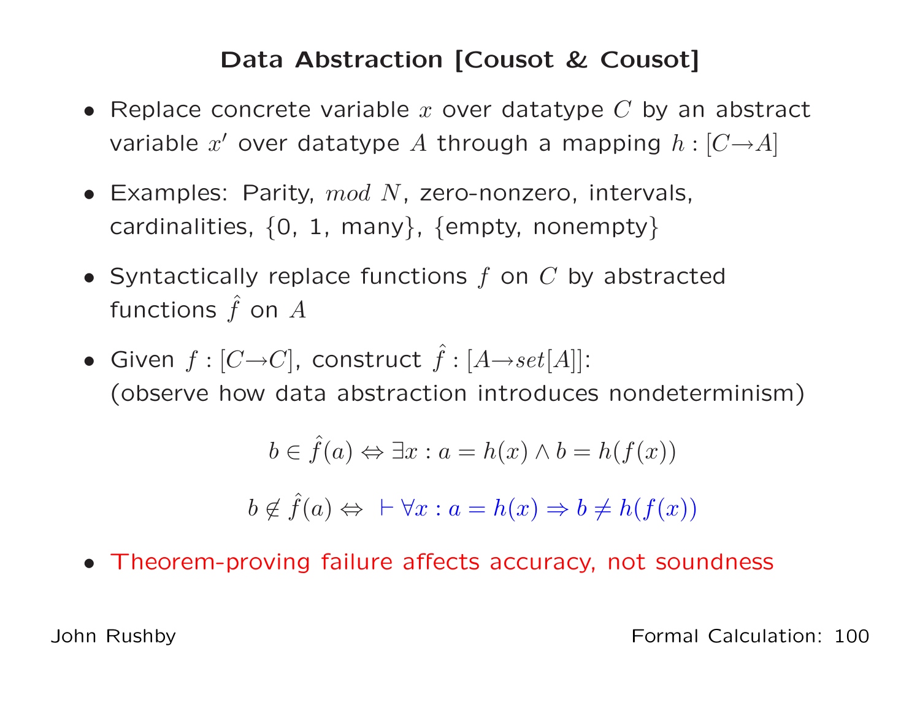## Data Abstraction [Cousot & Cousot]

- Replace concrete variable $x$ over datatype $C$ by an abstract variable $x'$ over datatype $A$ through a mapping $h : [C \rightarrow A]$
- Examples: Parity, $mod\ N$, zero-nonzero, intervals, cardinalities, {0, 1, many}, {empty, nonempty}
- Syntactically replace functions $f$ on $C$ by abstracted functions $\hat{f}$ on $A$
- Given $f : [C \rightarrow C]$, construct $\hat{f} : [A \rightarrow set[A]]$:
  (observe how data abstraction introduces nondeterminism)

$$b \in \hat{f}(a) \Leftrightarrow \exists x : a = h(x) \wedge b = h(f(x))$$

$$b \notin \hat{f}(a) \Leftrightarrow \ \vdash \forall x : a = h(x) \Rightarrow b \neq h(f(x))$$

- Theorem-proving failure affects accuracy, not soundness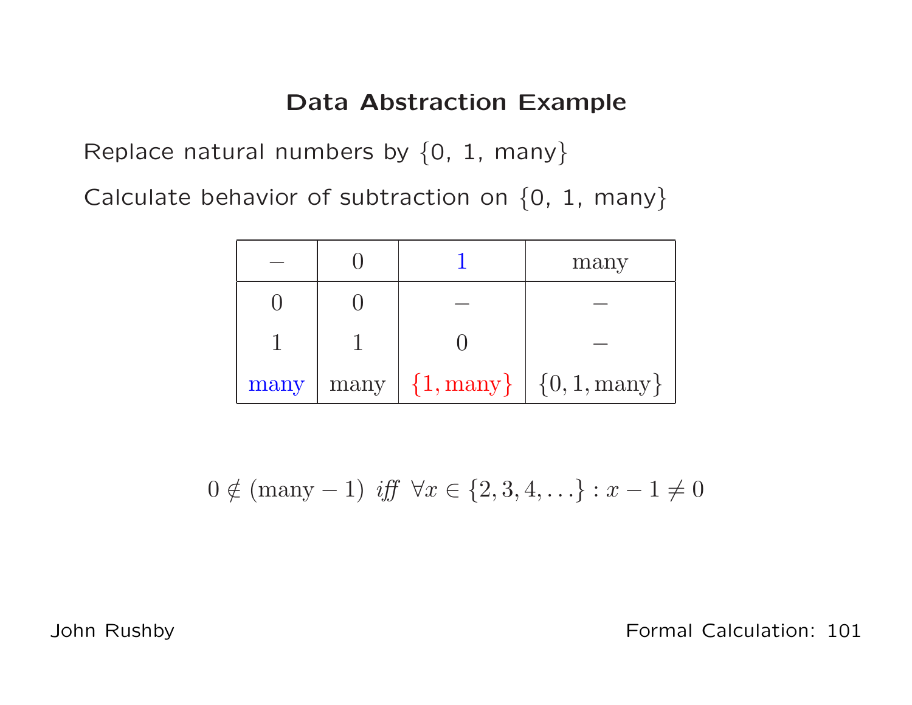# Data Abstraction Example

Replace natural numbers by {0, 1, many}

Calculate behavior of subtraction on {0, 1, many}

| $-$ | 0 | 1 | many |
|---|---|---|---|
| 0 | 0 | $-$ | $-$ |
| 1 | 1 | 0 | $-$ |
| many | many | $\{1, \text{many}\}$ | $\{0, 1, \text{many}\}$ |

$$0 \notin (\text{many} - 1) \ \textit{iff} \ \forall x \in \{2, 3, 4, \ldots\} : x - 1 \neq 0$$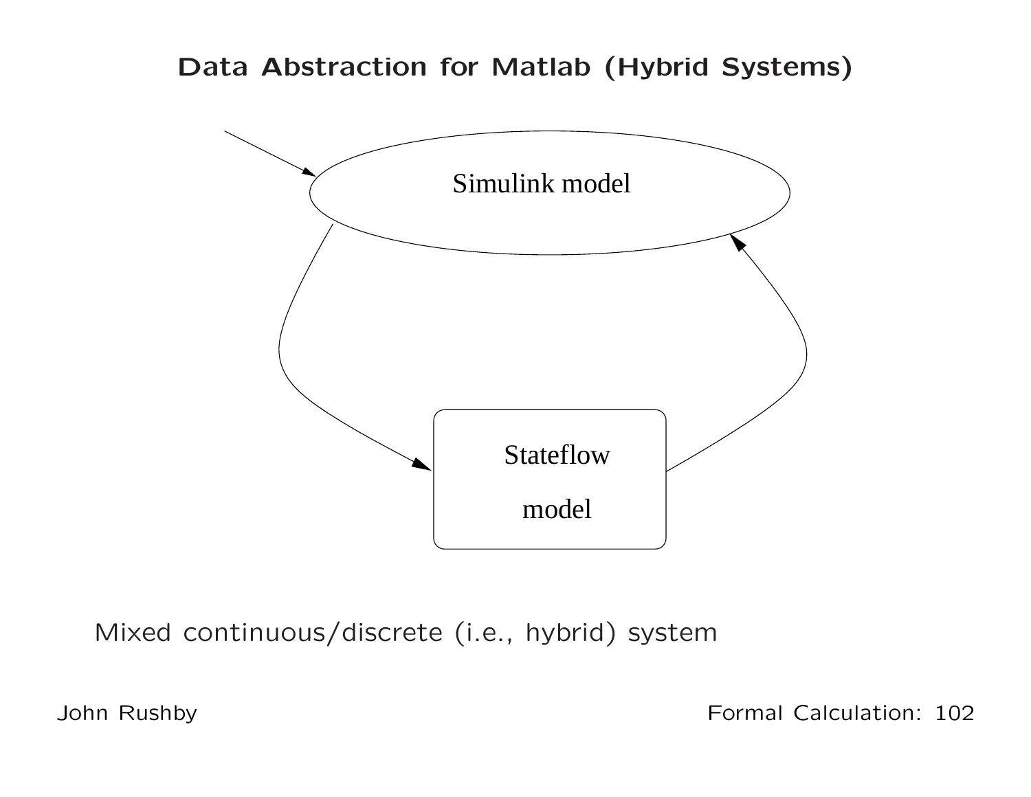# Data Abstraction for Matlab (Hybrid Systems)

Simulink model

Stateflow model

Mixed continuous/discrete (i.e., hybrid) system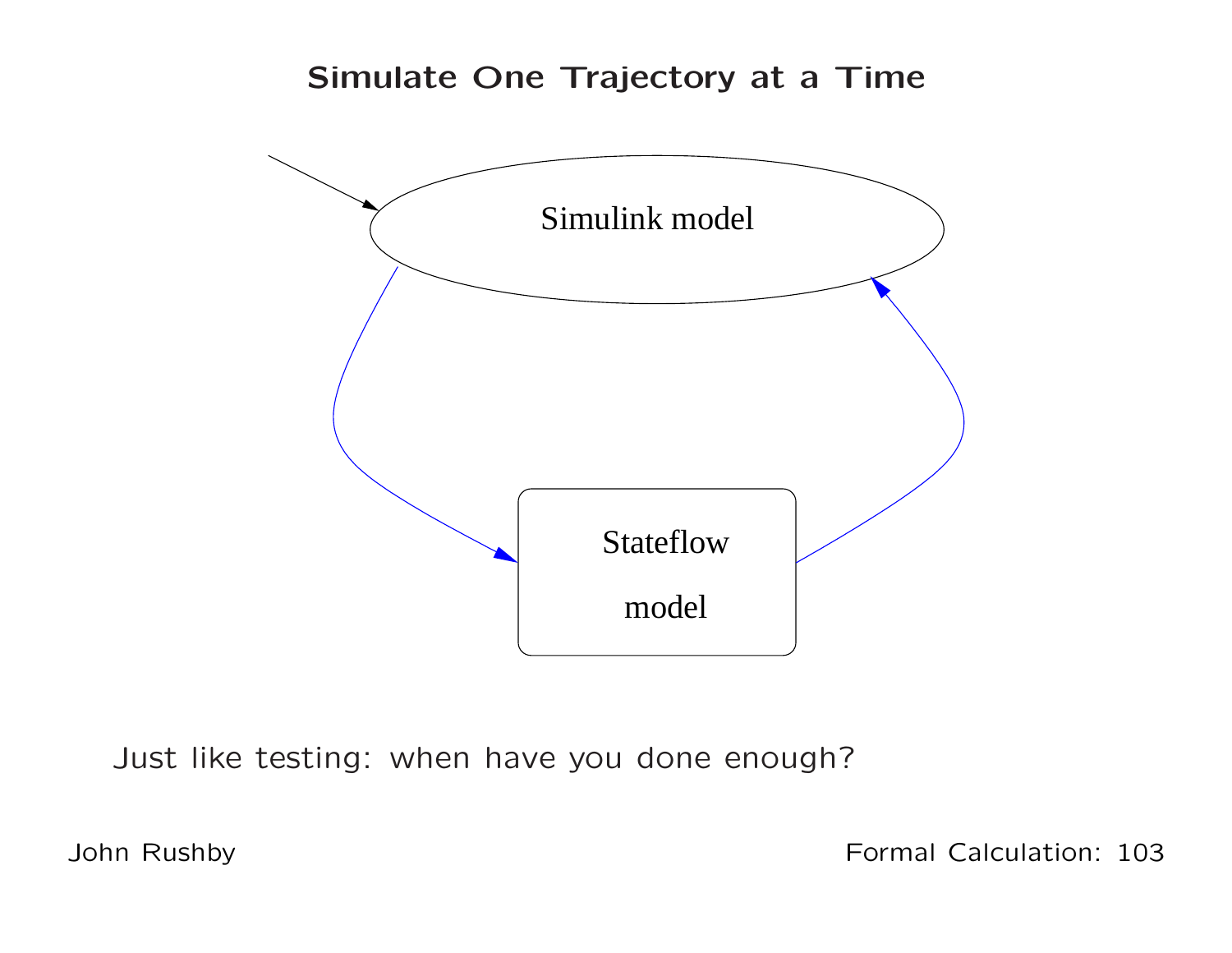# Simulate One Trajectory at a Time

Simulink model

Stateflow model

Just like testing: when have you done enough?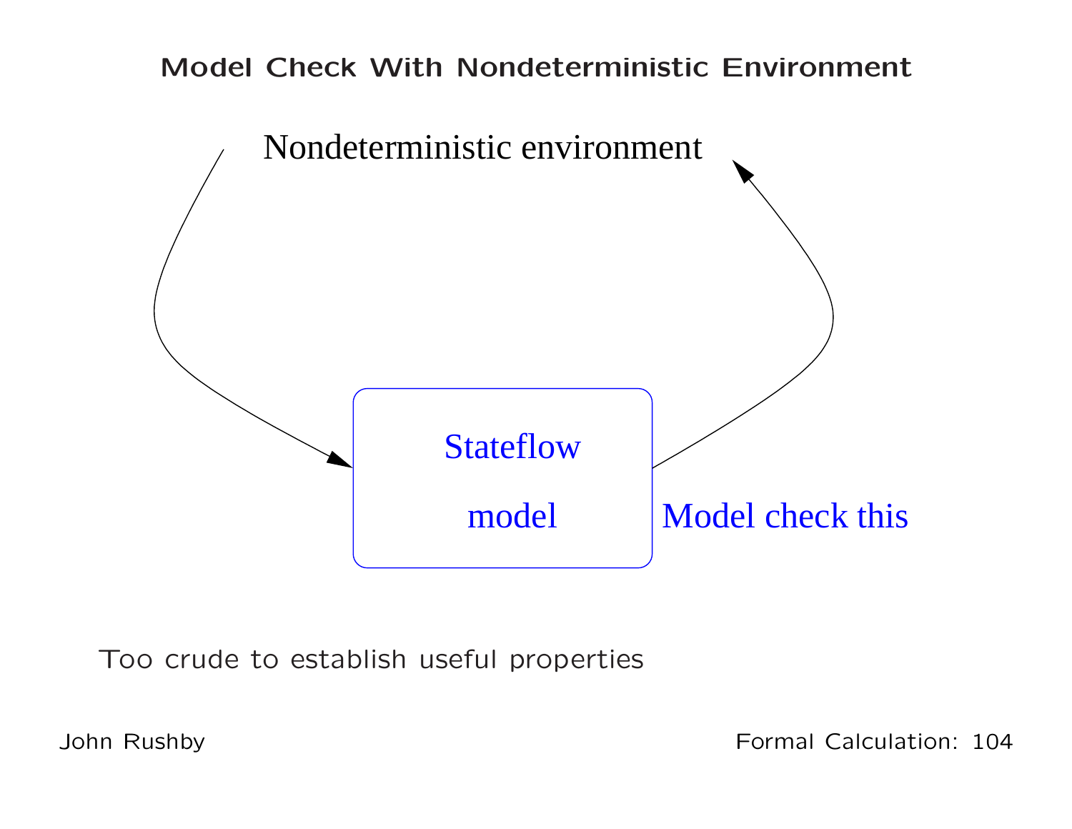# Model Check With Nondeterministic Environment

Nondeterministic environment

Stateflow model

Model check this

Too crude to establish useful properties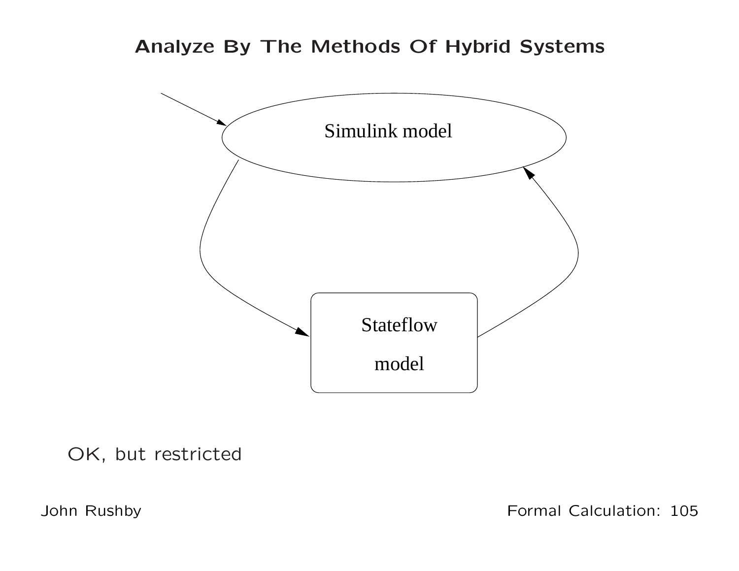# Analyze By The Methods Of Hybrid Systems

Simulink model

Stateflow model

OK, but restricted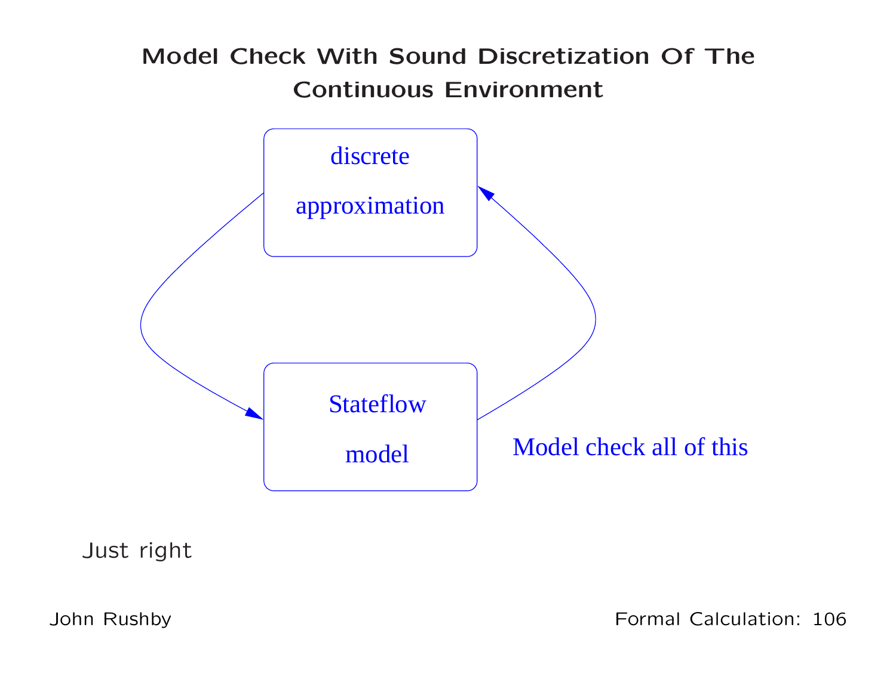# Model Check With Sound Discretization Of The Continuous Environment

discrete approximation

Stateflow model

Model check all of this

Just right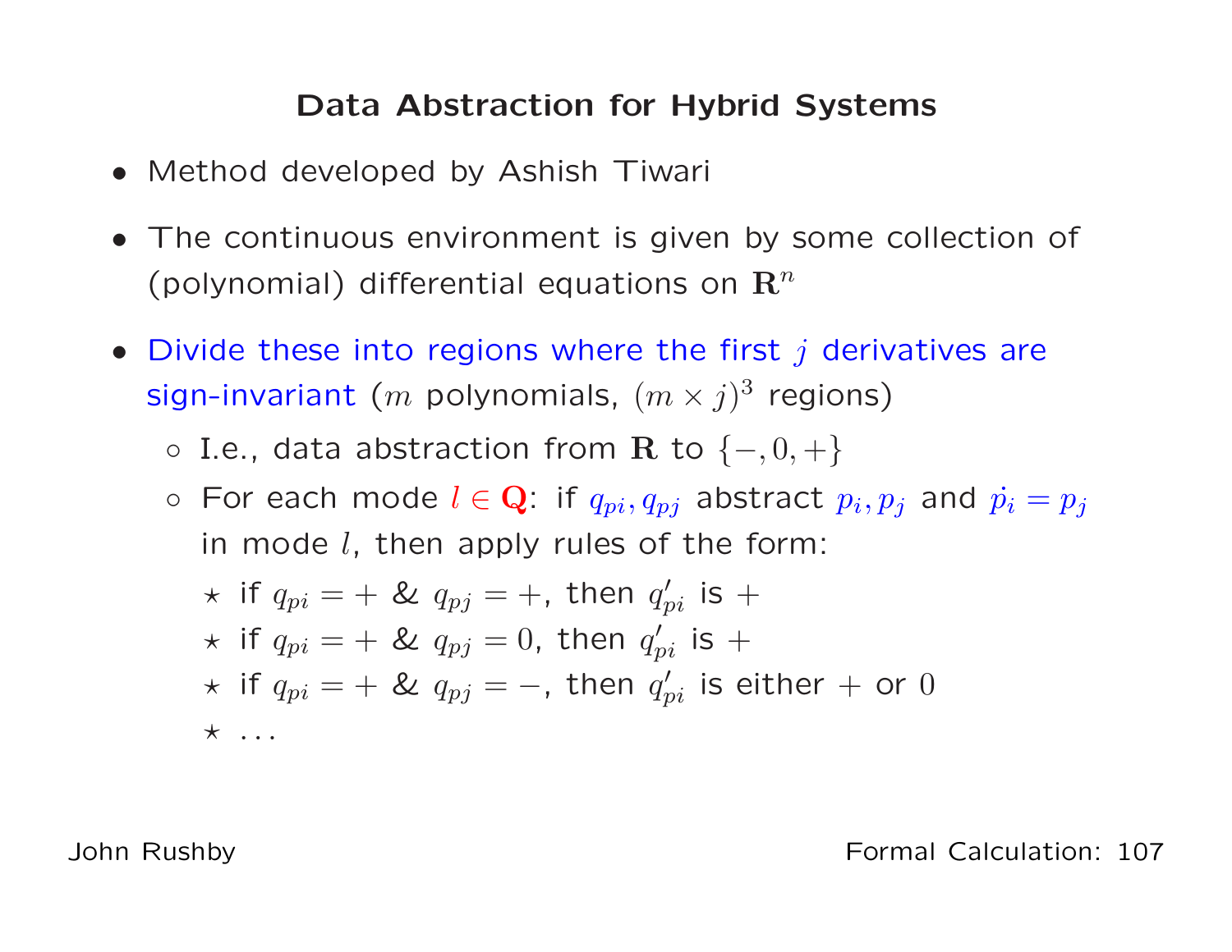# Data Abstraction for Hybrid Systems

- Method developed by Ashish Tiwari
- The continuous environment is given by some collection of (polynomial) differential equations on $\mathbf{R}^n$
- Divide these into regions where the first $j$ derivatives are sign-invariant ($m$ polynomials, $(m \times j)^3$ regions)
  - I.e., data abstraction from $\mathbf{R}$ to $\{-, 0, +\}$
  - For each mode $l \in \mathbf{Q}$: if $q_{pi}, q_{pj}$ abstract $p_i, p_j$ and $\dot{p_i} = p_j$ in mode $l$, then apply rules of the form:
    - ⋆ if $q_{pi} = +$ & $q_{pj} = +$, then $q'_{pi}$ is $+$
    - ⋆ if $q_{pi} = +$ & $q_{pj} = 0$, then $q'_{pi}$ is $+$
    - ⋆ if $q_{pi} = +$ & $q_{pj} = -$, then $q'_{pi}$ is either $+$ or $0$
    - ⋆ ...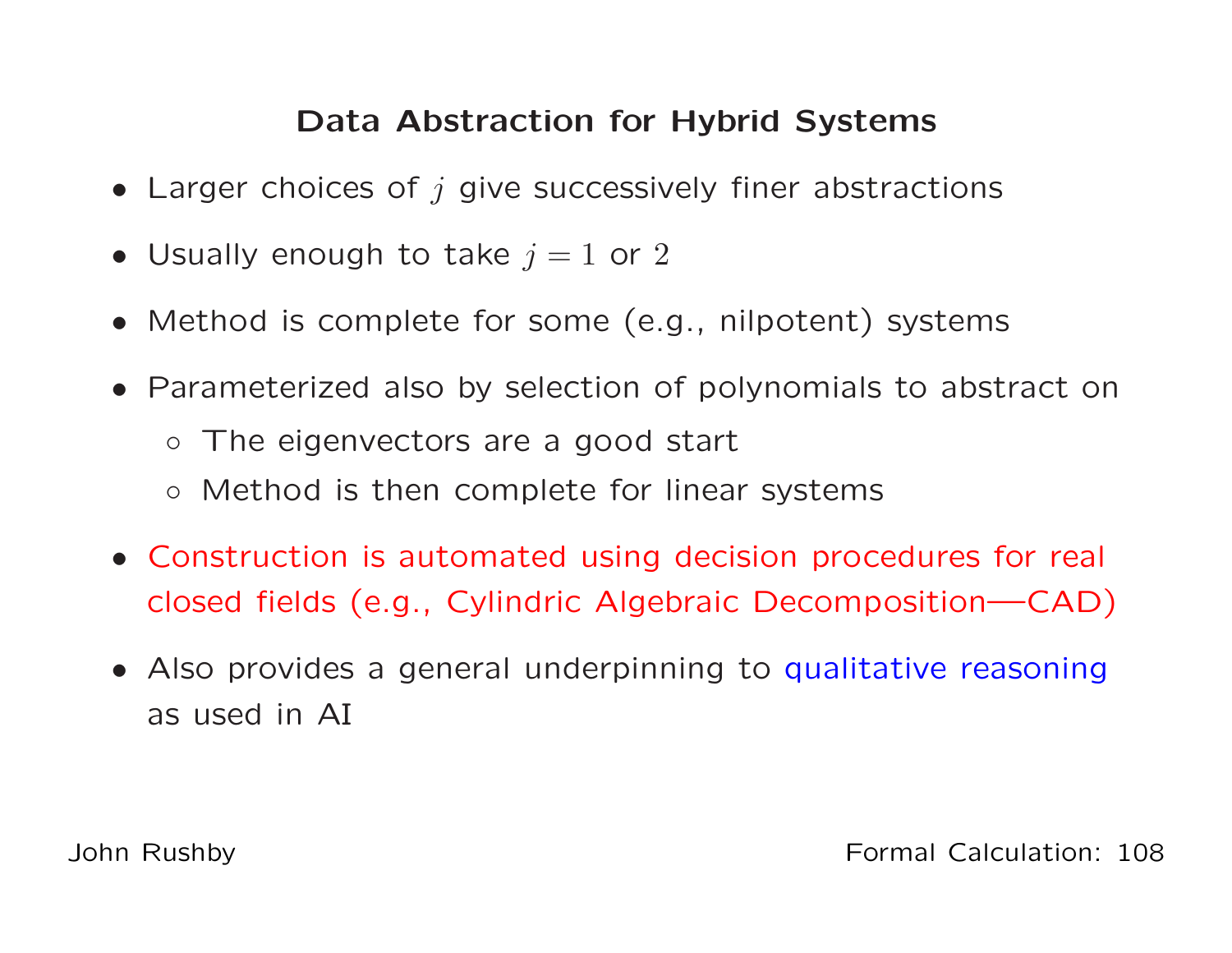## Data Abstraction for Hybrid Systems

- Larger choices of $j$ give successively finer abstractions
- Usually enough to take $j = 1$ or $2$
- Method is complete for some (e.g., nilpotent) systems
- Parameterized also by selection of polynomials to abstract on
  - The eigenvectors are a good start
  - Method is then complete for linear systems
- Construction is automated using decision procedures for real closed fields (e.g., Cylindric Algebraic Decomposition—CAD)
- Also provides a general underpinning to qualitative reasoning as used in AI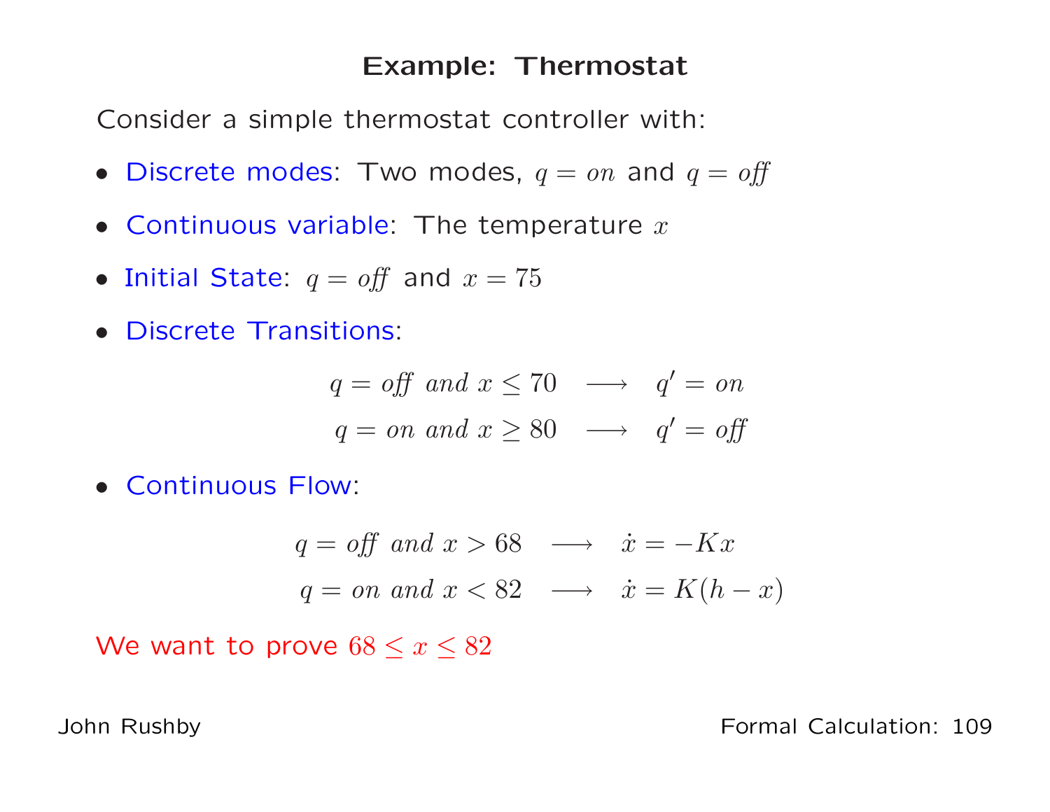# Example: Thermostat

Consider a simple thermostat controller with:

- Discrete modes: Two modes, $q = \mathit{on}$ and $q = \mathit{off}$
- Continuous variable: The temperature $x$
- Initial State: $q = \mathit{off}$ and $x = 75$
- Discrete Transitions:

$$
\begin{aligned}
q = \mathit{off} \ \mathit{and} \ x \leq 70 &\longrightarrow q' = \mathit{on} \\
q = \mathit{on} \ \mathit{and} \ x \geq 80 &\longrightarrow q' = \mathit{off}
\end{aligned}
$$

- Continuous Flow:

$$
\begin{aligned}
q = \mathit{off} \ \mathit{and} \ x > 68 &\longrightarrow \dot{x} = -Kx \\
q = \mathit{on} \ \mathit{and} \ x < 82 &\longrightarrow \dot{x} = K(h - x)
\end{aligned}
$$

We want to prove $68 \leq x \leq 82$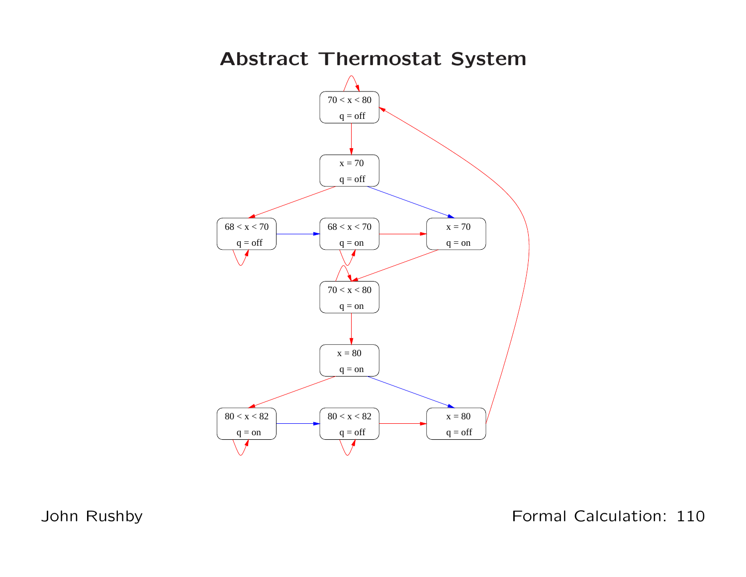# Abstract Thermostat System

70 < x < 80
q = off

x = 70
q = off

68 < x < 70
q = off

68 < x < 70
q = on

x = 70
q = on

70 < x < 80
q = on

x = 80
q = on

80 < x < 82
q = on

80 < x < 82
q = off

x = 80
q = off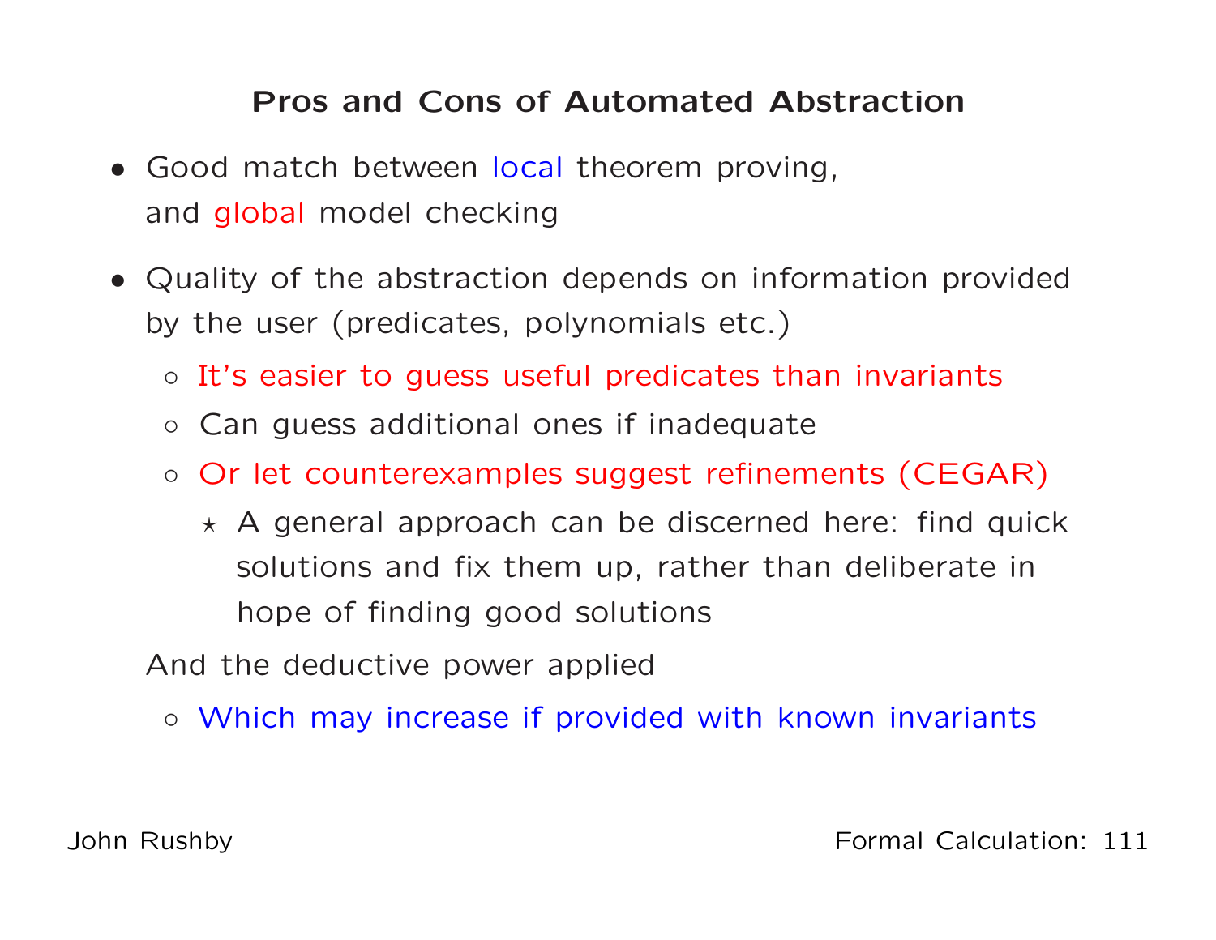## Pros and Cons of Automated Abstraction

- Good match between local theorem proving, and global model checking
- Quality of the abstraction depends on information provided by the user (predicates, polynomials etc.)
  - It's easier to guess useful predicates than invariants
  - Can guess additional ones if inadequate
  - Or let counterexamples suggest refinements (CEGAR)
    - ⋆ A general approach can be discerned here: find quick solutions and fix them up, rather than deliberate in hope of finding good solutions

  And the deductive power applied
  - Which may increase if provided with known invariants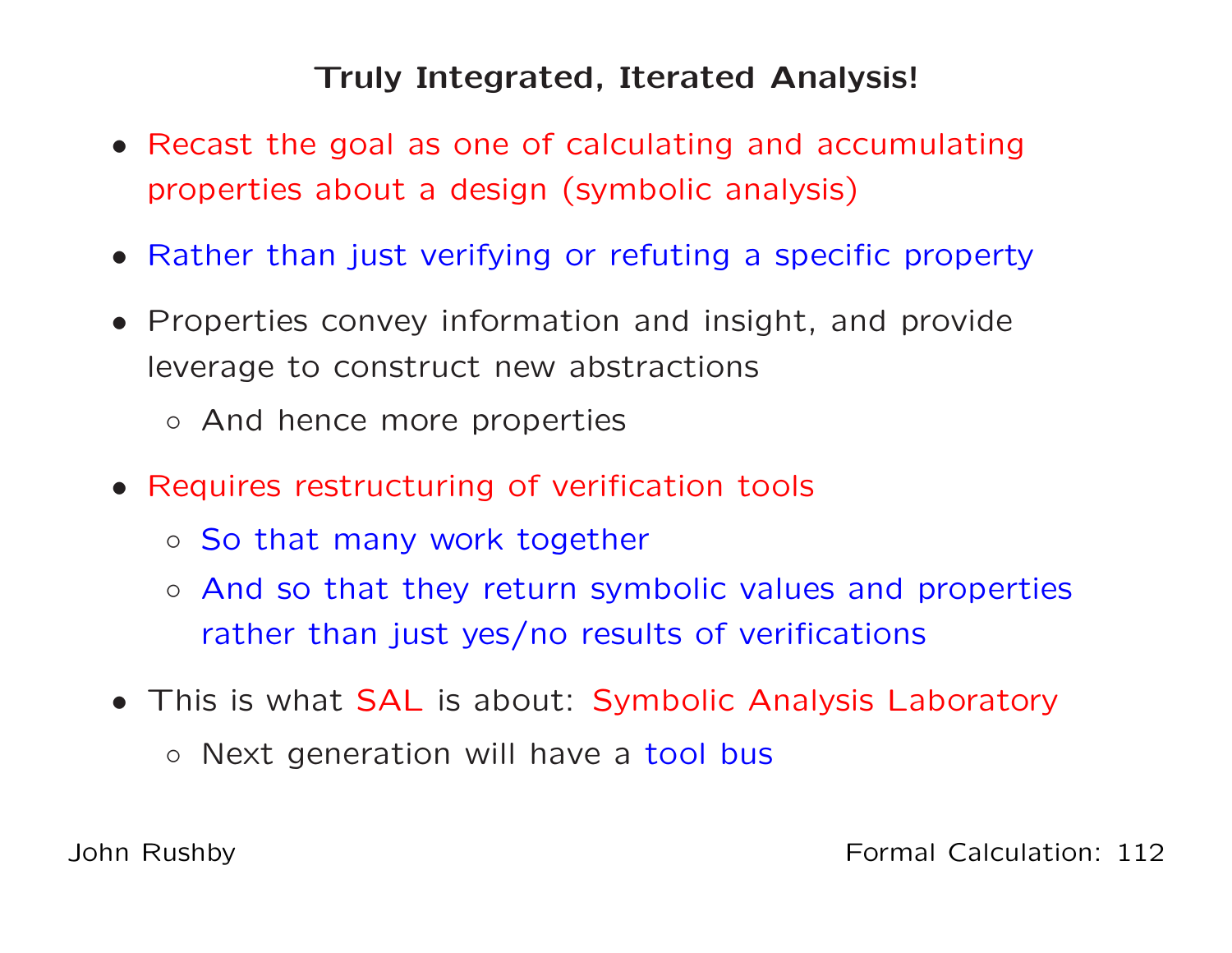## Truly Integrated, Iterated Analysis!

- Recast the goal as one of calculating and accumulating properties about a design (symbolic analysis)
- Rather than just verifying or refuting a specific property
- Properties convey information and insight, and provide leverage to construct new abstractions
  - And hence more properties
- Requires restructuring of verification tools
  - So that many work together
  - And so that they return symbolic values and properties rather than just yes/no results of verifications
- This is what SAL is about: Symbolic Analysis Laboratory
  - Next generation will have a tool bus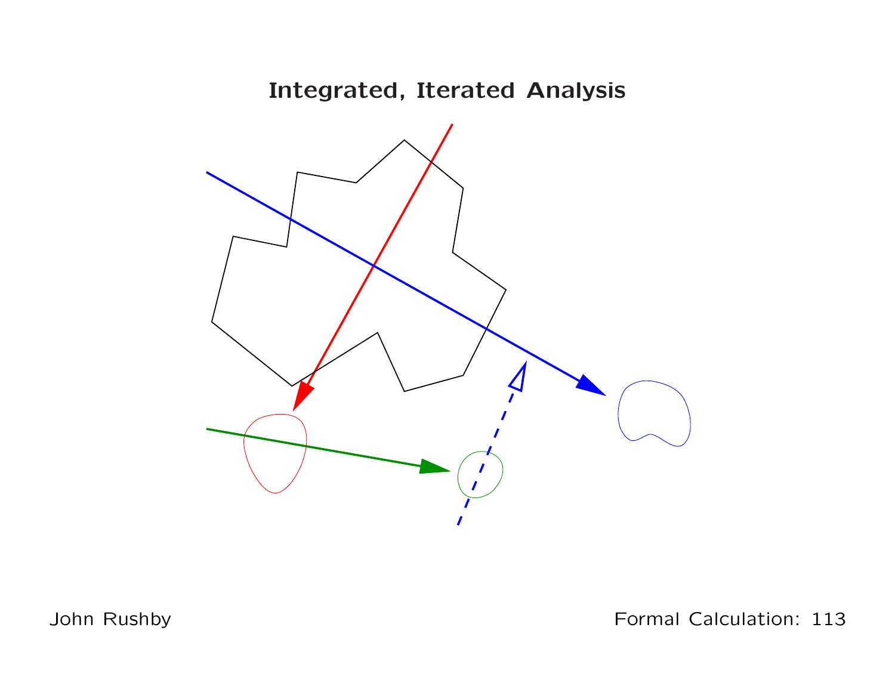# Integrated, Iterated Analysis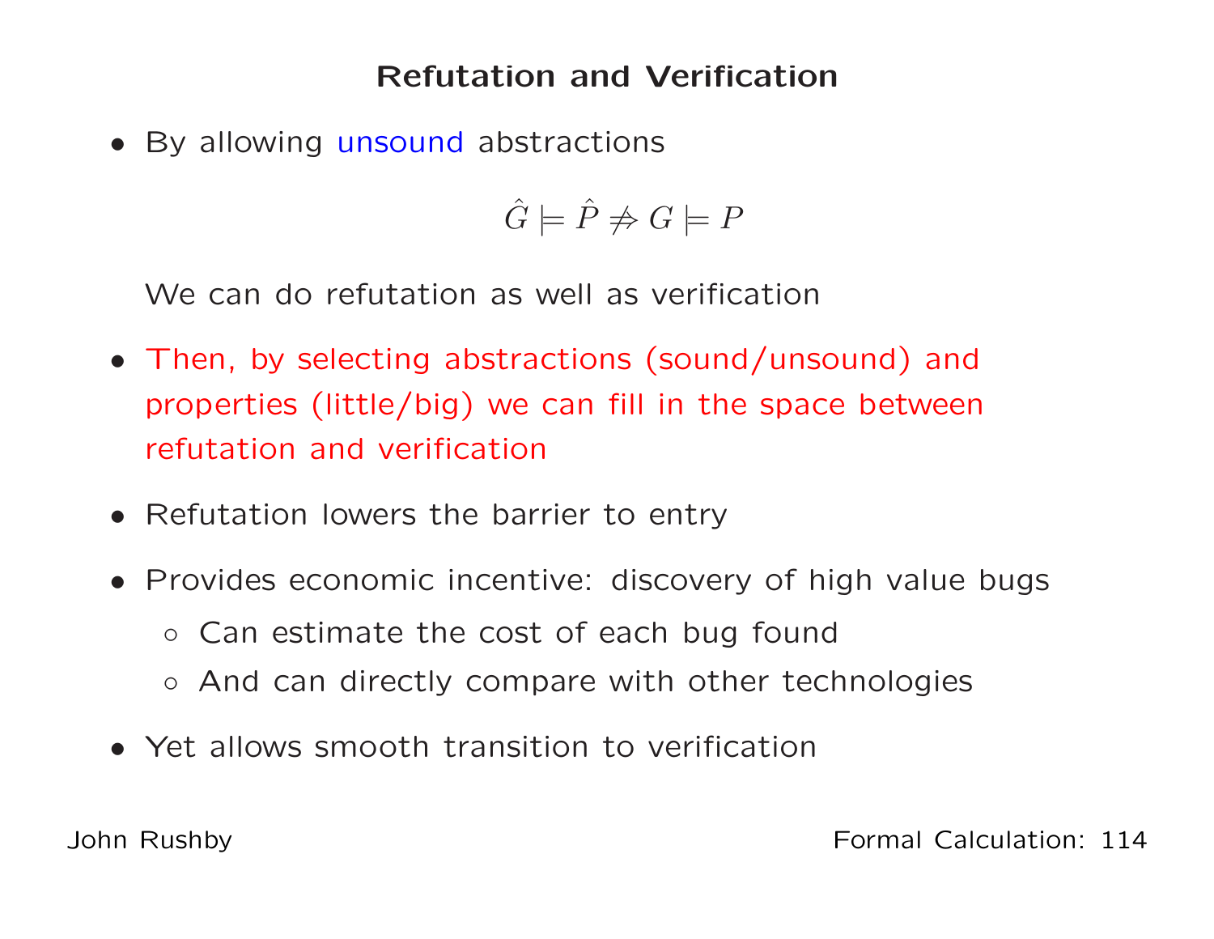# Refutation and Verification

- By allowing unsound abstractions

$$\hat{G} \models \hat{P} \not\Rightarrow G \models P$$

  We can do refutation as well as verification

- Then, by selecting abstractions (sound/unsound) and properties (little/big) we can fill in the space between refutation and verification

- Refutation lowers the barrier to entry

- Provides economic incentive: discovery of high value bugs
  - Can estimate the cost of each bug found
  - And can directly compare with other technologies

- Yet allows smooth transition to verification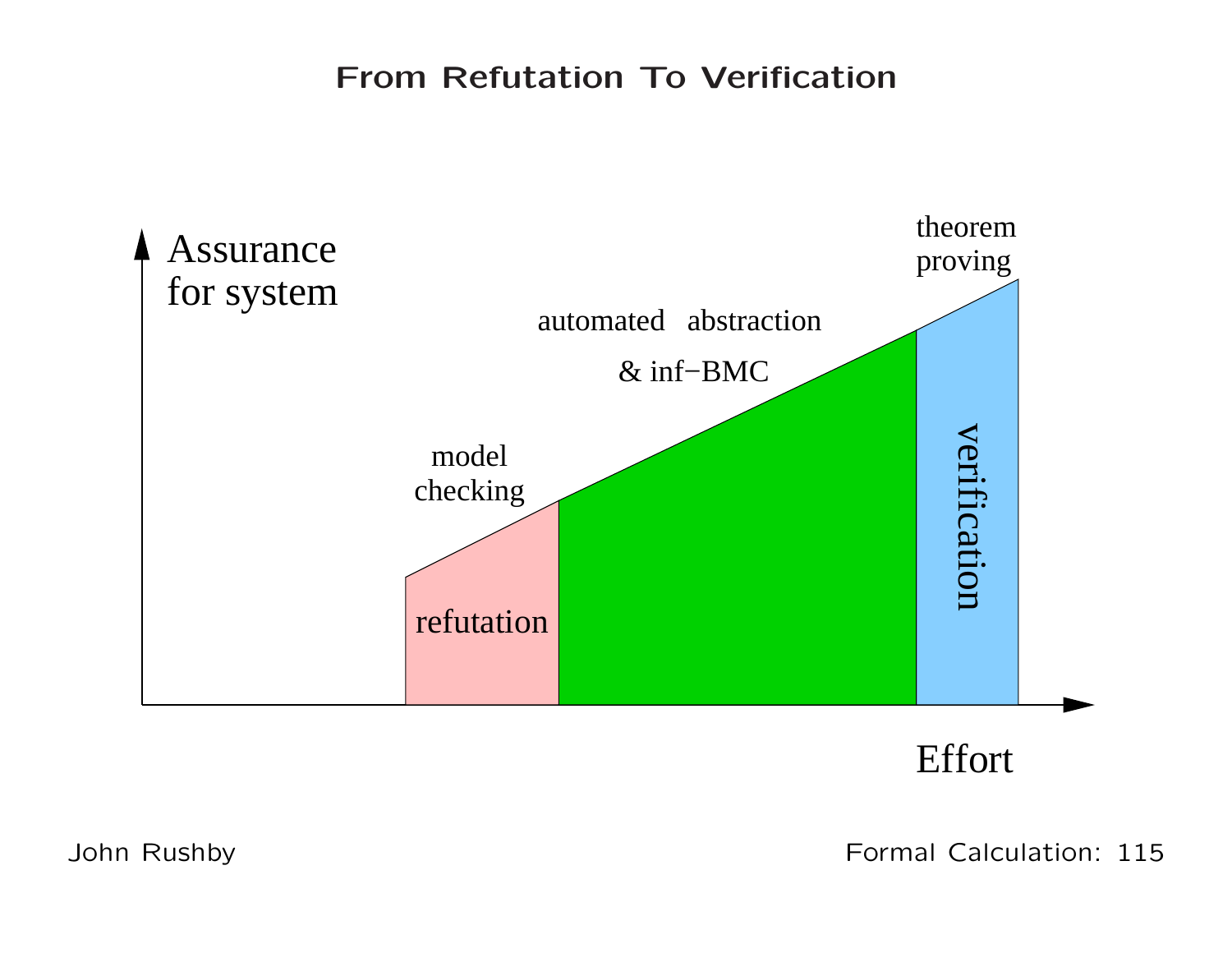# From Refutation To Verification

Assurance for system

Effort

model checking

refutation

automated abstraction

& inf−BMC

theorem proving

verification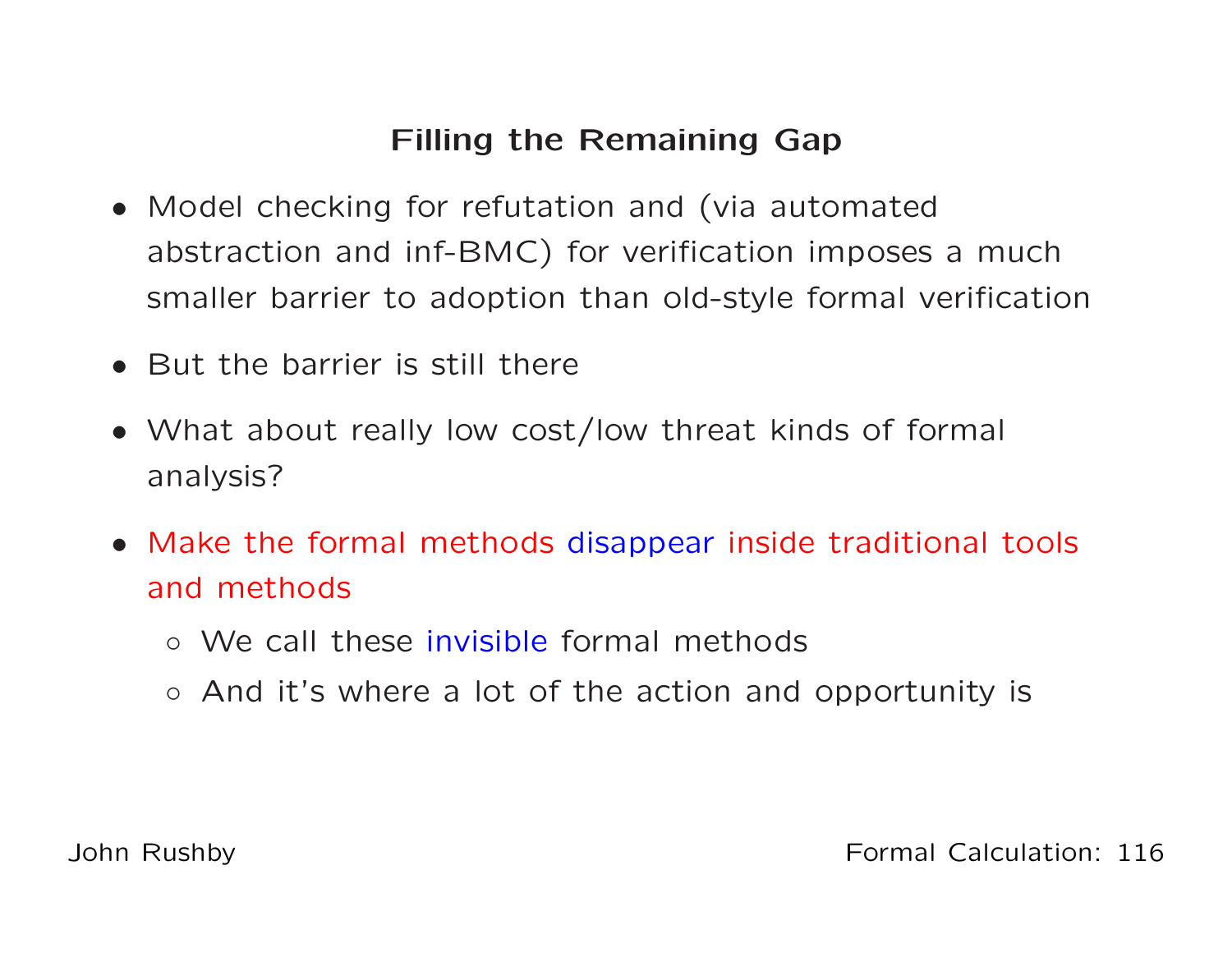## Filling the Remaining Gap

- Model checking for refutation and (via automated abstraction and inf-BMC) for verification imposes a much smaller barrier to adoption than old-style formal verification
- But the barrier is still there
- What about really low cost/low threat kinds of formal analysis?
- Make the formal methods disappear inside traditional tools and methods
  - We call these invisible formal methods
  - And it's where a lot of the action and opportunity is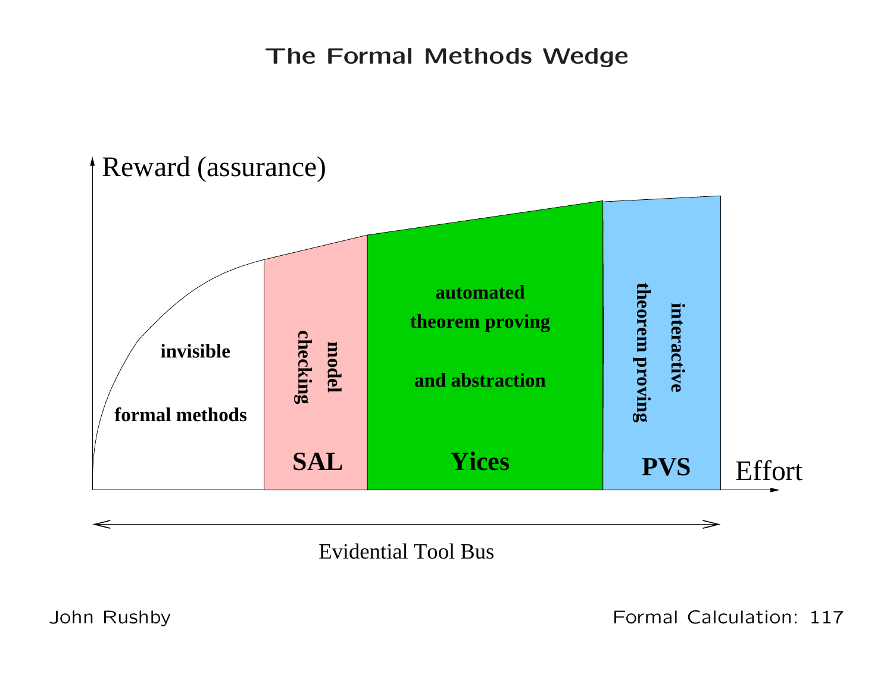# The Formal Methods Wedge

Reward (assurance)

invisible

formal methods

model checking

SAL

automated theorem proving

and abstraction

Yices

interactive theorem proving

PVS

Effort

Evidential Tool Bus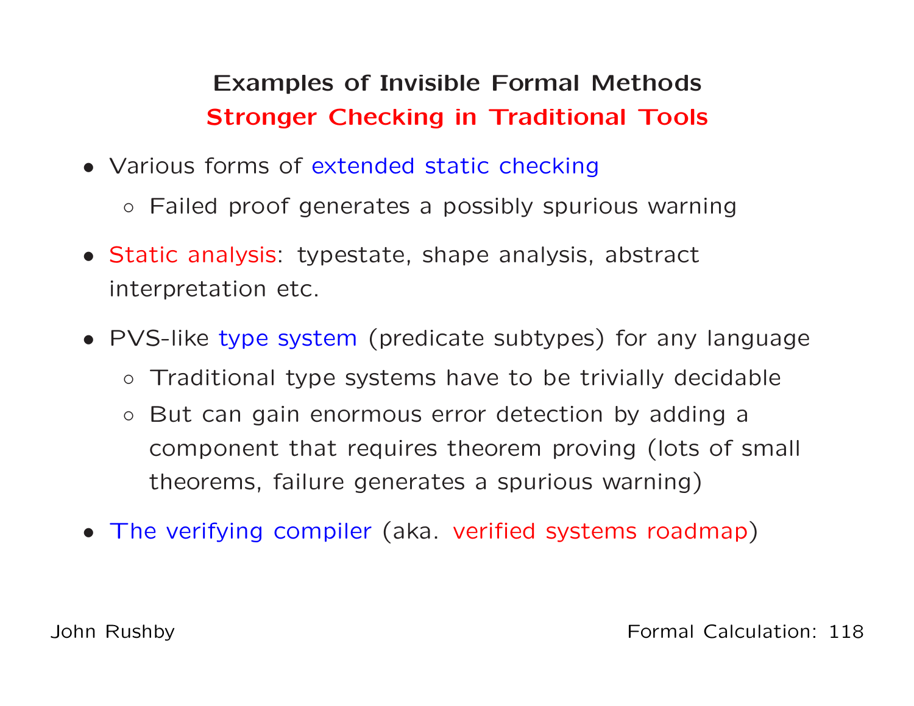## Examples of Invisible Formal Methods

### Stronger Checking in Traditional Tools

- Various forms of extended static checking
  - Failed proof generates a possibly spurious warning
- Static analysis: typestate, shape analysis, abstract interpretation etc.
- PVS-like type system (predicate subtypes) for any language
  - Traditional type systems have to be trivially decidable
  - But can gain enormous error detection by adding a component that requires theorem proving (lots of small theorems, failure generates a spurious warning)
- The verifying compiler (aka. verified systems roadmap)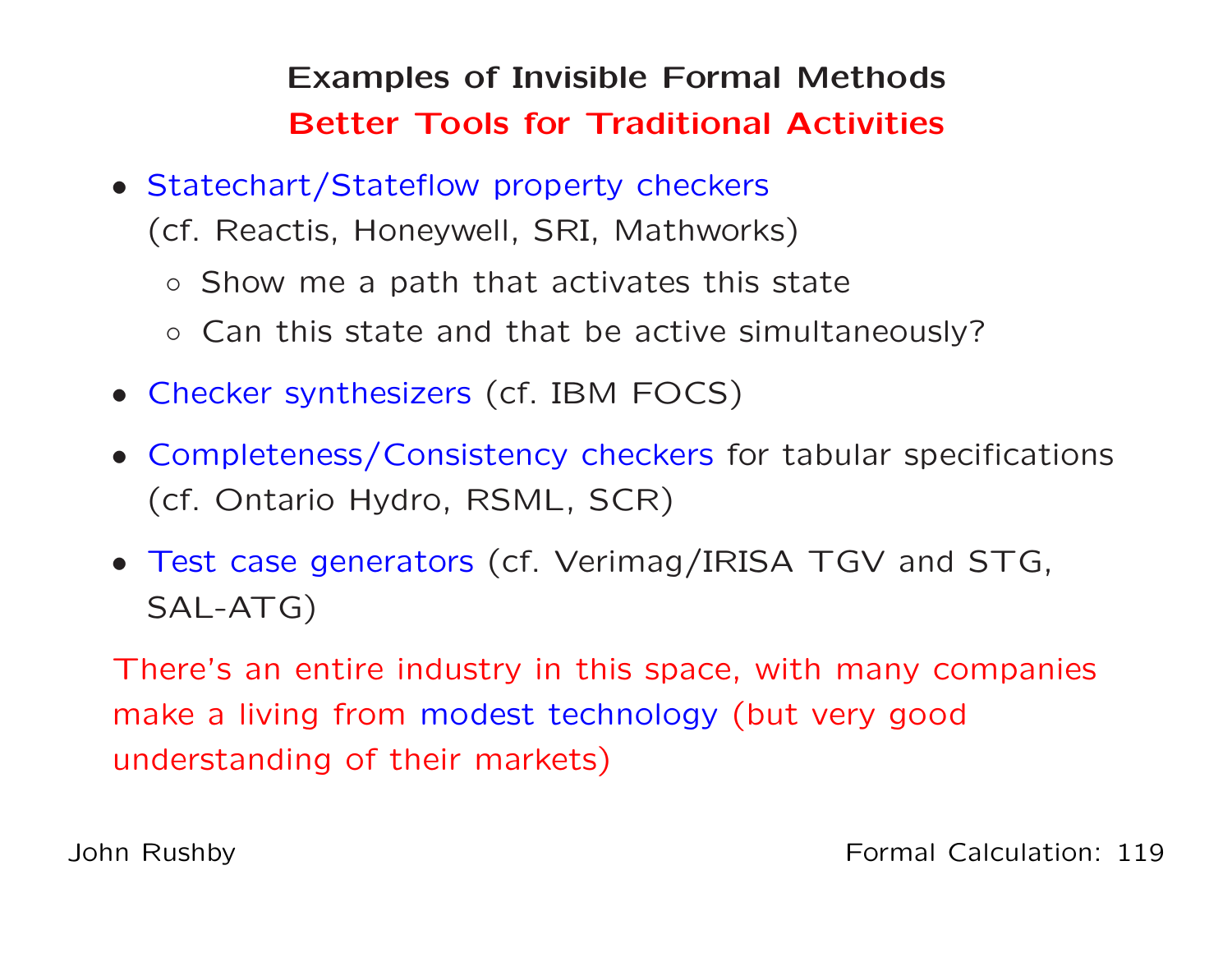## Examples of Invisible Formal Methods
## Better Tools for Traditional Activities

- Statechart/Stateflow property checkers (cf. Reactis, Honeywell, SRI, Mathworks)
  - Show me a path that activates this state
  - Can this state and that be active simultaneously?
- Checker synthesizers (cf. IBM FOCS)
- Completeness/Consistency checkers for tabular specifications (cf. Ontario Hydro, RSML, SCR)
- Test case generators (cf. Verimag/IRISA TGV and STG, SAL-ATG)

There's an entire industry in this space, with many companies make a living from modest technology (but very good understanding of their markets)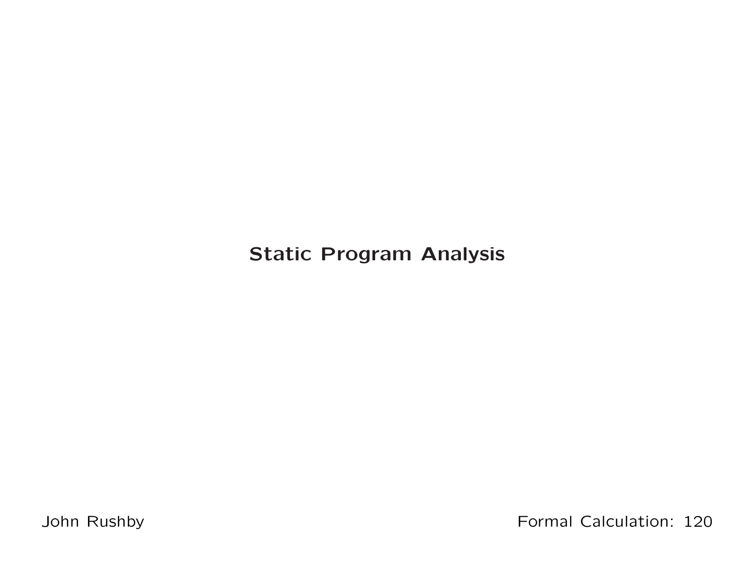# Static Program Analysis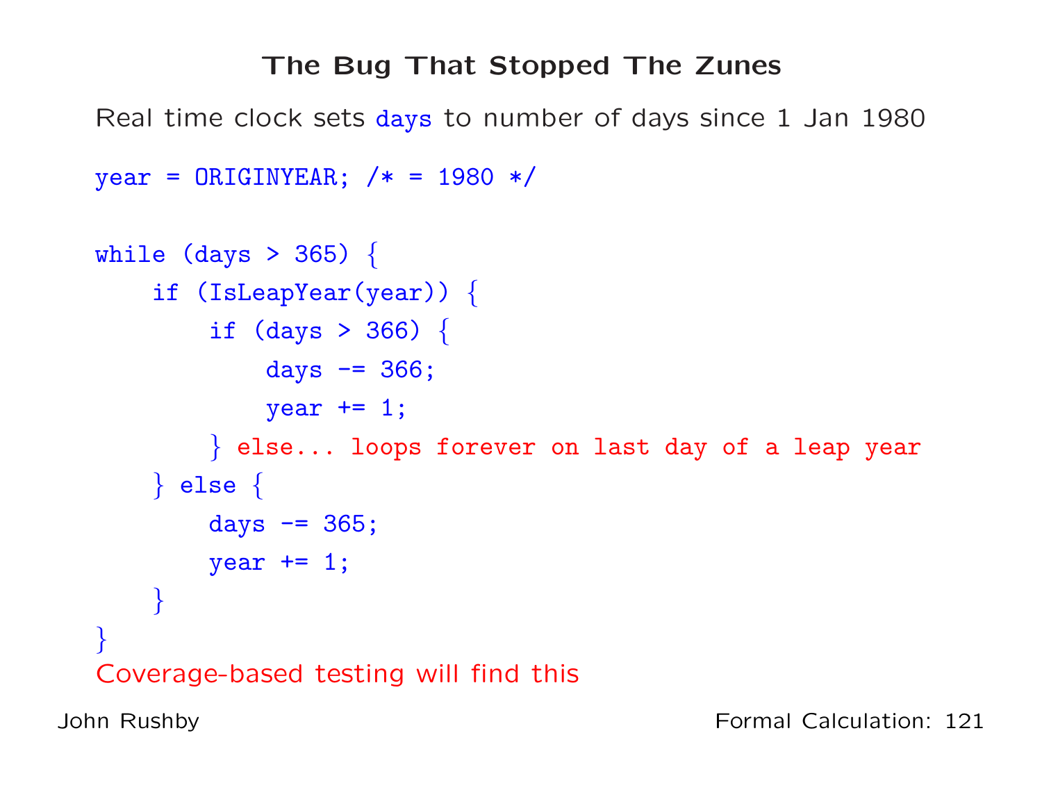# The Bug That Stopped The Zunes

Real time clock sets `days` to number of days since 1 Jan 1980

```
year = ORIGINYEAR; /* = 1980 */

while (days > 365) {
    if (IsLeapYear(year)) {
        if (days > 366) {
            days -= 366;
            year += 1;
        } else... loops forever on last day of a leap year
    } else {
        days -= 365;
        year += 1;
    }
}
```

Coverage-based testing will find this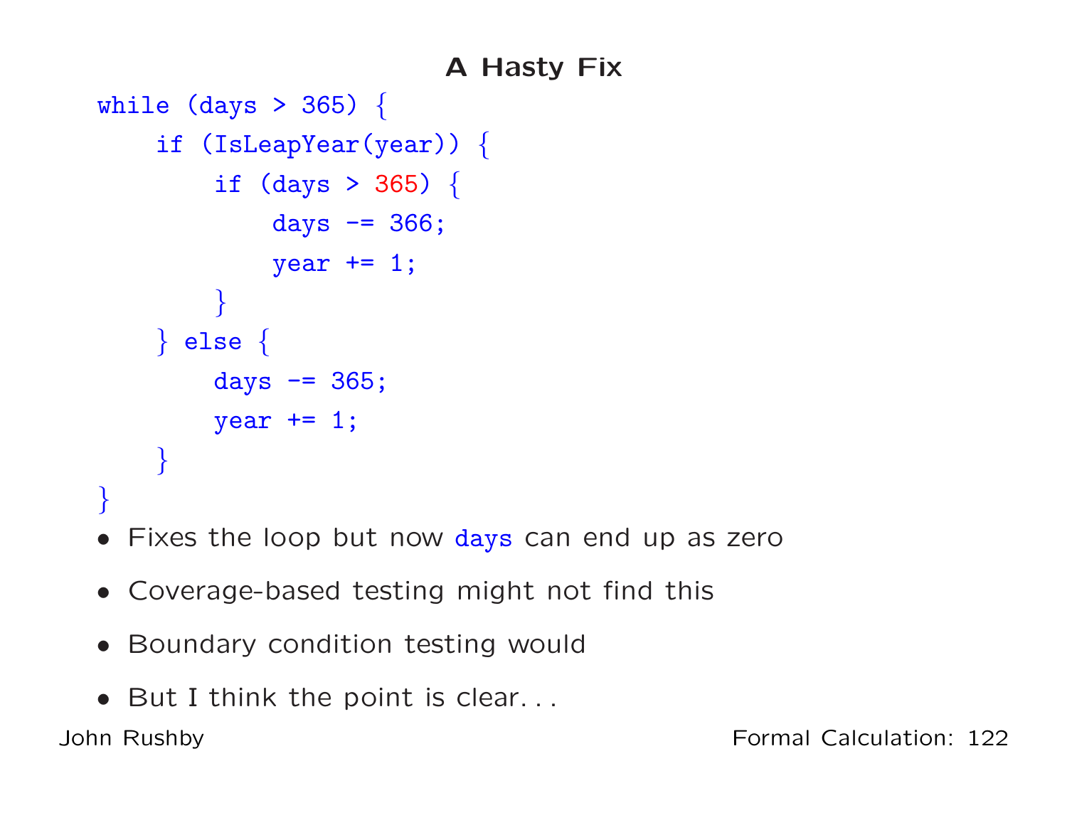# A Hasty Fix

```
while (days > 365) {
    if (IsLeapYear(year)) {
        if (days > 365) {
            days -= 366;
            year += 1;
        }
    } else {
        days -= 365;
        year += 1;
    }
}
```

- Fixes the loop but now `days` can end up as zero
- Coverage-based testing might not find this
- Boundary condition testing would
- But I think the point is clear. . .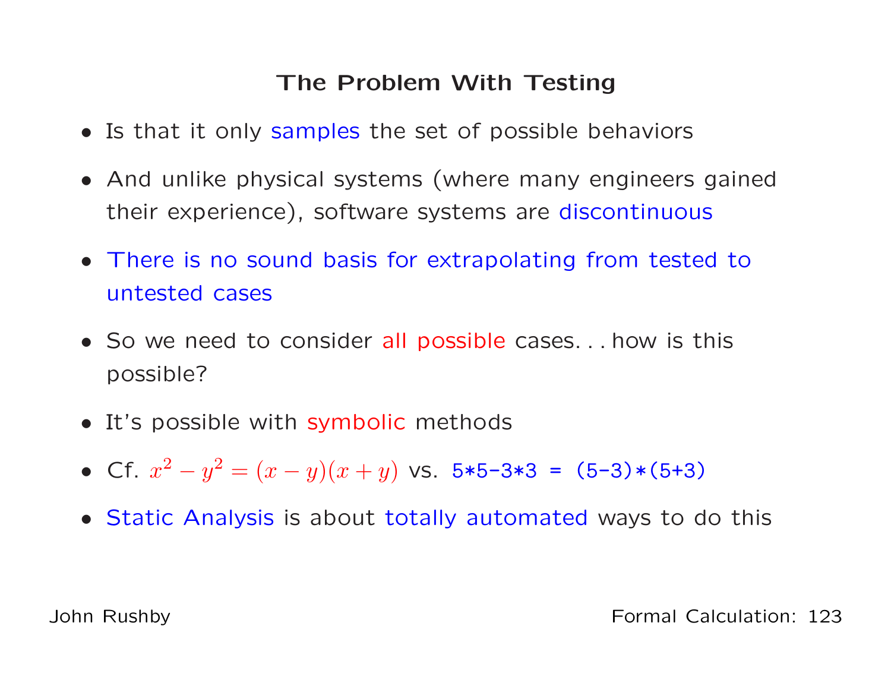## The Problem With Testing

- Is that it only samples the set of possible behaviors
- And unlike physical systems (where many engineers gained their experience), software systems are discontinuous
- There is no sound basis for extrapolating from tested to untested cases
- So we need to consider all possible cases. . . how is this possible?
- It's possible with symbolic methods
- Cf. $x^2 - y^2 = (x - y)(x + y)$ vs. `5*5-3*3 = (5-3)*(5+3)`
- Static Analysis is about totally automated ways to do this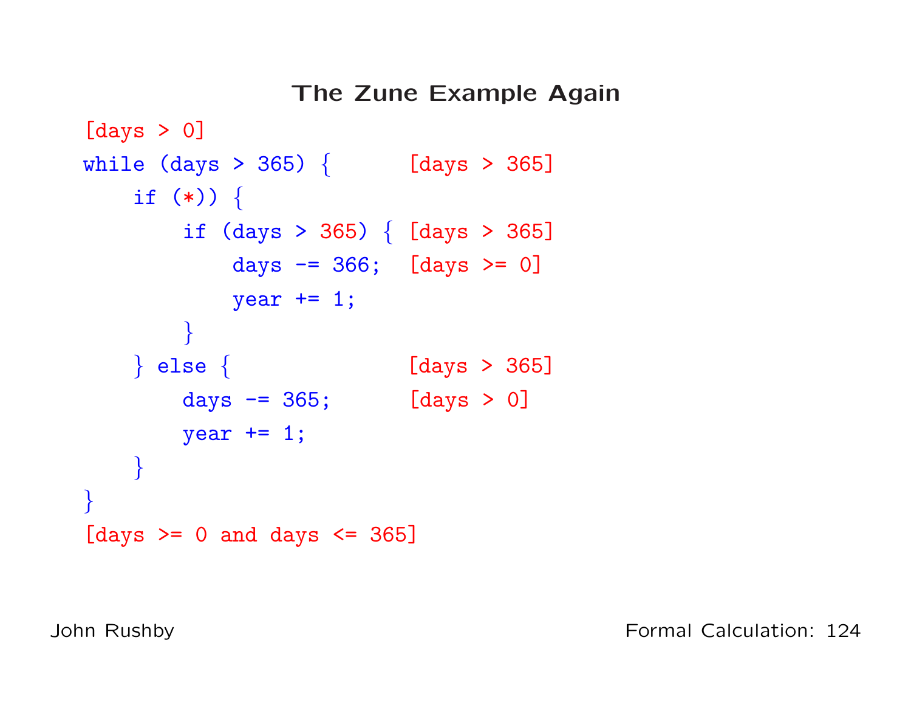# The Zune Example Again

```
[days > 0]
while (days > 365) {      [days > 365]
    if (*)) {
        if (days > 365) { [days > 365]
            days -= 366;  [days >= 0]
            year += 1;
        }
    } else {              [days > 365]
        days -= 365;      [days > 0]
        year += 1;
    }
}
[days >= 0 and days <= 365]
```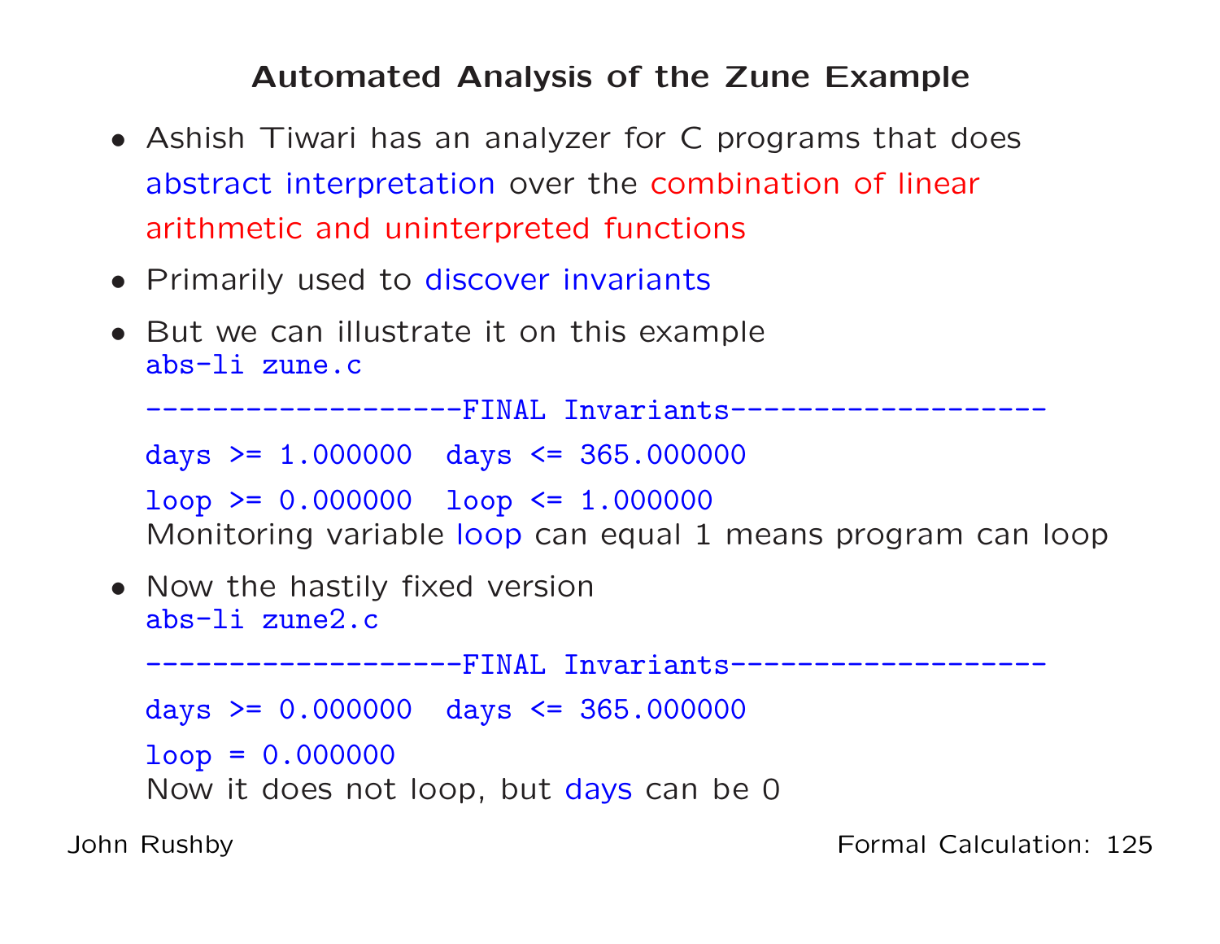# Automated Analysis of the Zune Example

- Ashish Tiwari has an analyzer for C programs that does abstract interpretation over the combination of linear arithmetic and uninterpreted functions
- Primarily used to discover invariants
- But we can illustrate it on this example

  ```
  abs-li zune.c

  -------------------FINAL Invariants-------------------

  days >= 1.000000  days <= 365.000000

  loop >= 0.000000  loop <= 1.000000
  ```

  Monitoring variable `loop` can equal 1 means program can loop

- Now the hastily fixed version

  ```
  abs-li zune2.c

  -------------------FINAL Invariants-------------------

  days >= 0.000000  days <= 365.000000

  loop = 0.000000
  ```

  Now it does not loop, but `days` can be 0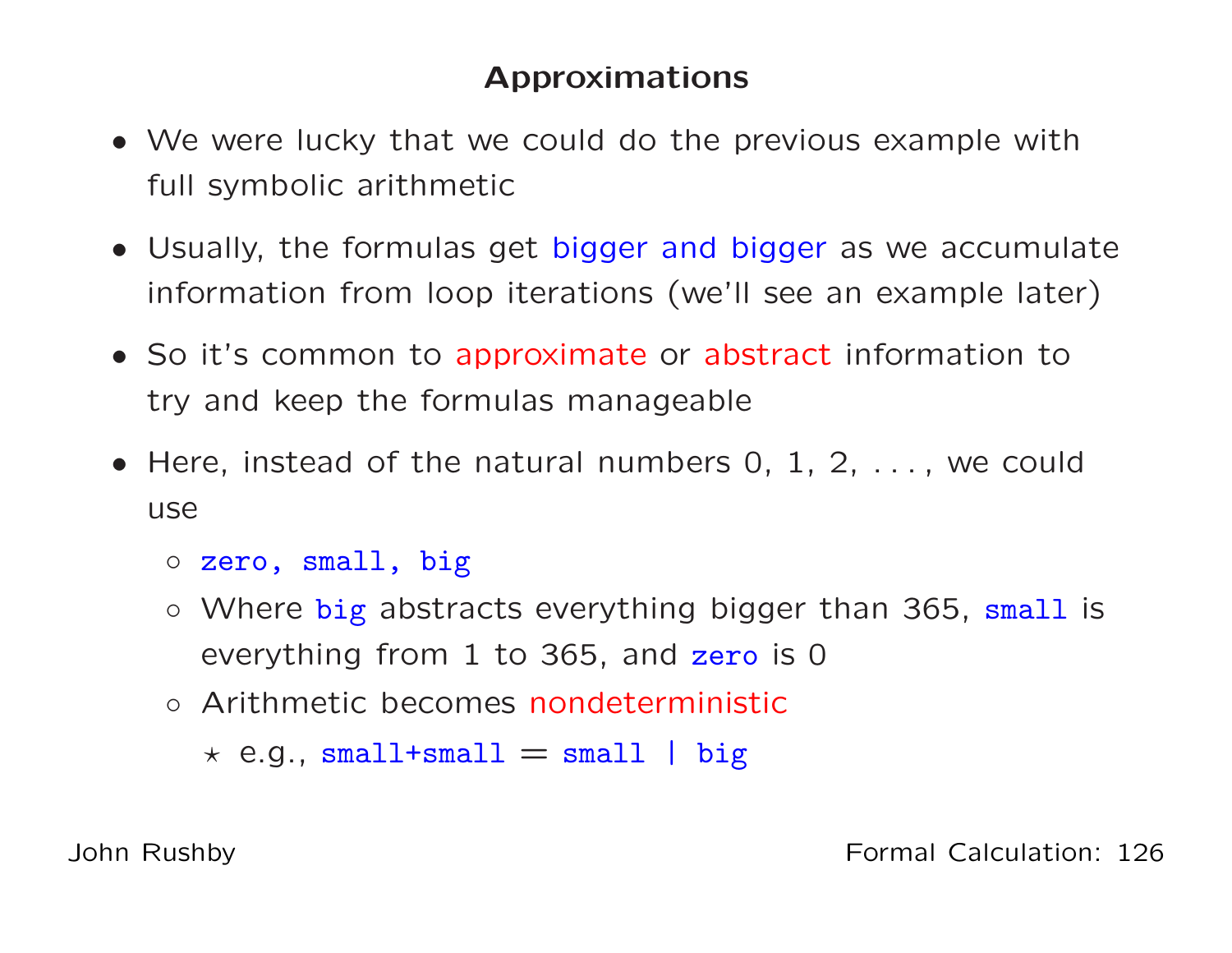## Approximations

- We were lucky that we could do the previous example with full symbolic arithmetic
- Usually, the formulas get bigger and bigger as we accumulate information from loop iterations (we'll see an example later)
- So it's common to approximate or abstract information to try and keep the formulas manageable
- Here, instead of the natural numbers 0, 1, 2, . . . , we could use
  - `zero, small, big`
  - Where `big` abstracts everything bigger than 365, `small` is everything from 1 to 365, and `zero` is 0
  - Arithmetic becomes nondeterministic
    - e.g., `small+small` = `small | big`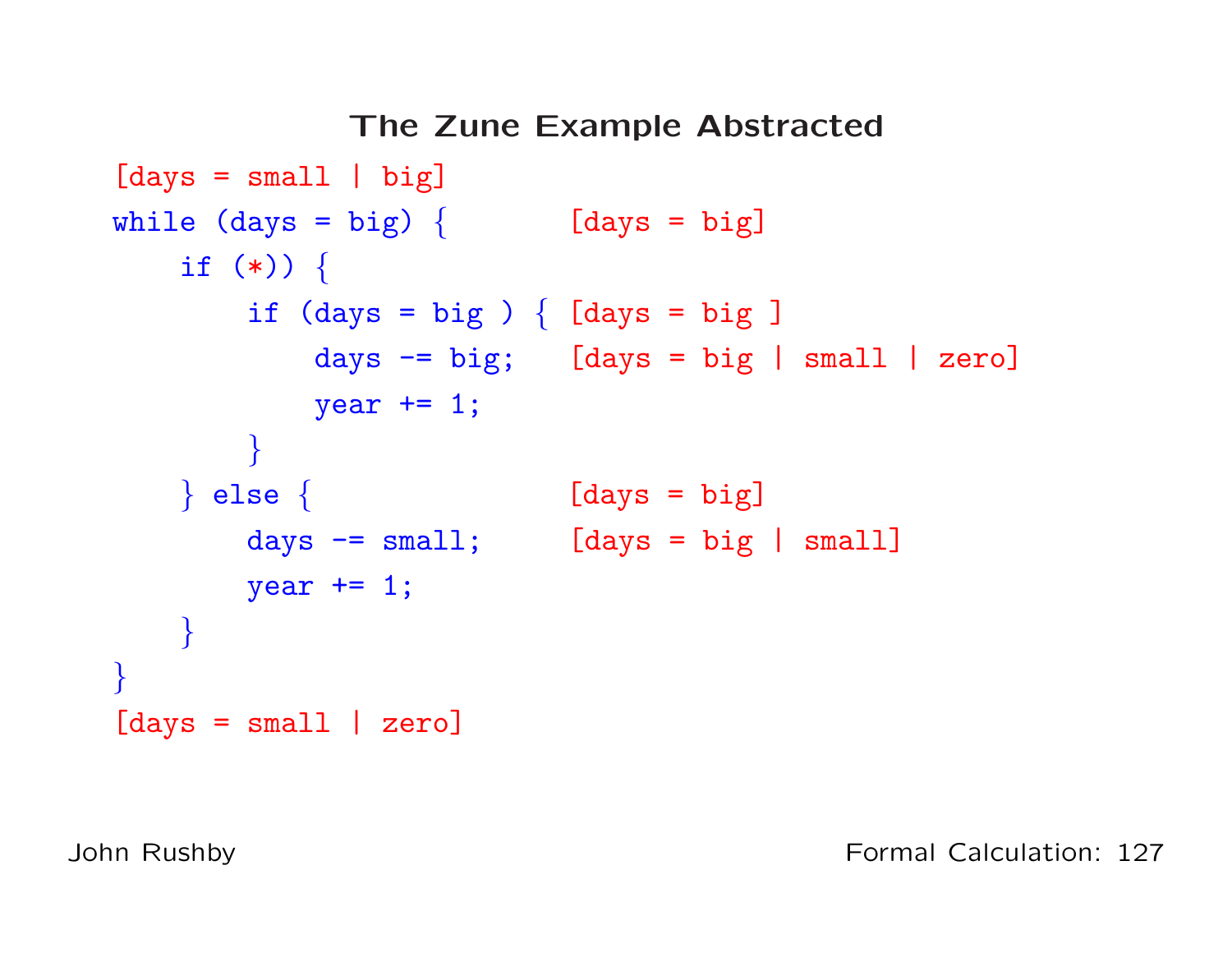## The Zune Example Abstracted

```
[days = small | big]
while (days = big) {        [days = big]
    if (*)) {
        if (days = big ) { [days = big ]
            days -= big;   [days = big | small | zero]
            year += 1;
        }
    } else {               [days = big]
        days -= small;     [days = big | small]
        year += 1;
    }
}
[days = small | zero]
```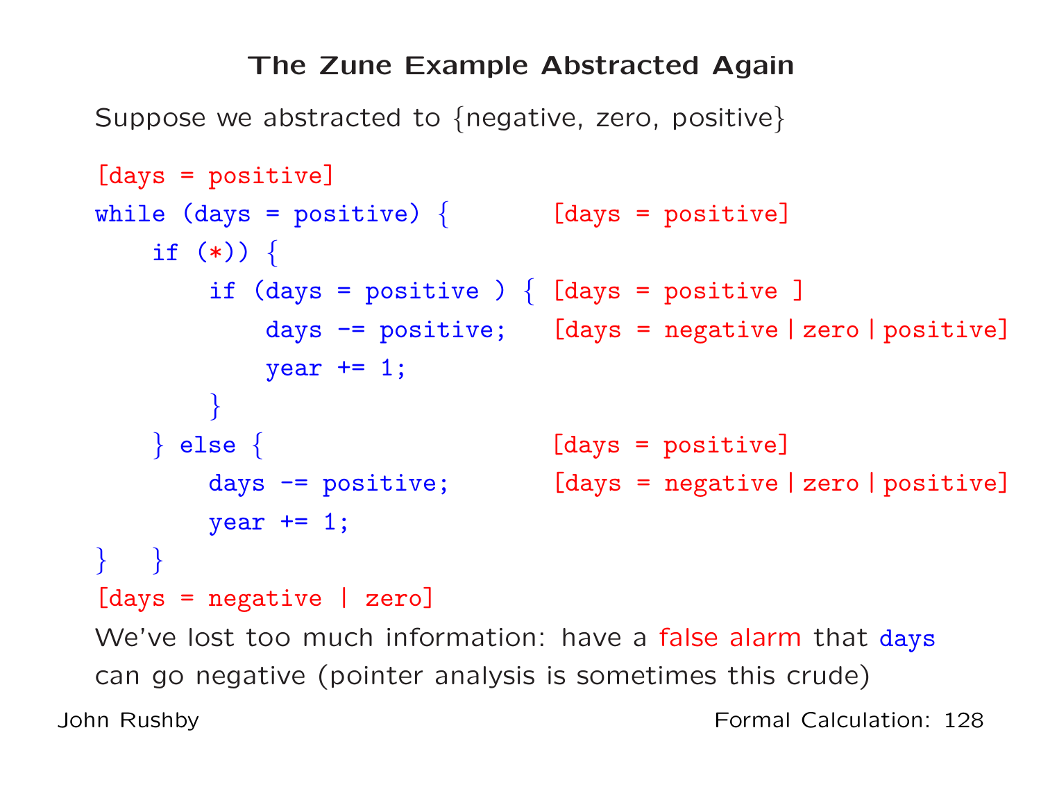## The Zune Example Abstracted Again

Suppose we abstracted to {negative, zero, positive}

```
[days = positive]
while (days = positive) {        [days = positive]
    if (*)) {
        if (days = positive ) {  [days = positive ]
            days -= positive;    [days = negative | zero | positive]
            year += 1;
        }
    } else {                     [days = positive]
        days -= positive;        [days = negative | zero | positive]
        year += 1;
}   }
[days = negative | zero]
```

We've lost too much information: have a false alarm that `days` can go negative (pointer analysis is sometimes this crude)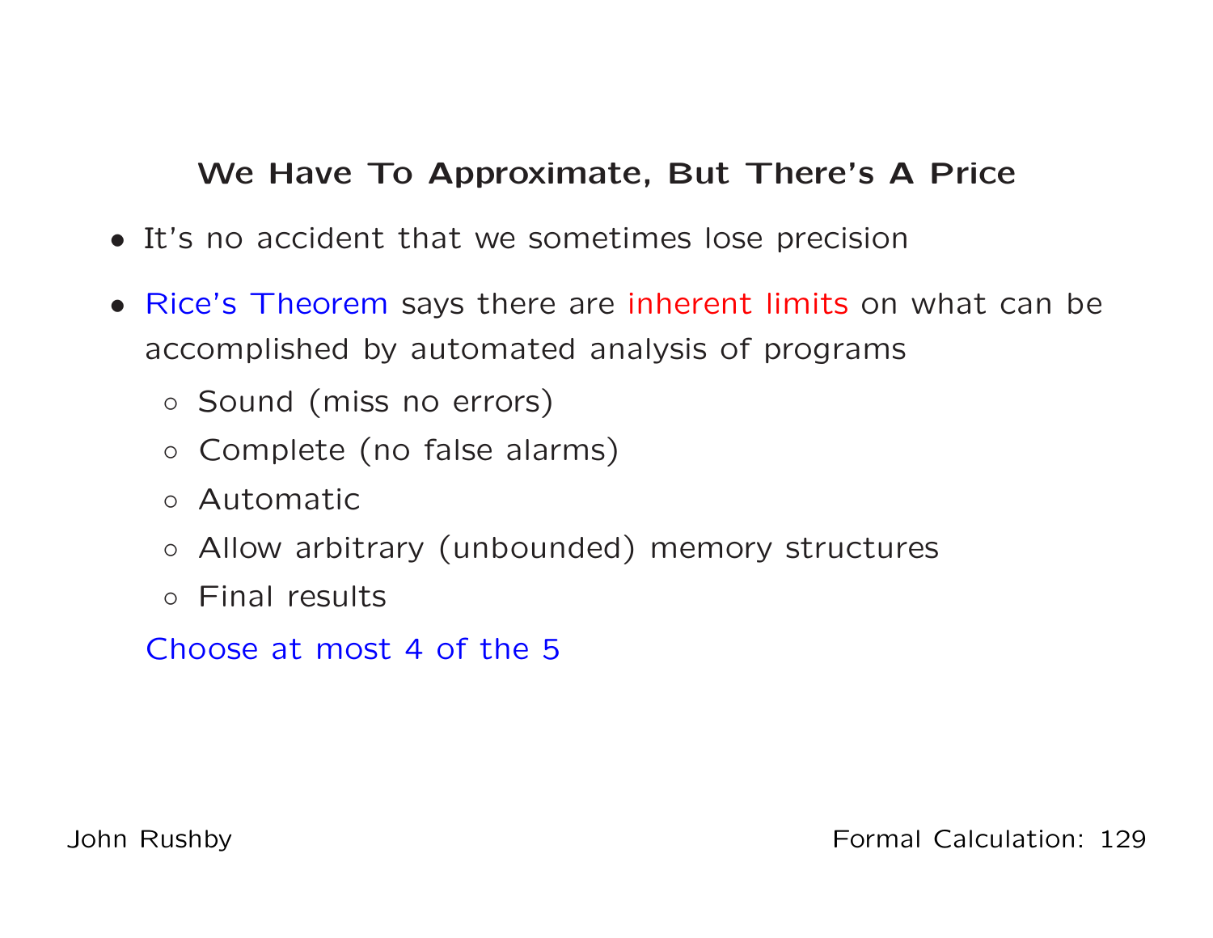## We Have To Approximate, But There's A Price

- It's no accident that we sometimes lose precision
- Rice's Theorem says there are inherent limits on what can be accomplished by automated analysis of programs
  - Sound (miss no errors)
  - Complete (no false alarms)
  - Automatic
  - Allow arbitrary (unbounded) memory structures
  - Final results

  Choose at most 4 of the 5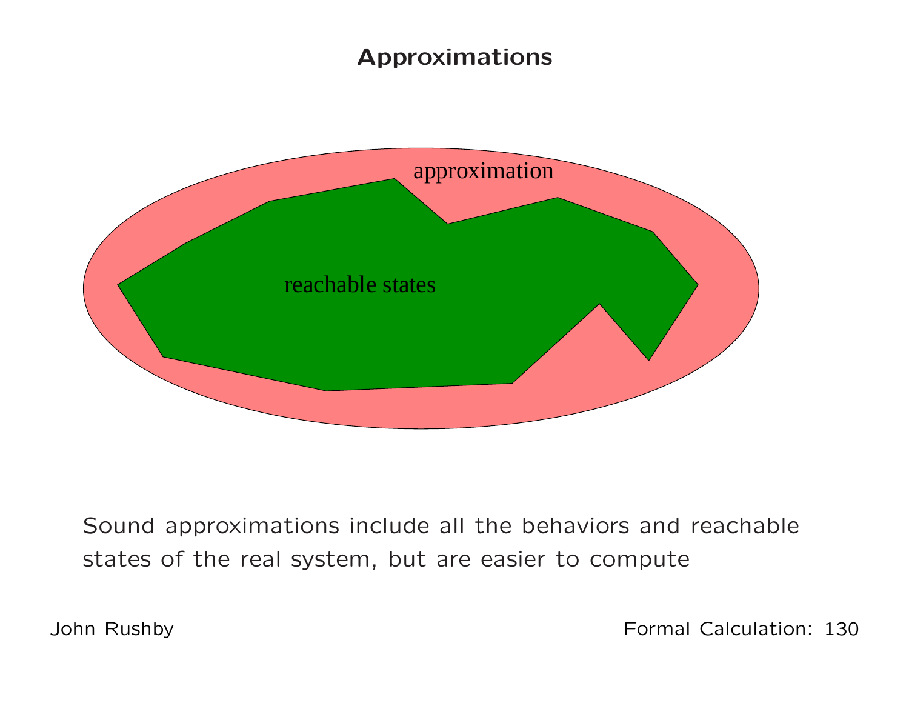# Approximations

approximation

reachable states

Sound approximations include all the behaviors and reachable states of the real system, but are easier to compute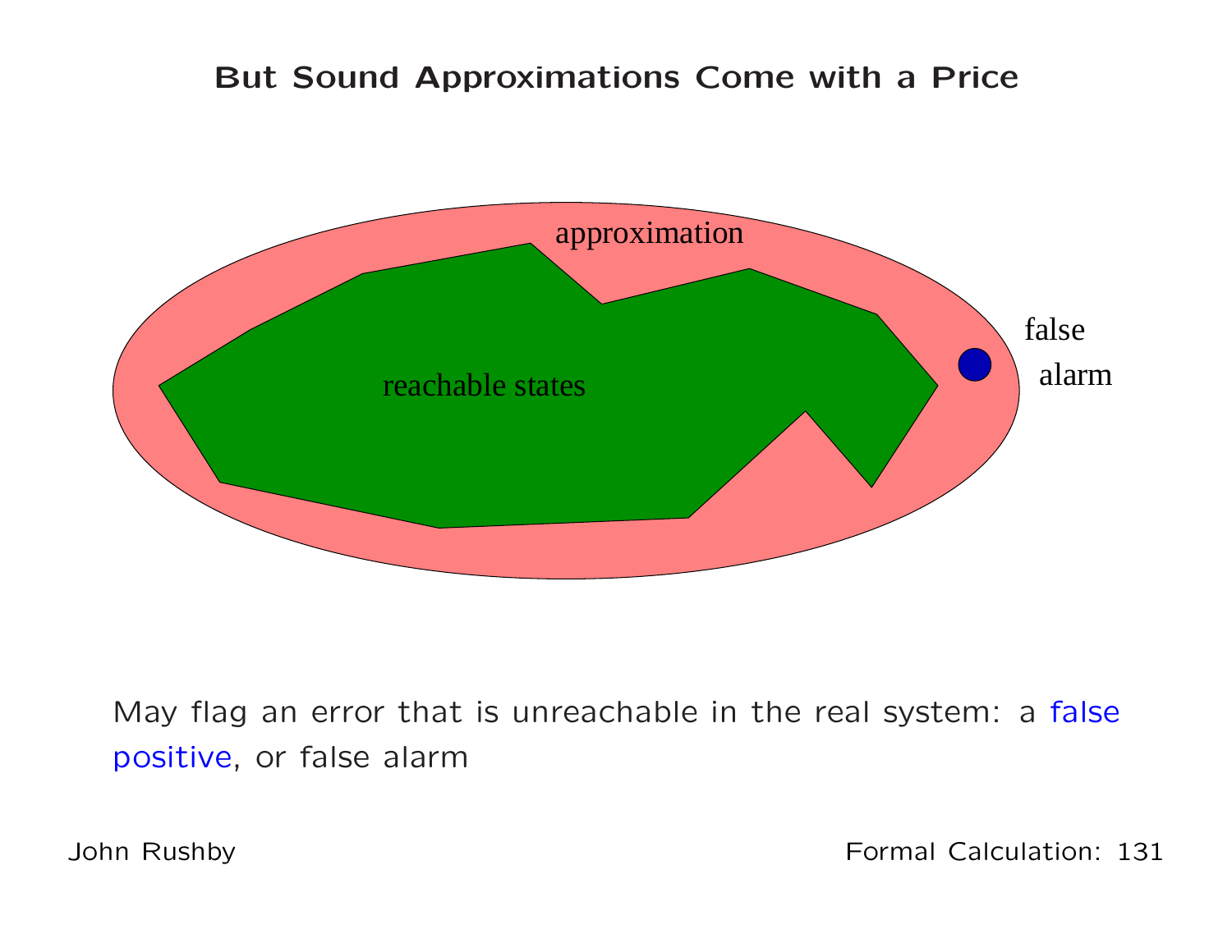# But Sound Approximations Come with a Price

approximation

reachable states

false alarm

May flag an error that is unreachable in the real system: a false positive, or false alarm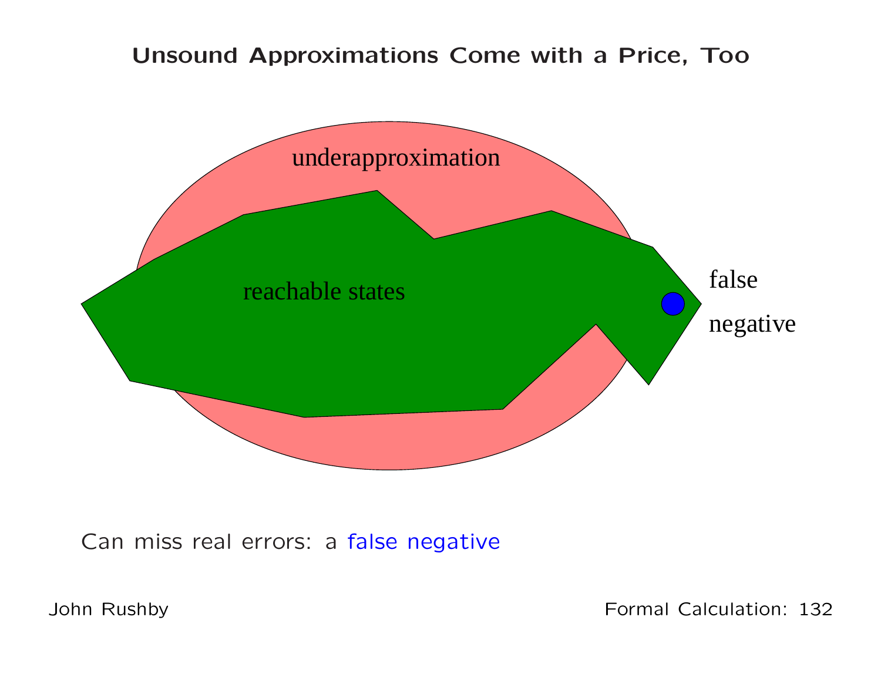# Unsound Approximations Come with a Price, Too

underapproximation

reachable states

false

negative

Can miss real errors: a false negative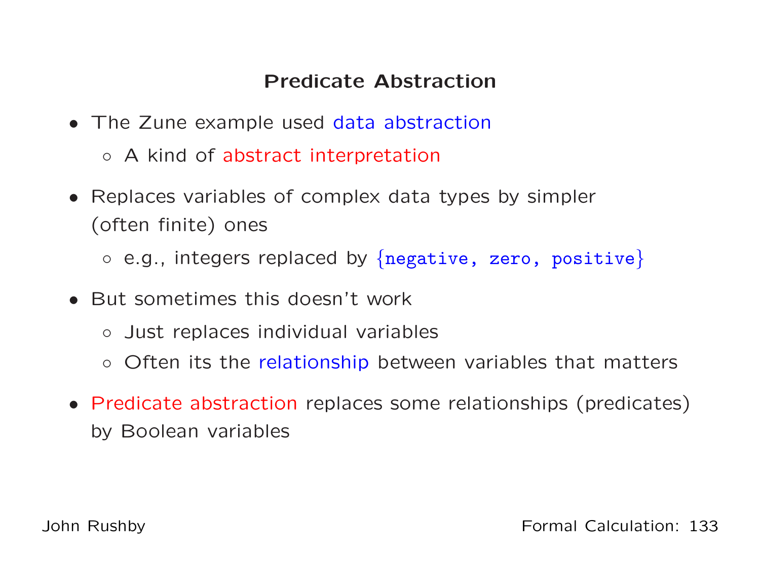## Predicate Abstraction

- The Zune example used data abstraction
  - A kind of abstract interpretation
- Replaces variables of complex data types by simpler (often finite) ones
  - e.g., integers replaced by {`negative, zero, positive`}
- But sometimes this doesn't work
  - Just replaces individual variables
  - Often its the relationship between variables that matters
- Predicate abstraction replaces some relationships (predicates) by Boolean variables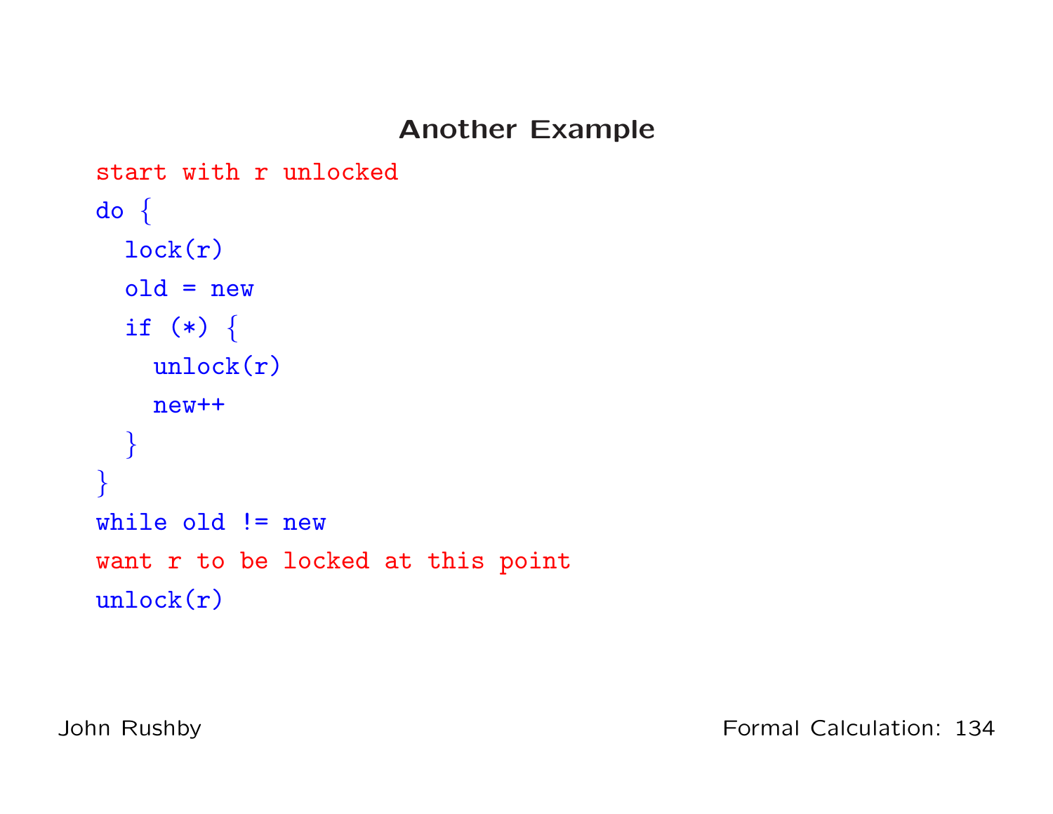# Another Example

```
start with r unlocked
do {
  lock(r)
  old = new
  if (*) {
    unlock(r)
    new++
  }
}
while old != new
want r to be locked at this point
unlock(r)
```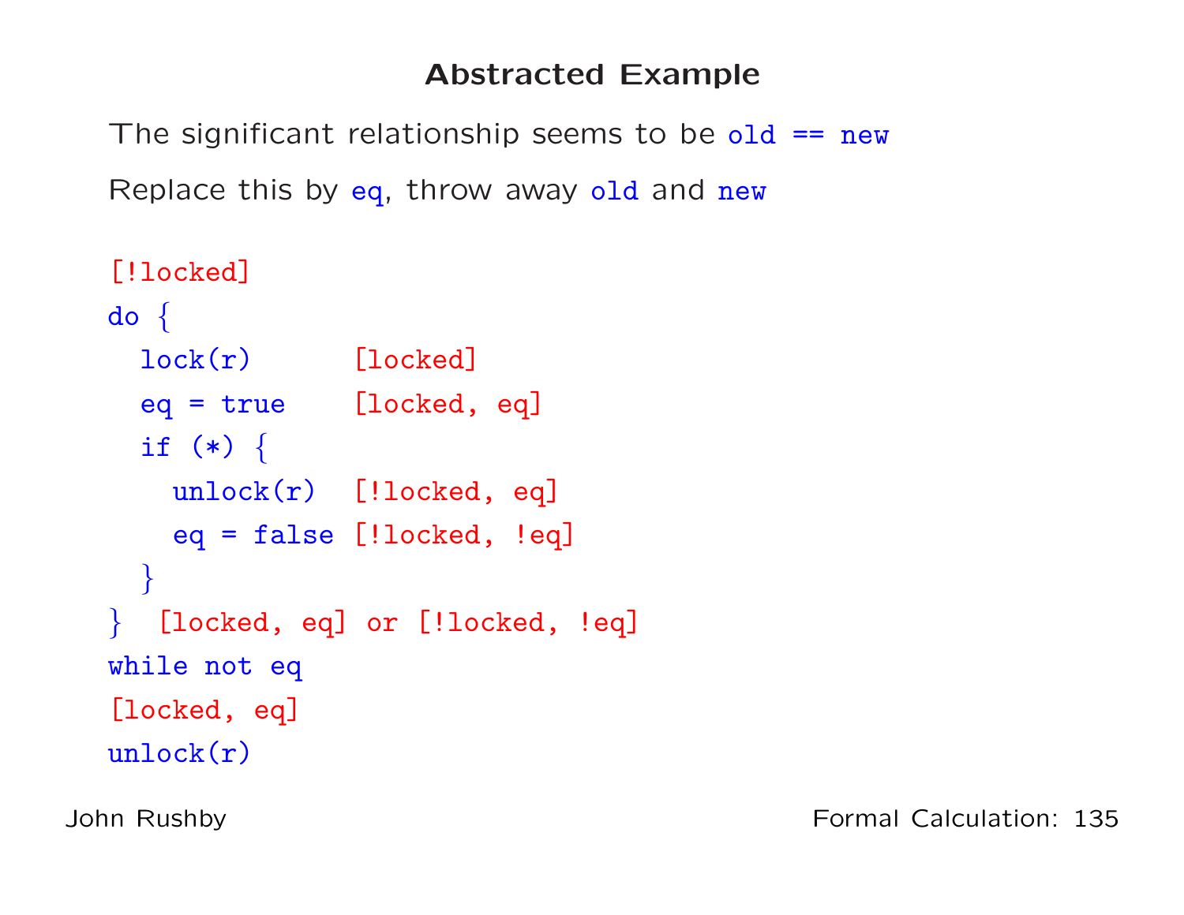# Abstracted Example

The significant relationship seems to be `old == new`

Replace this by `eq`, throw away `old` and `new`

```
[!locked]
do {
  lock(r)      [locked]
  eq = true    [locked, eq]
  if (*) {
    unlock(r)  [!locked, eq]
    eq = false [!locked, !eq]
  }
}  [locked, eq] or [!locked, !eq]
while not eq
[locked, eq]
unlock(r)
```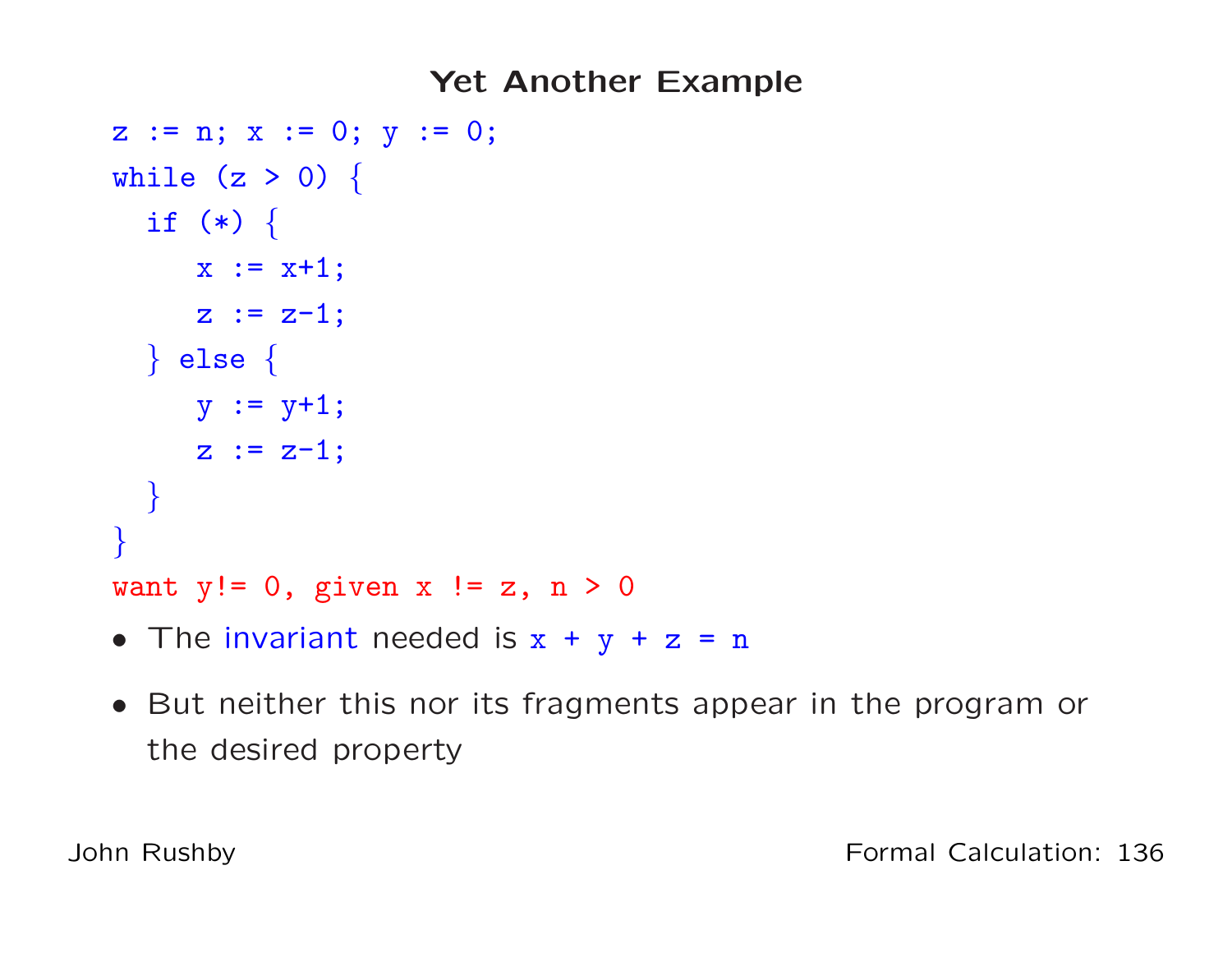# Yet Another Example

```
z := n; x := 0; y := 0;
while (z > 0) {
  if (*) {
     x := x+1;
     z := z-1;
  } else {
     y := y+1;
     z := z-1;
  }
}
want y!= 0, given x != z, n > 0
```

- The invariant needed is `x + y + z = n`
- But neither this nor its fragments appear in the program or the desired property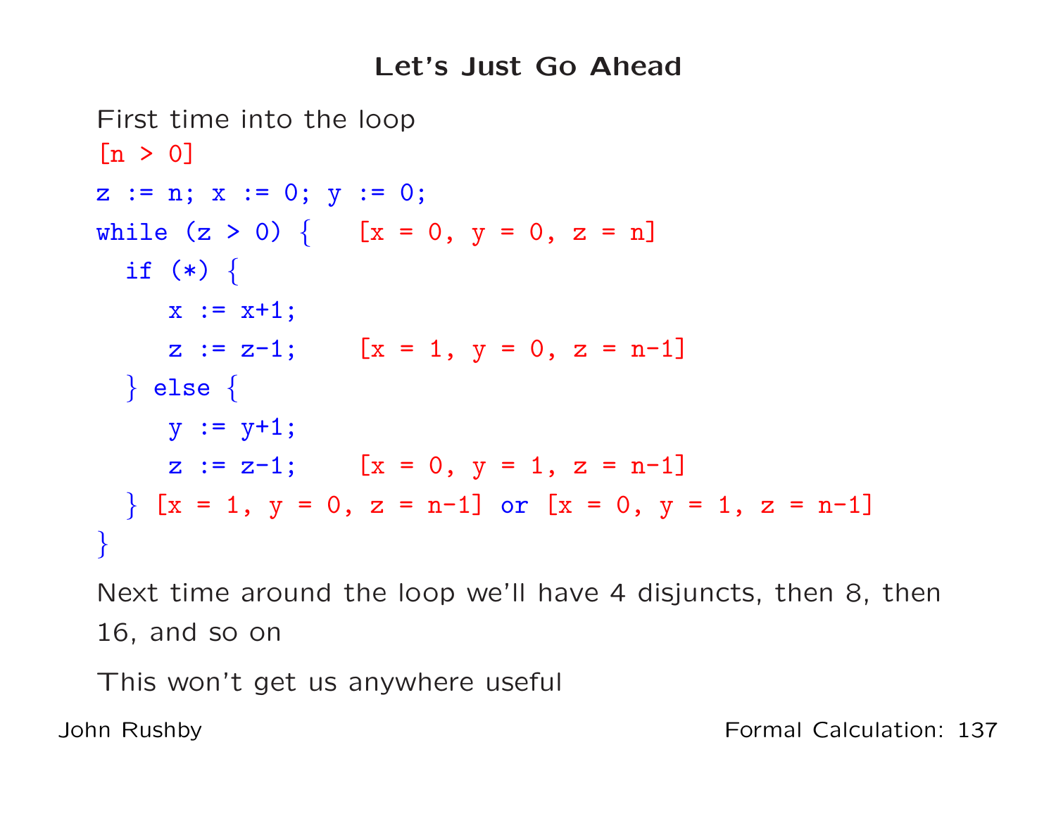# Let's Just Go Ahead

First time into the loop

```
[n > 0]
z := n; x := 0; y := 0;
while (z > 0) {    [x = 0, y = 0, z = n]
  if (*) {
     x := x+1;
     z := z-1;     [x = 1, y = 0, z = n-1]
  } else {
     y := y+1;
     z := z-1;     [x = 0, y = 1, z = n-1]
  } [x = 1, y = 0, z = n-1] or [x = 0, y = 1, z = n-1]
}
```

Next time around the loop we'll have 4 disjuncts, then 8, then 16, and so on

This won't get us anywhere useful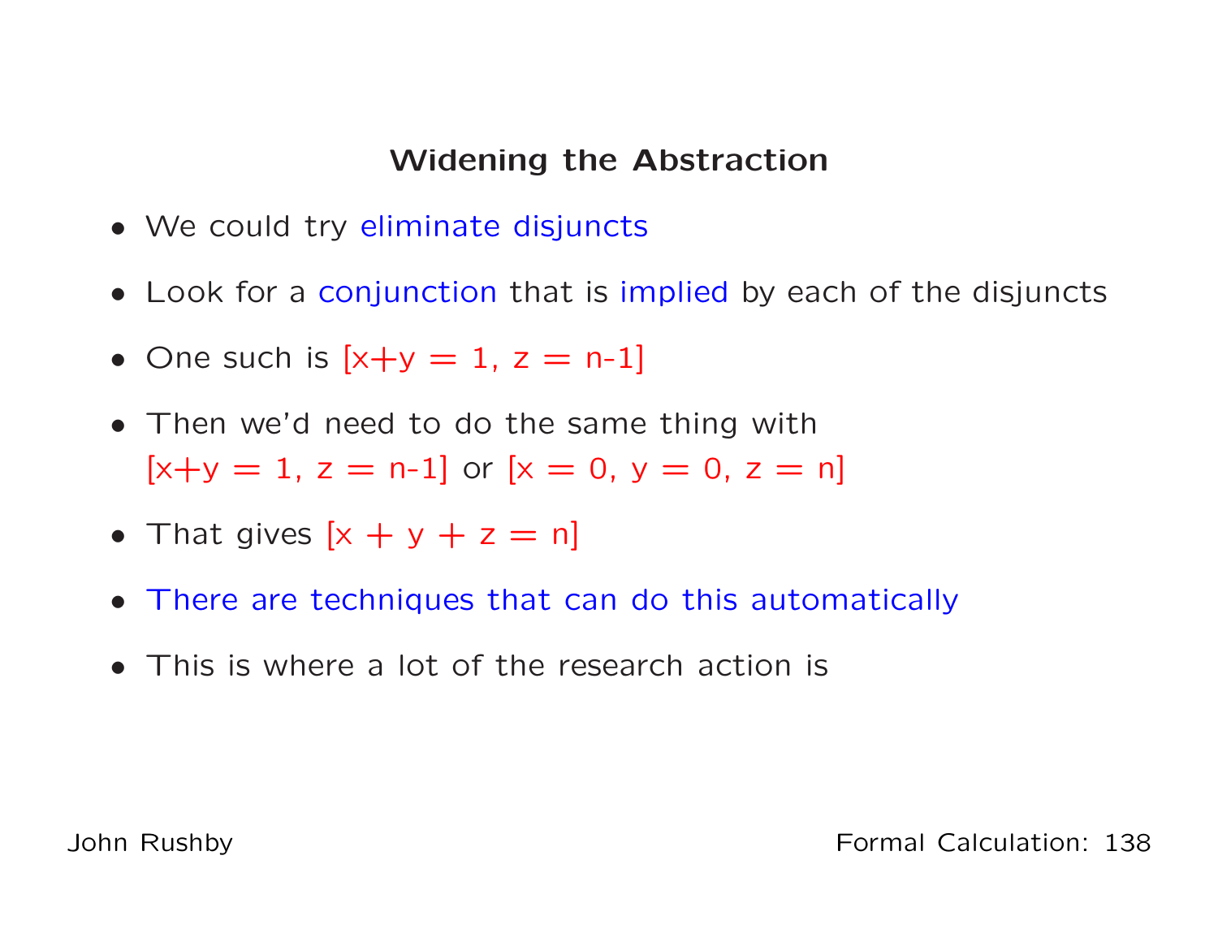## Widening the Abstraction

- We could try eliminate disjuncts
- Look for a conjunction that is implied by each of the disjuncts
- One such is [x+y = 1, z = n-1]
- Then we'd need to do the same thing with [x+y = 1, z = n-1] or [x = 0, y = 0, z = n]
- That gives [x + y + z = n]
- There are techniques that can do this automatically
- This is where a lot of the research action is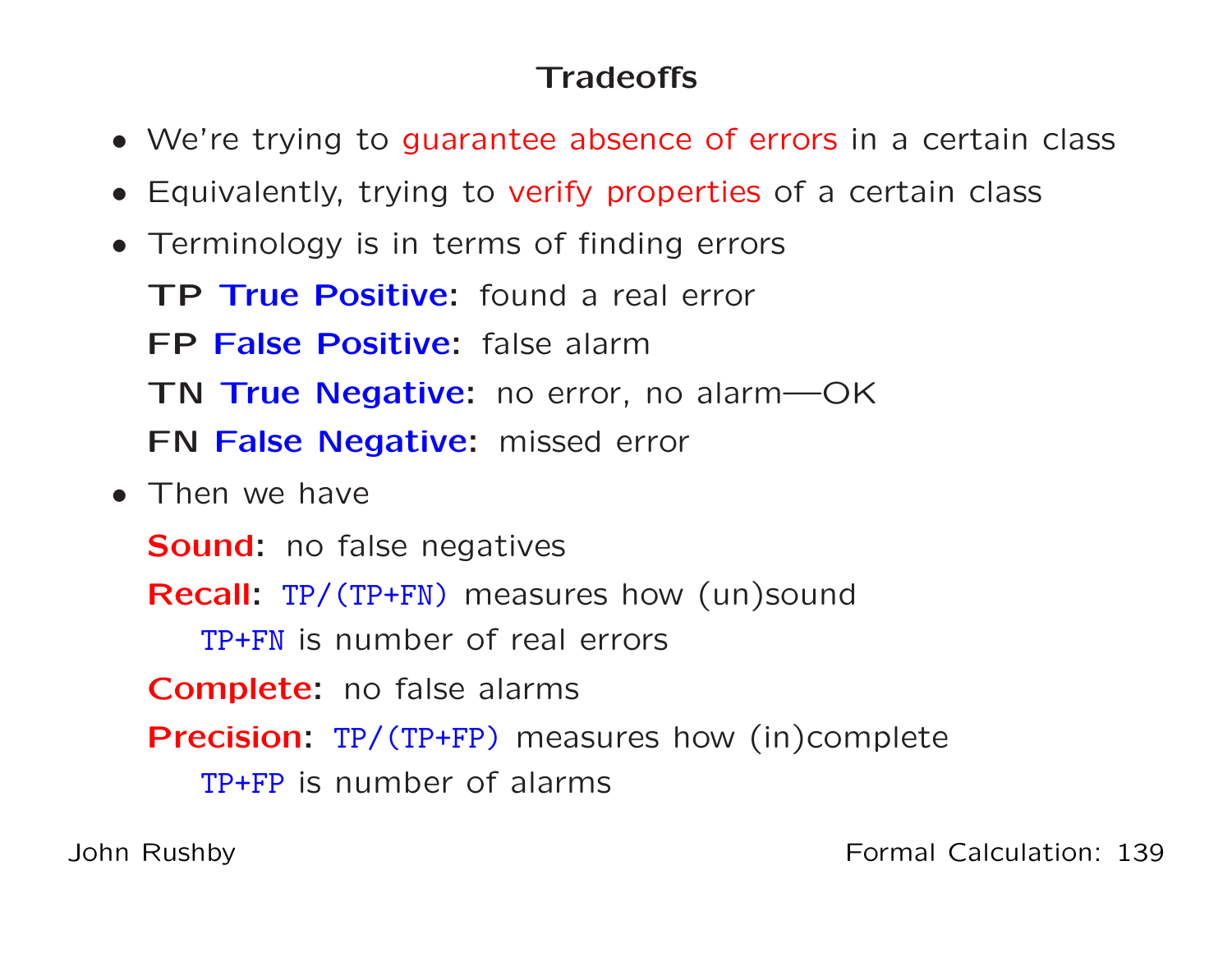# Tradeoffs

- We're trying to guarantee absence of errors in a certain class
- Equivalently, trying to verify properties of a certain class
- Terminology is in terms of finding errors

  **TP True Positive:** found a real error

  **FP False Positive:** false alarm

  **TN True Negative:** no error, no alarm—OK

  **FN False Negative:** missed error

- Then we have

  **Sound:** no false negatives

  **Recall:** `TP/(TP+FN)` measures how (un)sound

  `TP+FN` is number of real errors

  **Complete:** no false alarms

  **Precision:** `TP/(TP+FP)` measures how (in)complete

  `TP+FP` is number of alarms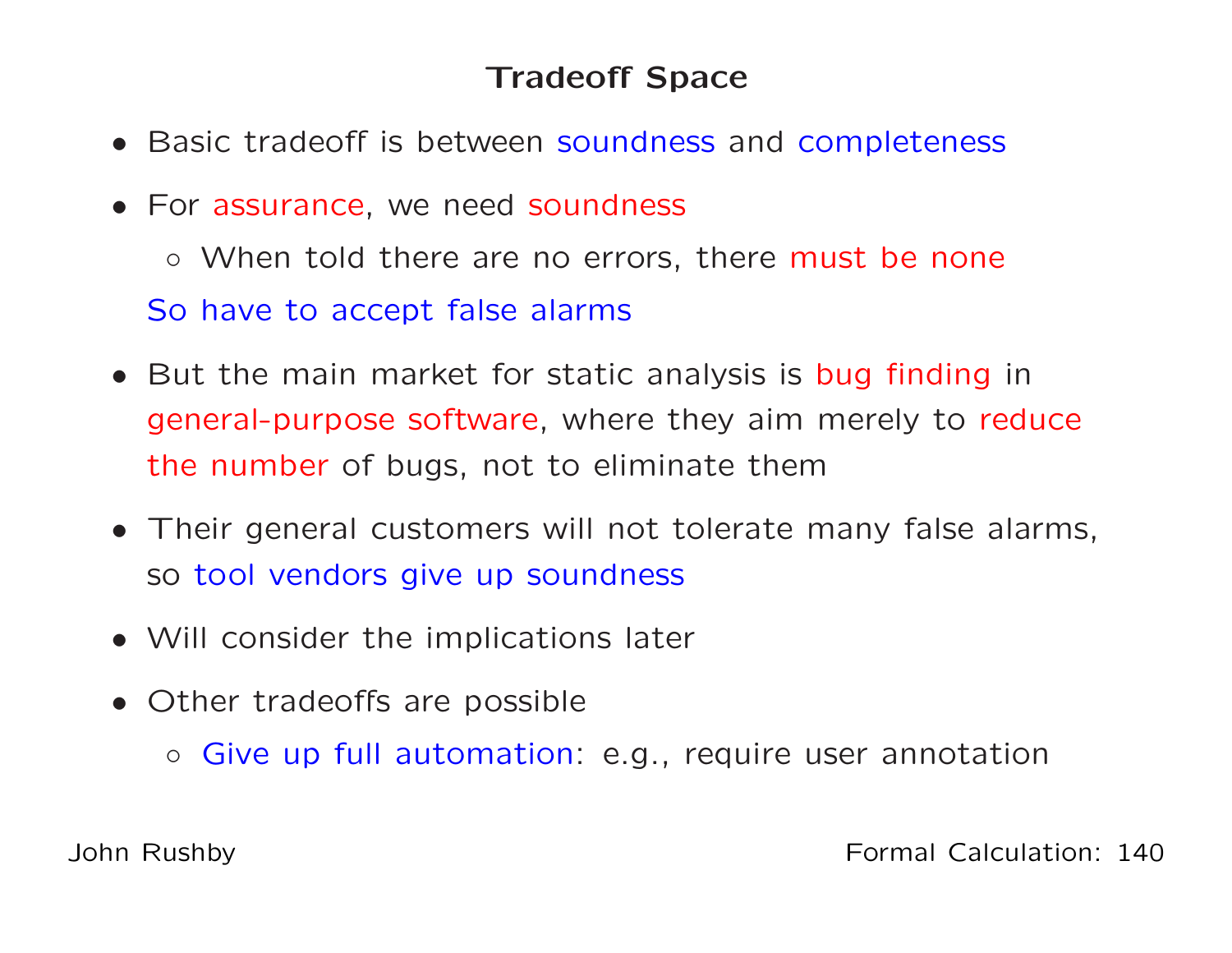# Tradeoff Space

- Basic tradeoff is between soundness and completeness
- For assurance, we need soundness
  - When told there are no errors, there must be none

  So have to accept false alarms
- But the main market for static analysis is bug finding in general-purpose software, where they aim merely to reduce the number of bugs, not to eliminate them
- Their general customers will not tolerate many false alarms, so tool vendors give up soundness
- Will consider the implications later
- Other tradeoffs are possible
  - Give up full automation: e.g., require user annotation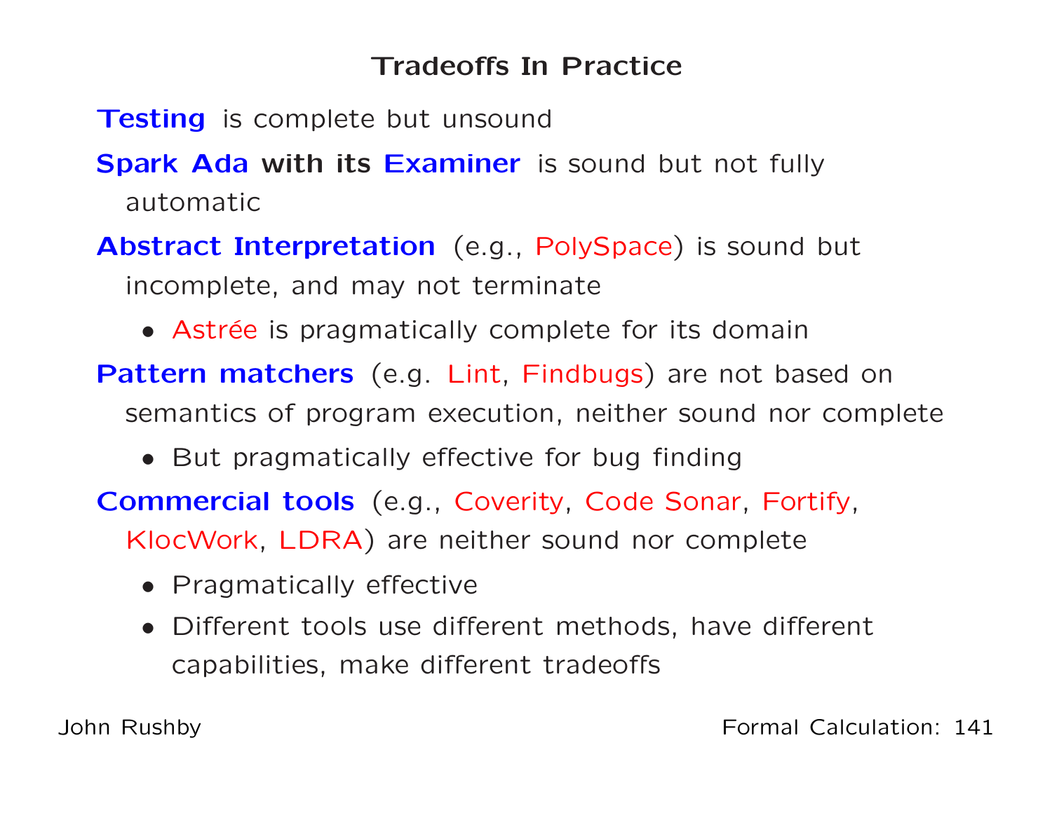# Tradeoffs In Practice

**Testing** is complete but unsound

**Spark Ada with its Examiner** is sound but not fully automatic

**Abstract Interpretation** (e.g., PolySpace) is sound but incomplete, and may not terminate

- Astrée is pragmatically complete for its domain

**Pattern matchers** (e.g. Lint, Findbugs) are not based on semantics of program execution, neither sound nor complete

- But pragmatically effective for bug finding

**Commercial tools** (e.g., Coverity, Code Sonar, Fortify, KlocWork, LDRA) are neither sound nor complete

- Pragmatically effective
- Different tools use different methods, have different capabilities, make different tradeoffs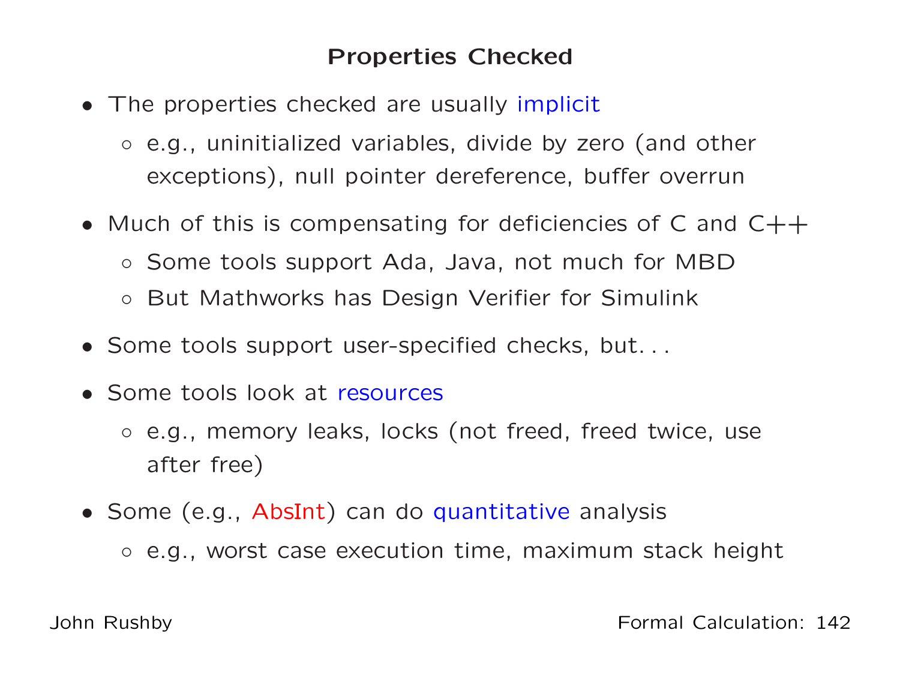# Properties Checked

- The properties checked are usually implicit
  - e.g., uninitialized variables, divide by zero (and other exceptions), null pointer dereference, buffer overrun
- Much of this is compensating for deficiencies of C and C++
  - Some tools support Ada, Java, not much for MBD
  - But Mathworks has Design Verifier for Simulink
- Some tools support user-specified checks, but. . .
- Some tools look at resources
  - e.g., memory leaks, locks (not freed, freed twice, use after free)
- Some (e.g., AbsInt) can do quantitative analysis
  - e.g., worst case execution time, maximum stack height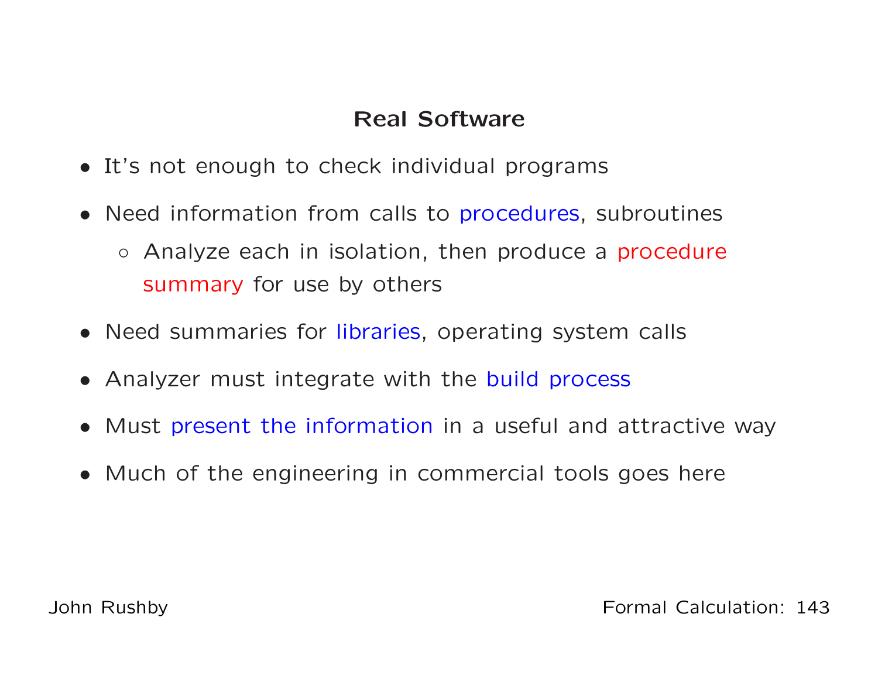## Real Software

- It's not enough to check individual programs
- Need information from calls to procedures, subroutines
  - Analyze each in isolation, then produce a procedure summary for use by others
- Need summaries for libraries, operating system calls
- Analyzer must integrate with the build process
- Must present the information in a useful and attractive way
- Much of the engineering in commercial tools goes here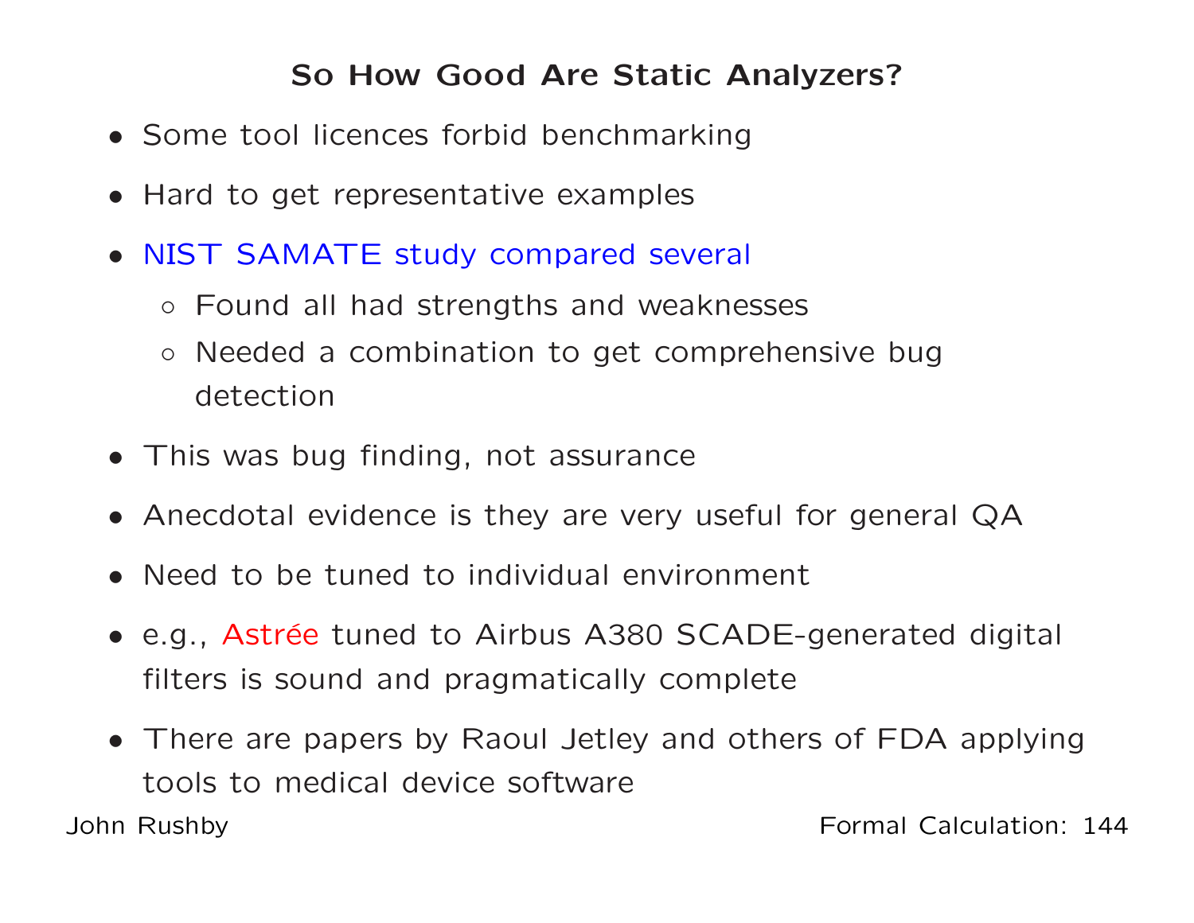## So How Good Are Static Analyzers?

- Some tool licences forbid benchmarking
- Hard to get representative examples
- NIST SAMATE study compared several
  - Found all had strengths and weaknesses
  - Needed a combination to get comprehensive bug detection
- This was bug finding, not assurance
- Anecdotal evidence is they are very useful for general QA
- Need to be tuned to individual environment
- e.g., Astrée tuned to Airbus A380 SCADE-generated digital filters is sound and pragmatically complete
- There are papers by Raoul Jetley and others of FDA applying tools to medical device software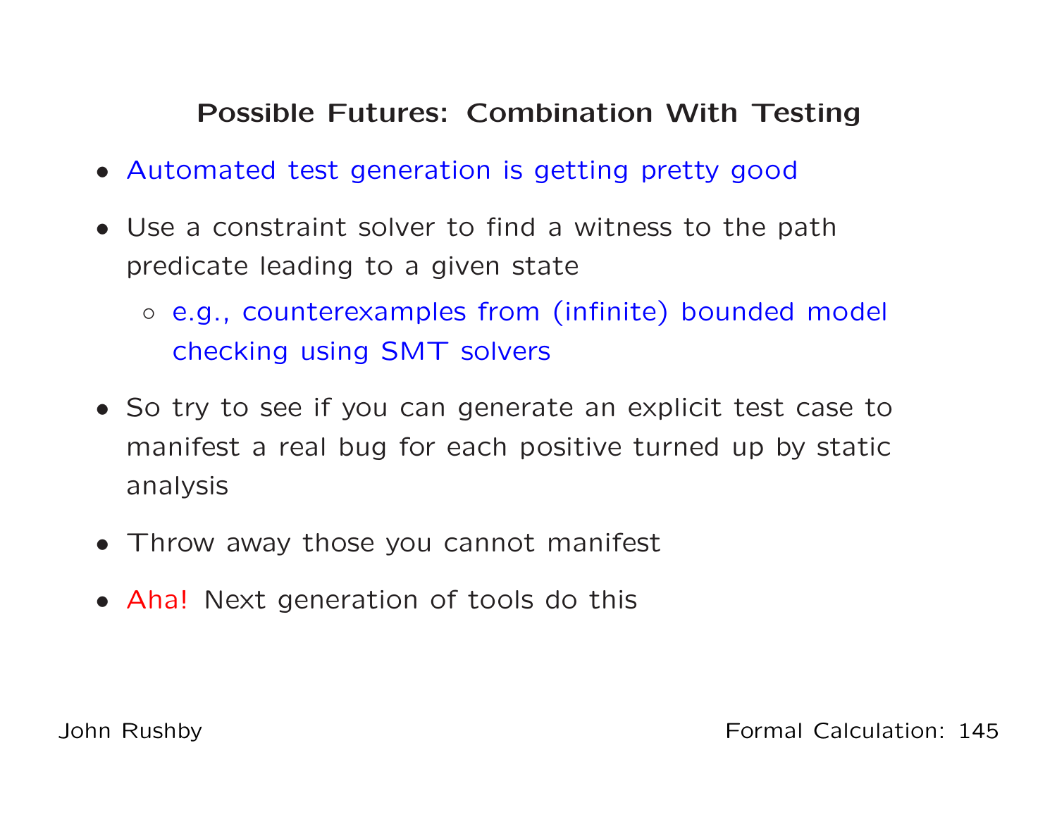## Possible Futures: Combination With Testing

- Automated test generation is getting pretty good
- Use a constraint solver to find a witness to the path predicate leading to a given state
  - e.g., counterexamples from (infinite) bounded model checking using SMT solvers
- So try to see if you can generate an explicit test case to manifest a real bug for each positive turned up by static analysis
- Throw away those you cannot manifest
- Aha! Next generation of tools do this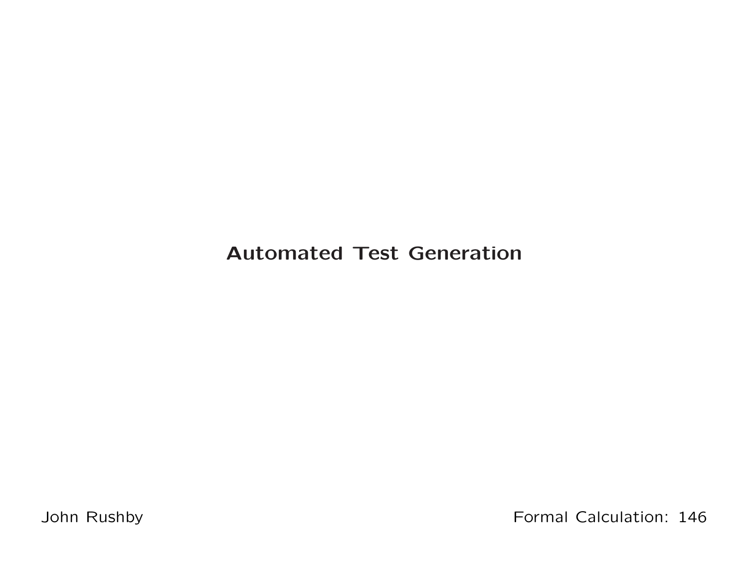# Automated Test Generation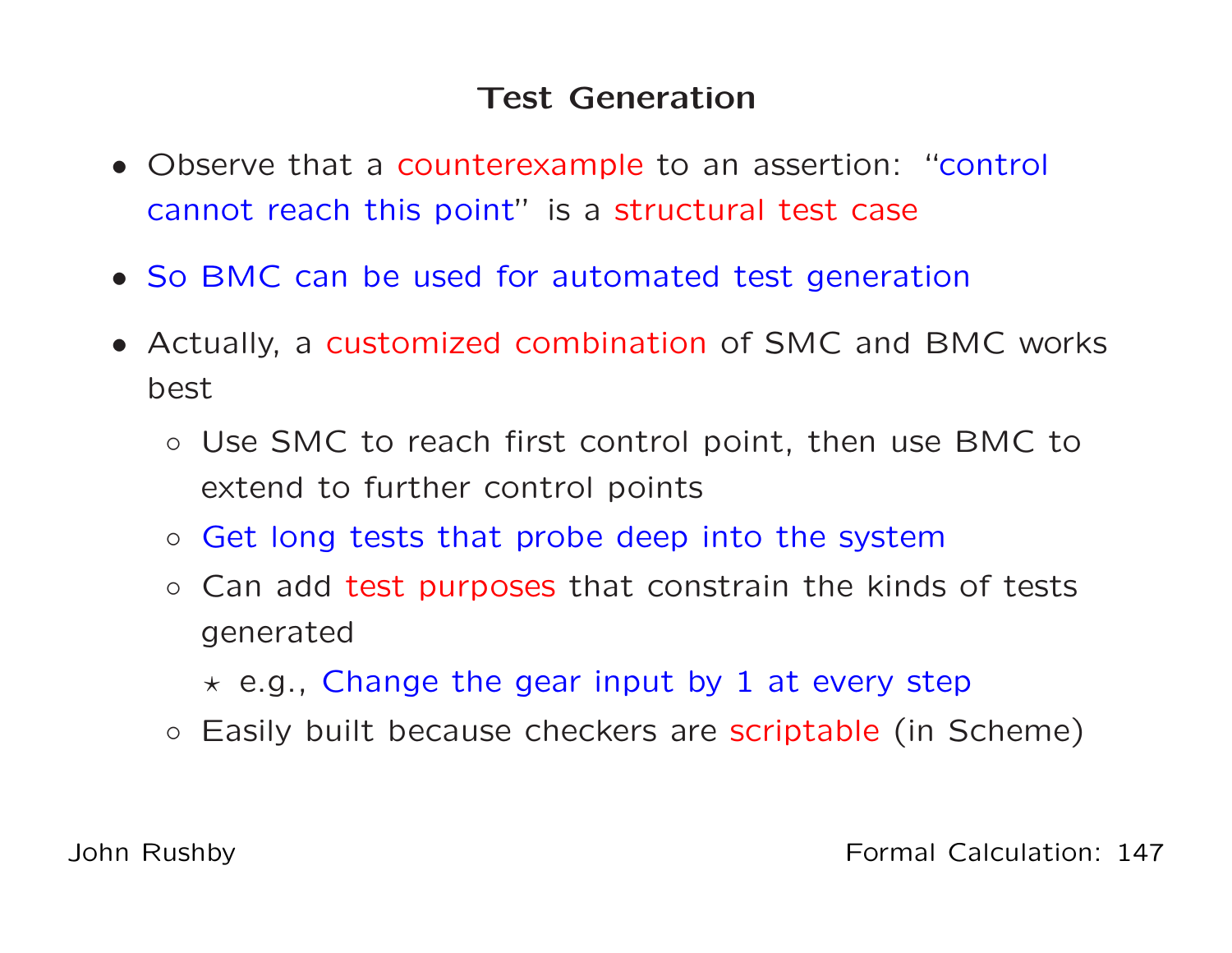# Test Generation

- Observe that a counterexample to an assertion: "control cannot reach this point" is a structural test case
- So BMC can be used for automated test generation
- Actually, a customized combination of SMC and BMC works best
  - Use SMC to reach first control point, then use BMC to extend to further control points
  - Get long tests that probe deep into the system
  - Can add test purposes that constrain the kinds of tests generated
    - e.g., Change the gear input by 1 at every step
  - Easily built because checkers are scriptable (in Scheme)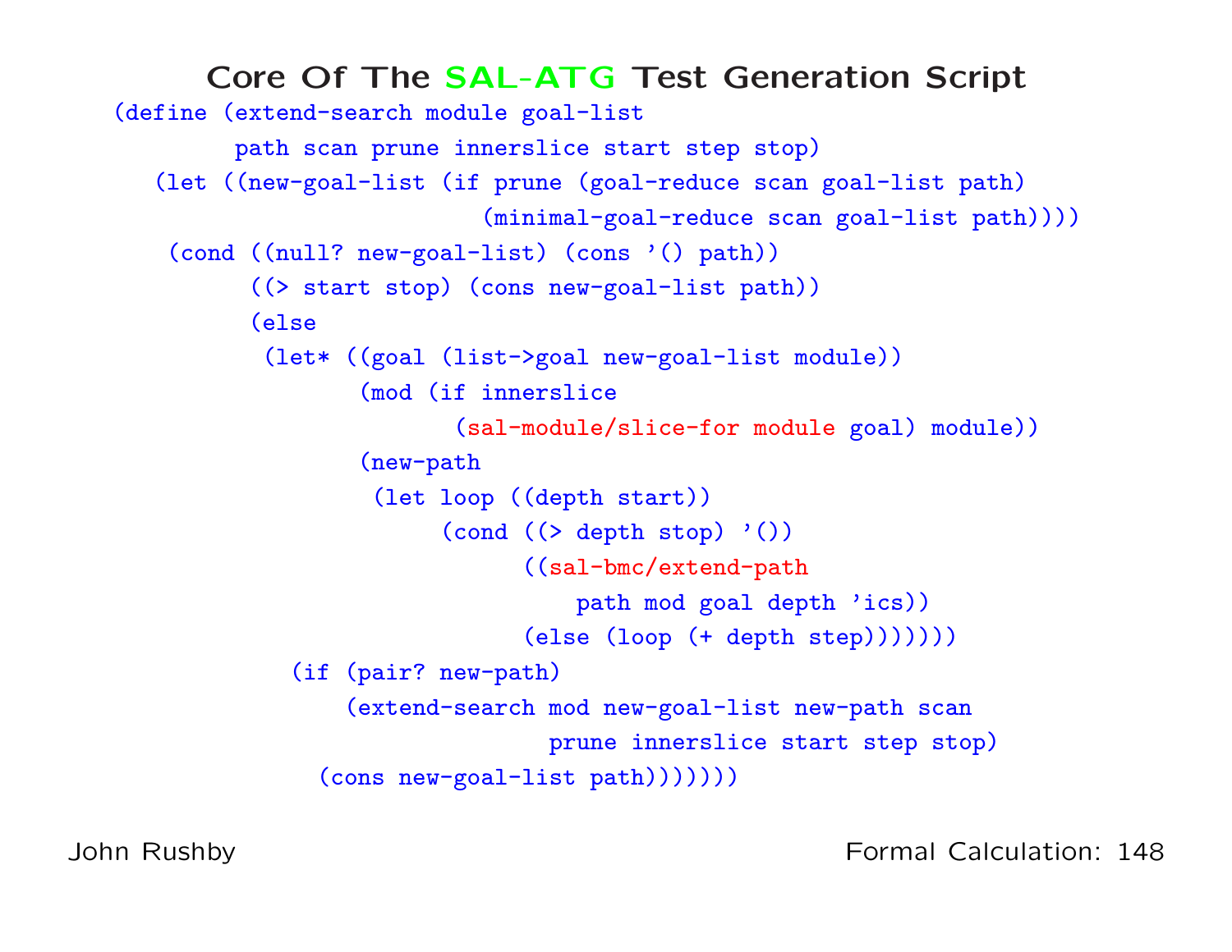## Core Of The SAL-ATG Test Generation Script

```
(define (extend-search module goal-list
         path scan prune innerslice start step stop)
   (let ((new-goal-list (if prune (goal-reduce scan goal-list path)
                          (minimal-goal-reduce scan goal-list path))))
    (cond ((null? new-goal-list) (cons '() path))
          ((> start stop) (cons new-goal-list path))
          (else
           (let* ((goal (list->goal new-goal-list module))
                  (mod (if innerslice
                           (sal-module/slice-for module goal) module))
                  (new-path
                   (let loop ((depth start))
                        (cond ((> depth stop) '())
                              ((sal-bmc/extend-path
                                  path mod goal depth 'ics))
                              (else (loop (+ depth step)))))))
             (if (pair? new-path)
                 (extend-search mod new-goal-list new-path scan
                                prune innerslice start step stop)
               (cons new-goal-list path)))))))
```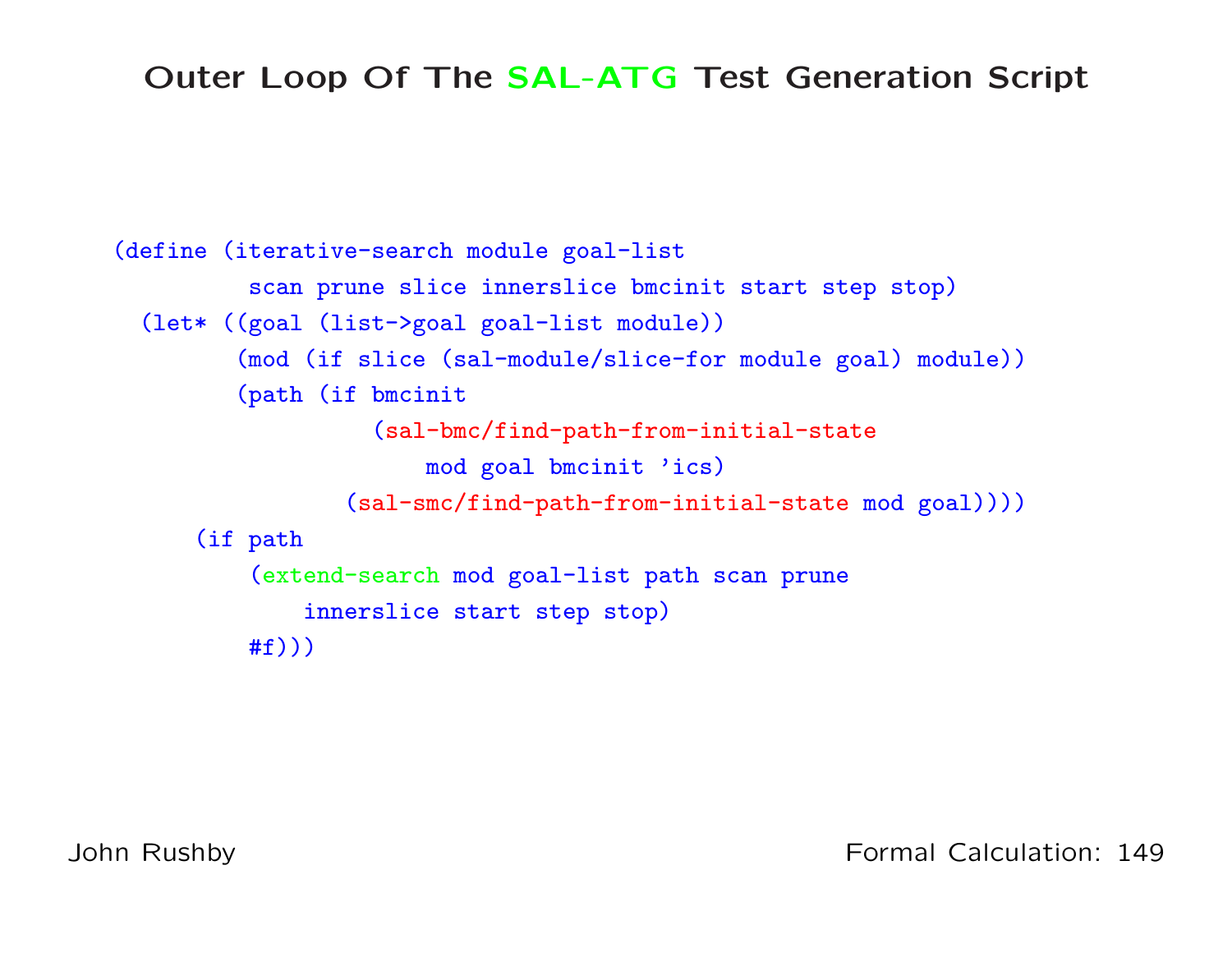# Outer Loop Of The SAL-ATG Test Generation Script

```
(define (iterative-search module goal-list
          scan prune slice innerslice bmcinit start step stop)
  (let* ((goal (list->goal goal-list module))
         (mod (if slice (sal-module/slice-for module goal) module))
         (path (if bmcinit
                   (sal-bmc/find-path-from-initial-state
                       mod goal bmcinit 'ics)
                 (sal-smc/find-path-from-initial-state mod goal))))
    (if path
        (extend-search mod goal-list path scan prune
            innerslice start step stop)
        #f)))
```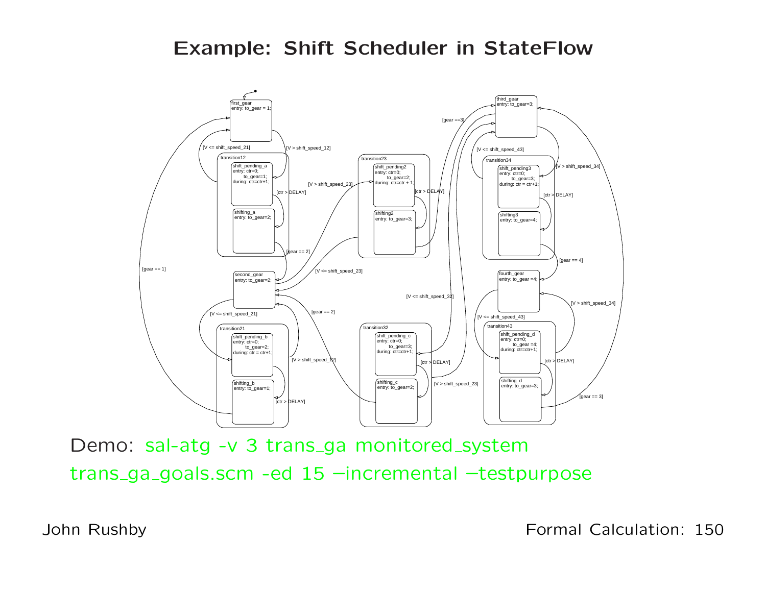# Example: Shift Scheduler in StateFlow

Demo: sal-atg -v 3 trans_ga monitored_system trans_ga_goals.scm -ed 15 --incremental --testpurpose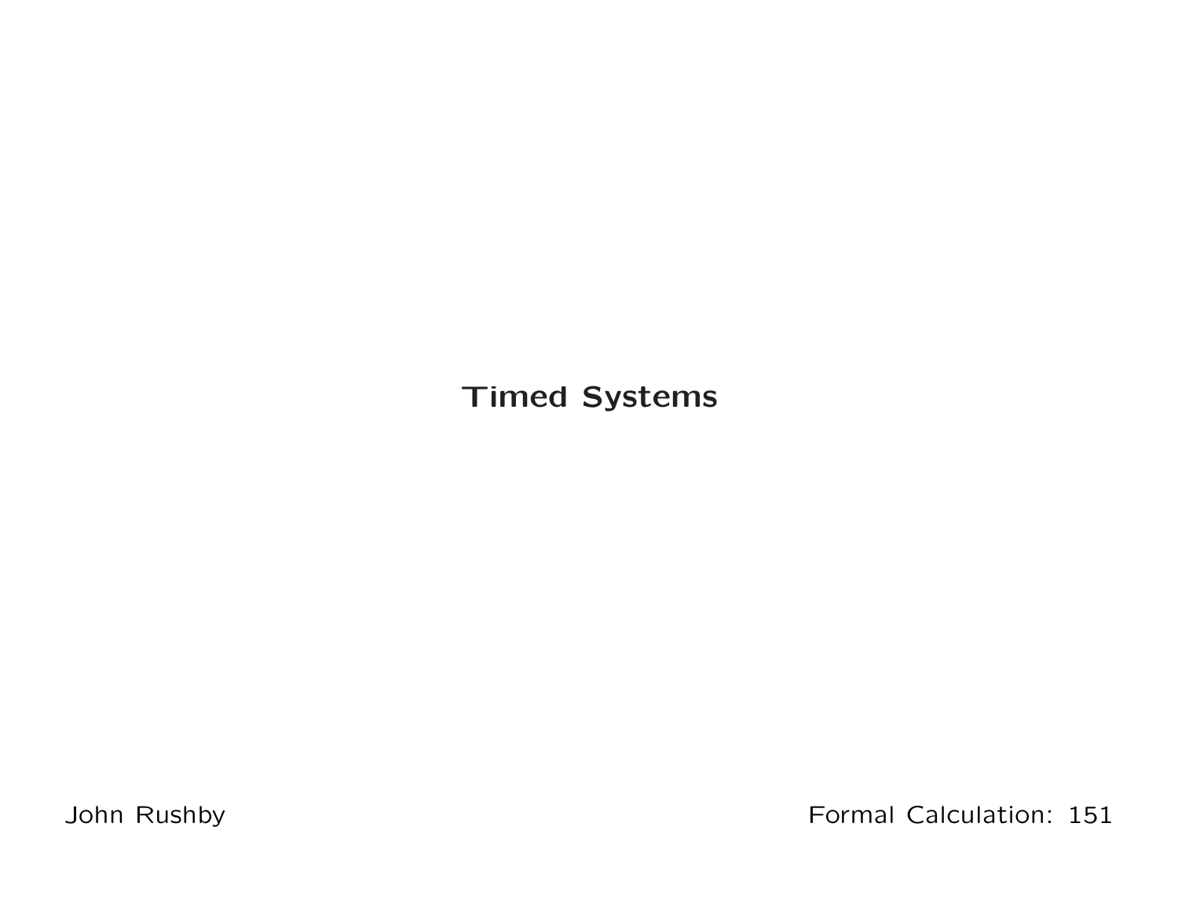# Timed Systems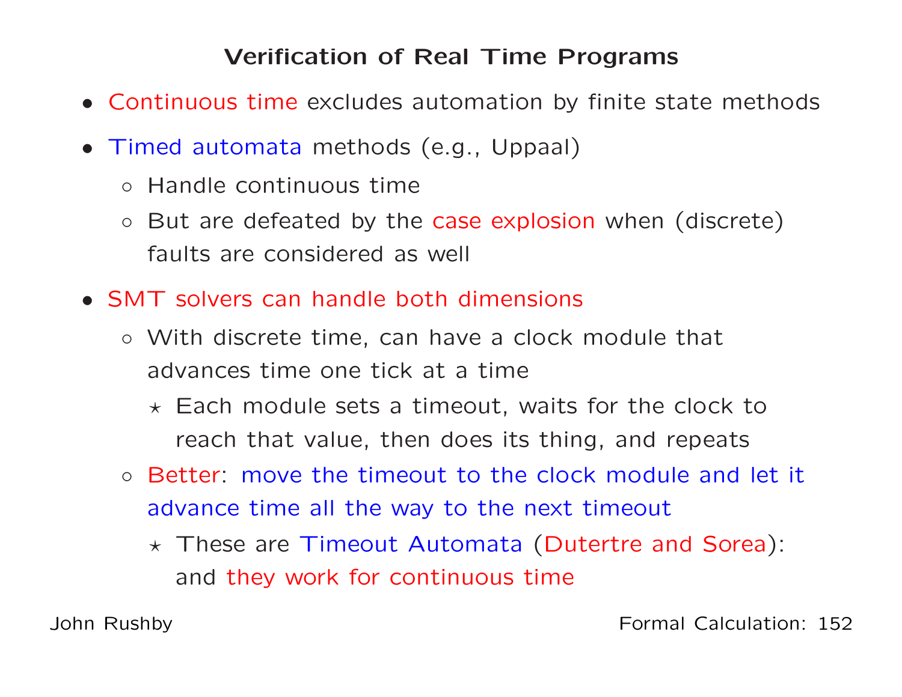## Verification of Real Time Programs

- Continuous time excludes automation by finite state methods
- Timed automata methods (e.g., Uppaal)
  - Handle continuous time
  - But are defeated by the case explosion when (discrete) faults are considered as well
- SMT solvers can handle both dimensions
  - With discrete time, can have a clock module that advances time one tick at a time
    - ⋆ Each module sets a timeout, waits for the clock to reach that value, then does its thing, and repeats
  - Better: move the timeout to the clock module and let it advance time all the way to the next timeout
    - ⋆ These are Timeout Automata (Dutertre and Sorea): and they work for continuous time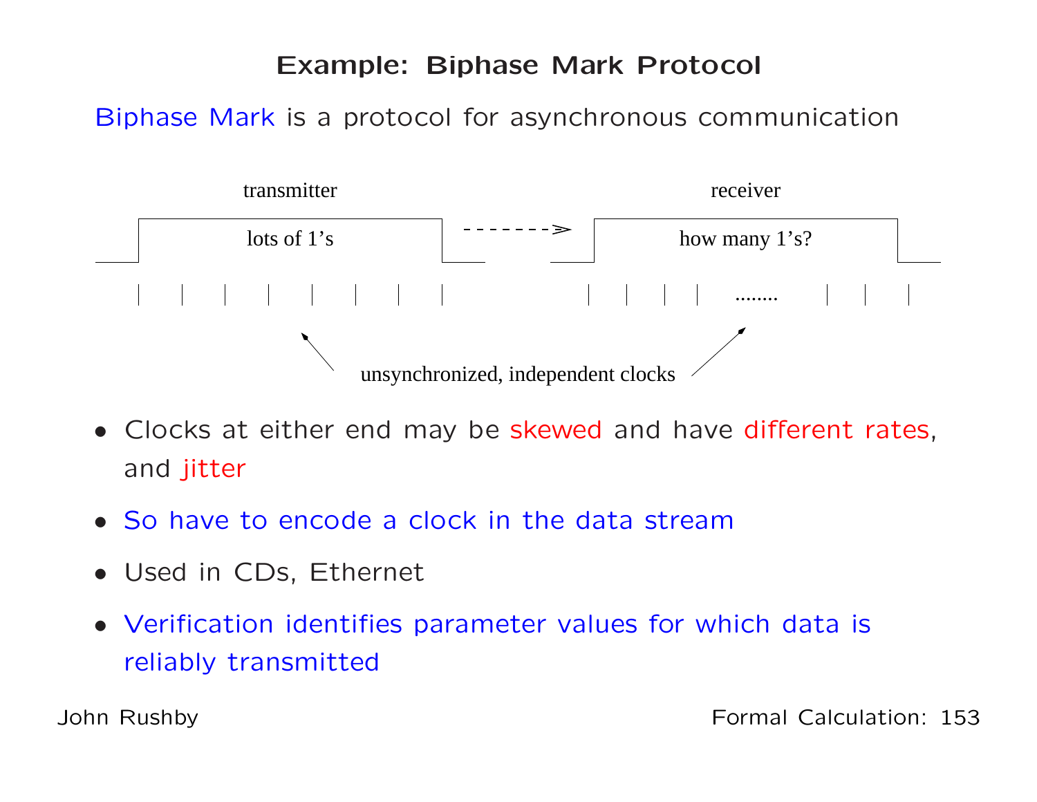# Example: Biphase Mark Protocol

Biphase Mark is a protocol for asynchronous communication

transmitter

lots of 1's

receiver

how many 1's?

........

unsynchronized, independent clocks

- Clocks at either end may be skewed and have different rates, and jitter
- So have to encode a clock in the data stream
- Used in CDs, Ethernet
- Verification identifies parameter values for which data is reliably transmitted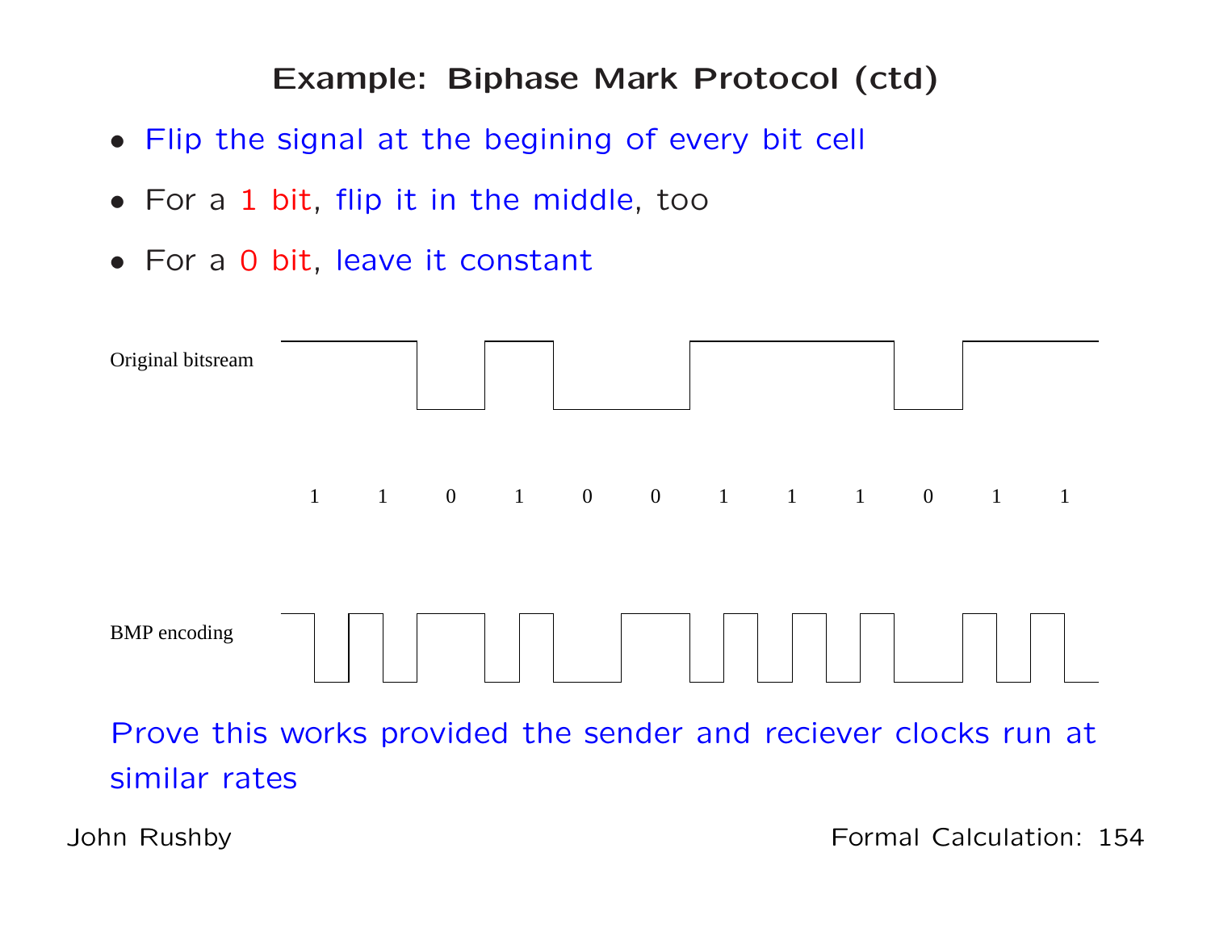## Example: Biphase Mark Protocol (ctd)

- Flip the signal at the begining of every bit cell
- For a 1 bit, flip it in the middle, too
- For a 0 bit, leave it constant

Original bitsream

1 1 0 1 0 0 1 1 1 0 1 1

BMP encoding

Prove this works provided the sender and reciever clocks run at similar rates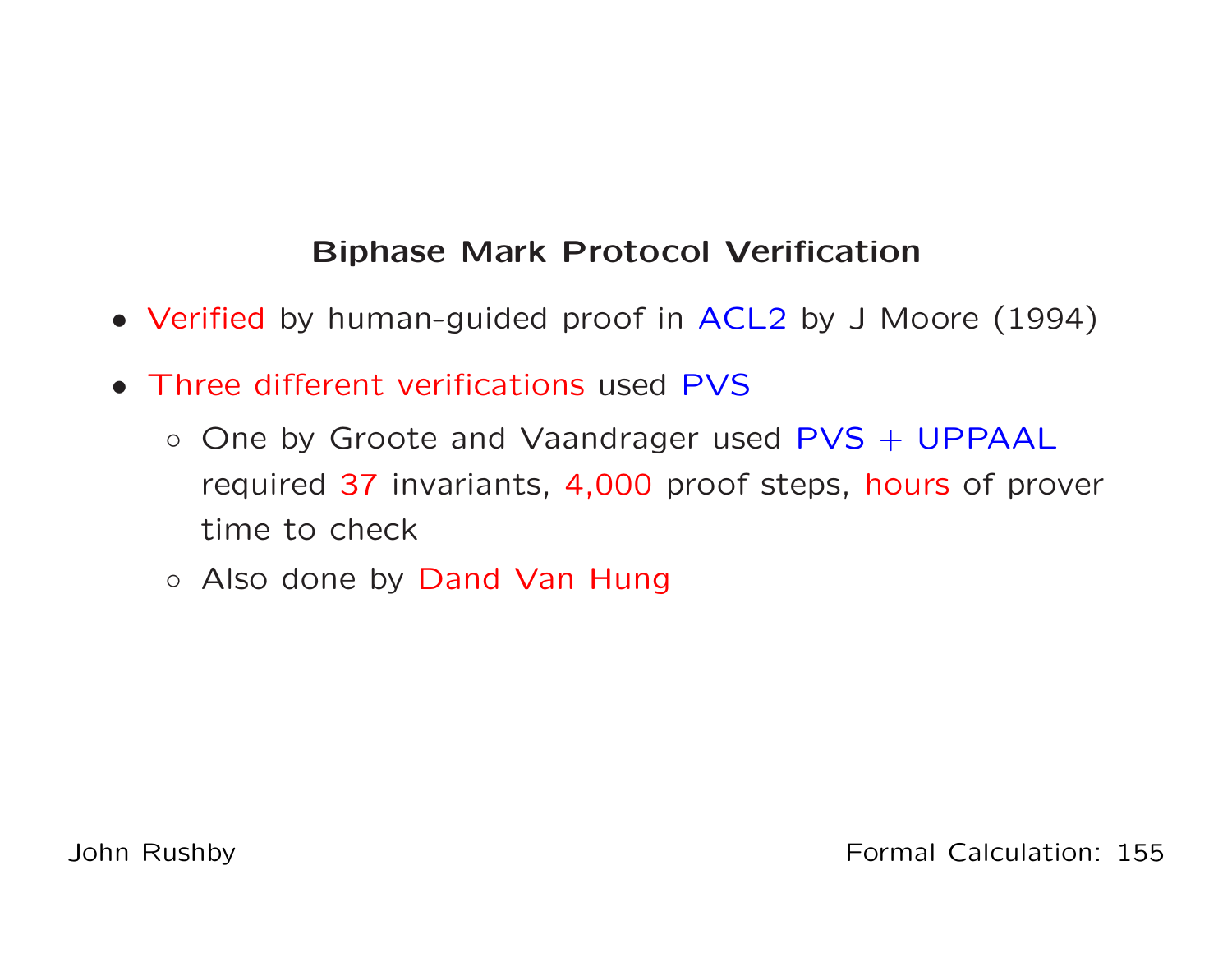## Biphase Mark Protocol Verification

- Verified by human-guided proof in ACL2 by J Moore (1994)
- Three different verifications used PVS
  - One by Groote and Vaandrager used PVS + UPPAAL required 37 invariants, 4,000 proof steps, hours of prover time to check
  - Also done by Dand Van Hung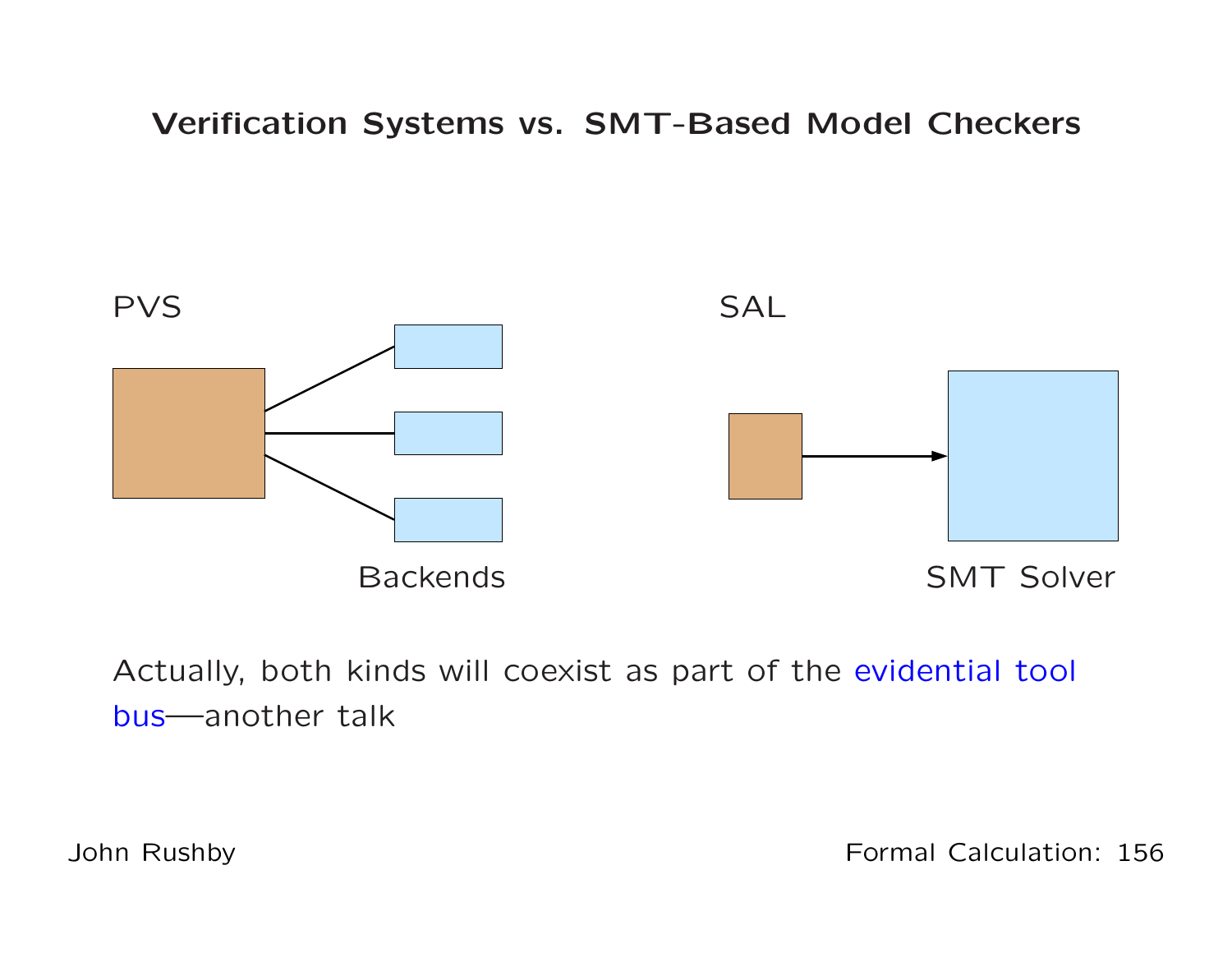# Verification Systems vs. SMT-Based Model Checkers

PVS

Backends

SAL

SMT Solver

Actually, both kinds will coexist as part of the evidential tool bus—another talk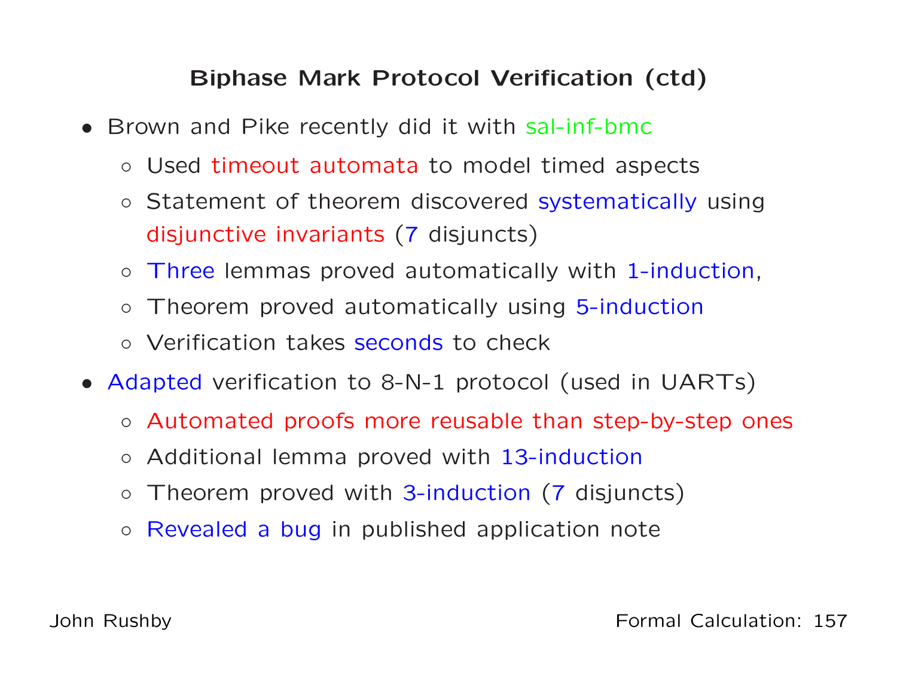## Biphase Mark Protocol Verification (ctd)

- Brown and Pike recently did it with sal-inf-bmc
  - Used timeout automata to model timed aspects
  - Statement of theorem discovered systematically using disjunctive invariants (7 disjuncts)
  - Three lemmas proved automatically with 1-induction,
  - Theorem proved automatically using 5-induction
  - Verification takes seconds to check
- Adapted verification to 8-N-1 protocol (used in UARTs)
  - Automated proofs more reusable than step-by-step ones
  - Additional lemma proved with 13-induction
  - Theorem proved with 3-induction (7 disjuncts)
  - Revealed a bug in published application note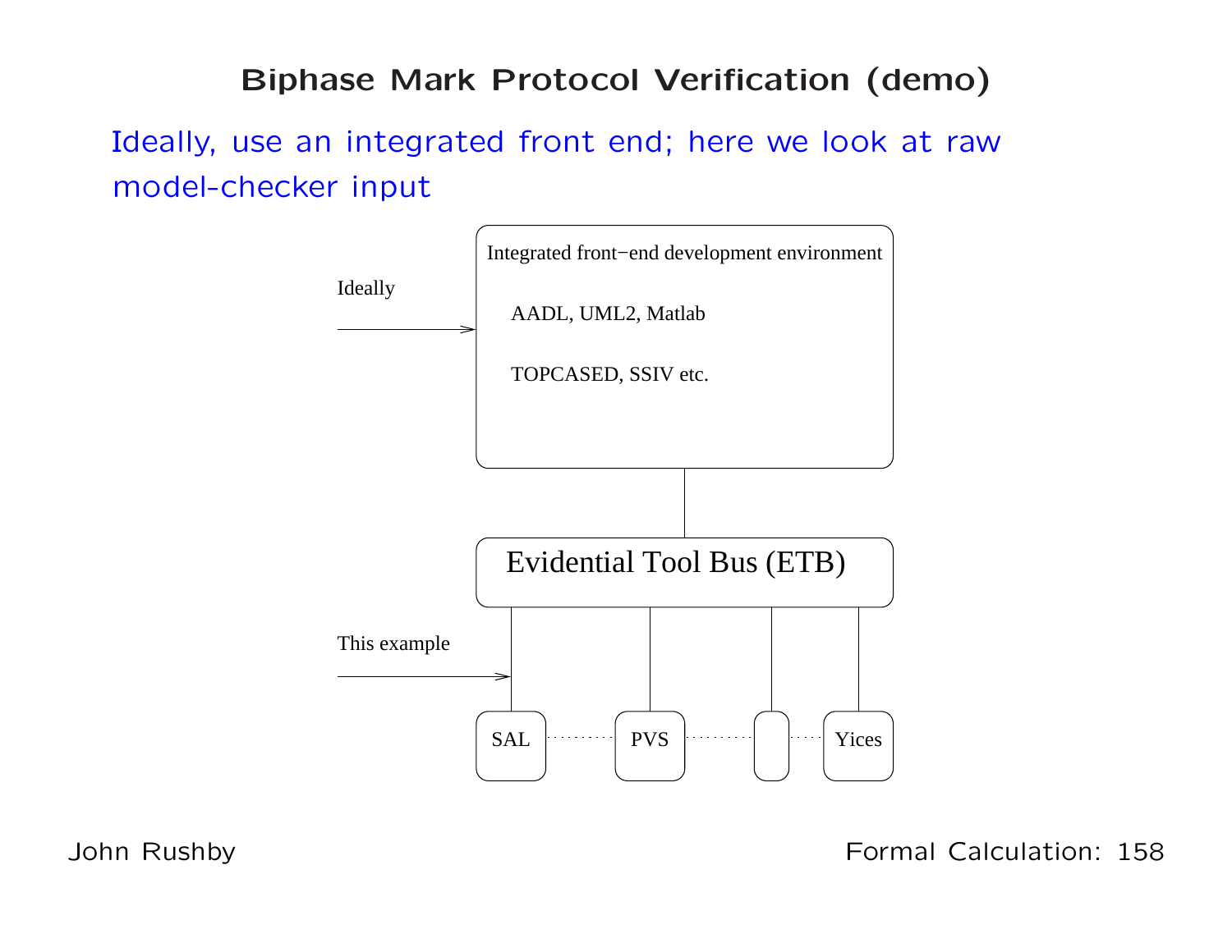# Biphase Mark Protocol Verification (demo)

Ideally, use an integrated front end; here we look at raw model-checker input

Ideally

Integrated front−end development environment

AADL, UML2, Matlab

TOPCASED, SSIV etc.

Evidential Tool Bus (ETB)

This example

SAL · · · · · PVS · · · · · · · · Yices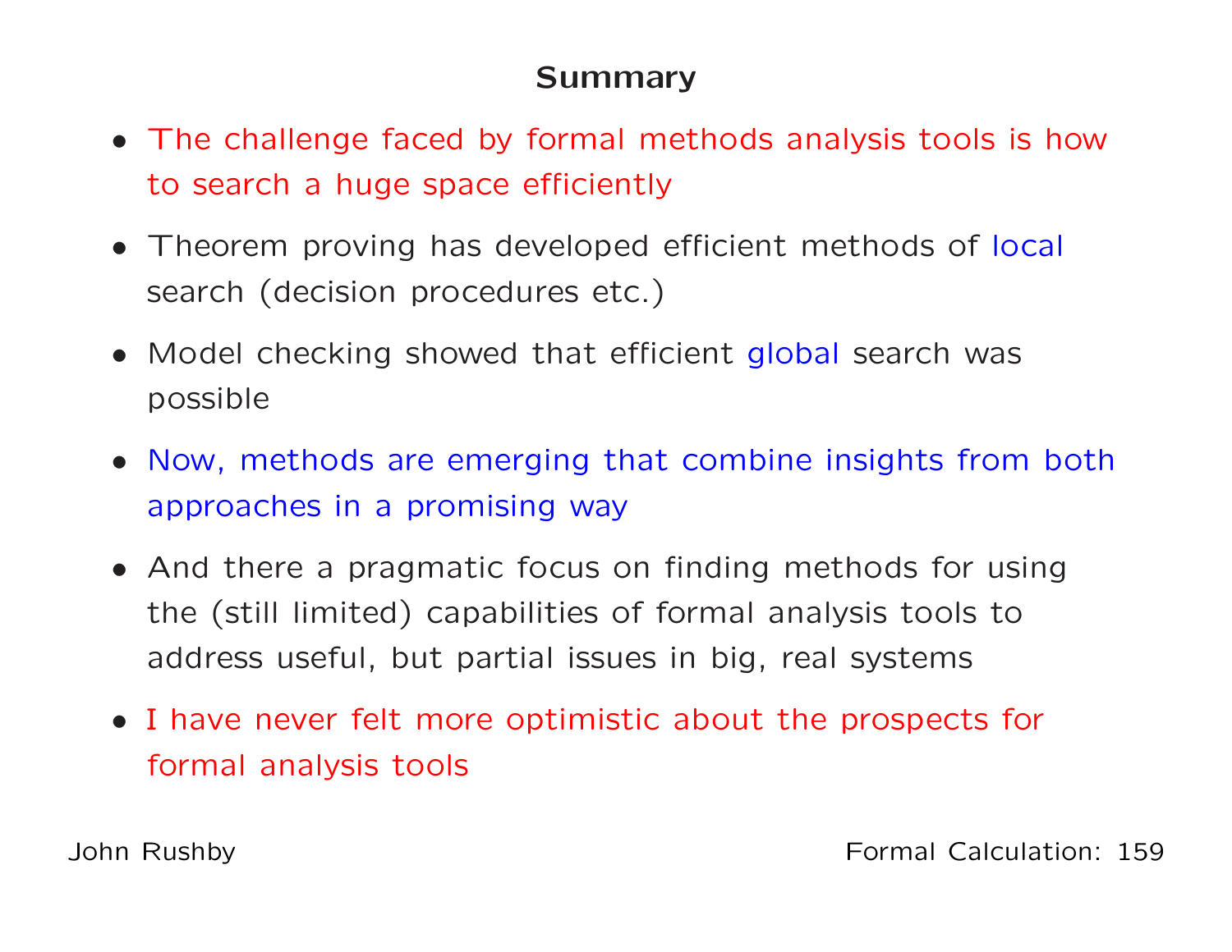## Summary

- The challenge faced by formal methods analysis tools is how to search a huge space efficiently
- Theorem proving has developed efficient methods of local search (decision procedures etc.)
- Model checking showed that efficient global search was possible
- Now, methods are emerging that combine insights from both approaches in a promising way
- And there a pragmatic focus on finding methods for using the (still limited) capabilities of formal analysis tools to address useful, but partial issues in big, real systems
- I have never felt more optimistic about the prospects for formal analysis tools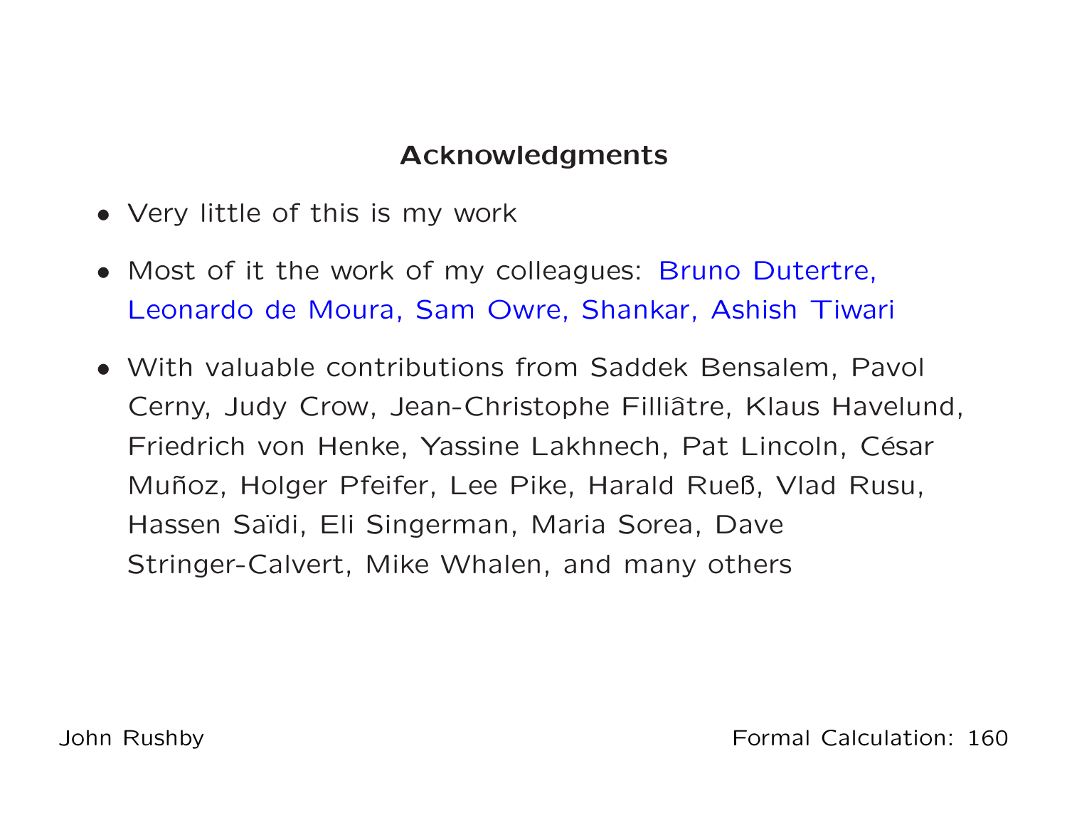## Acknowledgments

- Very little of this is my work
- Most of it the work of my colleagues: Bruno Dutertre, Leonardo de Moura, Sam Owre, Shankar, Ashish Tiwari
- With valuable contributions from Saddek Bensalem, Pavol Cerny, Judy Crow, Jean-Christophe Filliâtre, Klaus Havelund, Friedrich von Henke, Yassine Lakhnech, Pat Lincoln, César Muñoz, Holger Pfeifer, Lee Pike, Harald Rueß, Vlad Rusu, Hassen Saïdi, Eli Singerman, Maria Sorea, Dave Stringer-Calvert, Mike Whalen, and many others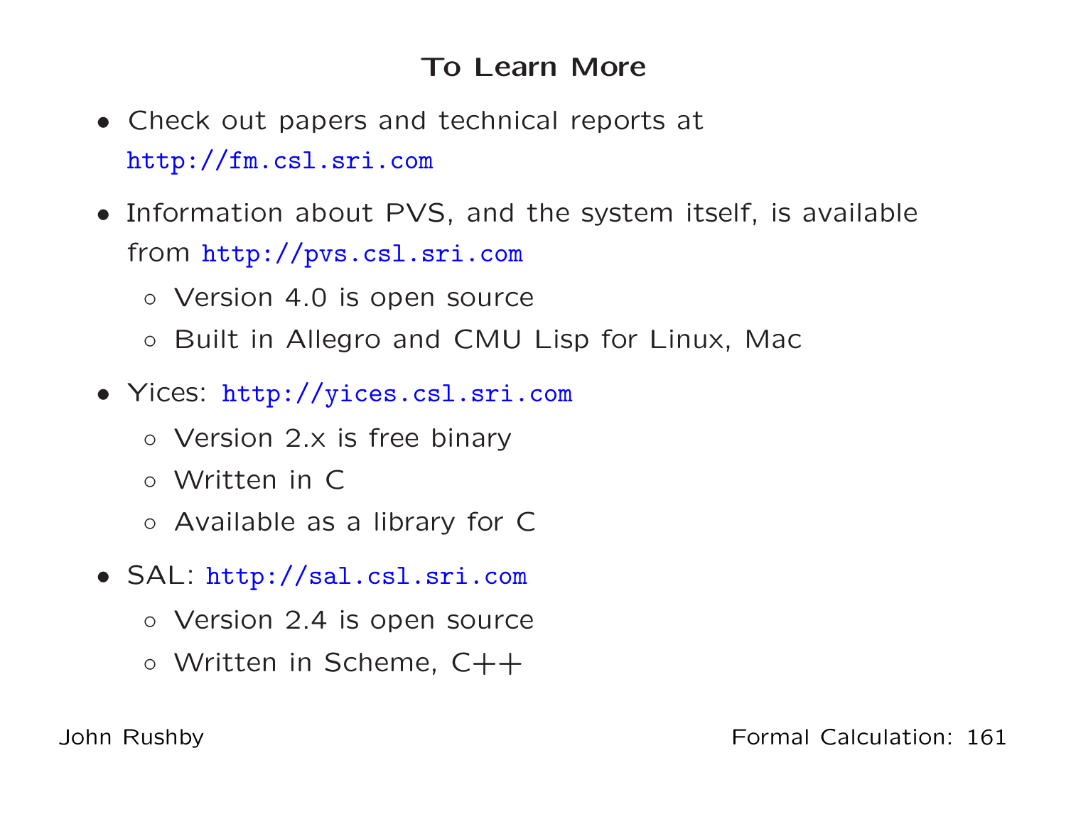# To Learn More

- Check out papers and technical reports at http://fm.csl.sri.com
- Information about PVS, and the system itself, is available from http://pvs.csl.sri.com
  - Version 4.0 is open source
  - Built in Allegro and CMU Lisp for Linux, Mac
- Yices: http://yices.csl.sri.com
  - Version 2.x is free binary
  - Written in C
  - Available as a library for C
- SAL: http://sal.csl.sri.com
  - Version 2.4 is open source
  - Written in Scheme, C++